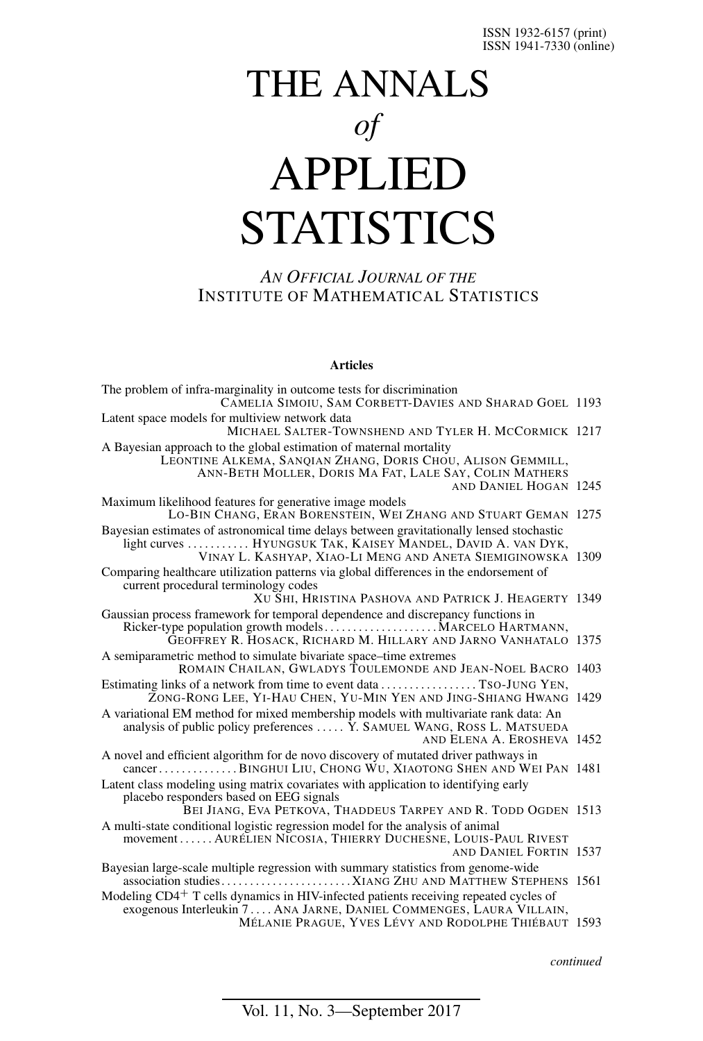ISSN 1932-6157 (print)
ISSN 1941-7330 (online)

# THE ANNALS *of* APPLIED STATISTICS

*AN OFFICIAL JOURNAL OF THE*
INSTITUTE OF MATHEMATICAL STATISTICS

**Articles**

The problem of infra-marginality in outcome tests for discrimination
CAMELIA SIMOIU, SAM CORBETT-DAVIES AND SHARAD GOEL 1193

Latent space models for multiview network data
MICHAEL SALTER-TOWNSHEND AND TYLER H. MCCORMICK 1217

A Bayesian approach to the global estimation of maternal mortality
LEONTINE ALKEMA, SANQIAN ZHANG, DORIS CHOU, ALISON GEMMILL, ANN-BETH MOLLER, DORIS MA FAT, LALE SAY, COLIN MATHERS AND DANIEL HOGAN 1245

Maximum likelihood features for generative image models
LO-BIN CHANG, ERAN BORENSTEIN, WEI ZHANG AND STUART GEMAN 1275

Bayesian estimates of astronomical time delays between gravitationally lensed stochastic light curves . . . . . . . . . . . HYUNGSUK TAK, KAISEY MANDEL, DAVID A. VAN DYK, VINAY L. KASHYAP, XIAO-LI MENG AND ANETA SIEMIGINOWSKA 1309

Comparing healthcare utilization patterns via global differences in the endorsement of current procedural terminology codes
XU SHI, HRISTINA PASHOVA AND PATRICK J. HEAGERTY 1349

Gaussian process framework for temporal dependence and discrepancy functions in Ricker-type population growth models . . . . . . . . . . . . . . . . . . . . MARCELO HARTMANN, GEOFFREY R. HOSACK, RICHARD M. HILLARY AND JARNO VANHATALO 1375

A semiparametric method to simulate bivariate space–time extremes
ROMAIN CHAILAN, GWLADYS TOULEMONDE AND JEAN-NOEL BACRO 1403

Estimating links of a network from time to event data . . . . . . . . . . . . . . . . . TSO-JUNG YEN, ZONG-RONG LEE, YI-HAU CHEN, YU-MIN YEN AND JING-SHIANG HWANG 1429

A variational EM method for mixed membership models with multivariate rank data: An analysis of public policy preferences . . . . . Y. SAMUEL WANG, ROSS L. MATSUEDA AND ELENA A. EROSHEVA 1452

A novel and efficient algorithm for de novo discovery of mutated driver pathways in cancer . . . . . . . . . . . . . . BINGHUI LIU, CHONG WU, XIAOTONG SHEN AND WEI PAN 1481

Latent class modeling using matrix covariates with application to identifying early placebo responders based on EEG signals
BEI JIANG, EVA PETKOVA, THADDEUS TARPEY AND R. TODD OGDEN 1513

A multi-state conditional logistic regression model for the analysis of animal movement . . . . . . AURÉLIEN NICOSIA, THIERRY DUCHESNE, LOUIS-PAUL RIVEST AND DANIEL FORTIN 1537

Bayesian large-scale multiple regression with summary statistics from genome-wide association studies . . . . . . . . . . . . . . . . . . . . . . . XIANG ZHU AND MATTHEW STEPHENS 1561

Modeling CD4$^+$ T cells dynamics in HIV-infected patients receiving repeated cycles of exogenous Interleukin 7 . . . . ANA JARNE, DANIEL COMMENGES, LAURA VILLAIN, MÉLANIE PRAGUE, YVES LÉVY AND RODOLPHE THIÉBAUT 1593

*continued*

Vol. 11, No. 3—September 2017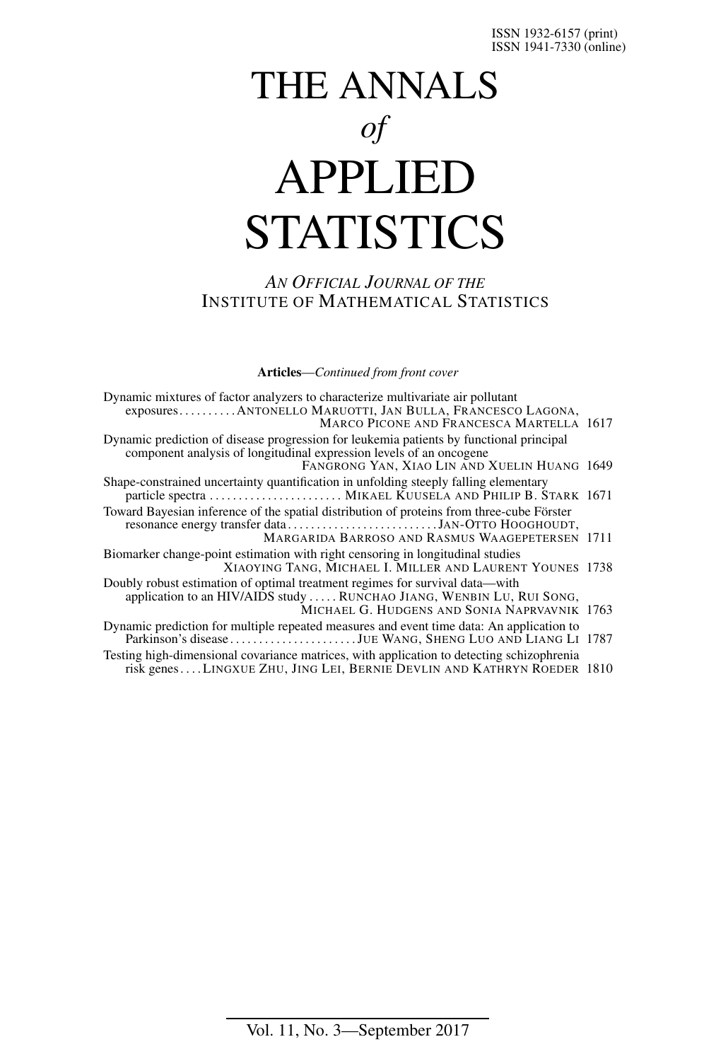ISSN 1932-6157 (print)
ISSN 1941-7330 (online)

# THE ANNALS *of* APPLIED STATISTICS

*AN OFFICIAL JOURNAL OF THE*
INSTITUTE OF MATHEMATICAL STATISTICS

**Articles**—*Continued from front cover*

Dynamic mixtures of factor analyzers to characterize multivariate air pollutant exposures . . . . . . . . . . ANTONELLO MARUOTTI, JAN BULLA, FRANCESCO LAGONA, MARCO PICONE AND FRANCESCA MARTELLA 1617

Dynamic prediction of disease progression for leukemia patients by functional principal component analysis of longitudinal expression levels of an oncogene
FANGRONG YAN, XIAO LIN AND XUELIN HUANG 1649

Shape-constrained uncertainty quantification in unfolding steeply falling elementary particle spectra . . . . . . . . . . . . . . . . . . . . . . . MIKAEL KUUSELA AND PHILIP B. STARK 1671

Toward Bayesian inference of the spatial distribution of proteins from three-cube Förster resonance energy transfer data . . . . . . . . . . . . . . . . . . . . . . . . . JAN-OTTO HOOGHOUDT, MARGARIDA BARROSO AND RASMUS WAAGEPETERSEN 1711

Biomarker change-point estimation with right censoring in longitudinal studies
XIAOYING TANG, MICHAEL I. MILLER AND LAURENT YOUNES 1738

Doubly robust estimation of optimal treatment regimes for survival data—with application to an HIV/AIDS study . . . . . RUNCHAO JIANG, WENBIN LU, RUI SONG, MICHAEL G. HUDGENS AND SONIA NAPRVAVNIK 1763

Dynamic prediction for multiple repeated measures and event time data: An application to Parkinson's disease . . . . . . . . . . . . . . . . . . . . . . JUE WANG, SHENG LUO AND LIANG LI 1787

Testing high-dimensional covariance matrices, with application to detecting schizophrenia risk genes . . . . LINGXUE ZHU, JING LEI, BERNIE DEVLIN AND KATHRYN ROEDER 1810

Vol. 11, No. 3—September 2017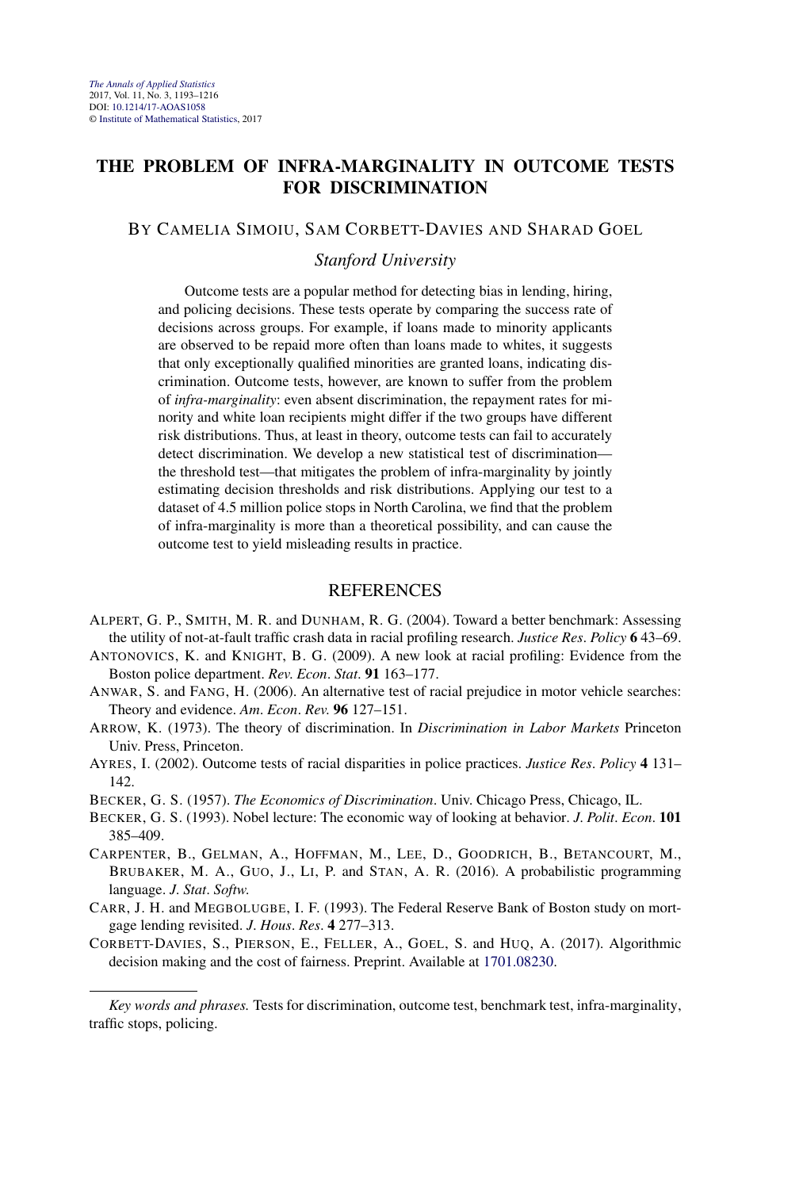# THE PROBLEM OF INFRA-MARGINALITY IN OUTCOME TESTS FOR DISCRIMINATION

BY CAMELIA SIMOIU, SAM CORBETT-DAVIES AND SHARAD GOEL

*Stanford University*

Outcome tests are a popular method for detecting bias in lending, hiring, and policing decisions. These tests operate by comparing the success rate of decisions across groups. For example, if loans made to minority applicants are observed to be repaid more often than loans made to whites, it suggests that only exceptionally qualified minorities are granted loans, indicating discrimination. Outcome tests, however, are known to suffer from the problem of *infra-marginality*: even absent discrimination, the repayment rates for minority and white loan recipients might differ if the two groups have different risk distributions. Thus, at least in theory, outcome tests can fail to accurately detect discrimination. We develop a new statistical test of discrimination—the threshold test—that mitigates the problem of infra-marginality by jointly estimating decision thresholds and risk distributions. Applying our test to a dataset of 4.5 million police stops in North Carolina, we find that the problem of infra-marginality is more than a theoretical possibility, and can cause the outcome test to yield misleading results in practice.

## REFERENCES

ALPERT, G. P., SMITH, M. R. and DUNHAM, R. G. (2004). Toward a better benchmark: Assessing the utility of not-at-fault traffic crash data in racial profiling research. *Justice Res. Policy* **6** 43–69.

ANTONOVICS, K. and KNIGHT, B. G. (2009). A new look at racial profiling: Evidence from the Boston police department. *Rev. Econ. Stat.* **91** 163–177.

ANWAR, S. and FANG, H. (2006). An alternative test of racial prejudice in motor vehicle searches: Theory and evidence. *Am. Econ. Rev.* **96** 127–151.

ARROW, K. (1973). The theory of discrimination. In *Discrimination in Labor Markets* Princeton Univ. Press, Princeton.

AYRES, I. (2002). Outcome tests of racial disparities in police practices. *Justice Res. Policy* **4** 131–142.

BECKER, G. S. (1957). *The Economics of Discrimination*. Univ. Chicago Press, Chicago, IL.

BECKER, G. S. (1993). Nobel lecture: The economic way of looking at behavior. *J. Polit. Econ.* **101** 385–409.

CARPENTER, B., GELMAN, A., HOFFMAN, M., LEE, D., GOODRICH, B., BETANCOURT, M., BRUBAKER, M. A., GUO, J., LI, P. and STAN, A. R. (2016). A probabilistic programming language. *J. Stat. Softw.*

CARR, J. H. and MEGBOLUGBE, I. F. (1993). The Federal Reserve Bank of Boston study on mortgage lending revisited. *J. Hous. Res.* **4** 277–313.

CORBETT-DAVIES, S., PIERSON, E., FELLER, A., GOEL, S. and HUQ, A. (2017). Algorithmic decision making and the cost of fairness. Preprint. Available at 1701.08230.

---

*Key words and phrases.* Tests for discrimination, outcome test, benchmark test, infra-marginality, traffic stops, policing.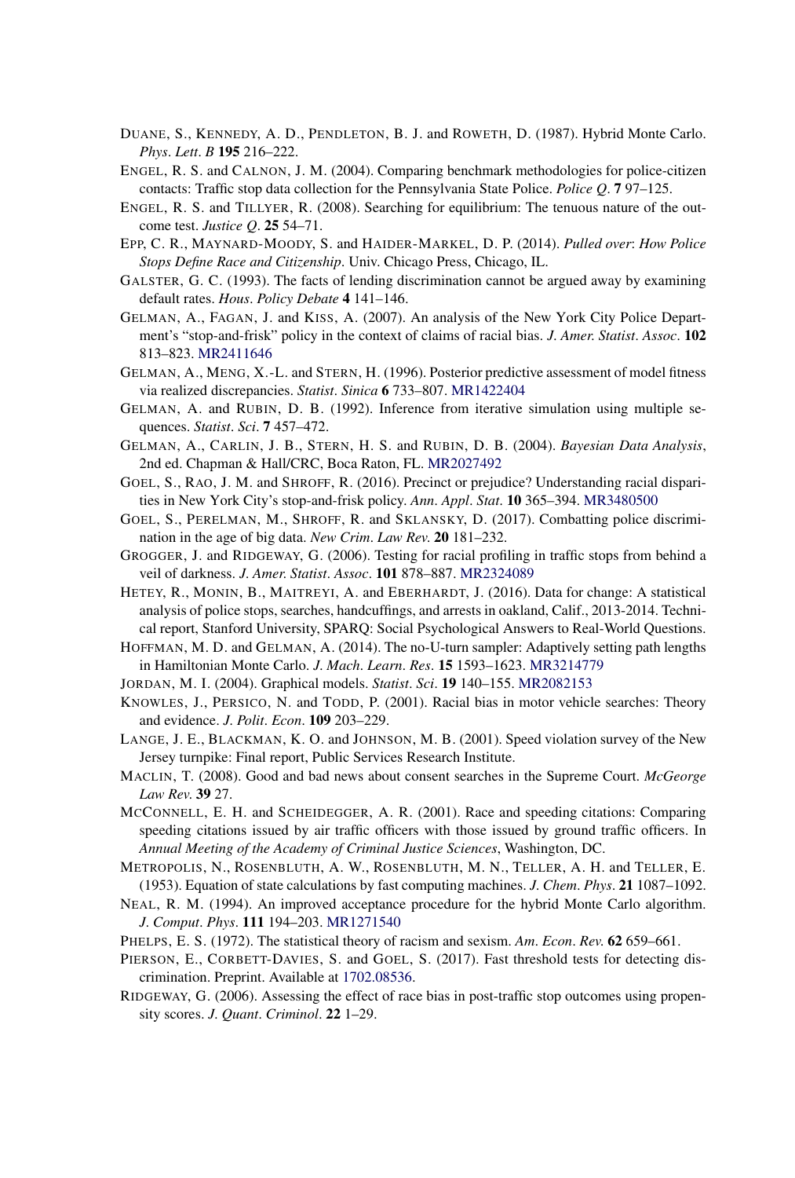DUANE, S., KENNEDY, A. D., PENDLETON, B. J. and ROWETH, D. (1987). Hybrid Monte Carlo. *Phys*. *Lett*. *B* **195** 216–222.

ENGEL, R. S. and CALNON, J. M. (2004). Comparing benchmark methodologies for police-citizen contacts: Traffic stop data collection for the Pennsylvania State Police. *Police Q*. **7** 97–125.

ENGEL, R. S. and TILLYER, R. (2008). Searching for equilibrium: The tenuous nature of the outcome test. *Justice Q*. **25** 54–71.

EPP, C. R., MAYNARD-MOODY, S. and HAIDER-MARKEL, D. P. (2014). *Pulled over*: *How Police Stops Define Race and Citizenship*. Univ. Chicago Press, Chicago, IL.

GALSTER, G. C. (1993). The facts of lending discrimination cannot be argued away by examining default rates. *Hous*. *Policy Debate* **4** 141–146.

GELMAN, A., FAGAN, J. and KISS, A. (2007). An analysis of the New York City Police Department's "stop-and-frisk" policy in the context of claims of racial bias. *J*. *Amer*. *Statist*. *Assoc*. **102** 813–823. MR2411646

GELMAN, A., MENG, X.-L. and STERN, H. (1996). Posterior predictive assessment of model fitness via realized discrepancies. *Statist*. *Sinica* **6** 733–807. MR1422404

GELMAN, A. and RUBIN, D. B. (1992). Inference from iterative simulation using multiple sequences. *Statist*. *Sci*. **7** 457–472.

GELMAN, A., CARLIN, J. B., STERN, H. S. and RUBIN, D. B. (2004). *Bayesian Data Analysis*, 2nd ed. Chapman & Hall/CRC, Boca Raton, FL. MR2027492

GOEL, S., RAO, J. M. and SHROFF, R. (2016). Precinct or prejudice? Understanding racial disparities in New York City's stop-and-frisk policy. *Ann*. *Appl*. *Stat*. **10** 365–394. MR3480500

GOEL, S., PERELMAN, M., SHROFF, R. and SKLANSKY, D. (2017). Combatting police discrimination in the age of big data. *New Crim*. *Law Rev*. **20** 181–232.

GROGGER, J. and RIDGEWAY, G. (2006). Testing for racial profiling in traffic stops from behind a veil of darkness. *J*. *Amer*. *Statist*. *Assoc*. **101** 878–887. MR2324089

HETEY, R., MONIN, B., MAITREYI, A. and EBERHARDT, J. (2016). Data for change: A statistical analysis of police stops, searches, handcuffings, and arrests in oakland, Calif., 2013-2014. Technical report, Stanford University, SPARQ: Social Psychological Answers to Real-World Questions.

HOFFMAN, M. D. and GELMAN, A. (2014). The no-U-turn sampler: Adaptively setting path lengths in Hamiltonian Monte Carlo. *J*. *Mach*. *Learn*. *Res*. **15** 1593–1623. MR3214779

JORDAN, M. I. (2004). Graphical models. *Statist*. *Sci*. **19** 140–155. MR2082153

KNOWLES, J., PERSICO, N. and TODD, P. (2001). Racial bias in motor vehicle searches: Theory and evidence. *J*. *Polit*. *Econ*. **109** 203–229.

LANGE, J. E., BLACKMAN, K. O. and JOHNSON, M. B. (2001). Speed violation survey of the New Jersey turnpike: Final report, Public Services Research Institute.

MACLIN, T. (2008). Good and bad news about consent searches in the Supreme Court. *McGeorge Law Rev*. **39** 27.

MCCONNELL, E. H. and SCHEIDEGGER, A. R. (2001). Race and speeding citations: Comparing speeding citations issued by air traffic officers with those issued by ground traffic officers. In *Annual Meeting of the Academy of Criminal Justice Sciences*, Washington, DC.

METROPOLIS, N., ROSENBLUTH, A. W., ROSENBLUTH, M. N., TELLER, A. H. and TELLER, E. (1953). Equation of state calculations by fast computing machines. *J*. *Chem*. *Phys*. **21** 1087–1092.

NEAL, R. M. (1994). An improved acceptance procedure for the hybrid Monte Carlo algorithm. *J*. *Comput*. *Phys*. **111** 194–203. MR1271540

PHELPS, E. S. (1972). The statistical theory of racism and sexism. *Am*. *Econ*. *Rev*. **62** 659–661.

PIERSON, E., CORBETT-DAVIES, S. and GOEL, S. (2017). Fast threshold tests for detecting discrimination. Preprint. Available at 1702.08536.

RIDGEWAY, G. (2006). Assessing the effect of race bias in post-traffic stop outcomes using propensity scores. *J*. *Quant*. *Criminol*. **22** 1–29.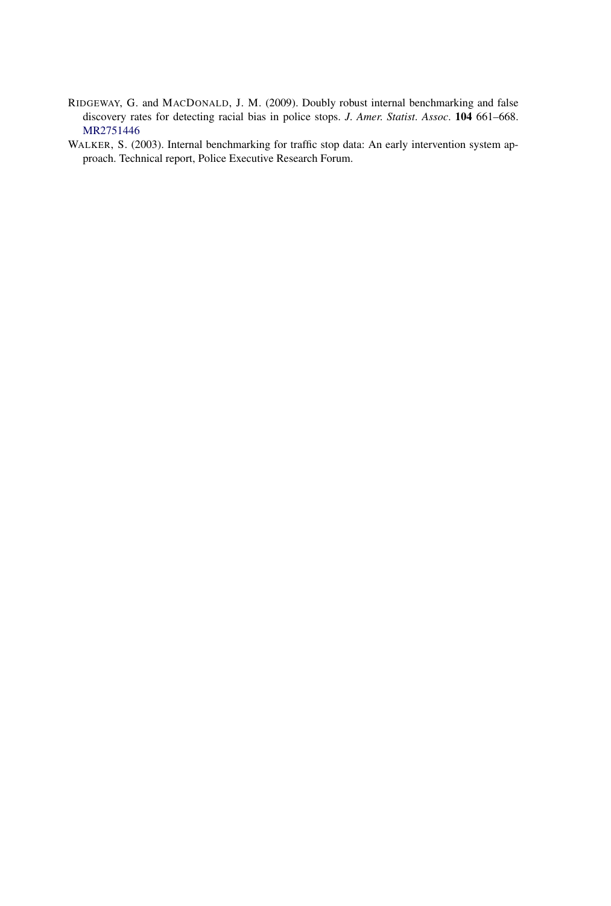Ridgeway, G. and MacDonald, J. M. (2009). Doubly robust internal benchmarking and false discovery rates for detecting racial bias in police stops. *J. Amer. Statist. Assoc.* **104** 661–668. MR2751446

Walker, S. (2003). Internal benchmarking for traffic stop data: An early intervention system approach. Technical report, Police Executive Research Forum.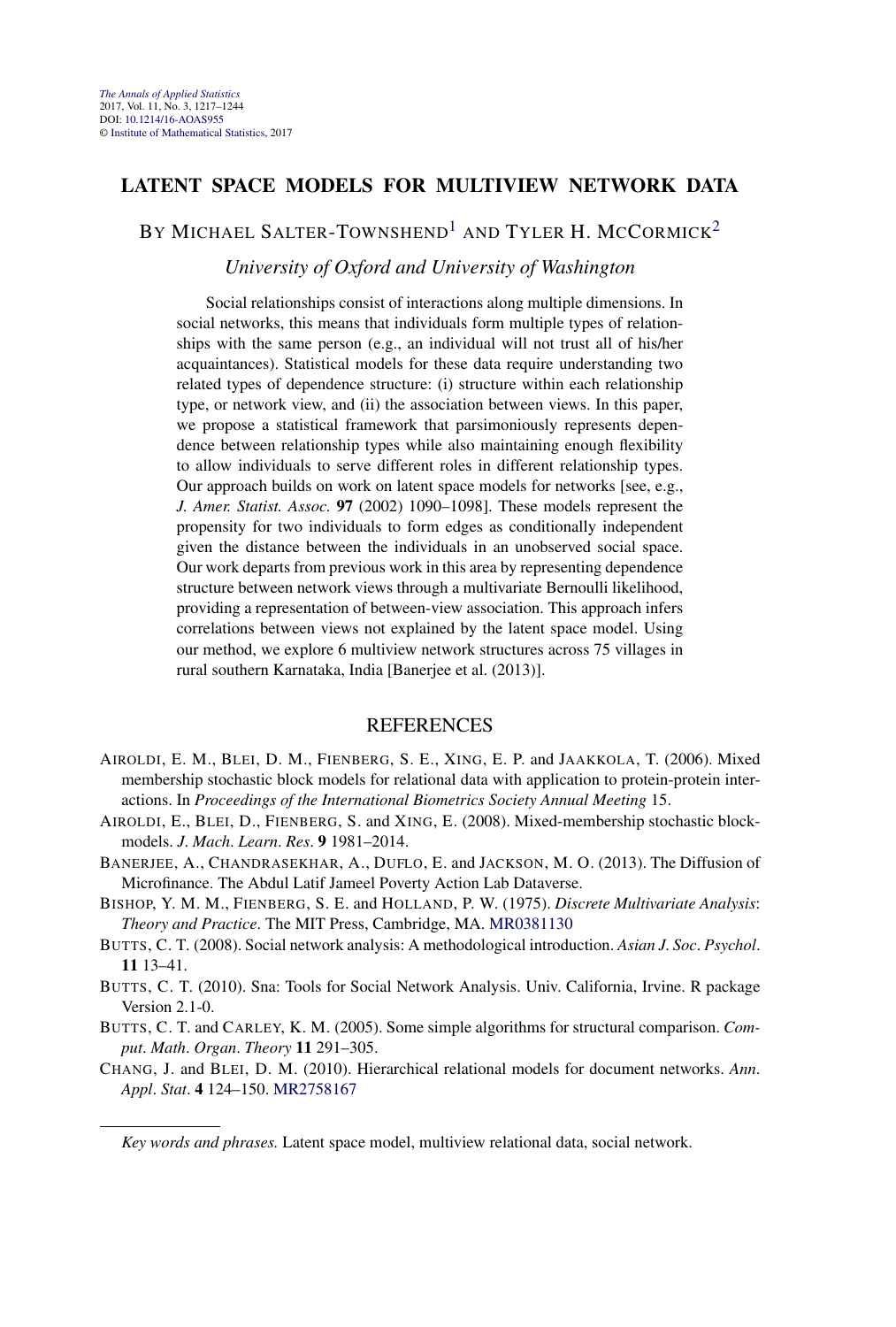# LATENT SPACE MODELS FOR MULTIVIEW NETWORK DATA

BY MICHAEL SALTER-TOWNSHEND[1] AND TYLER H. MCCORMICK[2]

*University of Oxford and University of Washington*

Social relationships consist of interactions along multiple dimensions. In social networks, this means that individuals form multiple types of relationships with the same person (e.g., an individual will not trust all of his/her acquaintances). Statistical models for these data require understanding two related types of dependence structure: (i) structure within each relationship type, or network view, and (ii) the association between views. In this paper, we propose a statistical framework that parsimoniously represents dependence between relationship types while also maintaining enough flexibility to allow individuals to serve different roles in different relationship types. Our approach builds on work on latent space models for networks [see, e.g., *J. Amer. Statist. Assoc.* **97** (2002) 1090–1098]. These models represent the propensity for two individuals to form edges as conditionally independent given the distance between the individuals in an unobserved social space. Our work departs from previous work in this area by representing dependence structure between network views through a multivariate Bernoulli likelihood, providing a representation of between-view association. This approach infers correlations between views not explained by the latent space model. Using our method, we explore 6 multiview network structures across 75 villages in rural southern Karnataka, India [Banerjee et al. (2013)].

## REFERENCES

AIROLDI, E. M., BLEI, D. M., FIENBERG, S. E., XING, E. P. and JAAKKOLA, T. (2006). Mixed membership stochastic block models for relational data with application to protein-protein interactions. In *Proceedings of the International Biometrics Society Annual Meeting* 15.

AIROLDI, E., BLEI, D., FIENBERG, S. and XING, E. (2008). Mixed-membership stochastic blockmodels. *J. Mach. Learn. Res.* **9** 1981–2014.

BANERJEE, A., CHANDRASEKHAR, A., DUFLO, E. and JACKSON, M. O. (2013). The Diffusion of Microfinance. The Abdul Latif Jameel Poverty Action Lab Dataverse.

BISHOP, Y. M. M., FIENBERG, S. E. and HOLLAND, P. W. (1975). *Discrete Multivariate Analysis: Theory and Practice*. The MIT Press, Cambridge, MA. MR0381130

BUTTS, C. T. (2008). Social network analysis: A methodological introduction. *Asian J. Soc. Psychol.* **11** 13–41.

BUTTS, C. T. (2010). Sna: Tools for Social Network Analysis. Univ. California, Irvine. R package Version 2.1-0.

BUTTS, C. T. and CARLEY, K. M. (2005). Some simple algorithms for structural comparison. *Comput. Math. Organ. Theory* **11** 291–305.

CHANG, J. and BLEI, D. M. (2010). Hierarchical relational models for document networks. *Ann. Appl. Stat.* **4** 124–150. MR2758167

---

*Key words and phrases.* Latent space model, multiview relational data, social network.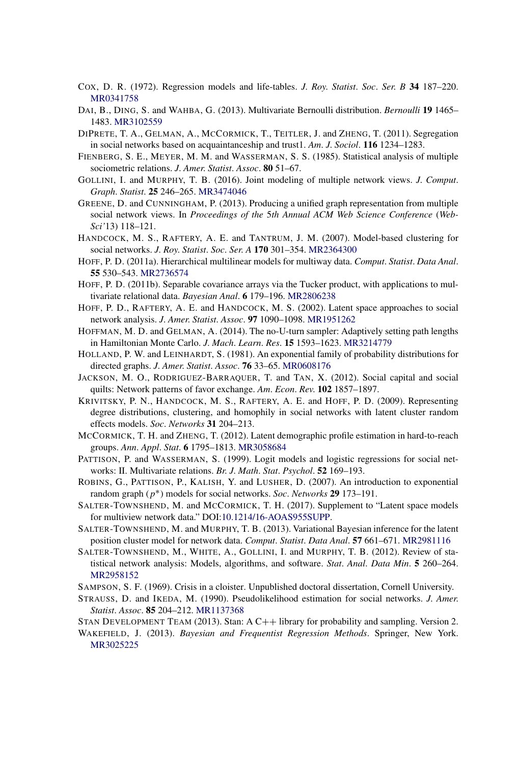COX, D. R. (1972). Regression models and life-tables. *J. Roy. Statist. Soc. Ser. B* **34** 187–220. MR0341758

DAI, B., DING, S. and WAHBA, G. (2013). Multivariate Bernoulli distribution. *Bernoulli* **19** 1465–1483. MR3102559

DIPRETE, T. A., GELMAN, A., MCCORMICK, T., TEITLER, J. and ZHENG, T. (2011). Segregation in social networks based on acquaintanceship and trust1. *Am. J. Sociol.* **116** 1234–1283.

FIENBERG, S. E., MEYER, M. M. and WASSERMAN, S. S. (1985). Statistical analysis of multiple sociometric relations. *J. Amer. Statist. Assoc.* **80** 51–67.

GOLLINI, I. and MURPHY, T. B. (2016). Joint modeling of multiple network views. *J. Comput. Graph. Statist.* **25** 246–265. MR3474046

GREENE, D. and CUNNINGHAM, P. (2013). Producing a unified graph representation from multiple social network views. In *Proceedings of the 5th Annual ACM Web Science Conference* (*WebSci'13*) 118–121.

HANDCOCK, M. S., RAFTERY, A. E. and TANTRUM, J. M. (2007). Model-based clustering for social networks. *J. Roy. Statist. Soc. Ser. A* **170** 301–354. MR2364300

HOFF, P. D. (2011a). Hierarchical multilinear models for multiway data. *Comput. Statist. Data Anal.* **55** 530–543. MR2736574

HOFF, P. D. (2011b). Separable covariance arrays via the Tucker product, with applications to multivariate relational data. *Bayesian Anal.* **6** 179–196. MR2806238

HOFF, P. D., RAFTERY, A. E. and HANDCOCK, M. S. (2002). Latent space approaches to social network analysis. *J. Amer. Statist. Assoc.* **97** 1090–1098. MR1951262

HOFFMAN, M. D. and GELMAN, A. (2014). The no-U-turn sampler: Adaptively setting path lengths in Hamiltonian Monte Carlo. *J. Mach. Learn. Res.* **15** 1593–1623. MR3214779

HOLLAND, P. W. and LEINHARDT, S. (1981). An exponential family of probability distributions for directed graphs. *J. Amer. Statist. Assoc.* **76** 33–65. MR0608176

JACKSON, M. O., RODRIGUEZ-BARRAQUER, T. and TAN, X. (2012). Social capital and social quilts: Network patterns of favor exchange. *Am. Econ. Rev.* **102** 1857–1897.

KRIVITSKY, P. N., HANDCOCK, M. S., RAFTERY, A. E. and HOFF, P. D. (2009). Representing degree distributions, clustering, and homophily in social networks with latent cluster random effects models. *Soc. Networks* **31** 204–213.

MCCORMICK, T. H. and ZHENG, T. (2012). Latent demographic profile estimation in hard-to-reach groups. *Ann. Appl. Stat.* **6** 1795–1813. MR3058684

PATTISON, P. and WASSERMAN, S. (1999). Logit models and logistic regressions for social networks: II. Multivariate relations. *Br. J. Math. Stat. Psychol.* **52** 169–193.

ROBINS, G., PATTISON, P., KALISH, Y. and LUSHER, D. (2007). An introduction to exponential random graph ($p^*$) models for social networks. *Soc. Networks* **29** 173–191.

SALTER-TOWNSHEND, M. and MCCORMICK, T. H. (2017). Supplement to "Latent space models for multiview network data." DOI:10.1214/16-AOAS955SUPP.

SALTER-TOWNSHEND, M. and MURPHY, T. B. (2013). Variational Bayesian inference for the latent position cluster model for network data. *Comput. Statist. Data Anal.* **57** 661–671. MR2981116

SALTER-TOWNSHEND, M., WHITE, A., GOLLINI, I. and MURPHY, T. B. (2012). Review of statistical network analysis: Models, algorithms, and software. *Stat. Anal. Data Min.* **5** 260–264. MR2958152

SAMPSON, S. F. (1969). Crisis in a cloister. Unpublished doctoral dissertation, Cornell University.

STRAUSS, D. and IKEDA, M. (1990). Pseudolikelihood estimation for social networks. *J. Amer. Statist. Assoc.* **85** 204–212. MR1137368

STAN DEVELOPMENT TEAM (2013). Stan: A C++ library for probability and sampling. Version 2.

WAKEFIELD, J. (2013). *Bayesian and Frequentist Regression Methods*. Springer, New York. MR3025225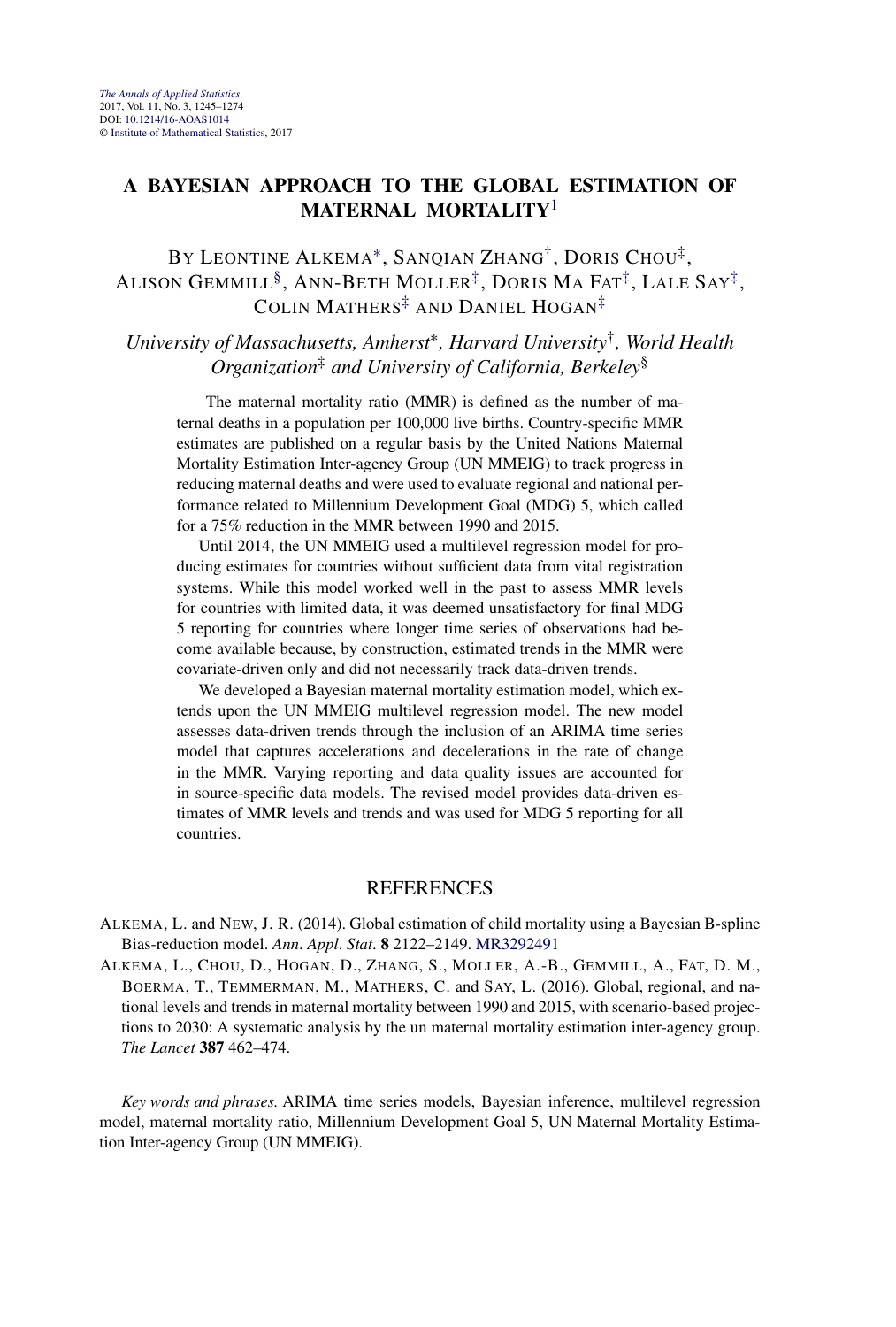# A BAYESIAN APPROACH TO THE GLOBAL ESTIMATION OF MATERNAL MORTALITY[1]

By Leontine Alkema[*], Sanqian Zhang[†], Doris Chou[‡], Alison Gemmill[§], Ann-Beth Moller[‡], Doris Ma Fat[‡], Lale Say[‡], Colin Mathers[‡] and Daniel Hogan[‡]

*University of Massachusetts, Amherst[*], Harvard University[†], World Health Organization[‡] and University of California, Berkeley[§]*

The maternal mortality ratio (MMR) is defined as the number of maternal deaths in a population per 100,000 live births. Country-specific MMR estimates are published on a regular basis by the United Nations Maternal Mortality Estimation Inter-agency Group (UN MMEIG) to track progress in reducing maternal deaths and were used to evaluate regional and national performance related to Millennium Development Goal (MDG) 5, which called for a 75% reduction in the MMR between 1990 and 2015.

Until 2014, the UN MMEIG used a multilevel regression model for producing estimates for countries without sufficient data from vital registration systems. While this model worked well in the past to assess MMR levels for countries with limited data, it was deemed unsatisfactory for final MDG 5 reporting for countries where longer time series of observations had become available because, by construction, estimated trends in the MMR were covariate-driven only and did not necessarily track data-driven trends.

We developed a Bayesian maternal mortality estimation model, which extends upon the UN MMEIG multilevel regression model. The new model assesses data-driven trends through the inclusion of an ARIMA time series model that captures accelerations and decelerations in the rate of change in the MMR. Varying reporting and data quality issues are accounted for in source-specific data models. The revised model provides data-driven estimates of MMR levels and trends and was used for MDG 5 reporting for all countries.

## REFERENCES

Alkema, L. and New, J. R. (2014). Global estimation of child mortality using a Bayesian B-spline Bias-reduction model. *Ann. Appl. Stat.* **8** 2122–2149. MR3292491

Alkema, L., Chou, D., Hogan, D., Zhang, S., Moller, A.-B., Gemmill, A., Fat, D. M., Boerma, T., Temmerman, M., Mathers, C. and Say, L. (2016). Global, regional, and national levels and trends in maternal mortality between 1990 and 2015, with scenario-based projections to 2030: A systematic analysis by the un maternal mortality estimation inter-agency group. *The Lancet* **387** 462–474.

*Key words and phrases.* ARIMA time series models, Bayesian inference, multilevel regression model, maternal mortality ratio, Millennium Development Goal 5, UN Maternal Mortality Estimation Inter-agency Group (UN MMEIG).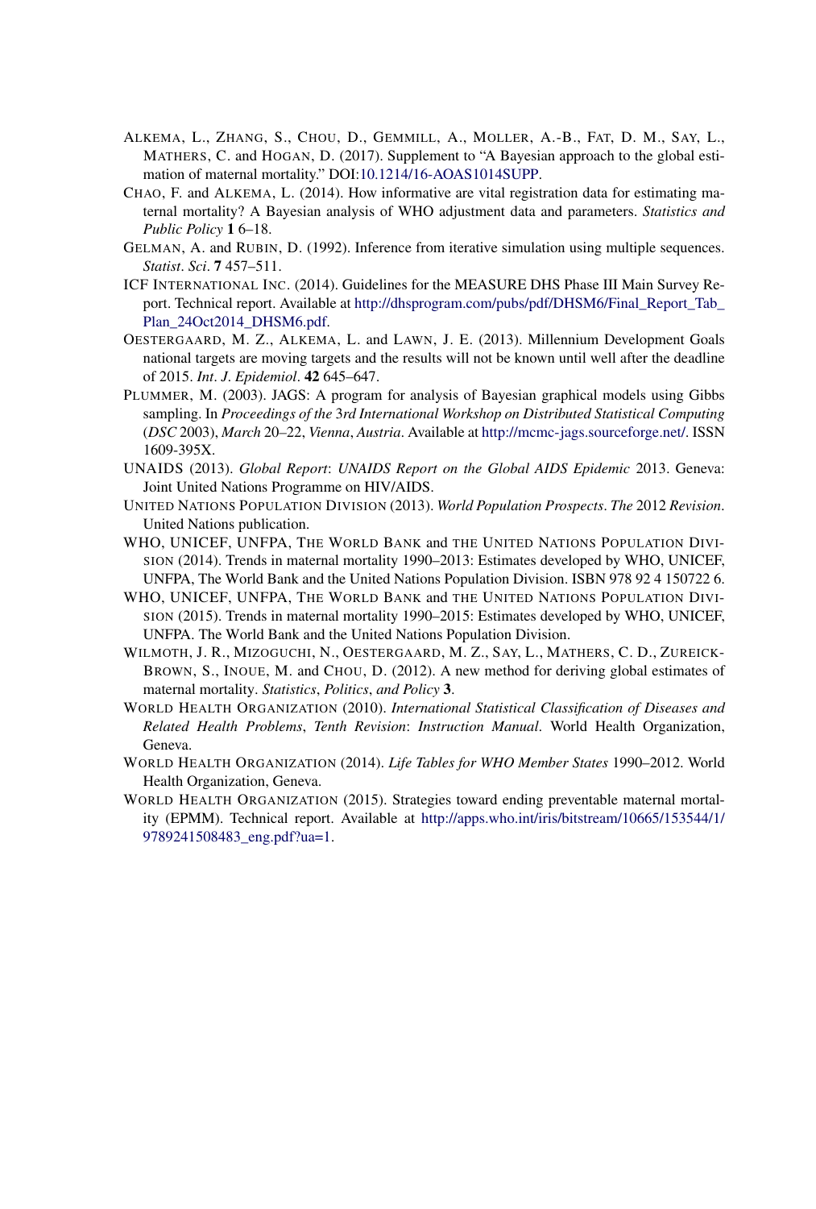ALKEMA, L., ZHANG, S., CHOU, D., GEMMILL, A., MOLLER, A.-B., FAT, D. M., SAY, L., MATHERS, C. and HOGAN, D. (2017). Supplement to "A Bayesian approach to the global estimation of maternal mortality." DOI:10.1214/16-AOAS1014SUPP.

CHAO, F. and ALKEMA, L. (2014). How informative are vital registration data for estimating maternal mortality? A Bayesian analysis of WHO adjustment data and parameters. *Statistics and Public Policy* **1** 6–18.

GELMAN, A. and RUBIN, D. (1992). Inference from iterative simulation using multiple sequences. *Statist. Sci.* **7** 457–511.

ICF INTERNATIONAL INC. (2014). Guidelines for the MEASURE DHS Phase III Main Survey Report. Technical report. Available at http://dhsprogram.com/pubs/pdf/DHSM6/Final_Report_Tab_Plan_24Oct2014_DHSM6.pdf.

OESTERGAARD, M. Z., ALKEMA, L. and LAWN, J. E. (2013). Millennium Development Goals national targets are moving targets and the results will not be known until well after the deadline of 2015. *Int. J. Epidemiol.* **42** 645–647.

PLUMMER, M. (2003). JAGS: A program for analysis of Bayesian graphical models using Gibbs sampling. In *Proceedings of the 3rd International Workshop on Distributed Statistical Computing (DSC 2003), March 20–22, Vienna, Austria*. Available at http://mcmc-jags.sourceforge.net/. ISSN 1609-395X.

UNAIDS (2013). *Global Report: UNAIDS Report on the Global AIDS Epidemic 2013*. Geneva: Joint United Nations Programme on HIV/AIDS.

UNITED NATIONS POPULATION DIVISION (2013). *World Population Prospects. The 2012 Revision*. United Nations publication.

WHO, UNICEF, UNFPA, THE WORLD BANK and THE UNITED NATIONS POPULATION DIVISION (2014). Trends in maternal mortality 1990–2013: Estimates developed by WHO, UNICEF, UNFPA, The World Bank and the United Nations Population Division. ISBN 978 92 4 150722 6.

WHO, UNICEF, UNFPA, THE WORLD BANK and THE UNITED NATIONS POPULATION DIVISION (2015). Trends in maternal mortality 1990–2015: Estimates developed by WHO, UNICEF, UNFPA. The World Bank and the United Nations Population Division.

WILMOTH, J. R., MIZOGUCHI, N., OESTERGAARD, M. Z., SAY, L., MATHERS, C. D., ZUREICK-BROWN, S., INOUE, M. and CHOU, D. (2012). A new method for deriving global estimates of maternal mortality. *Statistics, Politics, and Policy* **3**.

WORLD HEALTH ORGANIZATION (2010). *International Statistical Classification of Diseases and Related Health Problems, Tenth Revision: Instruction Manual*. World Health Organization, Geneva.

WORLD HEALTH ORGANIZATION (2014). *Life Tables for WHO Member States 1990–2012*. World Health Organization, Geneva.

WORLD HEALTH ORGANIZATION (2015). Strategies toward ending preventable maternal mortality (EPMM). Technical report. Available at http://apps.who.int/iris/bitstream/10665/153544/1/9789241508483_eng.pdf?ua=1.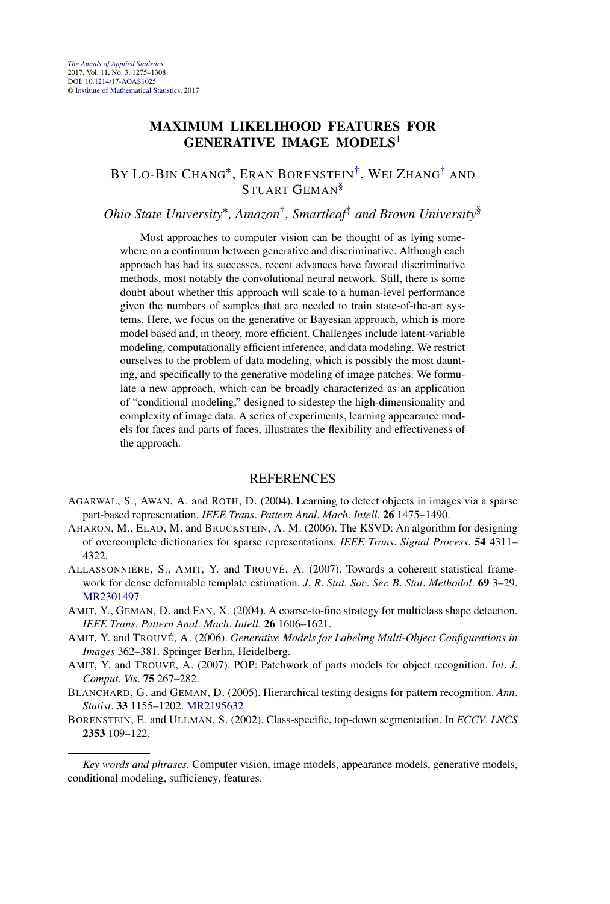# MAXIMUM LIKELIHOOD FEATURES FOR GENERATIVE IMAGE MODELS[1]

BY LO-BIN CHANG[*], ERAN BORENSTEIN[†], WEI ZHANG[‡] AND STUART GEMAN[§]

*Ohio State University*[*], *Amazon*[†], *Smartleaf*[‡] *and Brown University*[§]

Most approaches to computer vision can be thought of as lying somewhere on a continuum between generative and discriminative. Although each approach has had its successes, recent advances have favored discriminative methods, most notably the convolutional neural network. Still, there is some doubt about whether this approach will scale to a human-level performance given the numbers of samples that are needed to train state-of-the-art systems. Here, we focus on the generative or Bayesian approach, which is more model based and, in theory, more efficient. Challenges include latent-variable modeling, computationally efficient inference, and data modeling. We restrict ourselves to the problem of data modeling, which is possibly the most daunting, and specifically to the generative modeling of image patches. We formulate a new approach, which can be broadly characterized as an application of "conditional modeling," designed to sidestep the high-dimensionality and complexity of image data. A series of experiments, learning appearance models for faces and parts of faces, illustrates the flexibility and effectiveness of the approach.

## REFERENCES

AGARWAL, S., AWAN, A. and ROTH, D. (2004). Learning to detect objects in images via a sparse part-based representation. *IEEE Trans. Pattern Anal. Mach. Intell.* **26** 1475–1490.

AHARON, M., ELAD, M. and BRUCKSTEIN, A. M. (2006). The KSVD: An algorithm for designing of overcomplete dictionaries for sparse representations. *IEEE Trans. Signal Process.* **54** 4311–4322.

ALLASSONNIÈRE, S., AMIT, Y. and TROUVÉ, A. (2007). Towards a coherent statistical framework for dense deformable template estimation. *J. R. Stat. Soc. Ser. B. Stat. Methodol.* **69** 3–29. MR2301497

AMIT, Y., GEMAN, D. and FAN, X. (2004). A coarse-to-fine strategy for multiclass shape detection. *IEEE Trans. Pattern Anal. Mach. Intell.* **26** 1606–1621.

AMIT, Y. and TROUVÉ, A. (2006). *Generative Models for Labeling Multi-Object Configurations in Images* 362–381. Springer Berlin, Heidelberg.

AMIT, Y. and TROUVÉ, A. (2007). POP: Patchwork of parts models for object recognition. *Int. J. Comput. Vis.* **75** 267–282.

BLANCHARD, G. and GEMAN, D. (2005). Hierarchical testing designs for pattern recognition. *Ann. Statist.* **33** 1155–1202. MR2195632

BORENSTEIN, E. and ULLMAN, S. (2002). Class-specific, top-down segmentation. In *ECCV. LNCS* **2353** 109–122.

*Key words and phrases.* Computer vision, image models, appearance models, generative models, conditional modeling, sufficiency, features.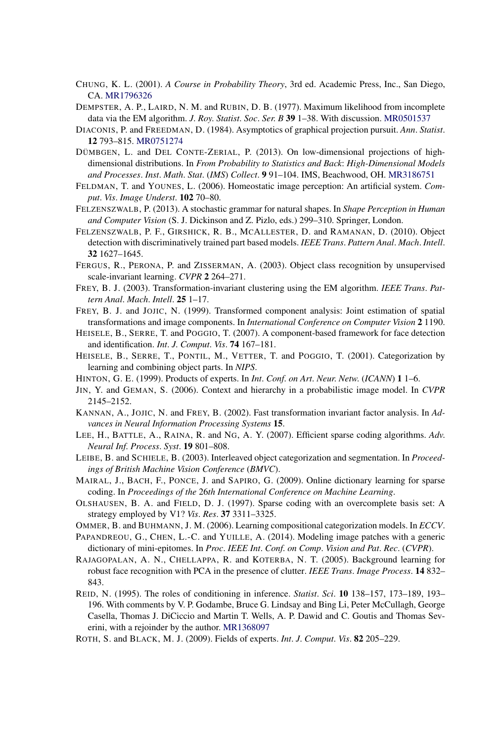CHUNG, K. L. (2001). *A Course in Probability Theory*, 3rd ed. Academic Press, Inc., San Diego, CA. MR1796326

DEMPSTER, A. P., LAIRD, N. M. and RUBIN, D. B. (1977). Maximum likelihood from incomplete data via the EM algorithm. *J. Roy. Statist. Soc. Ser. B* **39** 1–38. With discussion. MR0501537

DIACONIS, P. and FREEDMAN, D. (1984). Asymptotics of graphical projection pursuit. *Ann. Statist.* **12** 793–815. MR0751274

DÜMBGEN, L. and DEL CONTE-ZERIAL, P. (2013). On low-dimensional projections of high-dimensional distributions. In *From Probability to Statistics and Back: High-Dimensional Models and Processes. Inst. Math. Stat. (IMS) Collect.* **9** 91–104. IMS, Beachwood, OH. MR3186751

FELDMAN, T. and YOUNES, L. (2006). Homeostatic image perception: An artificial system. *Comput. Vis. Image Underst.* **102** 70–80.

FELZENSZWALB, P. (2013). A stochastic grammar for natural shapes. In *Shape Perception in Human and Computer Vision* (S. J. Dickinson and Z. Pizlo, eds.) 299–310. Springer, London.

FELZENSZWALB, P. F., GIRSHICK, R. B., MCALLESTER, D. and RAMANAN, D. (2010). Object detection with discriminatively trained part based models. *IEEE Trans. Pattern Anal. Mach. Intell.* **32** 1627–1645.

FERGUS, R., PERONA, P. and ZISSERMAN, A. (2003). Object class recognition by unsupervised scale-invariant learning. *CVPR* **2** 264–271.

FREY, B. J. (2003). Transformation-invariant clustering using the EM algorithm. *IEEE Trans. Pattern Anal. Mach. Intell.* **25** 1–17.

FREY, B. J. and JOJIC, N. (1999). Transformed component analysis: Joint estimation of spatial transformations and image components. In *International Conference on Computer Vision* **2** 1190.

HEISELE, B., SERRE, T. and POGGIO, T. (2007). A component-based framework for face detection and identification. *Int. J. Comput. Vis.* **74** 167–181.

HEISELE, B., SERRE, T., PONTIL, M., VETTER, T. and POGGIO, T. (2001). Categorization by learning and combining object parts. In *NIPS*.

HINTON, G. E. (1999). Products of experts. In *Int. Conf. on Art. Neur. Netw. (ICANN)* **1** 1–6.

JIN, Y. and GEMAN, S. (2006). Context and hierarchy in a probabilistic image model. In *CVPR* 2145–2152.

KANNAN, A., JOJIC, N. and FREY, B. (2002). Fast transformation invariant factor analysis. In *Advances in Neural Information Processing Systems* **15**.

LEE, H., BATTLE, A., RAINA, R. and NG, A. Y. (2007). Efficient sparse coding algorithms. *Adv. Neural Inf. Process. Syst.* **19** 801–808.

LEIBE, B. and SCHIELE, B. (2003). Interleaved object categorization and segmentation. In *Proceedings of British Machine Vision Conference (BMVC)*.

MAIRAL, J., BACH, F., PONCE, J. and SAPIRO, G. (2009). Online dictionary learning for sparse coding. In *Proceedings of the 26th International Conference on Machine Learning*.

OLSHAUSEN, B. A. and FIELD, D. J. (1997). Sparse coding with an overcomplete basis set: A strategy employed by V1? *Vis. Res.* **37** 3311–3325.

OMMER, B. and BUHMANN, J. M. (2006). Learning compositional categorization models. In *ECCV*.

PAPANDREOU, G., CHEN, L.-C. and YUILLE, A. (2014). Modeling image patches with a generic dictionary of mini-epitomes. In *Proc. IEEE Int. Conf. on Comp. Vision and Pat. Rec. (CVPR)*.

RAJAGOPALAN, A. N., CHELLAPPA, R. and KOTERBA, N. T. (2005). Background learning for robust face recognition with PCA in the presence of clutter. *IEEE Trans. Image Process.* **14** 832–843.

REID, N. (1995). The roles of conditioning in inference. *Statist. Sci.* **10** 138–157, 173–189, 193–196. With comments by V. P. Godambe, Bruce G. Lindsay and Bing Li, Peter McCullagh, George Casella, Thomas J. DiCiccio and Martin T. Wells, A. P. Dawid and C. Goutis and Thomas Severini, with a rejoinder by the author. MR1368097

ROTH, S. and BLACK, M. J. (2009). Fields of experts. *Int. J. Comput. Vis.* **82** 205–229.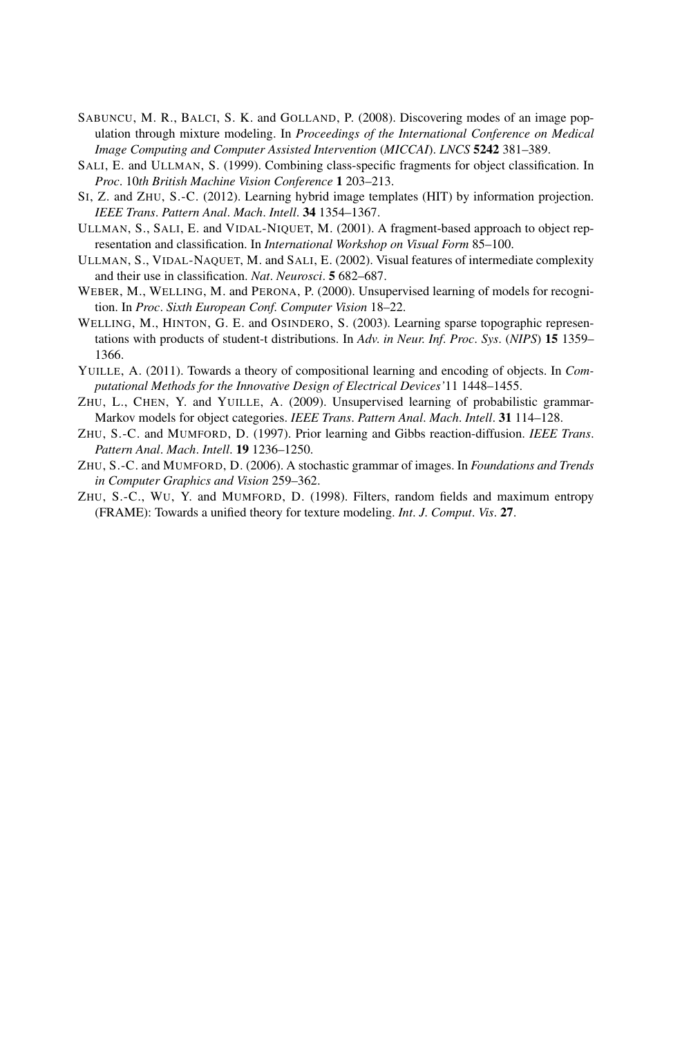SABUNCU, M. R., BALCI, S. K. and GOLLAND, P. (2008). Discovering modes of an image population through mixture modeling. In *Proceedings of the International Conference on Medical Image Computing and Computer Assisted Intervention* (*MICCAI*). *LNCS* **5242** 381–389.

SALI, E. and ULLMAN, S. (1999). Combining class-specific fragments for object classification. In *Proc*. 10*th British Machine Vision Conference* **1** 203–213.

SI, Z. and ZHU, S.-C. (2012). Learning hybrid image templates (HIT) by information projection. *IEEE Trans*. *Pattern Anal*. *Mach*. *Intell*. **34** 1354–1367.

ULLMAN, S., SALI, E. and VIDAL-NIQUET, M. (2001). A fragment-based approach to object representation and classification. In *International Workshop on Visual Form* 85–100.

ULLMAN, S., VIDAL-NAQUET, M. and SALI, E. (2002). Visual features of intermediate complexity and their use in classification. *Nat*. *Neurosci*. **5** 682–687.

WEBER, M., WELLING, M. and PERONA, P. (2000). Unsupervised learning of models for recognition. In *Proc*. *Sixth European Conf. Computer Vision* 18–22.

WELLING, M., HINTON, G. E. and OSINDERO, S. (2003). Learning sparse topographic representations with products of student-t distributions. In *Adv. in Neur. Inf. Proc*. *Sys*. (*NIPS*) **15** 1359–1366.

YUILLE, A. (2011). Towards a theory of compositional learning and encoding of objects. In *Computational Methods for the Innovative Design of Electrical Devices'*11 1448–1455.

ZHU, L., CHEN, Y. and YUILLE, A. (2009). Unsupervised learning of probabilistic grammar-Markov models for object categories. *IEEE Trans*. *Pattern Anal*. *Mach*. *Intell*. **31** 114–128.

ZHU, S.-C. and MUMFORD, D. (1997). Prior learning and Gibbs reaction-diffusion. *IEEE Trans*. *Pattern Anal*. *Mach*. *Intell*. **19** 1236–1250.

ZHU, S.-C. and MUMFORD, D. (2006). A stochastic grammar of images. In *Foundations and Trends in Computer Graphics and Vision* 259–362.

ZHU, S.-C., WU, Y. and MUMFORD, D. (1998). Filters, random fields and maximum entropy (FRAME): Towards a unified theory for texture modeling. *Int*. *J*. *Comput*. *Vis*. **27**.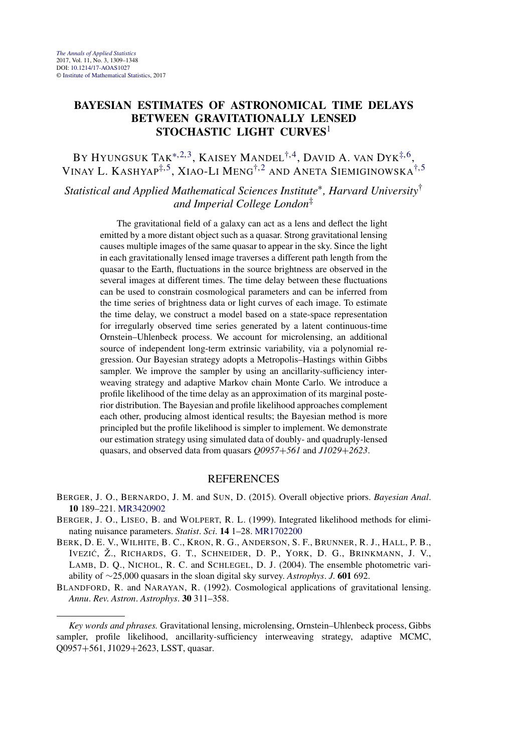*The Annals of Applied Statistics*
2017, Vol. 11, No. 3, 1309–1348
DOI: 10.1214/17-AOAS1027
© Institute of Mathematical Statistics, 2017

# BAYESIAN ESTIMATES OF ASTRONOMICAL TIME DELAYS BETWEEN GRAVITATIONALLY LENSED STOCHASTIC LIGHT CURVES[1]

BY HYUNGSUK TAK[*,2,3], KAISEY MANDEL[†,4], DAVID A. VAN DYK[‡,6], VINAY L. KASHYAP[‡,5], XIAO-LI MENG[†,2] AND ANETA SIEMIGINOWSKA[†,5]

*Statistical and Applied Mathematical Sciences Institute*[*]*, Harvard University*[†] *and Imperial College London*[‡]

The gravitational field of a galaxy can act as a lens and deflect the light emitted by a more distant object such as a quasar. Strong gravitational lensing causes multiple images of the same quasar to appear in the sky. Since the light in each gravitationally lensed image traverses a different path length from the quasar to the Earth, fluctuations in the source brightness are observed in the several images at different times. The time delay between these fluctuations can be used to constrain cosmological parameters and can be inferred from the time series of brightness data or light curves of each image. To estimate the time delay, we construct a model based on a state-space representation for irregularly observed time series generated by a latent continuous-time Ornstein–Uhlenbeck process. We account for microlensing, an additional source of independent long-term extrinsic variability, via a polynomial regression. Our Bayesian strategy adopts a Metropolis–Hastings within Gibbs sampler. We improve the sampler by using an ancillarity-sufficiency interweaving strategy and adaptive Markov chain Monte Carlo. We introduce a profile likelihood of the time delay as an approximation of its marginal posterior distribution. The Bayesian and profile likelihood approaches complement each other, producing almost identical results; the Bayesian method is more principled but the profile likelihood is simpler to implement. We demonstrate our estimation strategy using simulated data of doubly- and quadruply-lensed quasars, and observed data from quasars *Q0957+561* and *J1029+2623*.

## REFERENCES

BERGER, J. O., BERNARDO, J. M. and SUN, D. (2015). Overall objective priors. *Bayesian Anal*. **10** 189–221. MR3420902

BERGER, J. O., LISEO, B. and WOLPERT, R. L. (1999). Integrated likelihood methods for eliminating nuisance parameters. *Statist. Sci.* **14** 1–28. MR1702200

BERK, D. E. V., WILHITE, B. C., KRON, R. G., ANDERSON, S. F., BRUNNER, R. J., HALL, P. B., IVEZIĆ, Ž., RICHARDS, G. T., SCHNEIDER, D. P., YORK, D. G., BRINKMANN, J. V., LAMB, D. Q., NICHOL, R. C. and SCHLEGEL, D. J. (2004). The ensemble photometric variability of ∼25,000 quasars in the sloan digital sky survey. *Astrophys. J.* **601** 692.

BLANDFORD, R. and NARAYAN, R. (1992). Cosmological applications of gravitational lensing. *Annu. Rev. Astron. Astrophys.* **30** 311–358.

---

*Key words and phrases.* Gravitational lensing, microlensing, Ornstein–Uhlenbeck process, Gibbs sampler, profile likelihood, ancillarity-sufficiency interweaving strategy, adaptive MCMC, Q0957+561, J1029+2623, LSST, quasar.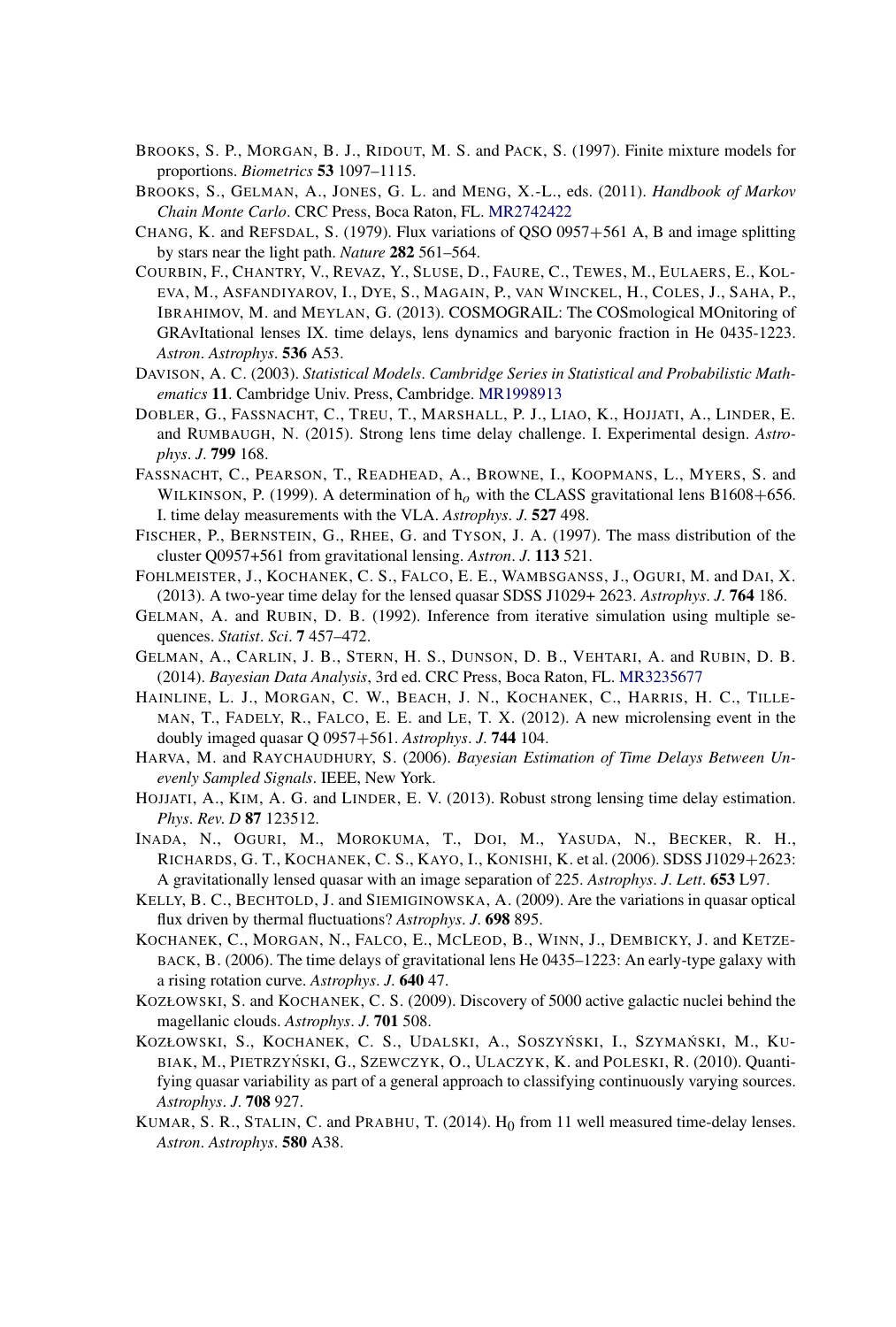BROOKS, S. P., MORGAN, B. J., RIDOUT, M. S. and PACK, S. (1997). Finite mixture models for proportions. *Biometrics* **53** 1097–1115.

BROOKS, S., GELMAN, A., JONES, G. L. and MENG, X.-L., eds. (2011). *Handbook of Markov Chain Monte Carlo*. CRC Press, Boca Raton, FL. MR2742422

CHANG, K. and REFSDAL, S. (1979). Flux variations of QSO 0957+561 A, B and image splitting by stars near the light path. *Nature* **282** 561–564.

COURBIN, F., CHANTRY, V., REVAZ, Y., SLUSE, D., FAURE, C., TEWES, M., EULAERS, E., KOLEVA, M., ASFANDIYAROV, I., DYE, S., MAGAIN, P., VAN WINCKEL, H., COLES, J., SAHA, P., IBRAHIMOV, M. and MEYLAN, G. (2013). COSMOGRAIL: The COSmological MOnitoring of GRAvItational lenses IX. time delays, lens dynamics and baryonic fraction in He 0435-1223. *Astron*. *Astrophys*. **536** A53.

DAVISON, A. C. (2003). *Statistical Models*. *Cambridge Series in Statistical and Probabilistic Mathematics* **11**. Cambridge Univ. Press, Cambridge. MR1998913

DOBLER, G., FASSNACHT, C., TREU, T., MARSHALL, P. J., LIAO, K., HOJJATI, A., LINDER, E. and RUMBAUGH, N. (2015). Strong lens time delay challenge. I. Experimental design. *Astrophys*. *J*. **799** 168.

FASSNACHT, C., PEARSON, T., READHEAD, A., BROWNE, I., KOOPMANS, L., MYERS, S. and WILKINSON, P. (1999). A determination of $h_o$ with the CLASS gravitational lens B1608+656. I. time delay measurements with the VLA. *Astrophys*. *J*. **527** 498.

FISCHER, P., BERNSTEIN, G., RHEE, G. and TYSON, J. A. (1997). The mass distribution of the cluster Q0957+561 from gravitational lensing. *Astron*. *J*. **113** 521.

FOHLMEISTER, J., KOCHANEK, C. S., FALCO, E. E., WAMBSGANSS, J., OGURI, M. and DAI, X. (2013). A two-year time delay for the lensed quasar SDSS J1029+ 2623. *Astrophys*. *J*. **764** 186.

GELMAN, A. and RUBIN, D. B. (1992). Inference from iterative simulation using multiple sequences. *Statist*. *Sci*. **7** 457–472.

GELMAN, A., CARLIN, J. B., STERN, H. S., DUNSON, D. B., VEHTARI, A. and RUBIN, D. B. (2014). *Bayesian Data Analysis*, 3rd ed. CRC Press, Boca Raton, FL. MR3235677

HAINLINE, L. J., MORGAN, C. W., BEACH, J. N., KOCHANEK, C., HARRIS, H. C., TILLEMAN, T., FADELY, R., FALCO, E. E. and LE, T. X. (2012). A new microlensing event in the doubly imaged quasar Q 0957+561. *Astrophys*. *J*. **744** 104.

HARVA, M. and RAYCHAUDHURY, S. (2006). *Bayesian Estimation of Time Delays Between Unevenly Sampled Signals*. IEEE, New York.

HOJJATI, A., KIM, A. G. and LINDER, E. V. (2013). Robust strong lensing time delay estimation. *Phys*. *Rev*. *D* **87** 123512.

INADA, N., OGURI, M., MOROKUMA, T., DOI, M., YASUDA, N., BECKER, R. H., RICHARDS, G. T., KOCHANEK, C. S., KAYO, I., KONISHI, K. et al. (2006). SDSS J1029+2623: A gravitationally lensed quasar with an image separation of 225. *Astrophys*. *J*. *Lett*. **653** L97.

KELLY, B. C., BECHTOLD, J. and SIEMIGINOWSKA, A. (2009). Are the variations in quasar optical flux driven by thermal fluctuations? *Astrophys*. *J*. **698** 895.

KOCHANEK, C., MORGAN, N., FALCO, E., MCLEOD, B., WINN, J., DEMBICKY, J. and KETZEBACK, B. (2006). The time delays of gravitational lens He 0435–1223: An early-type galaxy with a rising rotation curve. *Astrophys*. *J*. **640** 47.

KOZŁOWSKI, S. and KOCHANEK, C. S. (2009). Discovery of 5000 active galactic nuclei behind the magellanic clouds. *Astrophys*. *J*. **701** 508.

KOZŁOWSKI, S., KOCHANEK, C. S., UDALSKI, A., SOSZYŃSKI, I., SZYMAŃSKI, M., KUBIAK, M., PIETRZYŃSKI, G., SZEWCZYK, O., ULACZYK, K. and POLESKI, R. (2010). Quantifying quasar variability as part of a general approach to classifying continuously varying sources. *Astrophys*. *J*. **708** 927.

KUMAR, S. R., STALIN, C. and PRABHU, T. (2014). $H_0$ from 11 well measured time-delay lenses. *Astron*. *Astrophys*. **580** A38.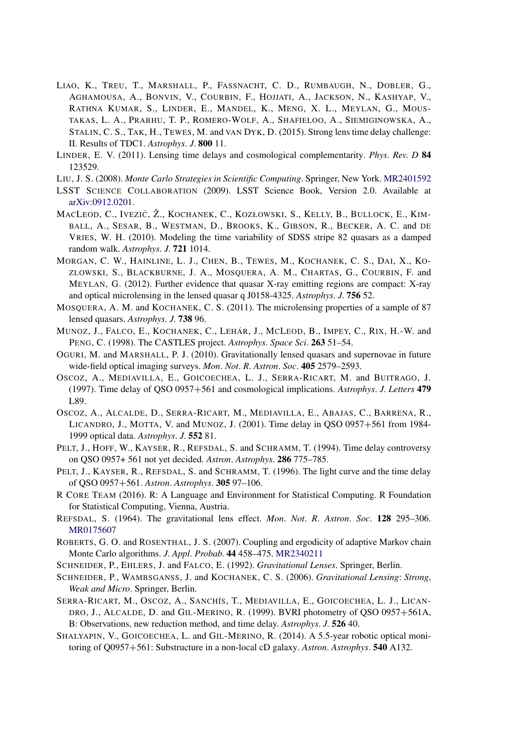LIAO, K., TREU, T., MARSHALL, P., FASSNACHT, C. D., RUMBAUGH, N., DOBLER, G., AGHAMOUSA, A., BONVIN, V., COURBIN, F., HOJJATI, A., JACKSON, N., KASHYAP, V., RATHNA KUMAR, S., LINDER, E., MANDEL, K., MENG, X. L., MEYLAN, G., MOUSTAKAS, L. A., PRABHU, T. P., ROMERO-WOLF, A., SHAFIELOO, A., SIEMIGINOWSKA, A., STALIN, C. S., TAK, H., TEWES, M. and VAN DYK, D. (2015). Strong lens time delay challenge: II. Results of TDC1. *Astrophys. J.* **800** 11.

LINDER, E. V. (2011). Lensing time delays and cosmological complementarity. *Phys. Rev. D* **84** 123529.

LIU, J. S. (2008). *Monte Carlo Strategies in Scientific Computing*. Springer, New York. MR2401592

LSST SCIENCE COLLABORATION (2009). LSST Science Book, Version 2.0. Available at arXiv:0912.0201.

MACLEOD, C., IVEZIĆ, Ž., KOCHANEK, C., KOZŁOWSKI, S., KELLY, B., BULLOCK, E., KIMBALL, A., SESAR, B., WESTMAN, D., BROOKS, K., GIBSON, R., BECKER, A. C. and DE VRIES, W. H. (2010). Modeling the time variability of SDSS stripe 82 quasars as a damped random walk. *Astrophys. J.* **721** 1014.

MORGAN, C. W., HAINLINE, L. J., CHEN, B., TEWES, M., KOCHANEK, C. S., DAI, X., KOZLOWSKI, S., BLACKBURNE, J. A., MOSQUERA, A. M., CHARTAS, G., COURBIN, F. and MEYLAN, G. (2012). Further evidence that quasar X-ray emitting regions are compact: X-ray and optical microlensing in the lensed quasar q J0158-4325. *Astrophys. J.* **756** 52.

MOSQUERA, A. M. and KOCHANEK, C. S. (2011). The microlensing properties of a sample of 87 lensed quasars. *Astrophys. J.* **738** 96.

MUNOZ, J., FALCO, E., KOCHANEK, C., LEHÁR, J., MCLEOD, B., IMPEY, C., RIX, H.-W. and PENG, C. (1998). The CASTLES project. *Astrophys. Space Sci.* **263** 51–54.

OGURI, M. and MARSHALL, P. J. (2010). Gravitationally lensed quasars and supernovae in future wide-field optical imaging surveys. *Mon. Not. R. Astron. Soc.* **405** 2579–2593.

OSCOZ, A., MEDIAVILLA, E., GOICOECHEA, L. J., SERRA-RICART, M. and BUITRAGO, J. (1997). Time delay of QSO 0957+561 and cosmological implications. *Astrophys. J. Letters* **479** L89.

OSCOZ, A., ALCALDE, D., SERRA-RICART, M., MEDIAVILLA, E., ABAJAS, C., BARRENA, R., LICANDRO, J., MOTTA, V. and MUNOZ, J. (2001). Time delay in QSO 0957+561 from 1984-1999 optical data. *Astrophys. J.* **552** 81.

PELT, J., HOFF, W., KAYSER, R., REFSDAL, S. and SCHRAMM, T. (1994). Time delay controversy on QSO 0957+ 561 not yet decided. *Astron. Astrophys.* **286** 775–785.

PELT, J., KAYSER, R., REFSDAL, S. and SCHRAMM, T. (1996). The light curve and the time delay of QSO 0957+561. *Astron. Astrophys.* **305** 97–106.

R CORE TEAM (2016). R: A Language and Environment for Statistical Computing. R Foundation for Statistical Computing, Vienna, Austria.

REFSDAL, S. (1964). The gravitational lens effect. *Mon. Not. R. Astron. Soc.* **128** 295–306. MR0175607

ROBERTS, G. O. and ROSENTHAL, J. S. (2007). Coupling and ergodicity of adaptive Markov chain Monte Carlo algorithms. *J. Appl. Probab.* **44** 458–475. MR2340211

SCHNEIDER, P., EHLERS, J. and FALCO, E. (1992). *Gravitational Lenses*. Springer, Berlin.

SCHNEIDER, P., WAMBSGANSS, J. and KOCHANEK, C. S. (2006). *Gravitational Lensing: Strong, Weak and Micro*. Springer, Berlin.

SERRA-RICART, M., OSCOZ, A., SANCHÍS, T., MEDIAVILLA, E., GOICOECHEA, L. J., LICANDRO, J., ALCALDE, D. and GIL-MERINO, R. (1999). BVRI photometry of QSO 0957+561A, B: Observations, new reduction method, and time delay. *Astrophys. J.* **526** 40.

SHALYAPIN, V., GOICOECHEA, L. and GIL-MERINO, R. (2014). A 5.5-year robotic optical monitoring of Q0957+561: Substructure in a non-local cD galaxy. *Astron. Astrophys.* **540** A132.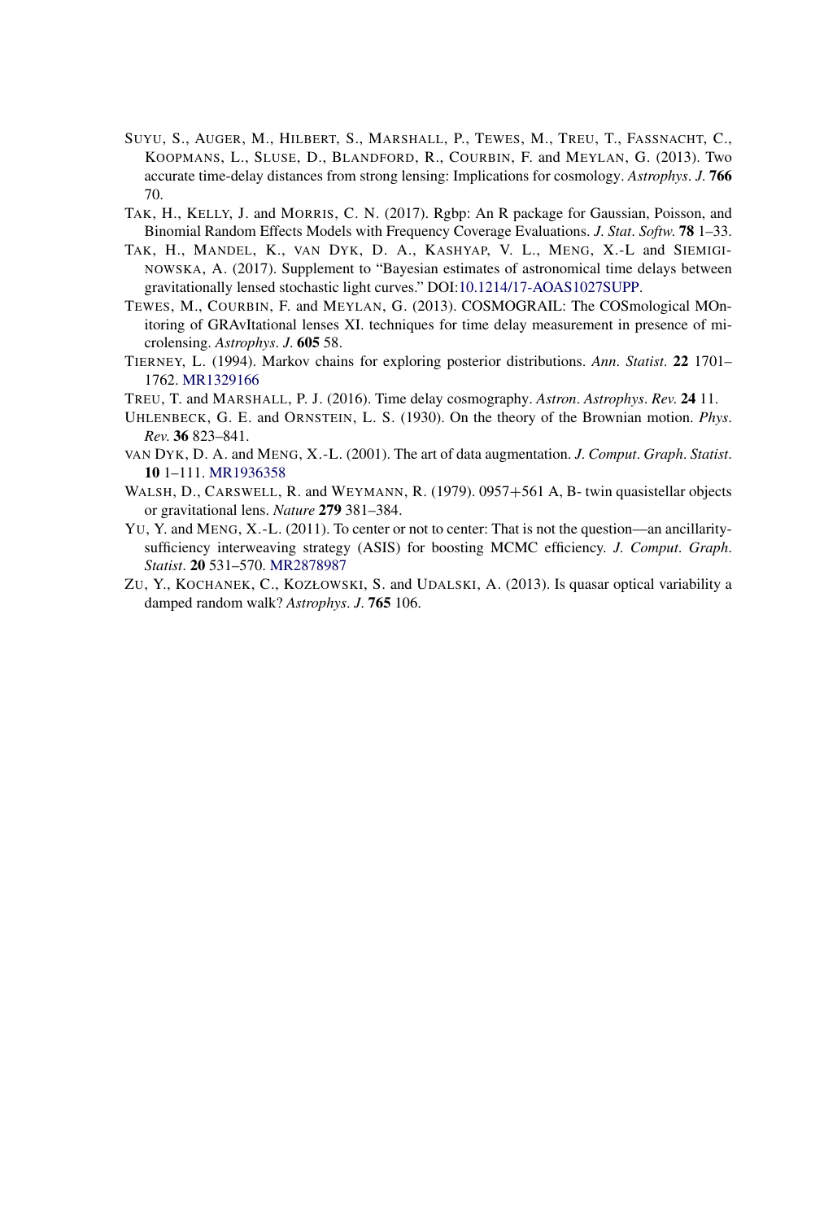SUYU, S., AUGER, M., HILBERT, S., MARSHALL, P., TEWES, M., TREU, T., FASSNACHT, C., KOOPMANS, L., SLUSE, D., BLANDFORD, R., COURBIN, F. and MEYLAN, G. (2013). Two accurate time-delay distances from strong lensing: Implications for cosmology. *Astrophys. J.* **766** 70.

TAK, H., KELLY, J. and MORRIS, C. N. (2017). Rgbp: An R package for Gaussian, Poisson, and Binomial Random Effects Models with Frequency Coverage Evaluations. *J. Stat. Softw.* **78** 1–33.

TAK, H., MANDEL, K., VAN DYK, D. A., KASHYAP, V. L., MENG, X.-L and SIEMIGINOWSKA, A. (2017). Supplement to "Bayesian estimates of astronomical time delays between gravitationally lensed stochastic light curves." DOI:10.1214/17-AOAS1027SUPP.

TEWES, M., COURBIN, F. and MEYLAN, G. (2013). COSMOGRAIL: The COSmological MOnitoring of GRAvItational lenses XI. techniques for time delay measurement in presence of microlensing. *Astrophys. J.* **605** 58.

TIERNEY, L. (1994). Markov chains for exploring posterior distributions. *Ann. Statist.* **22** 1701–1762. MR1329166

TREU, T. and MARSHALL, P. J. (2016). Time delay cosmography. *Astron. Astrophys. Rev.* **24** 11.

UHLENBECK, G. E. and ORNSTEIN, L. S. (1930). On the theory of the Brownian motion. *Phys. Rev.* **36** 823–841.

VAN DYK, D. A. and MENG, X.-L. (2001). The art of data augmentation. *J. Comput. Graph. Statist.* **10** 1–111. MR1936358

WALSH, D., CARSWELL, R. and WEYMANN, R. (1979). 0957+561 A, B- twin quasistellar objects or gravitational lens. *Nature* **279** 381–384.

YU, Y. and MENG, X.-L. (2011). To center or not to center: That is not the question—an ancillarity-sufficiency interweaving strategy (ASIS) for boosting MCMC efficiency. *J. Comput. Graph. Statist.* **20** 531–570. MR2878987

ZU, Y., KOCHANEK, C., KOZŁOWSKI, S. and UDALSKI, A. (2013). Is quasar optical variability a damped random walk? *Astrophys. J.* **765** 106.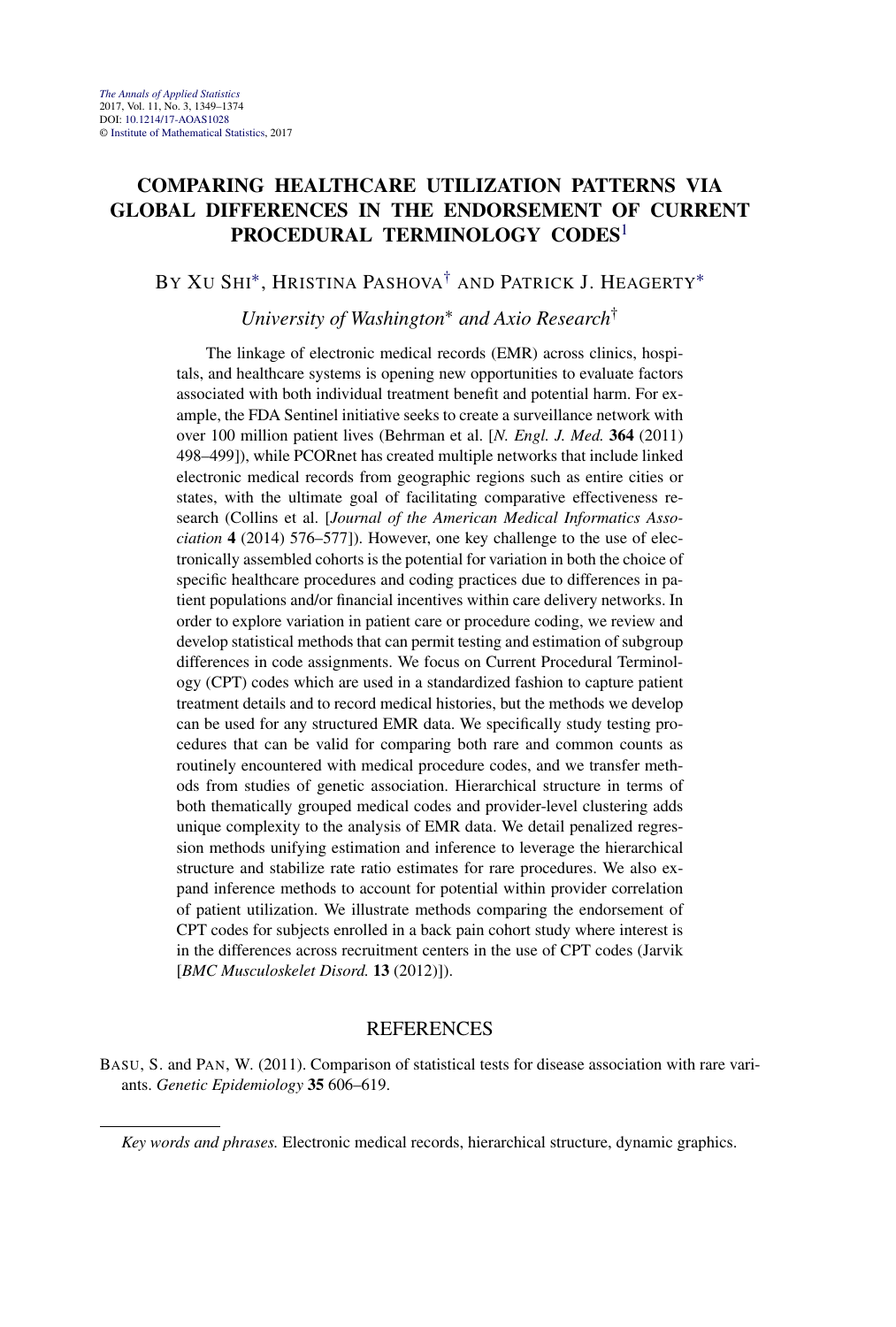# COMPARING HEALTHCARE UTILIZATION PATTERNS VIA GLOBAL DIFFERENCES IN THE ENDORSEMENT OF CURRENT PROCEDURAL TERMINOLOGY CODES[1]

BY XU SHI[*], HRISTINA PASHOVA[†] AND PATRICK J. HEAGERTY[*]

*University of Washington*[*] *and Axio Research*[†]

The linkage of electronic medical records (EMR) across clinics, hospitals, and healthcare systems is opening new opportunities to evaluate factors associated with both individual treatment benefit and potential harm. For example, the FDA Sentinel initiative seeks to create a surveillance network with over 100 million patient lives (Behrman et al. [*N. Engl. J. Med.* **364** (2011) 498–499]), while PCORnet has created multiple networks that include linked electronic medical records from geographic regions such as entire cities or states, with the ultimate goal of facilitating comparative effectiveness research (Collins et al. [*Journal of the American Medical Informatics Association* **4** (2014) 576–577]). However, one key challenge to the use of electronically assembled cohorts is the potential for variation in both the choice of specific healthcare procedures and coding practices due to differences in patient populations and/or financial incentives within care delivery networks. In order to explore variation in patient care or procedure coding, we review and develop statistical methods that can permit testing and estimation of subgroup differences in code assignments. We focus on Current Procedural Terminology (CPT) codes which are used in a standardized fashion to capture patient treatment details and to record medical histories, but the methods we develop can be used for any structured EMR data. We specifically study testing procedures that can be valid for comparing both rare and common counts as routinely encountered with medical procedure codes, and we transfer methods from studies of genetic association. Hierarchical structure in terms of both thematically grouped medical codes and provider-level clustering adds unique complexity to the analysis of EMR data. We detail penalized regression methods unifying estimation and inference to leverage the hierarchical structure and stabilize rate ratio estimates for rare procedures. We also expand inference methods to account for potential within provider correlation of patient utilization. We illustrate methods comparing the endorsement of CPT codes for subjects enrolled in a back pain cohort study where interest is in the differences across recruitment centers in the use of CPT codes (Jarvik [*BMC Musculoskelet Disord.* **13** (2012)]).

## REFERENCES

BASU, S. and PAN, W. (2011). Comparison of statistical tests for disease association with rare variants. *Genetic Epidemiology* **35** 606–619.

---

*Key words and phrases.* Electronic medical records, hierarchical structure, dynamic graphics.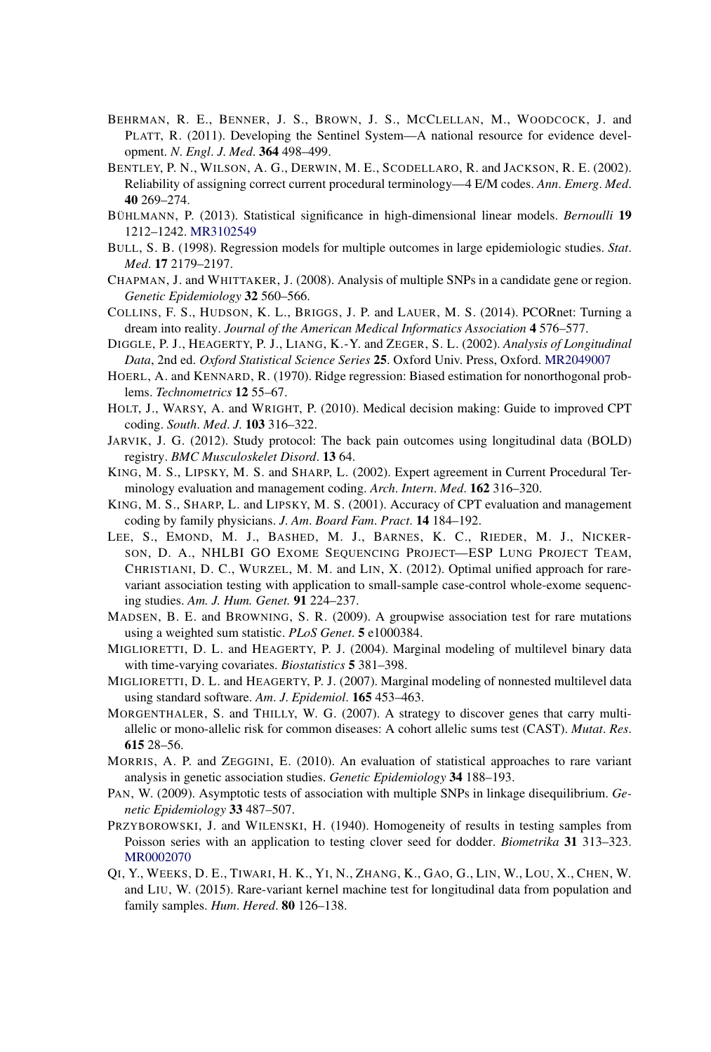BEHRMAN, R. E., BENNER, J. S., BROWN, J. S., MCCLELLAN, M., WOODCOCK, J. and PLATT, R. (2011). Developing the Sentinel System—A national resource for evidence development. *N. Engl. J. Med.* **364** 498–499.

BENTLEY, P. N., WILSON, A. G., DERWIN, M. E., SCODELLARO, R. and JACKSON, R. E. (2002). Reliability of assigning correct current procedural terminology—4 E/M codes. *Ann. Emerg. Med.* **40** 269–274.

BÜHLMANN, P. (2013). Statistical significance in high-dimensional linear models. *Bernoulli* **19** 1212–1242. MR3102549

BULL, S. B. (1998). Regression models for multiple outcomes in large epidemiologic studies. *Stat. Med.* **17** 2179–2197.

CHAPMAN, J. and WHITTAKER, J. (2008). Analysis of multiple SNPs in a candidate gene or region. *Genetic Epidemiology* **32** 560–566.

COLLINS, F. S., HUDSON, K. L., BRIGGS, J. P. and LAUER, M. S. (2014). PCORnet: Turning a dream into reality. *Journal of the American Medical Informatics Association* **4** 576–577.

DIGGLE, P. J., HEAGERTY, P. J., LIANG, K.-Y. and ZEGER, S. L. (2002). *Analysis of Longitudinal Data*, 2nd ed. *Oxford Statistical Science Series* **25**. Oxford Univ. Press, Oxford. MR2049007

HOERL, A. and KENNARD, R. (1970). Ridge regression: Biased estimation for nonorthogonal problems. *Technometrics* **12** 55–67.

HOLT, J., WARSY, A. and WRIGHT, P. (2010). Medical decision making: Guide to improved CPT coding. *South. Med. J.* **103** 316–322.

JARVIK, J. G. (2012). Study protocol: The back pain outcomes using longitudinal data (BOLD) registry. *BMC Musculoskelet Disord.* **13** 64.

KING, M. S., LIPSKY, M. S. and SHARP, L. (2002). Expert agreement in Current Procedural Terminology evaluation and management coding. *Arch. Intern. Med.* **162** 316–320.

KING, M. S., SHARP, L. and LIPSKY, M. S. (2001). Accuracy of CPT evaluation and management coding by family physicians. *J. Am. Board Fam. Pract.* **14** 184–192.

LEE, S., EMOND, M. J., BASHED, M. J., BARNES, K. C., RIEDER, M. J., NICKERSON, D. A., NHLBI GO EXOME SEQUENCING PROJECT—ESP LUNG PROJECT TEAM, CHRISTIANI, D. C., WURZEL, M. M. and LIN, X. (2012). Optimal unified approach for rare-variant association testing with application to small-sample case-control whole-exome sequencing studies. *Am. J. Hum. Genet.* **91** 224–237.

MADSEN, B. E. and BROWNING, S. R. (2009). A groupwise association test for rare mutations using a weighted sum statistic. *PLoS Genet.* **5** e1000384.

MIGLIORETTI, D. L. and HEAGERTY, P. J. (2004). Marginal modeling of multilevel binary data with time-varying covariates. *Biostatistics* **5** 381–398.

MIGLIORETTI, D. L. and HEAGERTY, P. J. (2007). Marginal modeling of nonnested multilevel data using standard software. *Am. J. Epidemiol.* **165** 453–463.

MORGENTHALER, S. and THILLY, W. G. (2007). A strategy to discover genes that carry multi-allelic or mono-allelic risk for common diseases: A cohort allelic sums test (CAST). *Mutat. Res.* **615** 28–56.

MORRIS, A. P. and ZEGGINI, E. (2010). An evaluation of statistical approaches to rare variant analysis in genetic association studies. *Genetic Epidemiology* **34** 188–193.

PAN, W. (2009). Asymptotic tests of association with multiple SNPs in linkage disequilibrium. *Genetic Epidemiology* **33** 487–507.

PRZYBOROWSKI, J. and WILENSKI, H. (1940). Homogeneity of results in testing samples from Poisson series with an application to testing clover seed for dodder. *Biometrika* **31** 313–323. MR0002070

QI, Y., WEEKS, D. E., TIWARI, H. K., YI, N., ZHANG, K., GAO, G., LIN, W., LOU, X., CHEN, W. and LIU, W. (2015). Rare-variant kernel machine test for longitudinal data from population and family samples. *Hum. Hered.* **80** 126–138.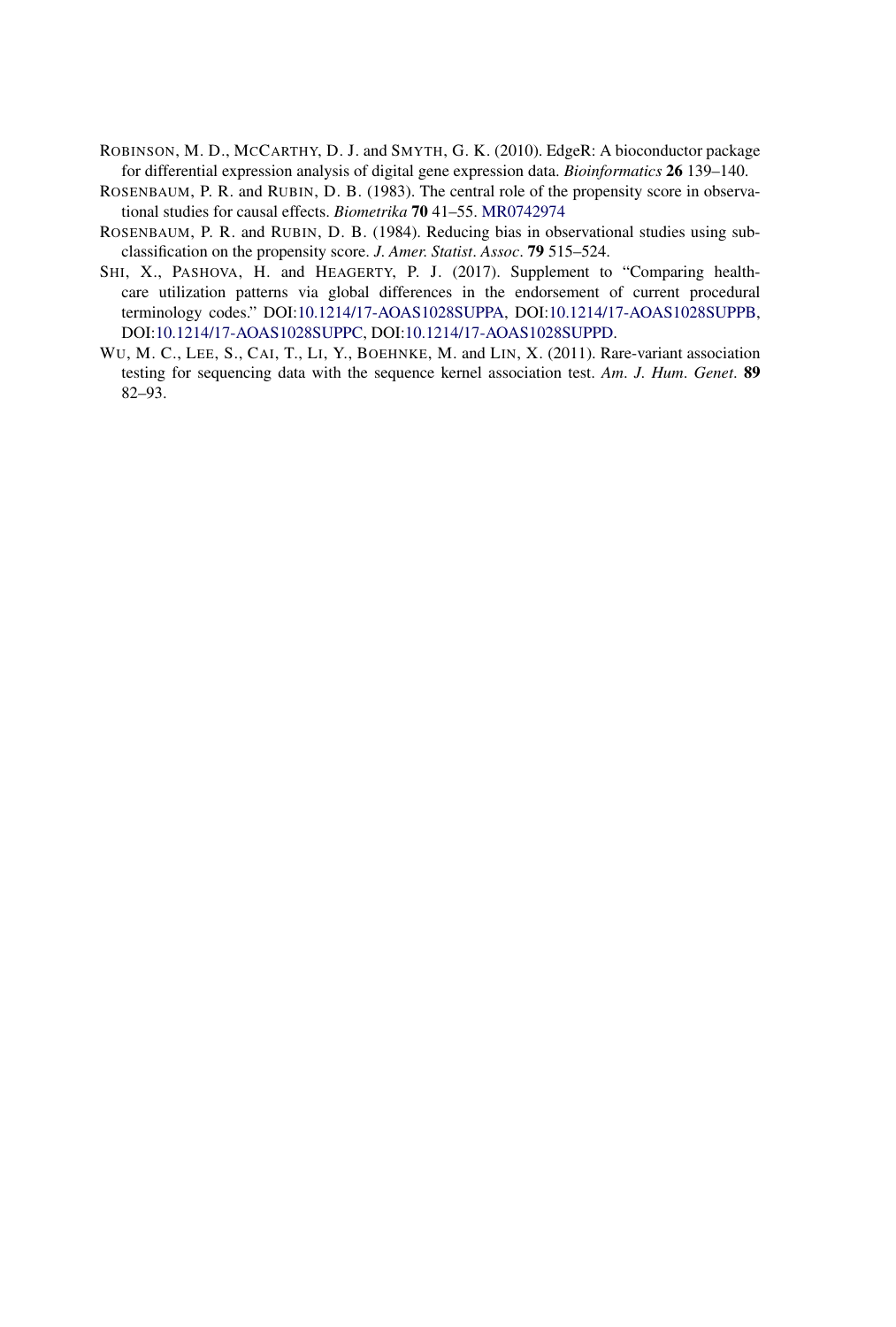ROBINSON, M. D., MCCARTHY, D. J. and SMYTH, G. K. (2010). EdgeR: A bioconductor package for differential expression analysis of digital gene expression data. *Bioinformatics* **26** 139–140.

ROSENBAUM, P. R. and RUBIN, D. B. (1983). The central role of the propensity score in observational studies for causal effects. *Biometrika* **70** 41–55. MR0742974

ROSENBAUM, P. R. and RUBIN, D. B. (1984). Reducing bias in observational studies using subclassification on the propensity score. *J. Amer. Statist. Assoc.* **79** 515–524.

SHI, X., PASHOVA, H. and HEAGERTY, P. J. (2017). Supplement to "Comparing healthcare utilization patterns via global differences in the endorsement of current procedural terminology codes." DOI:10.1214/17-AOAS1028SUPPA, DOI:10.1214/17-AOAS1028SUPPB, DOI:10.1214/17-AOAS1028SUPPC, DOI:10.1214/17-AOAS1028SUPPD.

WU, M. C., LEE, S., CAI, T., LI, Y., BOEHNKE, M. and LIN, X. (2011). Rare-variant association testing for sequencing data with the sequence kernel association test. *Am. J. Hum. Genet.* **89** 82–93.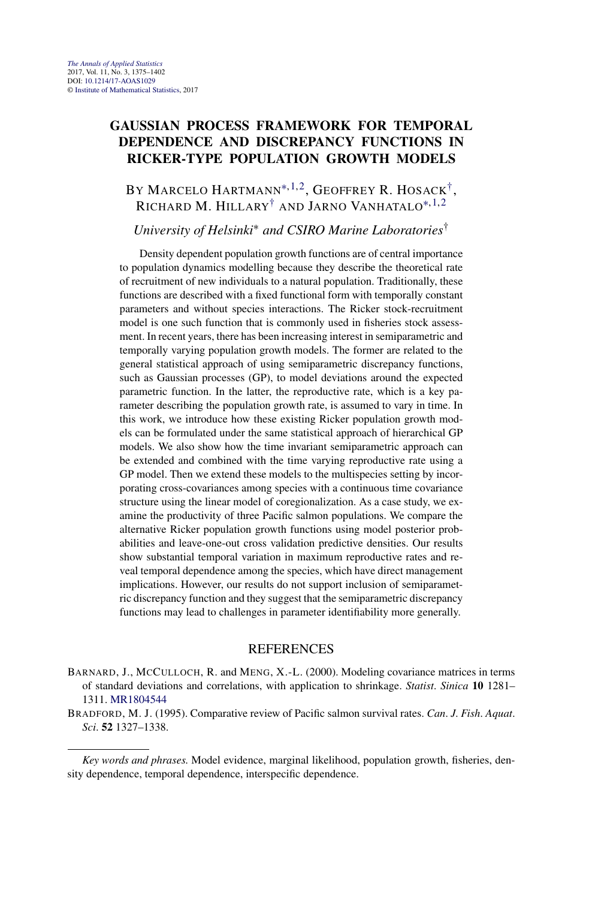# GAUSSIAN PROCESS FRAMEWORK FOR TEMPORAL DEPENDENCE AND DISCREPANCY FUNCTIONS IN RICKER-TYPE POPULATION GROWTH MODELS

BY MARCELO HARTMANN[*,1,2], GEOFFREY R. HOSACK[†], RICHARD M. HILLARY[†] AND JARNO VANHATALO[*,1,2]

*University of Helsinki*[*] *and CSIRO Marine Laboratories*[†]

Density dependent population growth functions are of central importance to population dynamics modelling because they describe the theoretical rate of recruitment of new individuals to a natural population. Traditionally, these functions are described with a fixed functional form with temporally constant parameters and without species interactions. The Ricker stock-recruitment model is one such function that is commonly used in fisheries stock assessment. In recent years, there has been increasing interest in semiparametric and temporally varying population growth models. The former are related to the general statistical approach of using semiparametric discrepancy functions, such as Gaussian processes (GP), to model deviations around the expected parametric function. In the latter, the reproductive rate, which is a key parameter describing the population growth rate, is assumed to vary in time. In this work, we introduce how these existing Ricker population growth models can be formulated under the same statistical approach of hierarchical GP models. We also show how the time invariant semiparametric approach can be extended and combined with the time varying reproductive rate using a GP model. Then we extend these models to the multispecies setting by incorporating cross-covariances among species with a continuous time covariance structure using the linear model of coregionalization. As a case study, we examine the productivity of three Pacific salmon populations. We compare the alternative Ricker population growth functions using model posterior probabilities and leave-one-out cross validation predictive densities. Our results show substantial temporal variation in maximum reproductive rates and reveal temporal dependence among the species, which have direct management implications. However, our results do not support inclusion of semiparametric discrepancy function and they suggest that the semiparametric discrepancy functions may lead to challenges in parameter identifiability more generally.

## REFERENCES

BARNARD, J., MCCULLOCH, R. and MENG, X.-L. (2000). Modeling covariance matrices in terms of standard deviations and correlations, with application to shrinkage. *Statist. Sinica* **10** 1281–1311. MR1804544

BRADFORD, M. J. (1995). Comparative review of Pacific salmon survival rates. *Can. J. Fish. Aquat. Sci.* **52** 1327–1338.

*Key words and phrases.* Model evidence, marginal likelihood, population growth, fisheries, density dependence, temporal dependence, interspecific dependence.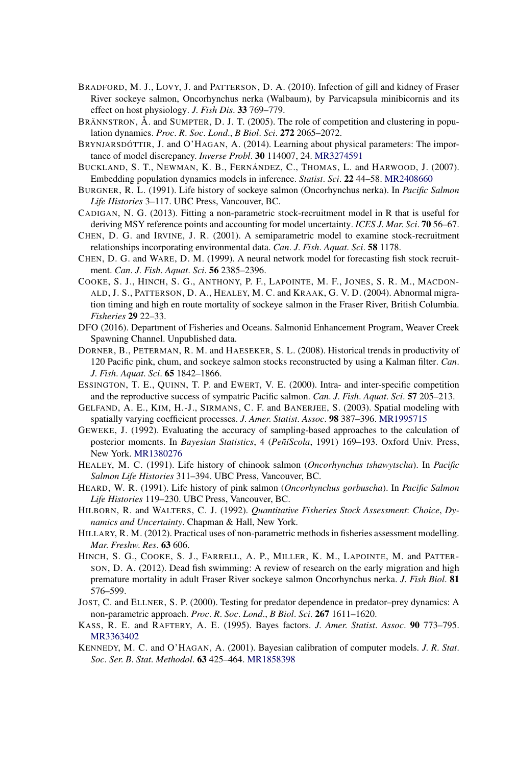BRADFORD, M. J., LOVY, J. and PATTERSON, D. A. (2010). Infection of gill and kidney of Fraser River sockeye salmon, Oncorhynchus nerka (Walbaum), by Parvicapsula minibicornis and its effect on host physiology. *J. Fish Dis*. **33** 769–779.

BRÄNNSTRON, Å. and SUMPTER, D. J. T. (2005). The role of competition and clustering in population dynamics. *Proc. R. Soc. Lond., B Biol. Sci*. **272** 2065–2072.

BRYNJARSDÓTTIR, J. and O'HAGAN, A. (2014). Learning about physical parameters: The importance of model discrepancy. *Inverse Probl*. **30** 114007, 24. MR3274591

BUCKLAND, S. T., NEWMAN, K. B., FERNÁNDEZ, C., THOMAS, L. and HARWOOD, J. (2007). Embedding population dynamics models in inference. *Statist. Sci*. **22** 44–58. MR2408660

BURGNER, R. L. (1991). Life history of sockeye salmon (Oncorhynchus nerka). In *Pacific Salmon Life Histories* 3–117. UBC Press, Vancouver, BC.

CADIGAN, N. G. (2013). Fitting a non-parametric stock-recruitment model in R that is useful for deriving MSY reference points and accounting for model uncertainty. *ICES J. Mar. Sci*. **70** 56–67.

CHEN, D. G. and IRVINE, J. R. (2001). A semiparametric model to examine stock-recruitment relationships incorporating environmental data. *Can. J. Fish. Aquat. Sci*. **58** 1178.

CHEN, D. G. and WARE, D. M. (1999). A neural network model for forecasting fish stock recruitment. *Can. J. Fish. Aquat. Sci*. **56** 2385–2396.

COOKE, S. J., HINCH, S. G., ANTHONY, P. F., LAPOINTE, M. F., JONES, S. R. M., MACDONALD, J. S., PATTERSON, D. A., HEALEY, M. C. and KRAAK, G. V. D. (2004). Abnormal migration timing and high en route mortality of sockeye salmon in the Fraser River, British Columbia. *Fisheries* **29** 22–33.

DFO (2016). Department of Fisheries and Oceans. Salmonid Enhancement Program, Weaver Creek Spawning Channel. Unpublished data.

DORNER, B., PETERMAN, R. M. and HAESEKER, S. L. (2008). Historical trends in productivity of 120 Pacific pink, chum, and sockeye salmon stocks reconstructed by using a Kalman filter. *Can. J. Fish. Aquat. Sci*. **65** 1842–1866.

ESSINGTON, T. E., QUINN, T. P. and EWERT, V. E. (2000). Intra- and inter-specific competition and the reproductive success of sympatric Pacific salmon. *Can. J. Fish. Aquat. Sci*. **57** 205–213.

GELFAND, A. E., KIM, H.-J., SIRMANS, C. F. and BANERJEE, S. (2003). Spatial modeling with spatially varying coefficient processes. *J. Amer. Statist. Assoc*. **98** 387–396. MR1995715

GEWEKE, J. (1992). Evaluating the accuracy of sampling-based approaches to the calculation of posterior moments. In *Bayesian Statistics*, 4 (*PeñíScola*, 1991) 169–193. Oxford Univ. Press, New York. MR1380276

HEALEY, M. C. (1991). Life history of chinook salmon (*Oncorhynchus tshawytscha*). In *Pacific Salmon Life Histories* 311–394. UBC Press, Vancouver, BC.

HEARD, W. R. (1991). Life history of pink salmon (*Oncorhynchus gorbuscha*). In *Pacific Salmon Life Histories* 119–230. UBC Press, Vancouver, BC.

HILBORN, R. and WALTERS, C. J. (1992). *Quantitative Fisheries Stock Assessment*: *Choice*, *Dynamics and Uncertainty*. Chapman & Hall, New York.

HILLARY, R. M. (2012). Practical uses of non-parametric methods in fisheries assessment modelling. *Mar. Freshw. Res*. **63** 606.

HINCH, S. G., COOKE, S. J., FARRELL, A. P., MILLER, K. M., LAPOINTE, M. and PATTERSON, D. A. (2012). Dead fish swimming: A review of research on the early migration and high premature mortality in adult Fraser River sockeye salmon Oncorhynchus nerka. *J. Fish Biol*. **81** 576–599.

JOST, C. and ELLNER, S. P. (2000). Testing for predator dependence in predator–prey dynamics: A non-parametric approach. *Proc. R. Soc. Lond., B Biol. Sci*. **267** 1611–1620.

KASS, R. E. and RAFTERY, A. E. (1995). Bayes factors. *J. Amer. Statist. Assoc*. **90** 773–795. MR3363402

KENNEDY, M. C. and O'HAGAN, A. (2001). Bayesian calibration of computer models. *J. R. Stat. Soc. Ser. B. Stat. Methodol*. **63** 425–464. MR1858398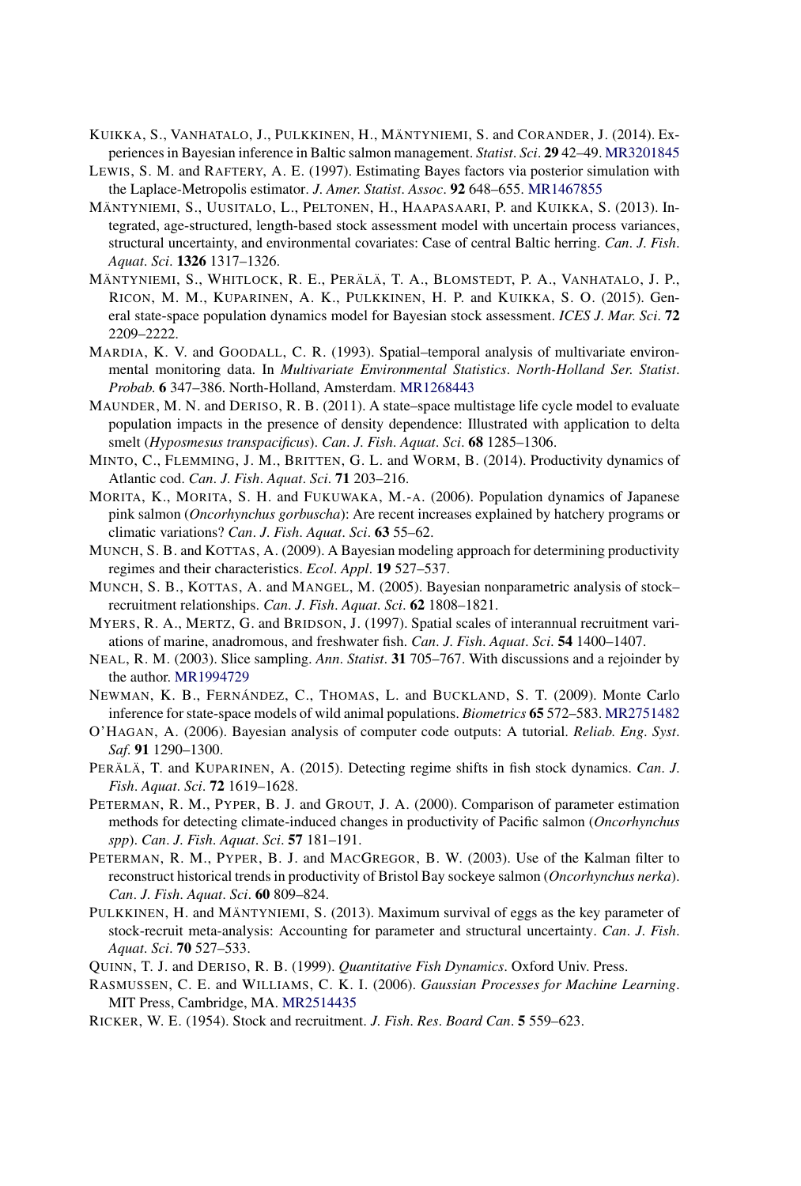KUIKKA, S., VANHATALO, J., PULKKINEN, H., MÄNTYNIEMI, S. and CORANDER, J. (2014). Experiences in Bayesian inference in Baltic salmon management. *Statist. Sci.* **29** 42–49. MR3201845

LEWIS, S. M. and RAFTERY, A. E. (1997). Estimating Bayes factors via posterior simulation with the Laplace-Metropolis estimator. *J. Amer. Statist. Assoc.* **92** 648–655. MR1467855

MÄNTYNIEMI, S., UUSITALO, L., PELTONEN, H., HAAPASAARI, P. and KUIKKA, S. (2013). Integrated, age-structured, length-based stock assessment model with uncertain process variances, structural uncertainty, and environmental covariates: Case of central Baltic herring. *Can. J. Fish. Aquat. Sci.* **1326** 1317–1326.

MÄNTYNIEMI, S., WHITLOCK, R. E., PERÄLÄ, T. A., BLOMSTEDT, P. A., VANHATALO, J. P., RICON, M. M., KUPARINEN, A. K., PULKKINEN, H. P. and KUIKKA, S. O. (2015). General state-space population dynamics model for Bayesian stock assessment. *ICES J. Mar. Sci.* **72** 2209–2222.

MARDIA, K. V. and GOODALL, C. R. (1993). Spatial–temporal analysis of multivariate environmental monitoring data. In *Multivariate Environmental Statistics*. *North-Holland Ser. Statist. Probab.* **6** 347–386. North-Holland, Amsterdam. MR1268443

MAUNDER, M. N. and DERISO, R. B. (2011). A state–space multistage life cycle model to evaluate population impacts in the presence of density dependence: Illustrated with application to delta smelt (*Hyposmesus transpacificus*). *Can. J. Fish. Aquat. Sci.* **68** 1285–1306.

MINTO, C., FLEMMING, J. M., BRITTEN, G. L. and WORM, B. (2014). Productivity dynamics of Atlantic cod. *Can. J. Fish. Aquat. Sci.* **71** 203–216.

MORITA, K., MORITA, S. H. and FUKUWAKA, M.-A. (2006). Population dynamics of Japanese pink salmon (*Oncorhynchus gorbuscha*): Are recent increases explained by hatchery programs or climatic variations? *Can. J. Fish. Aquat. Sci.* **63** 55–62.

MUNCH, S. B. and KOTTAS, A. (2009). A Bayesian modeling approach for determining productivity regimes and their characteristics. *Ecol. Appl.* **19** 527–537.

MUNCH, S. B., KOTTAS, A. and MANGEL, M. (2005). Bayesian nonparametric analysis of stock–recruitment relationships. *Can. J. Fish. Aquat. Sci.* **62** 1808–1821.

MYERS, R. A., MERTZ, G. and BRIDSON, J. (1997). Spatial scales of interannual recruitment variations of marine, anadromous, and freshwater fish. *Can. J. Fish. Aquat. Sci.* **54** 1400–1407.

NEAL, R. M. (2003). Slice sampling. *Ann. Statist.* **31** 705–767. With discussions and a rejoinder by the author. MR1994729

NEWMAN, K. B., FERNÁNDEZ, C., THOMAS, L. and BUCKLAND, S. T. (2009). Monte Carlo inference for state-space models of wild animal populations. *Biometrics* **65** 572–583. MR2751482

O'HAGAN, A. (2006). Bayesian analysis of computer code outputs: A tutorial. *Reliab. Eng. Syst. Saf.* **91** 1290–1300.

PERÄLÄ, T. and KUPARINEN, A. (2015). Detecting regime shifts in fish stock dynamics. *Can. J. Fish. Aquat. Sci.* **72** 1619–1628.

PETERMAN, R. M., PYPER, B. J. and GROUT, J. A. (2000). Comparison of parameter estimation methods for detecting climate-induced changes in productivity of Pacific salmon (*Oncorhynchus spp*). *Can. J. Fish. Aquat. Sci.* **57** 181–191.

PETERMAN, R. M., PYPER, B. J. and MACGREGOR, B. W. (2003). Use of the Kalman filter to reconstruct historical trends in productivity of Bristol Bay sockeye salmon (*Oncorhynchus nerka*). *Can. J. Fish. Aquat. Sci.* **60** 809–824.

PULKKINEN, H. and MÄNTYNIEMI, S. (2013). Maximum survival of eggs as the key parameter of stock-recruit meta-analysis: Accounting for parameter and structural uncertainty. *Can. J. Fish. Aquat. Sci.* **70** 527–533.

QUINN, T. J. and DERISO, R. B. (1999). *Quantitative Fish Dynamics*. Oxford Univ. Press.

RASMUSSEN, C. E. and WILLIAMS, C. K. I. (2006). *Gaussian Processes for Machine Learning*. MIT Press, Cambridge, MA. MR2514435

RICKER, W. E. (1954). Stock and recruitment. *J. Fish. Res. Board Can.* **5** 559–623.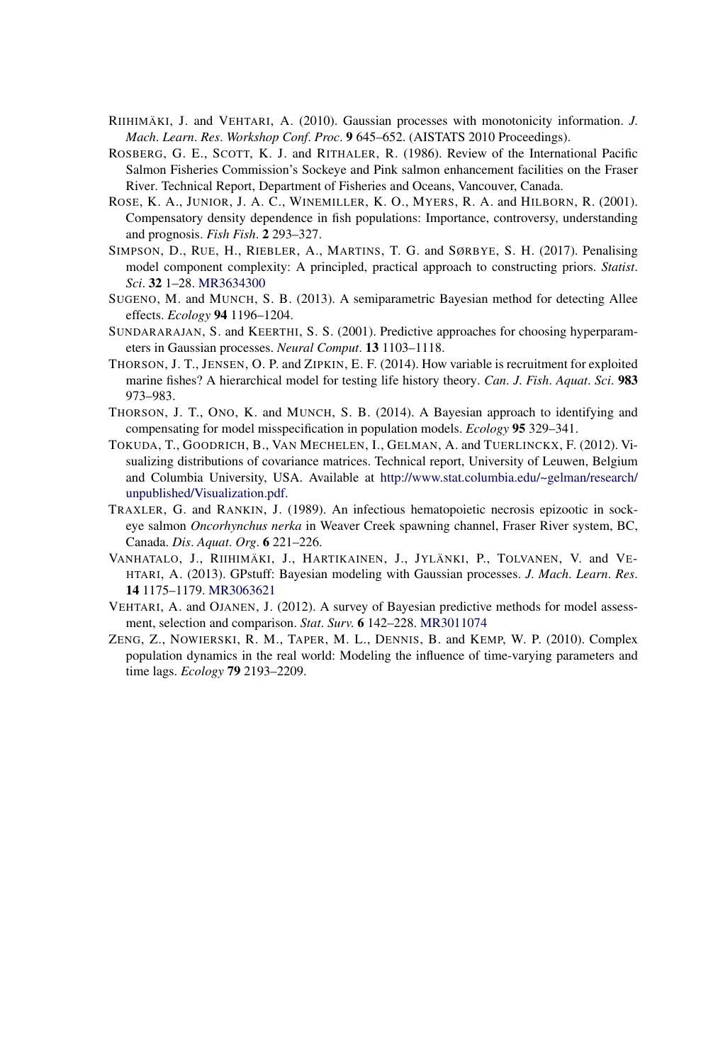RIIHIMÄKI, J. and VEHTARI, A. (2010). Gaussian processes with monotonicity information. *J. Mach. Learn. Res. Workshop Conf. Proc.* **9** 645–652. (AISTATS 2010 Proceedings).

ROSBERG, G. E., SCOTT, K. J. and RITHALER, R. (1986). Review of the International Pacific Salmon Fisheries Commission's Sockeye and Pink salmon enhancement facilities on the Fraser River. Technical Report, Department of Fisheries and Oceans, Vancouver, Canada.

ROSE, K. A., JUNIOR, J. A. C., WINEMILLER, K. O., MYERS, R. A. and HILBORN, R. (2001). Compensatory density dependence in fish populations: Importance, controversy, understanding and prognosis. *Fish Fish.* **2** 293–327.

SIMPSON, D., RUE, H., RIEBLER, A., MARTINS, T. G. and SØRBYE, S. H. (2017). Penalising model component complexity: A principled, practical approach to constructing priors. *Statist. Sci.* **32** 1–28. MR3634300

SUGENO, M. and MUNCH, S. B. (2013). A semiparametric Bayesian method for detecting Allee effects. *Ecology* **94** 1196–1204.

SUNDARARAJAN, S. and KEERTHI, S. S. (2001). Predictive approaches for choosing hyperparameters in Gaussian processes. *Neural Comput.* **13** 1103–1118.

THORSON, J. T., JENSEN, O. P. and ZIPKIN, E. F. (2014). How variable is recruitment for exploited marine fishes? A hierarchical model for testing life history theory. *Can. J. Fish. Aquat. Sci.* **983** 973–983.

THORSON, J. T., ONO, K. and MUNCH, S. B. (2014). A Bayesian approach to identifying and compensating for model misspecification in population models. *Ecology* **95** 329–341.

TOKUDA, T., GOODRICH, B., VAN MECHELEN, I., GELMAN, A. and TUERLINCKX, F. (2012). Visualizing distributions of covariance matrices. Technical report, University of Leuwen, Belgium and Columbia University, USA. Available at http://www.stat.columbia.edu/~gelman/research/unpublished/Visualization.pdf.

TRAXLER, G. and RANKIN, J. (1989). An infectious hematopoietic necrosis epizootic in sockeye salmon *Oncorhynchus nerka* in Weaver Creek spawning channel, Fraser River system, BC, Canada. *Dis. Aquat. Org.* **6** 221–226.

VANHATALO, J., RIIHIMÄKI, J., HARTIKAINEN, J., JYLÄNKI, P., TOLVANEN, V. and VEHTARI, A. (2013). GPstuff: Bayesian modeling with Gaussian processes. *J. Mach. Learn. Res.* **14** 1175–1179. MR3063621

VEHTARI, A. and OJANEN, J. (2012). A survey of Bayesian predictive methods for model assessment, selection and comparison. *Stat. Surv.* **6** 142–228. MR3011074

ZENG, Z., NOWIERSKI, R. M., TAPER, M. L., DENNIS, B. and KEMP, W. P. (2010). Complex population dynamics in the real world: Modeling the influence of time-varying parameters and time lags. *Ecology* **79** 2193–2209.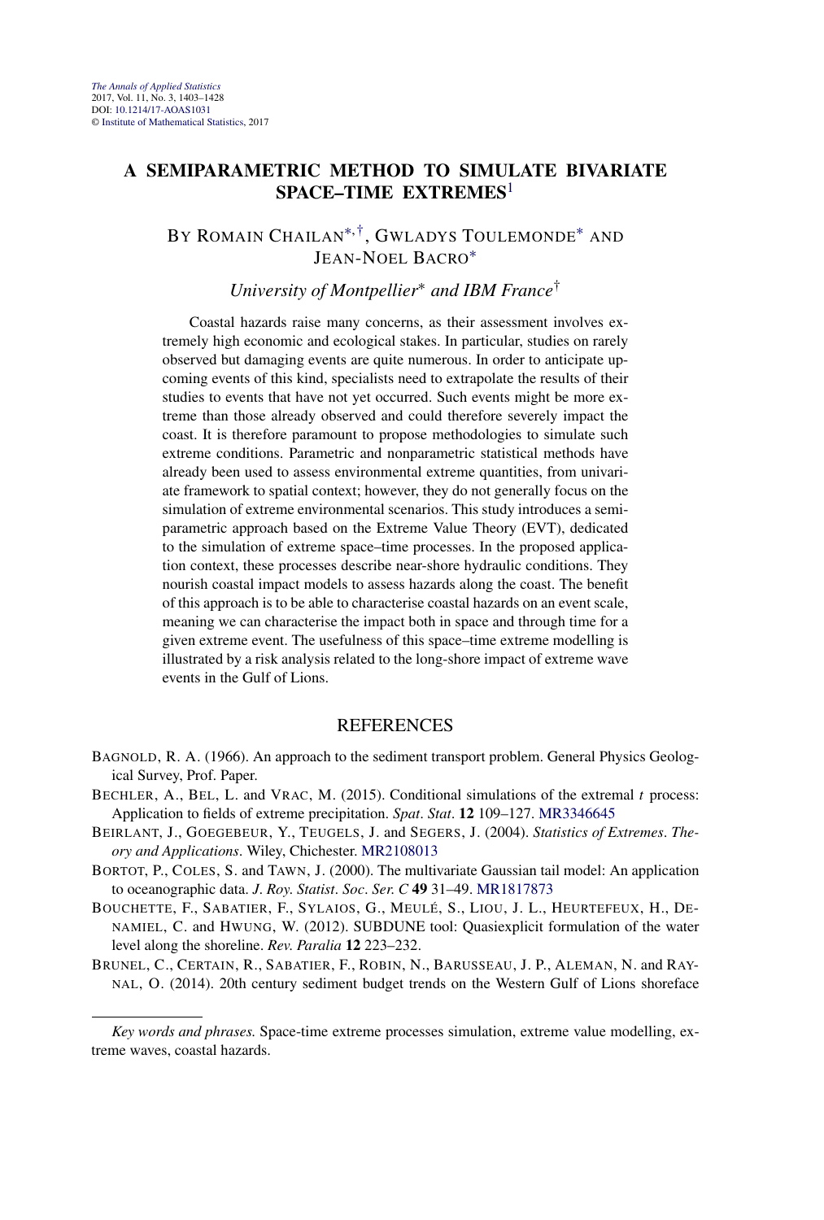*The Annals of Applied Statistics*
2017, Vol. 11, No. 3, 1403–1428
DOI: 10.1214/17-AOAS1031
© Institute of Mathematical Statistics, 2017

# A SEMIPARAMETRIC METHOD TO SIMULATE BIVARIATE SPACE–TIME EXTREMES[1]

BY ROMAIN CHAILAN[*,†], GWLADYS TOULEMONDE[*] AND JEAN-NOEL BACRO[*]

*University of Montpellier[*] and IBM France[†]*

Coastal hazards raise many concerns, as their assessment involves extremely high economic and ecological stakes. In particular, studies on rarely observed but damaging events are quite numerous. In order to anticipate upcoming events of this kind, specialists need to extrapolate the results of their studies to events that have not yet occurred. Such events might be more extreme than those already observed and could therefore severely impact the coast. It is therefore paramount to propose methodologies to simulate such extreme conditions. Parametric and nonparametric statistical methods have already been used to assess environmental extreme quantities, from univariate framework to spatial context; however, they do not generally focus on the simulation of extreme environmental scenarios. This study introduces a semiparametric approach based on the Extreme Value Theory (EVT), dedicated to the simulation of extreme space–time processes. In the proposed application context, these processes describe near-shore hydraulic conditions. They nourish coastal impact models to assess hazards along the coast. The benefit of this approach is to be able to characterise coastal hazards on an event scale, meaning we can characterise the impact both in space and through time for a given extreme event. The usefulness of this space–time extreme modelling is illustrated by a risk analysis related to the long-shore impact of extreme wave events in the Gulf of Lions.

## REFERENCES

BAGNOLD, R. A. (1966). An approach to the sediment transport problem. General Physics Geological Survey, Prof. Paper.

BECHLER, A., BEL, L. and VRAC, M. (2015). Conditional simulations of the extremal *t* process: Application to fields of extreme precipitation. *Spat. Stat.* **12** 109–127. MR3346645

BEIRLANT, J., GOEGEBEUR, Y., TEUGELS, J. and SEGERS, J. (2004). *Statistics of Extremes. Theory and Applications*. Wiley, Chichester. MR2108013

BORTOT, P., COLES, S. and TAWN, J. (2000). The multivariate Gaussian tail model: An application to oceanographic data. *J. Roy. Statist. Soc. Ser. C* **49** 31–49. MR1817873

BOUCHETTE, F., SABATIER, F., SYLAIOS, G., MEULÉ, S., LIOU, J. L., HEURTEFEUX, H., DENAMIEL, C. and HWUNG, W. (2012). SUBDUNE tool: Quasiexplicit formulation of the water level along the shoreline. *Rev. Paralia* **12** 223–232.

BRUNEL, C., CERTAIN, R., SABATIER, F., ROBIN, N., BARUSSEAU, J. P., ALEMAN, N. and RAYNAL, O. (2014). 20th century sediment budget trends on the Western Gulf of Lions shoreface

---

*Key words and phrases.* Space-time extreme processes simulation, extreme value modelling, extreme waves, coastal hazards.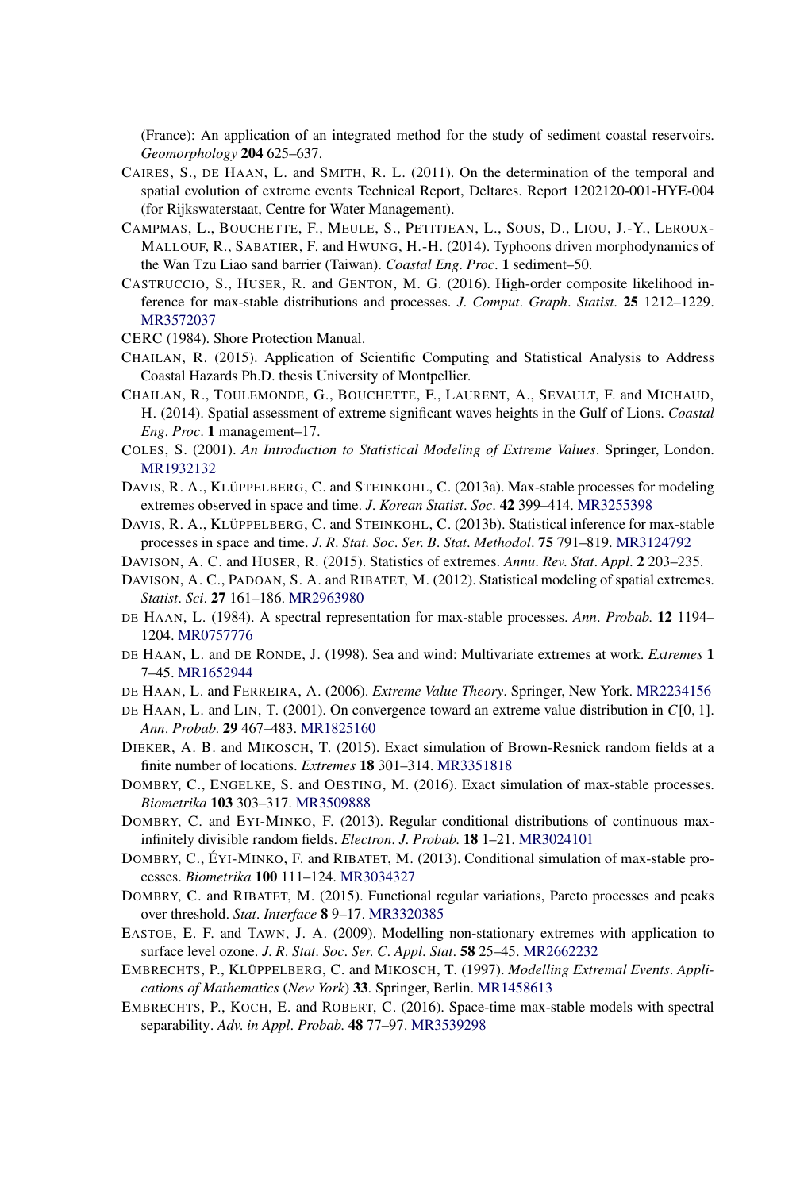(France): An application of an integrated method for the study of sediment coastal reservoirs. *Geomorphology* **204** 625–637.

CAIRES, S., DE HAAN, L. and SMITH, R. L. (2011). On the determination of the temporal and spatial evolution of extreme events Technical Report, Deltares. Report 1202120-001-HYE-004 (for Rijkswaterstaat, Centre for Water Management).

CAMPMAS, L., BOUCHETTE, F., MEULE, S., PETITJEAN, L., SOUS, D., LIOU, J.-Y., LEROUX-MALLOUF, R., SABATIER, F. and HWUNG, H.-H. (2014). Typhoons driven morphodynamics of the Wan Tzu Liao sand barrier (Taiwan). *Coastal Eng. Proc.* **1** sediment–50.

CASTRUCCIO, S., HUSER, R. and GENTON, M. G. (2016). High-order composite likelihood inference for max-stable distributions and processes. *J. Comput. Graph. Statist.* **25** 1212–1229. MR3572037

CERC (1984). Shore Protection Manual.

CHAILAN, R. (2015). Application of Scientific Computing and Statistical Analysis to Address Coastal Hazards Ph.D. thesis University of Montpellier.

CHAILAN, R., TOULEMONDE, G., BOUCHETTE, F., LAURENT, A., SEVAULT, F. and MICHAUD, H. (2014). Spatial assessment of extreme significant waves heights in the Gulf of Lions. *Coastal Eng. Proc.* **1** management–17.

COLES, S. (2001). *An Introduction to Statistical Modeling of Extreme Values*. Springer, London. MR1932132

DAVIS, R. A., KLÜPPELBERG, C. and STEINKOHL, C. (2013a). Max-stable processes for modeling extremes observed in space and time. *J. Korean Statist. Soc.* **42** 399–414. MR3255398

DAVIS, R. A., KLÜPPELBERG, C. and STEINKOHL, C. (2013b). Statistical inference for max-stable processes in space and time. *J. R. Stat. Soc. Ser. B. Stat. Methodol.* **75** 791–819. MR3124792

DAVISON, A. C. and HUSER, R. (2015). Statistics of extremes. *Annu. Rev. Stat. Appl.* **2** 203–235.

DAVISON, A. C., PADOAN, S. A. and RIBATET, M. (2012). Statistical modeling of spatial extremes. *Statist. Sci.* **27** 161–186. MR2963980

DE HAAN, L. (1984). A spectral representation for max-stable processes. *Ann. Probab.* **12** 1194–1204. MR0757776

DE HAAN, L. and DE RONDE, J. (1998). Sea and wind: Multivariate extremes at work. *Extremes* **1** 7–45. MR1652944

DE HAAN, L. and FERREIRA, A. (2006). *Extreme Value Theory*. Springer, New York. MR2234156

DE HAAN, L. and LIN, T. (2001). On convergence toward an extreme value distribution in $C[0, 1]$. *Ann. Probab.* **29** 467–483. MR1825160

DIEKER, A. B. and MIKOSCH, T. (2015). Exact simulation of Brown-Resnick random fields at a finite number of locations. *Extremes* **18** 301–314. MR3351818

DOMBRY, C., ENGELKE, S. and OESTING, M. (2016). Exact simulation of max-stable processes. *Biometrika* **103** 303–317. MR3509888

DOMBRY, C. and EYI-MINKO, F. (2013). Regular conditional distributions of continuous max-infinitely divisible random fields. *Electron. J. Probab.* **18** 1–21. MR3024101

DOMBRY, C., ÉYI-MINKO, F. and RIBATET, M. (2013). Conditional simulation of max-stable processes. *Biometrika* **100** 111–124. MR3034327

DOMBRY, C. and RIBATET, M. (2015). Functional regular variations, Pareto processes and peaks over threshold. *Stat. Interface* **8** 9–17. MR3320385

EASTOE, E. F. and TAWN, J. A. (2009). Modelling non-stationary extremes with application to surface level ozone. *J. R. Stat. Soc. Ser. C. Appl. Stat.* **58** 25–45. MR2662232

EMBRECHTS, P., KLÜPPELBERG, C. and MIKOSCH, T. (1997). *Modelling Extremal Events. Applications of Mathematics (New York)* **33**. Springer, Berlin. MR1458613

EMBRECHTS, P., KOCH, E. and ROBERT, C. (2016). Space-time max-stable models with spectral separability. *Adv. in Appl. Probab.* **48** 77–97. MR3539298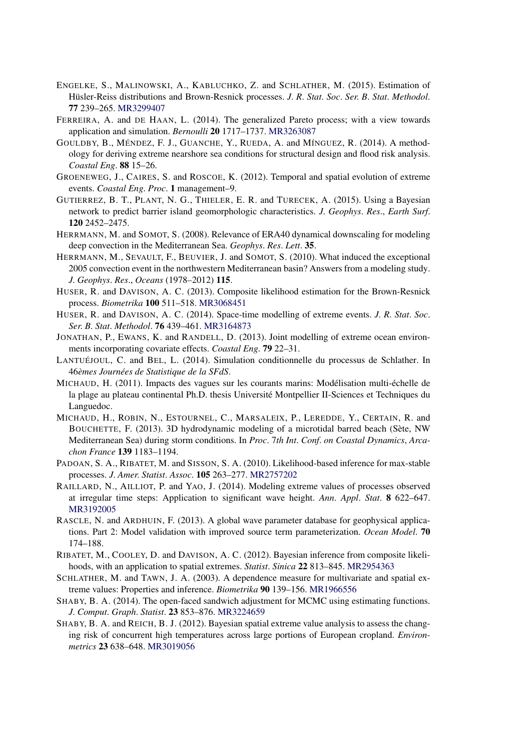ENGELKE, S., MALINOWSKI, A., KABLUCHKO, Z. and SCHLATHER, M. (2015). Estimation of Hüsler-Reiss distributions and Brown-Resnick processes. *J. R. Stat. Soc. Ser. B. Stat. Methodol.* **77** 239–265. MR3299407

FERREIRA, A. and DE HAAN, L. (2014). The generalized Pareto process; with a view towards application and simulation. *Bernoulli* **20** 1717–1737. MR3263087

GOULDBY, B., MÉNDEZ, F. J., GUANCHE, Y., RUEDA, A. and MÍNGUEZ, R. (2014). A methodology for deriving extreme nearshore sea conditions for structural design and flood risk analysis. *Coastal Eng.* **88** 15–26.

GROENEWEG, J., CAIRES, S. and ROSCOE, K. (2012). Temporal and spatial evolution of extreme events. *Coastal Eng. Proc.* **1** management–9.

GUTIERREZ, B. T., PLANT, N. G., THIELER, E. R. and TURECEK, A. (2015). Using a Bayesian network to predict barrier island geomorphologic characteristics. *J. Geophys. Res., Earth Surf.* **120** 2452–2475.

HERRMANN, M. and SOMOT, S. (2008). Relevance of ERA40 dynamical downscaling for modeling deep convection in the Mediterranean Sea. *Geophys. Res. Lett.* **35**.

HERRMANN, M., SEVAULT, F., BEUVIER, J. and SOMOT, S. (2010). What induced the exceptional 2005 convection event in the northwestern Mediterranean basin? Answers from a modeling study. *J. Geophys. Res., Oceans* (1978–2012) **115**.

HUSER, R. and DAVISON, A. C. (2013). Composite likelihood estimation for the Brown-Resnick process. *Biometrika* **100** 511–518. MR3068451

HUSER, R. and DAVISON, A. C. (2014). Space-time modelling of extreme events. *J. R. Stat. Soc. Ser. B. Stat. Methodol.* **76** 439–461. MR3164873

JONATHAN, P., EWANS, K. and RANDELL, D. (2013). Joint modelling of extreme ocean environments incorporating covariate effects. *Coastal Eng.* **79** 22–31.

LANTUÉJOUL, C. and BEL, L. (2014). Simulation conditionnelle du processus de Schlather. In *46èmes Journées de Statistique de la SFdS*.

MICHAUD, H. (2011). Impacts des vagues sur les courants marins: Modélisation multi-échelle de la plage au plateau continental Ph.D. thesis Université Montpellier II-Sciences et Techniques du Languedoc.

MICHAUD, H., ROBIN, N., ESTOURNEL, C., MARSALEIX, P., LEREDDE, Y., CERTAIN, R. and BOUCHETTE, F. (2013). 3D hydrodynamic modeling of a microtidal barred beach (Sète, NW Mediterranean Sea) during storm conditions. In *Proc. 7th Int. Conf. on Coastal Dynamics, Arcachon France* **139** 1183–1194.

PADOAN, S. A., RIBATET, M. and SISSON, S. A. (2010). Likelihood-based inference for max-stable processes. *J. Amer. Statist. Assoc.* **105** 263–277. MR2757202

RAILLARD, N., AILLIOT, P. and YAO, J. (2014). Modeling extreme values of processes observed at irregular time steps: Application to significant wave height. *Ann. Appl. Stat.* **8** 622–647. MR3192005

RASCLE, N. and ARDHUIN, F. (2013). A global wave parameter database for geophysical applications. Part 2: Model validation with improved source term parameterization. *Ocean Model.* **70** 174–188.

RIBATET, M., COOLEY, D. and DAVISON, A. C. (2012). Bayesian inference from composite likelihoods, with an application to spatial extremes. *Statist. Sinica* **22** 813–845. MR2954363

SCHLATHER, M. and TAWN, J. A. (2003). A dependence measure for multivariate and spatial extreme values: Properties and inference. *Biometrika* **90** 139–156. MR1966556

SHABY, B. A. (2014). The open-faced sandwich adjustment for MCMC using estimating functions. *J. Comput. Graph. Statist.* **23** 853–876. MR3224659

SHABY, B. A. and REICH, B. J. (2012). Bayesian spatial extreme value analysis to assess the changing risk of concurrent high temperatures across large portions of European cropland. *Environmetrics* **23** 638–648. MR3019056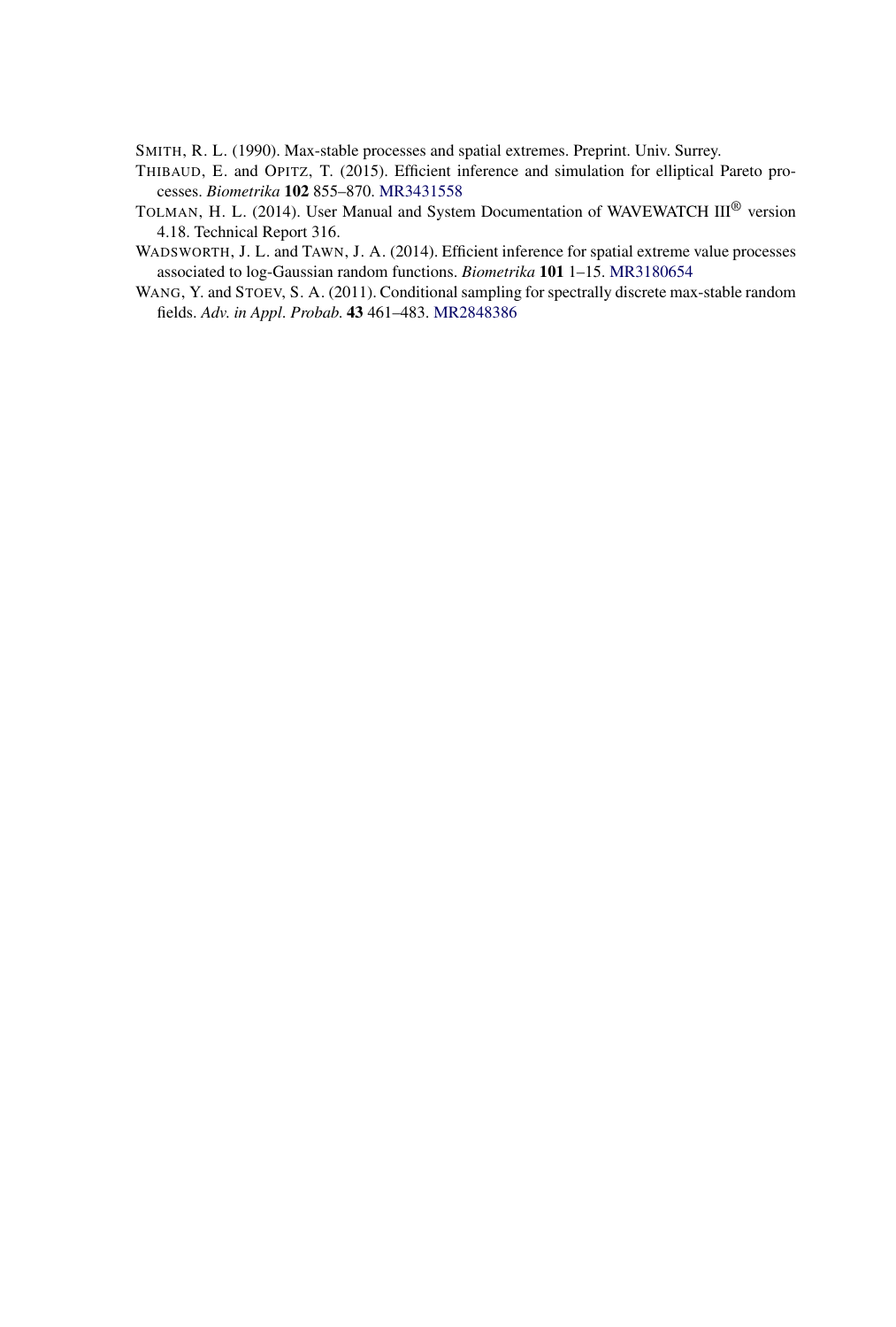SMITH, R. L. (1990). Max-stable processes and spatial extremes. Preprint. Univ. Surrey.

THIBAUD, E. and OPITZ, T. (2015). Efficient inference and simulation for elliptical Pareto processes. *Biometrika* **102** 855–870. MR3431558

TOLMAN, H. L. (2014). User Manual and System Documentation of WAVEWATCH III® version 4.18. Technical Report 316.

WADSWORTH, J. L. and TAWN, J. A. (2014). Efficient inference for spatial extreme value processes associated to log-Gaussian random functions. *Biometrika* **101** 1–15. MR3180654

WANG, Y. and STOEV, S. A. (2011). Conditional sampling for spectrally discrete max-stable random fields. *Adv. in Appl. Probab.* **43** 461–483. MR2848386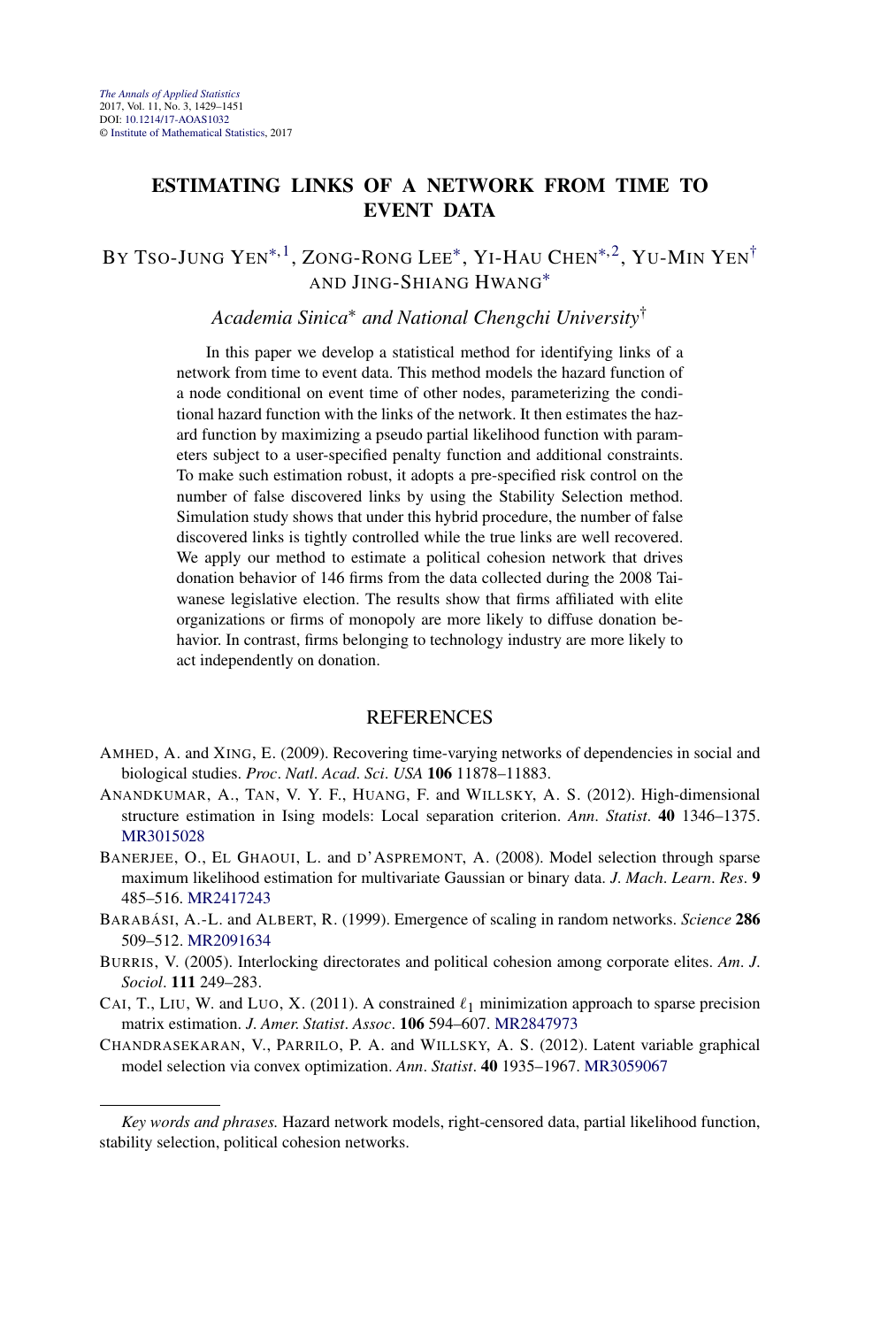*The Annals of Applied Statistics*
2017, Vol. 11, No. 3, 1429–1451
DOI: 10.1214/17-AOAS1032
© Institute of Mathematical Statistics, 2017

# ESTIMATING LINKS OF A NETWORK FROM TIME TO EVENT DATA

BY TSO-JUNG YEN[*,1], ZONG-RONG LEE[*], YI-HAU CHEN[*,2], YU-MIN YEN[†] AND JING-SHIANG HWANG[*]

*Academia Sinica*[*] *and National Chengchi University*[†]

In this paper we develop a statistical method for identifying links of a network from time to event data. This method models the hazard function of a node conditional on event time of other nodes, parameterizing the conditional hazard function with the links of the network. It then estimates the hazard function by maximizing a pseudo partial likelihood function with parameters subject to a user-specified penalty function and additional constraints. To make such estimation robust, it adopts a pre-specified risk control on the number of false discovered links by using the Stability Selection method. Simulation study shows that under this hybrid procedure, the number of false discovered links is tightly controlled while the true links are well recovered. We apply our method to estimate a political cohesion network that drives donation behavior of 146 firms from the data collected during the 2008 Taiwanese legislative election. The results show that firms affiliated with elite organizations or firms of monopoly are more likely to diffuse donation behavior. In contrast, firms belonging to technology industry are more likely to act independently on donation.

## REFERENCES

AMHED, A. and XING, E. (2009). Recovering time-varying networks of dependencies in social and biological studies. *Proc. Natl. Acad. Sci. USA* **106** 11878–11883.

ANANDKUMAR, A., TAN, V. Y. F., HUANG, F. and WILLSKY, A. S. (2012). High-dimensional structure estimation in Ising models: Local separation criterion. *Ann. Statist.* **40** 1346–1375. MR3015028

BANERJEE, O., EL GHAOUI, L. and D'ASPREMONT, A. (2008). Model selection through sparse maximum likelihood estimation for multivariate Gaussian or binary data. *J. Mach. Learn. Res.* **9** 485–516. MR2417243

BARABÁSI, A.-L. and ALBERT, R. (1999). Emergence of scaling in random networks. *Science* **286** 509–512. MR2091634

BURRIS, V. (2005). Interlocking directorates and political cohesion among corporate elites. *Am. J. Sociol.* **111** 249–283.

CAI, T., LIU, W. and LUO, X. (2011). A constrained $\ell_1$ minimization approach to sparse precision matrix estimation. *J. Amer. Statist. Assoc.* **106** 594–607. MR2847973

CHANDRASEKARAN, V., PARRILO, P. A. and WILLSKY, A. S. (2012). Latent variable graphical model selection via convex optimization. *Ann. Statist.* **40** 1935–1967. MR3059067

---

*Key words and phrases.* Hazard network models, right-censored data, partial likelihood function, stability selection, political cohesion networks.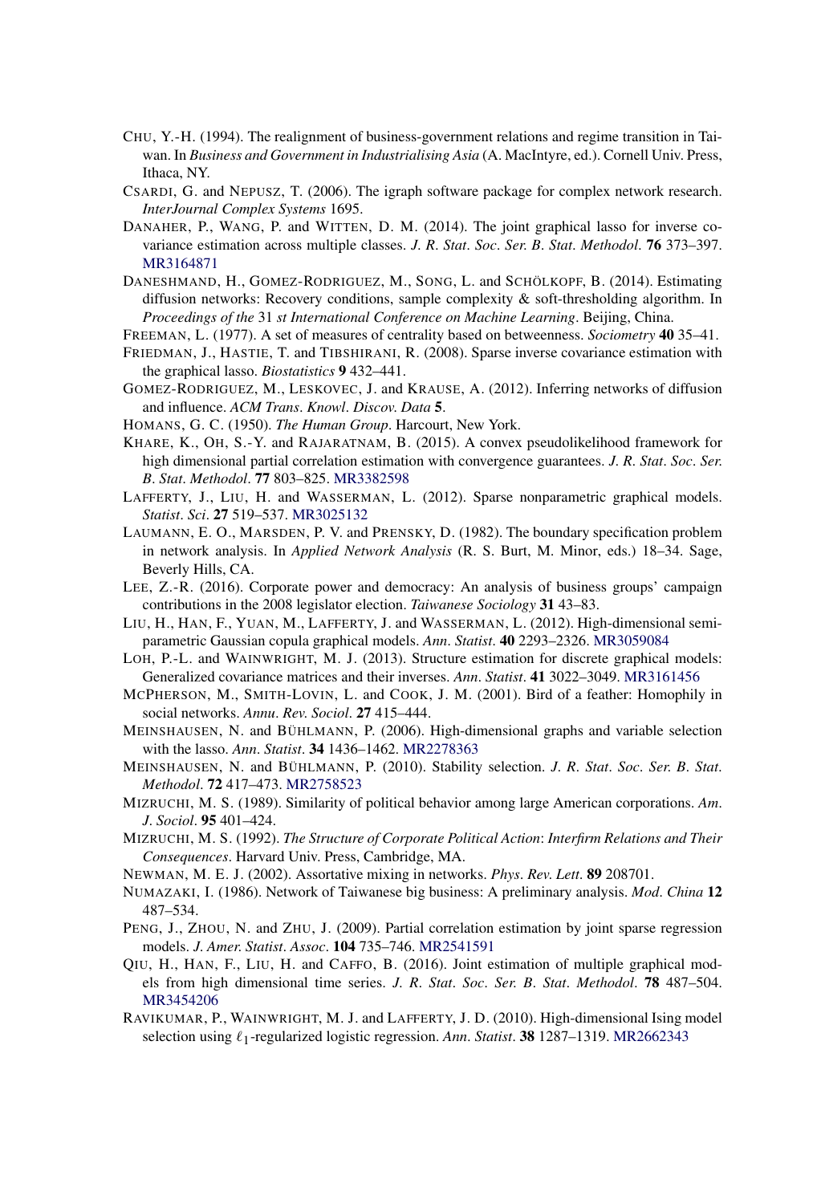CHU, Y.-H. (1994). The realignment of business-government relations and regime transition in Taiwan. In *Business and Government in Industrialising Asia* (A. MacIntyre, ed.). Cornell Univ. Press, Ithaca, NY.

CSARDI, G. and NEPUSZ, T. (2006). The igraph software package for complex network research. *InterJournal Complex Systems* 1695.

DANAHER, P., WANG, P. and WITTEN, D. M. (2014). The joint graphical lasso for inverse covariance estimation across multiple classes. *J. R. Stat. Soc. Ser. B. Stat. Methodol.* **76** 373–397. MR3164871

DANESHMAND, H., GOMEZ-RODRIGUEZ, M., SONG, L. and SCHÖLKOPF, B. (2014). Estimating diffusion networks: Recovery conditions, sample complexity & soft-thresholding algorithm. In *Proceedings of the* 31 *st International Conference on Machine Learning*. Beijing, China.

FREEMAN, L. (1977). A set of measures of centrality based on betweenness. *Sociometry* **40** 35–41.

FRIEDMAN, J., HASTIE, T. and TIBSHIRANI, R. (2008). Sparse inverse covariance estimation with the graphical lasso. *Biostatistics* **9** 432–441.

GOMEZ-RODRIGUEZ, M., LESKOVEC, J. and KRAUSE, A. (2012). Inferring networks of diffusion and influence. *ACM Trans. Knowl. Discov. Data* **5**.

HOMANS, G. C. (1950). *The Human Group*. Harcourt, New York.

KHARE, K., OH, S.-Y. and RAJARATNAM, B. (2015). A convex pseudolikelihood framework for high dimensional partial correlation estimation with convergence guarantees. *J. R. Stat. Soc. Ser. B. Stat. Methodol.* **77** 803–825. MR3382598

LAFFERTY, J., LIU, H. and WASSERMAN, L. (2012). Sparse nonparametric graphical models. *Statist. Sci.* **27** 519–537. MR3025132

LAUMANN, E. O., MARSDEN, P. V. and PRENSKY, D. (1982). The boundary specification problem in network analysis. In *Applied Network Analysis* (R. S. Burt, M. Minor, eds.) 18–34. Sage, Beverly Hills, CA.

LEE, Z.-R. (2016). Corporate power and democracy: An analysis of business groups' campaign contributions in the 2008 legislator election. *Taiwanese Sociology* **31** 43–83.

LIU, H., HAN, F., YUAN, M., LAFFERTY, J. and WASSERMAN, L. (2012). High-dimensional semiparametric Gaussian copula graphical models. *Ann. Statist.* **40** 2293–2326. MR3059084

LOH, P.-L. and WAINWRIGHT, M. J. (2013). Structure estimation for discrete graphical models: Generalized covariance matrices and their inverses. *Ann. Statist.* **41** 3022–3049. MR3161456

MCPHERSON, M., SMITH-LOVIN, L. and COOK, J. M. (2001). Bird of a feather: Homophily in social networks. *Annu. Rev. Sociol.* **27** 415–444.

MEINSHAUSEN, N. and BÜHLMANN, P. (2006). High-dimensional graphs and variable selection with the lasso. *Ann. Statist.* **34** 1436–1462. MR2278363

MEINSHAUSEN, N. and BÜHLMANN, P. (2010). Stability selection. *J. R. Stat. Soc. Ser. B. Stat. Methodol.* **72** 417–473. MR2758523

MIZRUCHI, M. S. (1989). Similarity of political behavior among large American corporations. *Am. J. Sociol.* **95** 401–424.

MIZRUCHI, M. S. (1992). *The Structure of Corporate Political Action*: *Interfirm Relations and Their Consequences*. Harvard Univ. Press, Cambridge, MA.

NEWMAN, M. E. J. (2002). Assortative mixing in networks. *Phys. Rev. Lett.* **89** 208701.

NUMAZAKI, I. (1986). Network of Taiwanese big business: A preliminary analysis. *Mod. China* **12** 487–534.

PENG, J., ZHOU, N. and ZHU, J. (2009). Partial correlation estimation by joint sparse regression models. *J. Amer. Statist. Assoc.* **104** 735–746. MR2541591

QIU, H., HAN, F., LIU, H. and CAFFO, B. (2016). Joint estimation of multiple graphical models from high dimensional time series. *J. R. Stat. Soc. Ser. B. Stat. Methodol.* **78** 487–504. MR3454206

RAVIKUMAR, P., WAINWRIGHT, M. J. and LAFFERTY, J. D. (2010). High-dimensional Ising model selection using $\ell_1$-regularized logistic regression. *Ann. Statist.* **38** 1287–1319. MR2662343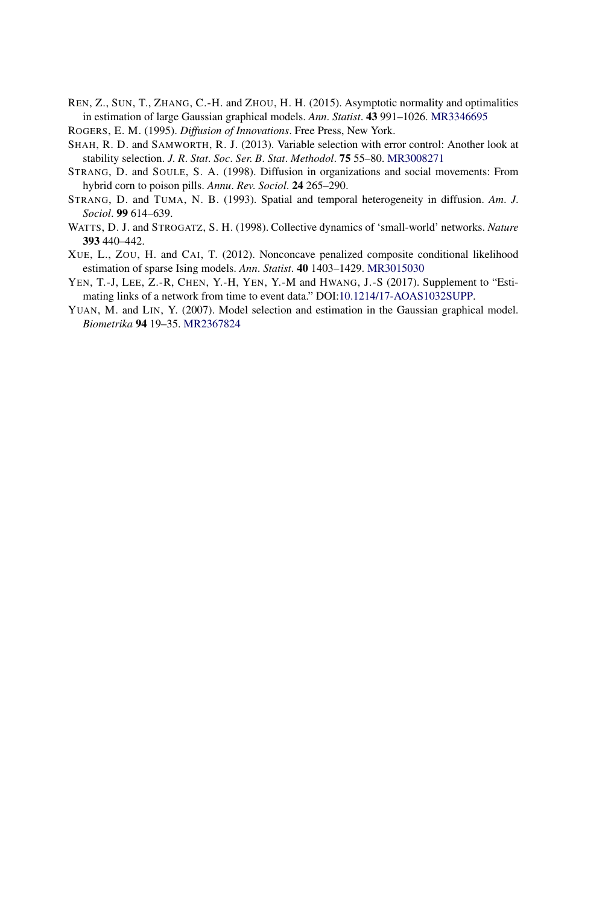REN, Z., SUN, T., ZHANG, C.-H. and ZHOU, H. H. (2015). Asymptotic normality and optimalities in estimation of large Gaussian graphical models. *Ann. Statist.* **43** 991–1026. MR3346695

ROGERS, E. M. (1995). *Diffusion of Innovations*. Free Press, New York.

SHAH, R. D. and SAMWORTH, R. J. (2013). Variable selection with error control: Another look at stability selection. *J. R. Stat. Soc. Ser. B. Stat. Methodol.* **75** 55–80. MR3008271

STRANG, D. and SOULE, S. A. (1998). Diffusion in organizations and social movements: From hybrid corn to poison pills. *Annu. Rev. Sociol.* **24** 265–290.

STRANG, D. and TUMA, N. B. (1993). Spatial and temporal heterogeneity in diffusion. *Am. J. Sociol.* **99** 614–639.

WATTS, D. J. and STROGATZ, S. H. (1998). Collective dynamics of 'small-world' networks. *Nature* **393** 440–442.

XUE, L., ZOU, H. and CAI, T. (2012). Nonconcave penalized composite conditional likelihood estimation of sparse Ising models. *Ann. Statist.* **40** 1403–1429. MR3015030

YEN, T.-J, LEE, Z.-R, CHEN, Y.-H, YEN, Y.-M and HWANG, J.-S (2017). Supplement to "Estimating links of a network from time to event data." DOI:10.1214/17-AOAS1032SUPP.

YUAN, M. and LIN, Y. (2007). Model selection and estimation in the Gaussian graphical model. *Biometrika* **94** 19–35. MR2367824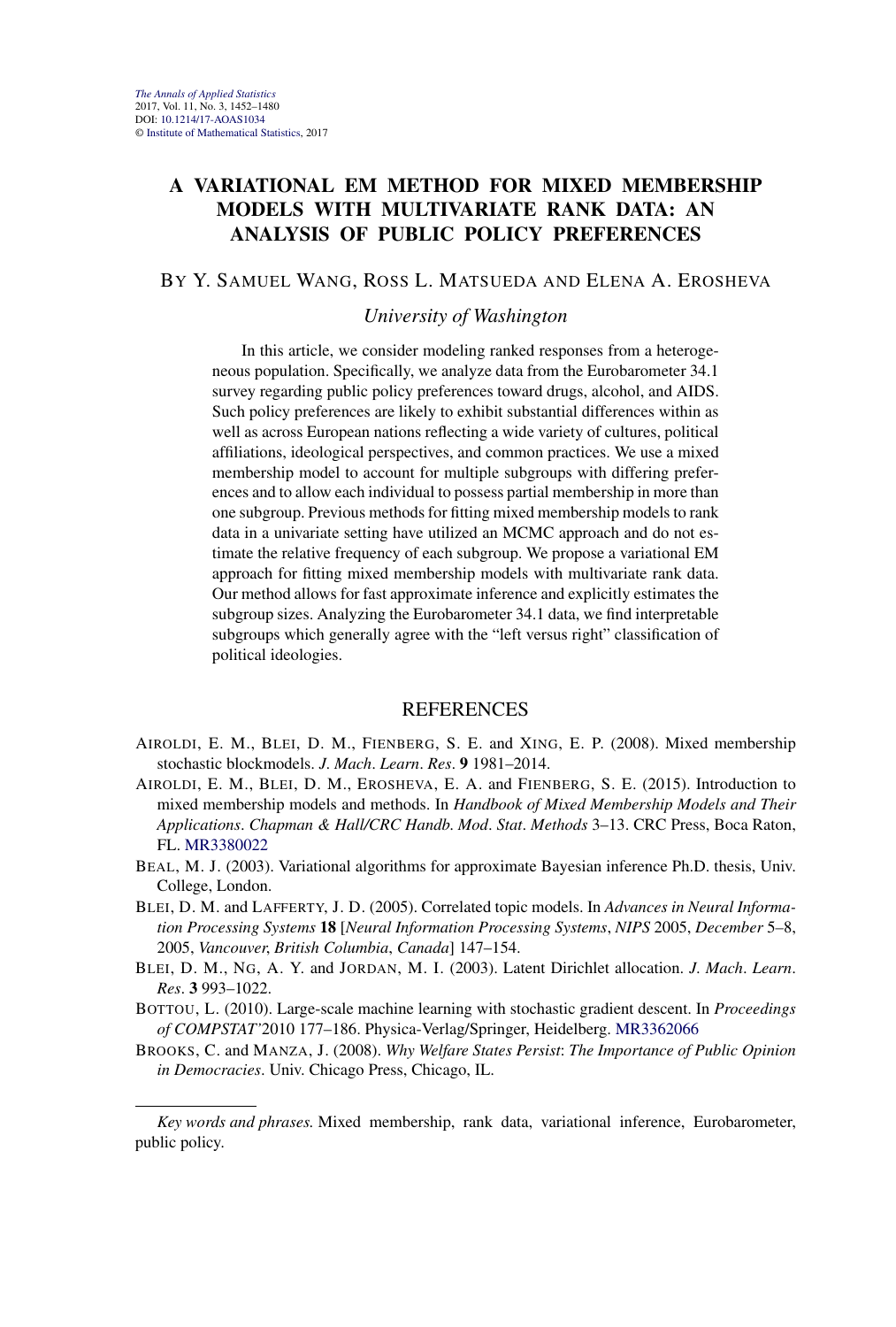*The Annals of Applied Statistics*
2017, Vol. 11, No. 3, 1452–1480
DOI: 10.1214/17-AOAS1034
© Institute of Mathematical Statistics, 2017

# A VARIATIONAL EM METHOD FOR MIXED MEMBERSHIP MODELS WITH MULTIVARIATE RANK DATA: AN ANALYSIS OF PUBLIC POLICY PREFERENCES

BY Y. SAMUEL WANG, ROSS L. MATSUEDA AND ELENA A. EROSHEVA

*University of Washington*

In this article, we consider modeling ranked responses from a heterogeneous population. Specifically, we analyze data from the Eurobarometer 34.1 survey regarding public policy preferences toward drugs, alcohol, and AIDS. Such policy preferences are likely to exhibit substantial differences within as well as across European nations reflecting a wide variety of cultures, political affiliations, ideological perspectives, and common practices. We use a mixed membership model to account for multiple subgroups with differing preferences and to allow each individual to possess partial membership in more than one subgroup. Previous methods for fitting mixed membership models to rank data in a univariate setting have utilized an MCMC approach and do not estimate the relative frequency of each subgroup. We propose a variational EM approach for fitting mixed membership models with multivariate rank data. Our method allows for fast approximate inference and explicitly estimates the subgroup sizes. Analyzing the Eurobarometer 34.1 data, we find interpretable subgroups which generally agree with the "left versus right" classification of political ideologies.

## REFERENCES

AIROLDI, E. M., BLEI, D. M., FIENBERG, S. E. and XING, E. P. (2008). Mixed membership stochastic blockmodels. *J. Mach. Learn. Res.* **9** 1981–2014.

AIROLDI, E. M., BLEI, D. M., EROSHEVA, E. A. and FIENBERG, S. E. (2015). Introduction to mixed membership models and methods. In *Handbook of Mixed Membership Models and Their Applications. Chapman & Hall/CRC Handb. Mod. Stat. Methods* 3–13. CRC Press, Boca Raton, FL. MR3380022

BEAL, M. J. (2003). Variational algorithms for approximate Bayesian inference Ph.D. thesis, Univ. College, London.

BLEI, D. M. and LAFFERTY, J. D. (2005). Correlated topic models. In *Advances in Neural Information Processing Systems* **18** [*Neural Information Processing Systems, NIPS* 2005, *December* 5–8, 2005, *Vancouver, British Columbia, Canada*] 147–154.

BLEI, D. M., NG, A. Y. and JORDAN, M. I. (2003). Latent Dirichlet allocation. *J. Mach. Learn. Res.* **3** 993–1022.

BOTTOU, L. (2010). Large-scale machine learning with stochastic gradient descent. In *Proceedings of COMPSTAT'2010* 177–186. Physica-Verlag/Springer, Heidelberg. MR3362066

BROOKS, C. and MANZA, J. (2008). *Why Welfare States Persist: The Importance of Public Opinion in Democracies*. Univ. Chicago Press, Chicago, IL.

*Key words and phrases.* Mixed membership, rank data, variational inference, Eurobarometer, public policy.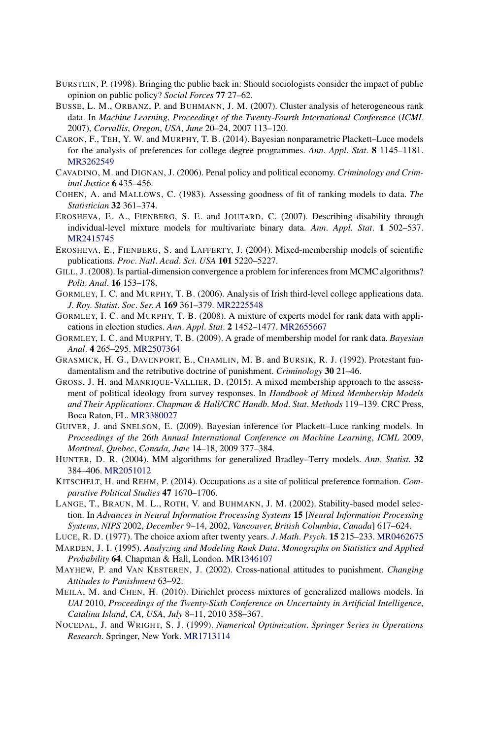BURSTEIN, P. (1998). Bringing the public back in: Should sociologists consider the impact of public opinion on public policy? *Social Forces* **77** 27–62.

BUSSE, L. M., ORBANZ, P. and BUHMANN, J. M. (2007). Cluster analysis of heterogeneous rank data. In *Machine Learning*, *Proceedings of the Twenty-Fourth International Conference* (*ICML* 2007), *Corvallis*, *Oregon*, *USA*, *June* 20–24, 2007 113–120.

CARON, F., TEH, Y. W. and MURPHY, T. B. (2014). Bayesian nonparametric Plackett–Luce models for the analysis of preferences for college degree programmes. *Ann*. *Appl*. *Stat*. **8** 1145–1181. MR3262549

CAVADINO, M. and DIGNAN, J. (2006). Penal policy and political economy. *Criminology and Criminal Justice* **6** 435–456.

COHEN, A. and MALLOWS, C. (1983). Assessing goodness of fit of ranking models to data. *The Statistician* **32** 361–374.

EROSHEVA, E. A., FIENBERG, S. E. and JOUTARD, C. (2007). Describing disability through individual-level mixture models for multivariate binary data. *Ann*. *Appl*. *Stat*. **1** 502–537. MR2415745

EROSHEVA, E., FIENBERG, S. and LAFFERTY, J. (2004). Mixed-membership models of scientific publications. *Proc*. *Natl*. *Acad*. *Sci*. *USA* **101** 5220–5227.

GILL, J. (2008). Is partial-dimension convergence a problem for inferences from MCMC algorithms? *Polit*. *Anal*. **16** 153–178.

GORMLEY, I. C. and MURPHY, T. B. (2006). Analysis of Irish third-level college applications data. *J*. *Roy*. *Statist*. *Soc*. *Ser*. *A* **169** 361–379. MR2225548

GORMLEY, I. C. and MURPHY, T. B. (2008). A mixture of experts model for rank data with applications in election studies. *Ann*. *Appl*. *Stat*. **2** 1452–1477. MR2655667

GORMLEY, I. C. and MURPHY, T. B. (2009). A grade of membership model for rank data. *Bayesian Anal*. **4** 265–295. MR2507364

GRASMICK, H. G., DAVENPORT, E., CHAMLIN, M. B. and BURSIK, R. J. (1992). Protestant fundamentalism and the retributive doctrine of punishment. *Criminology* **30** 21–46.

GROSS, J. H. and MANRIQUE-VALLIER, D. (2015). A mixed membership approach to the assessment of political ideology from survey responses. In *Handbook of Mixed Membership Models and Their Applications*. *Chapman & Hall/CRC Handb*. *Mod*. *Stat*. *Methods* 119–139. CRC Press, Boca Raton, FL. MR3380027

GUIVER, J. and SNELSON, E. (2009). Bayesian inference for Plackett–Luce ranking models. In *Proceedings of the* 26*th Annual International Conference on Machine Learning*, *ICML* 2009, *Montreal*, *Quebec*, *Canada*, *June* 14–18, 2009 377–384.

HUNTER, D. R. (2004). MM algorithms for generalized Bradley–Terry models. *Ann*. *Statist*. **32** 384–406. MR2051012

KITSCHELT, H. and REHM, P. (2014). Occupations as a site of political preference formation. *Comparative Political Studies* **47** 1670–1706.

LANGE, T., BRAUN, M. L., ROTH, V. and BUHMANN, J. M. (2002). Stability-based model selection. In *Advances in Neural Information Processing Systems* **15** [*Neural Information Processing Systems*, *NIPS* 2002, *December* 9–14, 2002, *Vancouver*, *British Columbia*, *Canada*] 617–624.

LUCE, R. D. (1977). The choice axiom after twenty years. *J*. *Math*. *Psych*. **15** 215–233. MR0462675

MARDEN, J. I. (1995). *Analyzing and Modeling Rank Data*. *Monographs on Statistics and Applied Probability* **64**. Chapman & Hall, London. MR1346107

MAYHEW, P. and VAN KESTEREN, J. (2002). Cross-national attitudes to punishment. *Changing Attitudes to Punishment* 63–92.

MEILA, M. and CHEN, H. (2010). Dirichlet process mixtures of generalized mallows models. In *UAI* 2010, *Proceedings of the Twenty-Sixth Conference on Uncertainty in Artificial Intelligence*, *Catalina Island*, *CA*, *USA*, *July* 8–11, 2010 358–367.

NOCEDAL, J. and WRIGHT, S. J. (1999). *Numerical Optimization*. *Springer Series in Operations Research*. Springer, New York. MR1713114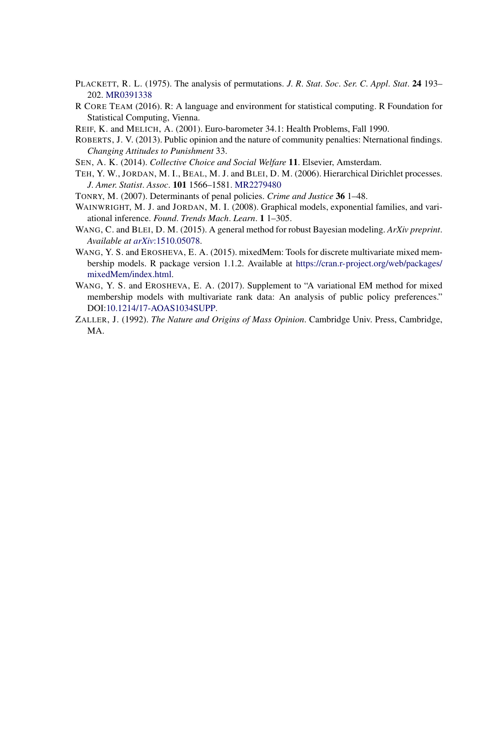PLACKETT, R. L. (1975). The analysis of permutations. *J. R. Stat. Soc. Ser. C. Appl. Stat.* **24** 193–202. MR0391338

R CORE TEAM (2016). R: A language and environment for statistical computing. R Foundation for Statistical Computing, Vienna.

REIF, K. and MELICH, A. (2001). Euro-barometer 34.1: Health Problems, Fall 1990.

ROBERTS, J. V. (2013). Public opinion and the nature of community penalties: Nternational findings. *Changing Attitudes to Punishment* 33.

SEN, A. K. (2014). *Collective Choice and Social Welfare* **11**. Elsevier, Amsterdam.

TEH, Y. W., JORDAN, M. I., BEAL, M. J. and BLEI, D. M. (2006). Hierarchical Dirichlet processes. *J. Amer. Statist. Assoc.* **101** 1566–1581. MR2279480

TONRY, M. (2007). Determinants of penal policies. *Crime and Justice* **36** 1–48.

WAINWRIGHT, M. J. and JORDAN, M. I. (2008). Graphical models, exponential families, and variational inference. *Found. Trends Mach. Learn.* **1** 1–305.

WANG, C. and BLEI, D. M. (2015). A general method for robust Bayesian modeling. *ArXiv preprint. Available at arXiv*:1510.05078.

WANG, Y. S. and EROSHEVA, E. A. (2015). mixedMem: Tools for discrete multivariate mixed membership models. R package version 1.1.2. Available at https://cran.r-project.org/web/packages/mixedMem/index.html.

WANG, Y. S. and EROSHEVA, E. A. (2017). Supplement to "A variational EM method for mixed membership models with multivariate rank data: An analysis of public policy preferences." DOI:10.1214/17-AOAS1034SUPP.

ZALLER, J. (1992). *The Nature and Origins of Mass Opinion*. Cambridge Univ. Press, Cambridge, MA.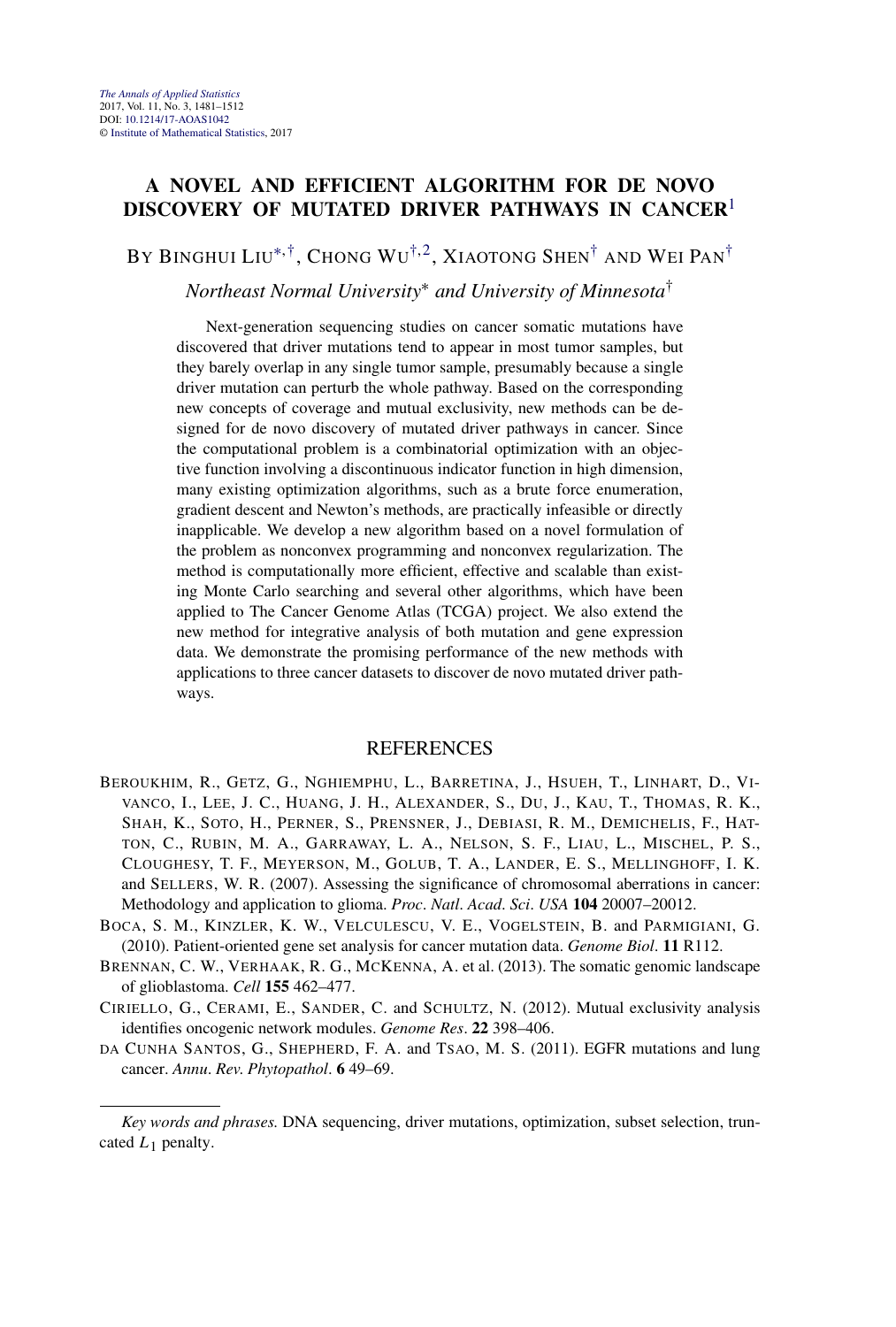*The Annals of Applied Statistics*
2017, Vol. 11, No. 3, 1481–1512
DOI: 10.1214/17-AOAS1042
© Institute of Mathematical Statistics, 2017

# A NOVEL AND EFFICIENT ALGORITHM FOR DE NOVO DISCOVERY OF MUTATED DRIVER PATHWAYS IN CANCER[1]

BY BINGHUI LIU[*,†], CHONG WU[†,2], XIAOTONG SHEN[†] AND WEI PAN[†]

*Northeast Normal University[*] and University of Minnesota[†]*

Next-generation sequencing studies on cancer somatic mutations have discovered that driver mutations tend to appear in most tumor samples, but they barely overlap in any single tumor sample, presumably because a single driver mutation can perturb the whole pathway. Based on the corresponding new concepts of coverage and mutual exclusivity, new methods can be designed for de novo discovery of mutated driver pathways in cancer. Since the computational problem is a combinatorial optimization with an objective function involving a discontinuous indicator function in high dimension, many existing optimization algorithms, such as a brute force enumeration, gradient descent and Newton's methods, are practically infeasible or directly inapplicable. We develop a new algorithm based on a novel formulation of the problem as nonconvex programming and nonconvex regularization. The method is computationally more efficient, effective and scalable than existing Monte Carlo searching and several other algorithms, which have been applied to The Cancer Genome Atlas (TCGA) project. We also extend the new method for integrative analysis of both mutation and gene expression data. We demonstrate the promising performance of the new methods with applications to three cancer datasets to discover de novo mutated driver pathways.

## REFERENCES

BEROUKHIM, R., GETZ, G., NGHIEMPHU, L., BARRETINA, J., HSUEH, T., LINHART, D., VIVANCO, I., LEE, J. C., HUANG, J. H., ALEXANDER, S., DU, J., KAU, T., THOMAS, R. K., SHAH, K., SOTO, H., PERNER, S., PRENSNER, J., DEBIASI, R. M., DEMICHELIS, F., HATTON, C., RUBIN, M. A., GARRAWAY, L. A., NELSON, S. F., LIAU, L., MISCHEL, P. S., CLOUGHESY, T. F., MEYERSON, M., GOLUB, T. A., LANDER, E. S., MELLINGHOFF, I. K. and SELLERS, W. R. (2007). Assessing the significance of chromosomal aberrations in cancer: Methodology and application to glioma. *Proc. Natl. Acad. Sci. USA* **104** 20007–20012.

BOCA, S. M., KINZLER, K. W., VELCULESCU, V. E., VOGELSTEIN, B. and PARMIGIANI, G. (2010). Patient-oriented gene set analysis for cancer mutation data. *Genome Biol.* **11** R112.

BRENNAN, C. W., VERHAAK, R. G., MCKENNA, A. et al. (2013). The somatic genomic landscape of glioblastoma. *Cell* **155** 462–477.

CIRIELLO, G., CERAMI, E., SANDER, C. and SCHULTZ, N. (2012). Mutual exclusivity analysis identifies oncogenic network modules. *Genome Res.* **22** 398–406.

DA CUNHA SANTOS, G., SHEPHERD, F. A. and TSAO, M. S. (2011). EGFR mutations and lung cancer. *Annu. Rev. Phytopathol.* **6** 49–69.

---

*Key words and phrases.* DNA sequencing, driver mutations, optimization, subset selection, truncated $L_1$ penalty.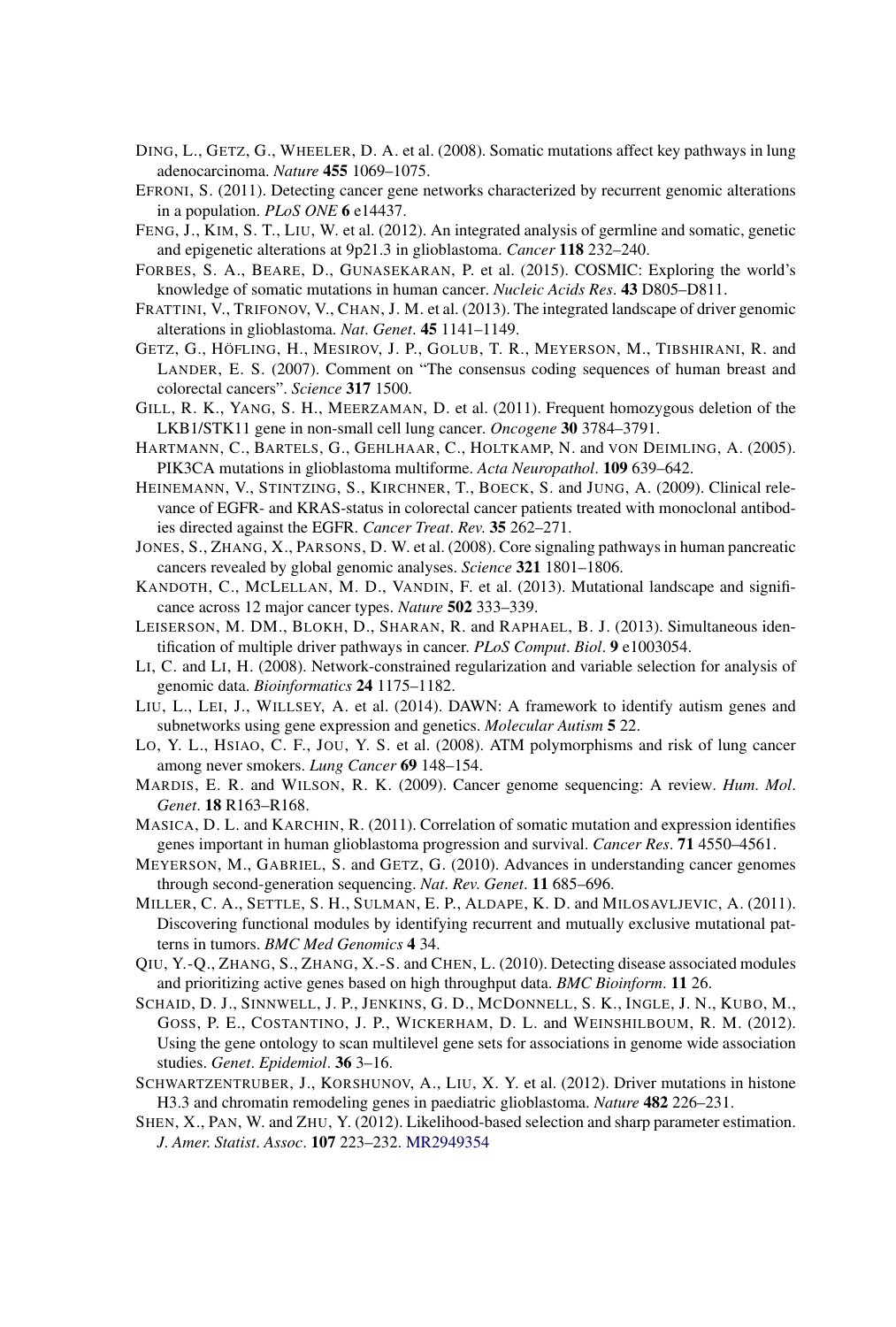DING, L., GETZ, G., WHEELER, D. A. et al. (2008). Somatic mutations affect key pathways in lung adenocarcinoma. *Nature* **455** 1069–1075.

EFRONI, S. (2011). Detecting cancer gene networks characterized by recurrent genomic alterations in a population. *PLoS ONE* **6** e14437.

FENG, J., KIM, S. T., LIU, W. et al. (2012). An integrated analysis of germline and somatic, genetic and epigenetic alterations at 9p21.3 in glioblastoma. *Cancer* **118** 232–240.

FORBES, S. A., BEARE, D., GUNASEKARAN, P. et al. (2015). COSMIC: Exploring the world's knowledge of somatic mutations in human cancer. *Nucleic Acids Res*. **43** D805–D811.

FRATTINI, V., TRIFONOV, V., CHAN, J. M. et al. (2013). The integrated landscape of driver genomic alterations in glioblastoma. *Nat. Genet*. **45** 1141–1149.

GETZ, G., HÖFLING, H., MESIROV, J. P., GOLUB, T. R., MEYERSON, M., TIBSHIRANI, R. and LANDER, E. S. (2007). Comment on "The consensus coding sequences of human breast and colorectal cancers". *Science* **317** 1500.

GILL, R. K., YANG, S. H., MEERZAMAN, D. et al. (2011). Frequent homozygous deletion of the LKB1/STK11 gene in non-small cell lung cancer. *Oncogene* **30** 3784–3791.

HARTMANN, C., BARTELS, G., GEHLHAAR, C., HOLTKAMP, N. and VON DEIMLING, A. (2005). PIK3CA mutations in glioblastoma multiforme. *Acta Neuropathol*. **109** 639–642.

HEINEMANN, V., STINTZING, S., KIRCHNER, T., BOECK, S. and JUNG, A. (2009). Clinical relevance of EGFR- and KRAS-status in colorectal cancer patients treated with monoclonal antibodies directed against the EGFR. *Cancer Treat. Rev*. **35** 262–271.

JONES, S., ZHANG, X., PARSONS, D. W. et al. (2008). Core signaling pathways in human pancreatic cancers revealed by global genomic analyses. *Science* **321** 1801–1806.

KANDOTH, C., MCLELLAN, M. D., VANDIN, F. et al. (2013). Mutational landscape and significance across 12 major cancer types. *Nature* **502** 333–339.

LEISERSON, M. DM., BLOKH, D., SHARAN, R. and RAPHAEL, B. J. (2013). Simultaneous identification of multiple driver pathways in cancer. *PLoS Comput. Biol*. **9** e1003054.

LI, C. and LI, H. (2008). Network-constrained regularization and variable selection for analysis of genomic data. *Bioinformatics* **24** 1175–1182.

LIU, L., LEI, J., WILLSEY, A. et al. (2014). DAWN: A framework to identify autism genes and subnetworks using gene expression and genetics. *Molecular Autism* **5** 22.

LO, Y. L., HSIAO, C. F., JOU, Y. S. et al. (2008). ATM polymorphisms and risk of lung cancer among never smokers. *Lung Cancer* **69** 148–154.

MARDIS, E. R. and WILSON, R. K. (2009). Cancer genome sequencing: A review. *Hum. Mol. Genet*. **18** R163–R168.

MASICA, D. L. and KARCHIN, R. (2011). Correlation of somatic mutation and expression identifies genes important in human glioblastoma progression and survival. *Cancer Res*. **71** 4550–4561.

MEYERSON, M., GABRIEL, S. and GETZ, G. (2010). Advances in understanding cancer genomes through second-generation sequencing. *Nat. Rev. Genet*. **11** 685–696.

MILLER, C. A., SETTLE, S. H., SULMAN, E. P., ALDAPE, K. D. and MILOSAVLJEVIC, A. (2011). Discovering functional modules by identifying recurrent and mutually exclusive mutational patterns in tumors. *BMC Med Genomics* **4** 34.

QIU, Y.-Q., ZHANG, S., ZHANG, X.-S. and CHEN, L. (2010). Detecting disease associated modules and prioritizing active genes based on high throughput data. *BMC Bioinform*. **11** 26.

SCHAID, D. J., SINNWELL, J. P., JENKINS, G. D., MCDONNELL, S. K., INGLE, J. N., KUBO, M., GOSS, P. E., COSTANTINO, J. P., WICKERHAM, D. L. and WEINSHILBOUM, R. M. (2012). Using the gene ontology to scan multilevel gene sets for associations in genome wide association studies. *Genet. Epidemiol*. **36** 3–16.

SCHWARTZENTRUBER, J., KORSHUNOV, A., LIU, X. Y. et al. (2012). Driver mutations in histone H3.3 and chromatin remodeling genes in paediatric glioblastoma. *Nature* **482** 226–231.

SHEN, X., PAN, W. and ZHU, Y. (2012). Likelihood-based selection and sharp parameter estimation. *J. Amer. Statist. Assoc*. **107** 223–232. MR2949354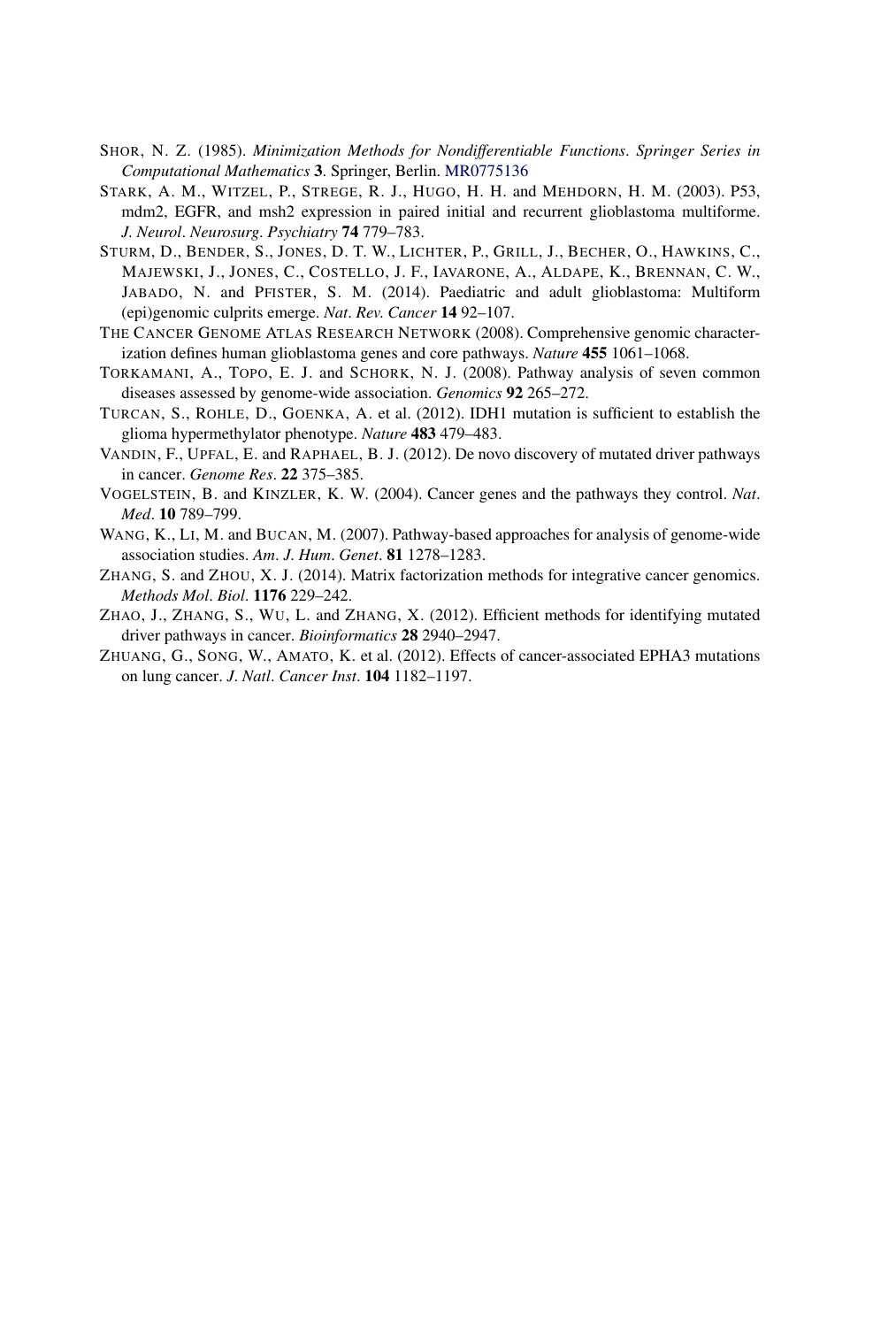SHOR, N. Z. (1985). *Minimization Methods for Nondifferentiable Functions*. *Springer Series in Computational Mathematics* **3**. Springer, Berlin. MR0775136

STARK, A. M., WITZEL, P., STREGE, R. J., HUGO, H. H. and MEHDORN, H. M. (2003). P53, mdm2, EGFR, and msh2 expression in paired initial and recurrent glioblastoma multiforme. *J. Neurol. Neurosurg. Psychiatry* **74** 779–783.

STURM, D., BENDER, S., JONES, D. T. W., LICHTER, P., GRILL, J., BECHER, O., HAWKINS, C., MAJEWSKI, J., JONES, C., COSTELLO, J. F., IAVARONE, A., ALDAPE, K., BRENNAN, C. W., JABADO, N. and PFISTER, S. M. (2014). Paediatric and adult glioblastoma: Multiform (epi)genomic culprits emerge. *Nat. Rev. Cancer* **14** 92–107.

THE CANCER GENOME ATLAS RESEARCH NETWORK (2008). Comprehensive genomic characterization defines human glioblastoma genes and core pathways. *Nature* **455** 1061–1068.

TORKAMANI, A., TOPO, E. J. and SCHORK, N. J. (2008). Pathway analysis of seven common diseases assessed by genome-wide association. *Genomics* **92** 265–272.

TURCAN, S., ROHLE, D., GOENKA, A. et al. (2012). IDH1 mutation is sufficient to establish the glioma hypermethylator phenotype. *Nature* **483** 479–483.

VANDIN, F., UPFAL, E. and RAPHAEL, B. J. (2012). De novo discovery of mutated driver pathways in cancer. *Genome Res*. **22** 375–385.

VOGELSTEIN, B. and KINZLER, K. W. (2004). Cancer genes and the pathways they control. *Nat. Med*. **10** 789–799.

WANG, K., LI, M. and BUCAN, M. (2007). Pathway-based approaches for analysis of genome-wide association studies. *Am. J. Hum. Genet*. **81** 1278–1283.

ZHANG, S. and ZHOU, X. J. (2014). Matrix factorization methods for integrative cancer genomics. *Methods Mol. Biol*. **1176** 229–242.

ZHAO, J., ZHANG, S., WU, L. and ZHANG, X. (2012). Efficient methods for identifying mutated driver pathways in cancer. *Bioinformatics* **28** 2940–2947.

ZHUANG, G., SONG, W., AMATO, K. et al. (2012). Effects of cancer-associated EPHA3 mutations on lung cancer. *J. Natl. Cancer Inst*. **104** 1182–1197.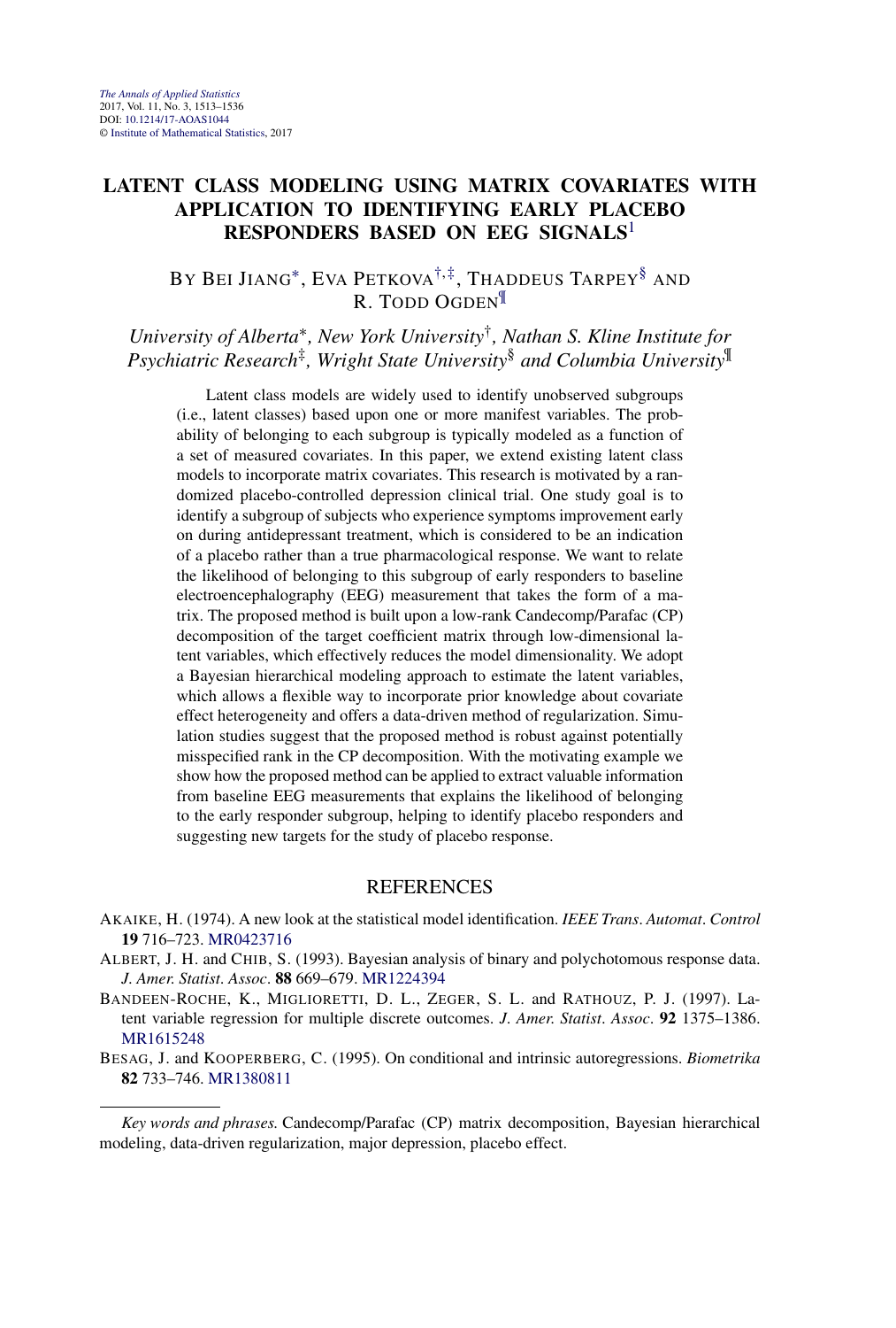# LATENT CLASS MODELING USING MATRIX COVARIATES WITH APPLICATION TO IDENTIFYING EARLY PLACEBO RESPONDERS BASED ON EEG SIGNALS[1]

BY BEI JIANG[*], EVA PETKOVA[†,‡], THADDEUS TARPEY[§] AND R. TODD OGDEN[¶]

*University of Alberta[*], New York University[†], Nathan S. Kline Institute for Psychiatric Research[‡], Wright State University[§] and Columbia University[¶]*

Latent class models are widely used to identify unobserved subgroups (i.e., latent classes) based upon one or more manifest variables. The probability of belonging to each subgroup is typically modeled as a function of a set of measured covariates. In this paper, we extend existing latent class models to incorporate matrix covariates. This research is motivated by a randomized placebo-controlled depression clinical trial. One study goal is to identify a subgroup of subjects who experience symptoms improvement early on during antidepressant treatment, which is considered to be an indication of a placebo rather than a true pharmacological response. We want to relate the likelihood of belonging to this subgroup of early responders to baseline electroencephalography (EEG) measurement that takes the form of a matrix. The proposed method is built upon a low-rank Candecomp/Parafac (CP) decomposition of the target coefficient matrix through low-dimensional latent variables, which effectively reduces the model dimensionality. We adopt a Bayesian hierarchical modeling approach to estimate the latent variables, which allows a flexible way to incorporate prior knowledge about covariate effect heterogeneity and offers a data-driven method of regularization. Simulation studies suggest that the proposed method is robust against potentially misspecified rank in the CP decomposition. With the motivating example we show how the proposed method can be applied to extract valuable information from baseline EEG measurements that explains the likelihood of belonging to the early responder subgroup, helping to identify placebo responders and suggesting new targets for the study of placebo response.

## REFERENCES

AKAIKE, H. (1974). A new look at the statistical model identification. *IEEE Trans. Automat. Control* **19** 716–723. MR0423716

ALBERT, J. H. and CHIB, S. (1993). Bayesian analysis of binary and polychotomous response data. *J. Amer. Statist. Assoc.* **88** 669–679. MR1224394

BANDEEN-ROCHE, K., MIGLIORETTI, D. L., ZEGER, S. L. and RATHOUZ, P. J. (1997). Latent variable regression for multiple discrete outcomes. *J. Amer. Statist. Assoc.* **92** 1375–1386. MR1615248

BESAG, J. and KOOPERBERG, C. (1995). On conditional and intrinsic autoregressions. *Biometrika* **82** 733–746. MR1380811

---

*Key words and phrases.* Candecomp/Parafac (CP) matrix decomposition, Bayesian hierarchical modeling, data-driven regularization, major depression, placebo effect.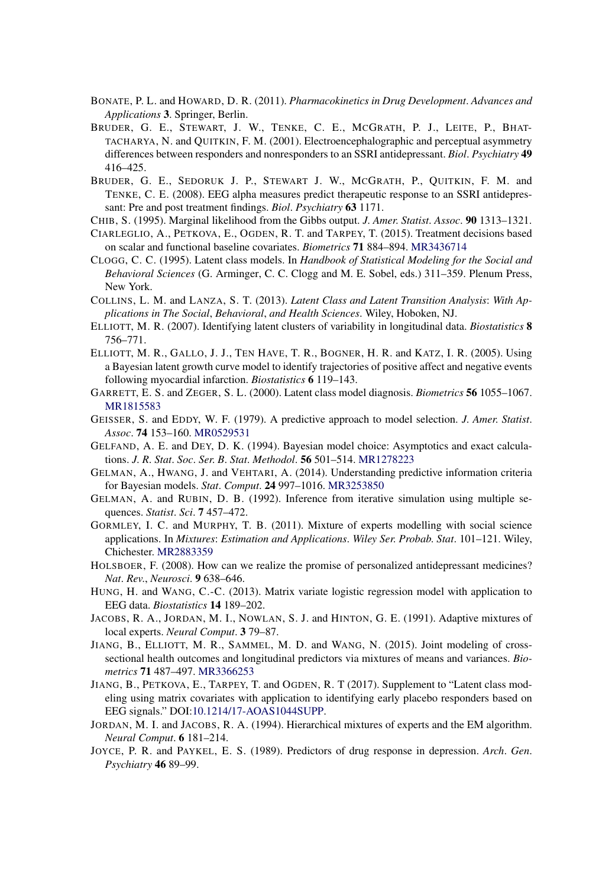BONATE, P. L. and HOWARD, D. R. (2011). *Pharmacokinetics in Drug Development*. *Advances and Applications* **3**. Springer, Berlin.

BRUDER, G. E., STEWART, J. W., TENKE, C. E., MCGRATH, P. J., LEITE, P., BHATTACHARYA, N. and QUITKIN, F. M. (2001). Electroencephalographic and perceptual asymmetry differences between responders and nonresponders to an SSRI antidepressant. *Biol*. *Psychiatry* **49** 416–425.

BRUDER, G. E., SEDORUK J. P., STEWART J. W., MCGRATH, P., QUITKIN, F. M. and TENKE, C. E. (2008). EEG alpha measures predict therapeutic response to an SSRI antidepressant: Pre and post treatment findings. *Biol*. *Psychiatry* **63** 1171.

CHIB, S. (1995). Marginal likelihood from the Gibbs output. *J. Amer. Statist. Assoc*. **90** 1313–1321.

CIARLEGLIO, A., PETKOVA, E., OGDEN, R. T. and TARPEY, T. (2015). Treatment decisions based on scalar and functional baseline covariates. *Biometrics* **71** 884–894. MR3436714

CLOGG, C. C. (1995). Latent class models. In *Handbook of Statistical Modeling for the Social and Behavioral Sciences* (G. Arminger, C. C. Clogg and M. E. Sobel, eds.) 311–359. Plenum Press, New York.

COLLINS, L. M. and LANZA, S. T. (2013). *Latent Class and Latent Transition Analysis*: *With Applications in The Social*, *Behavioral*, *and Health Sciences*. Wiley, Hoboken, NJ.

ELLIOTT, M. R. (2007). Identifying latent clusters of variability in longitudinal data. *Biostatistics* **8** 756–771.

ELLIOTT, M. R., GALLO, J. J., TEN HAVE, T. R., BOGNER, H. R. and KATZ, I. R. (2005). Using a Bayesian latent growth curve model to identify trajectories of positive affect and negative events following myocardial infarction. *Biostatistics* **6** 119–143.

GARRETT, E. S. and ZEGER, S. L. (2000). Latent class model diagnosis. *Biometrics* **56** 1055–1067. MR1815583

GEISSER, S. and EDDY, W. F. (1979). A predictive approach to model selection. *J. Amer. Statist*. *Assoc*. **74** 153–160. MR0529531

GELFAND, A. E. and DEY, D. K. (1994). Bayesian model choice: Asymptotics and exact calculations. *J. R. Stat*. *Soc*. *Ser. B*. *Stat*. *Methodol*. **56** 501–514. MR1278223

GELMAN, A., HWANG, J. and VEHTARI, A. (2014). Understanding predictive information criteria for Bayesian models. *Stat*. *Comput*. **24** 997–1016. MR3253850

GELMAN, A. and RUBIN, D. B. (1992). Inference from iterative simulation using multiple sequences. *Statist*. *Sci*. **7** 457–472.

GORMLEY, I. C. and MURPHY, T. B. (2011). Mixture of experts modelling with social science applications. In *Mixtures*: *Estimation and Applications*. *Wiley Ser. Probab. Stat*. 101–121. Wiley, Chichester. MR2883359

HOLSBOER, F. (2008). How can we realize the promise of personalized antidepressant medicines? *Nat*. *Rev*., *Neurosci*. **9** 638–646.

HUNG, H. and WANG, C.-C. (2013). Matrix variate logistic regression model with application to EEG data. *Biostatistics* **14** 189–202.

JACOBS, R. A., JORDAN, M. I., NOWLAN, S. J. and HINTON, G. E. (1991). Adaptive mixtures of local experts. *Neural Comput*. **3** 79–87.

JIANG, B., ELLIOTT, M. R., SAMMEL, M. D. and WANG, N. (2015). Joint modeling of cross-sectional health outcomes and longitudinal predictors via mixtures of means and variances. *Biometrics* **71** 487–497. MR3366253

JIANG, B., PETKOVA, E., TARPEY, T. and OGDEN, R. T (2017). Supplement to "Latent class modeling using matrix covariates with application to identifying early placebo responders based on EEG signals." DOI:10.1214/17-AOAS1044SUPP.

JORDAN, M. I. and JACOBS, R. A. (1994). Hierarchical mixtures of experts and the EM algorithm. *Neural Comput*. **6** 181–214.

JOYCE, P. R. and PAYKEL, E. S. (1989). Predictors of drug response in depression. *Arch*. *Gen*. *Psychiatry* **46** 89–99.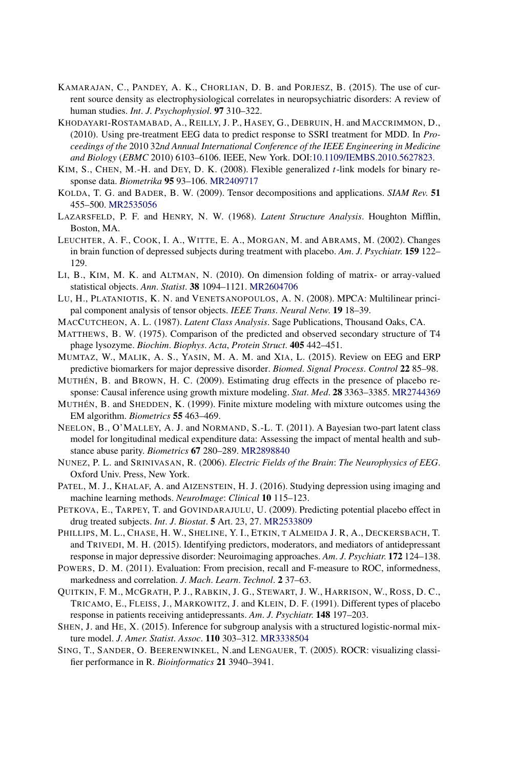KAMARAJAN, C., PANDEY, A. K., CHORLIAN, D. B. and PORJESZ, B. (2015). The use of current source density as electrophysiological correlates in neuropsychiatric disorders: A review of human studies. *Int. J. Psychophysiol.* **97** 310–322.

KHODAYARI-ROSTAMABAD, A., REILLY, J. P., HASEY, G., DEBRUIN, H. and MACCRIMMON, D., (2010). Using pre-treatment EEG data to predict response to SSRI treatment for MDD. In *Proceedings of the* 2010 32*nd Annual International Conference of the IEEE Engineering in Medicine and Biology* (*EBMC* 2010) 6103–6106. IEEE, New York. DOI:10.1109/IEMBS.2010.5627823.

KIM, S., CHEN, M.-H. and DEY, D. K. (2008). Flexible generalized $t$-link models for binary response data. *Biometrika* **95** 93–106. MR2409717

KOLDA, T. G. and BADER, B. W. (2009). Tensor decompositions and applications. *SIAM Rev.* **51** 455–500. MR2535056

LAZARSFELD, P. F. and HENRY, N. W. (1968). *Latent Structure Analysis*. Houghton Mifflin, Boston, MA.

LEUCHTER, A. F., COOK, I. A., WITTE, E. A., MORGAN, M. and ABRAMS, M. (2002). Changes in brain function of depressed subjects during treatment with placebo. *Am. J. Psychiatr.* **159** 122–129.

LI, B., KIM, M. K. and ALTMAN, N. (2010). On dimension folding of matrix- or array-valued statistical objects. *Ann. Statist.* **38** 1094–1121. MR2604706

LU, H., PLATANIOTIS, K. N. and VENETSANOPOULOS, A. N. (2008). MPCA: Multilinear principal component analysis of tensor objects. *IEEE Trans. Neural Netw.* **19** 18–39.

MACCUTCHEON, A. L. (1987). *Latent Class Analysis*. Sage Publications, Thousand Oaks, CA.

MATTHEWS, B. W. (1975). Comparison of the predicted and observed secondary structure of T4 phage lysozyme. *Biochim. Biophys. Acta, Protein Struct.* **405** 442–451.

MUMTAZ, W., MALIK, A. S., YASIN, M. A. M. and XIA, L. (2015). Review on EEG and ERP predictive biomarkers for major depressive disorder. *Biomed. Signal Process. Control* **22** 85–98.

MUTHÉN, B. and BROWN, H. C. (2009). Estimating drug effects in the presence of placebo response: Causal inference using growth mixture modeling. *Stat. Med.* **28** 3363–3385. MR2744369

MUTHÉN, B. and SHEDDEN, K. (1999). Finite mixture modeling with mixture outcomes using the EM algorithm. *Biometrics* **55** 463–469.

NEELON, B., O'MALLEY, A. J. and NORMAND, S.-L. T. (2011). A Bayesian two-part latent class model for longitudinal medical expenditure data: Assessing the impact of mental health and substance abuse parity. *Biometrics* **67** 280–289. MR2898840

NUNEZ, P. L. and SRINIVASAN, R. (2006). *Electric Fields of the Brain*: *The Neurophysics of EEG*. Oxford Univ. Press, New York.

PATEL, M. J., KHALAF, A. and AIZENSTEIN, H. J. (2016). Studying depression using imaging and machine learning methods. *NeuroImage*: *Clinical* **10** 115–123.

PETKOVA, E., TARPEY, T. and GOVINDARAJULU, U. (2009). Predicting potential placebo effect in drug treated subjects. *Int. J. Biostat.* **5** Art. 23, 27. MR2533809

PHILLIPS, M. L., CHASE, H. W., SHELINE, Y. I., ETKIN, T ALMEIDA J. R, A., DECKERSBACH, T. and TRIVEDI, M. H. (2015). Identifying predictors, moderators, and mediators of antidepressant response in major depressive disorder: Neuroimaging approaches. *Am. J. Psychiatr.* **172** 124–138.

POWERS, D. M. (2011). Evaluation: From precision, recall and F-measure to ROC, informedness, markedness and correlation. *J. Mach. Learn. Technol.* **2** 37–63.

QUITKIN, F. M., MCGRATH, P. J., RABKIN, J. G., STEWART, J. W., HARRISON, W., ROSS, D. C., TRICAMO, E., FLEISS, J., MARKOWITZ, J. and KLEIN, D. F. (1991). Different types of placebo response in patients receiving antidepressants. *Am. J. Psychiatr.* **148** 197–203.

SHEN, J. and HE, X. (2015). Inference for subgroup analysis with a structured logistic-normal mixture model. *J. Amer. Statist. Assoc.* **110** 303–312. MR3338504

SING, T., SANDER, O. BEERENWINKEL, N.and LENGAUER, T. (2005). ROCR: visualizing classifier performance in R. *Bioinformatics* **21** 3940–3941.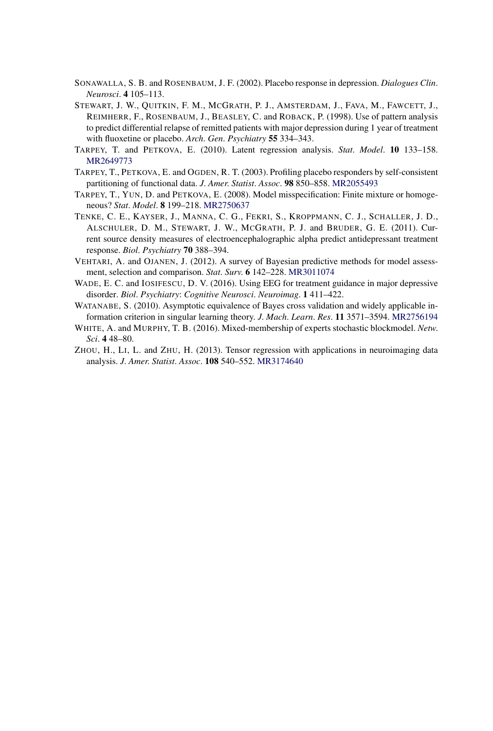SONAWALLA, S. B. and ROSENBAUM, J. F. (2002). Placebo response in depression. *Dialogues Clin. Neurosci*. **4** 105–113.

STEWART, J. W., QUITKIN, F. M., MCGRATH, P. J., AMSTERDAM, J., FAVA, M., FAWCETT, J., REIMHERR, F., ROSENBAUM, J., BEASLEY, C. and ROBACK, P. (1998). Use of pattern analysis to predict differential relapse of remitted patients with major depression during 1 year of treatment with fluoxetine or placebo. *Arch. Gen. Psychiatry* **55** 334–343.

TARPEY, T. and PETKOVA, E. (2010). Latent regression analysis. *Stat. Model*. **10** 133–158. MR2649773

TARPEY, T., PETKOVA, E. and OGDEN, R. T. (2003). Profiling placebo responders by self-consistent partitioning of functional data. *J. Amer. Statist. Assoc*. **98** 850–858. MR2055493

TARPEY, T., YUN, D. and PETKOVA, E. (2008). Model misspecification: Finite mixture or homogeneous? *Stat. Model*. **8** 199–218. MR2750637

TENKE, C. E., KAYSER, J., MANNA, C. G., FEKRI, S., KROPPMANN, C. J., SCHALLER, J. D., ALSCHULER, D. M., STEWART, J. W., MCGRATH, P. J. and BRUDER, G. E. (2011). Current source density measures of electroencephalographic alpha predict antidepressant treatment response. *Biol. Psychiatry* **70** 388–394.

VEHTARI, A. and OJANEN, J. (2012). A survey of Bayesian predictive methods for model assessment, selection and comparison. *Stat. Surv.* **6** 142–228. MR3011074

WADE, E. C. and IOSIFESCU, D. V. (2016). Using EEG for treatment guidance in major depressive disorder. *Biol. Psychiatry: Cognitive Neurosci. Neuroimag*. **1** 411–422.

WATANABE, S. (2010). Asymptotic equivalence of Bayes cross validation and widely applicable information criterion in singular learning theory. *J. Mach. Learn. Res*. **11** 3571–3594. MR2756194

WHITE, A. and MURPHY, T. B. (2016). Mixed-membership of experts stochastic blockmodel. *Netw. Sci*. **4** 48–80.

ZHOU, H., LI, L. and ZHU, H. (2013). Tensor regression with applications in neuroimaging data analysis. *J. Amer. Statist. Assoc*. **108** 540–552. MR3174640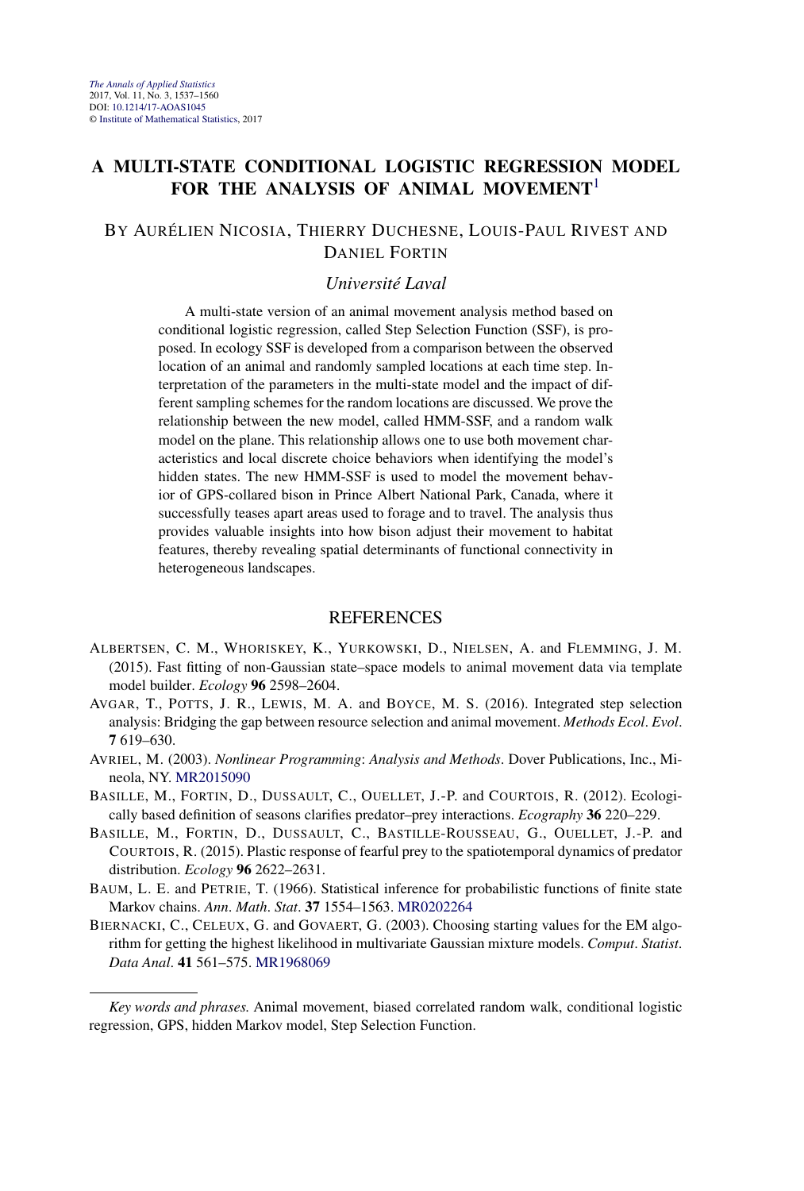*The Annals of Applied Statistics*
2017, Vol. 11, No. 3, 1537–1560
DOI: 10.1214/17-AOAS1045
© Institute of Mathematical Statistics, 2017

# A MULTI-STATE CONDITIONAL LOGISTIC REGRESSION MODEL FOR THE ANALYSIS OF ANIMAL MOVEMENT[1]

BY AURÉLIEN NICOSIA, THIERRY DUCHESNE, LOUIS-PAUL RIVEST AND DANIEL FORTIN

*Université Laval*

A multi-state version of an animal movement analysis method based on conditional logistic regression, called Step Selection Function (SSF), is proposed. In ecology SSF is developed from a comparison between the observed location of an animal and randomly sampled locations at each time step. Interpretation of the parameters in the multi-state model and the impact of different sampling schemes for the random locations are discussed. We prove the relationship between the new model, called HMM-SSF, and a random walk model on the plane. This relationship allows one to use both movement characteristics and local discrete choice behaviors when identifying the model's hidden states. The new HMM-SSF is used to model the movement behavior of GPS-collared bison in Prince Albert National Park, Canada, where it successfully teases apart areas used to forage and to travel. The analysis thus provides valuable insights into how bison adjust their movement to habitat features, thereby revealing spatial determinants of functional connectivity in heterogeneous landscapes.

## REFERENCES

ALBERTSEN, C. M., WHORISKEY, K., YURKOWSKI, D., NIELSEN, A. and FLEMMING, J. M. (2015). Fast fitting of non-Gaussian state–space models to animal movement data via template model builder. *Ecology* **96** 2598–2604.

AVGAR, T., POTTS, J. R., LEWIS, M. A. and BOYCE, M. S. (2016). Integrated step selection analysis: Bridging the gap between resource selection and animal movement. *Methods Ecol. Evol.* **7** 619–630.

AVRIEL, M. (2003). *Nonlinear Programming: Analysis and Methods*. Dover Publications, Inc., Mineola, NY. MR2015090

BASILLE, M., FORTIN, D., DUSSAULT, C., OUELLET, J.-P. and COURTOIS, R. (2012). Ecologically based definition of seasons clarifies predator–prey interactions. *Ecography* **36** 220–229.

BASILLE, M., FORTIN, D., DUSSAULT, C., BASTILLE-ROUSSEAU, G., OUELLET, J.-P. and COURTOIS, R. (2015). Plastic response of fearful prey to the spatiotemporal dynamics of predator distribution. *Ecology* **96** 2622–2631.

BAUM, L. E. and PETRIE, T. (1966). Statistical inference for probabilistic functions of finite state Markov chains. *Ann. Math. Stat.* **37** 1554–1563. MR0202264

BIERNACKI, C., CELEUX, G. and GOVAERT, G. (2003). Choosing starting values for the EM algorithm for getting the highest likelihood in multivariate Gaussian mixture models. *Comput. Statist. Data Anal.* **41** 561–575. MR1968069

*Key words and phrases.* Animal movement, biased correlated random walk, conditional logistic regression, GPS, hidden Markov model, Step Selection Function.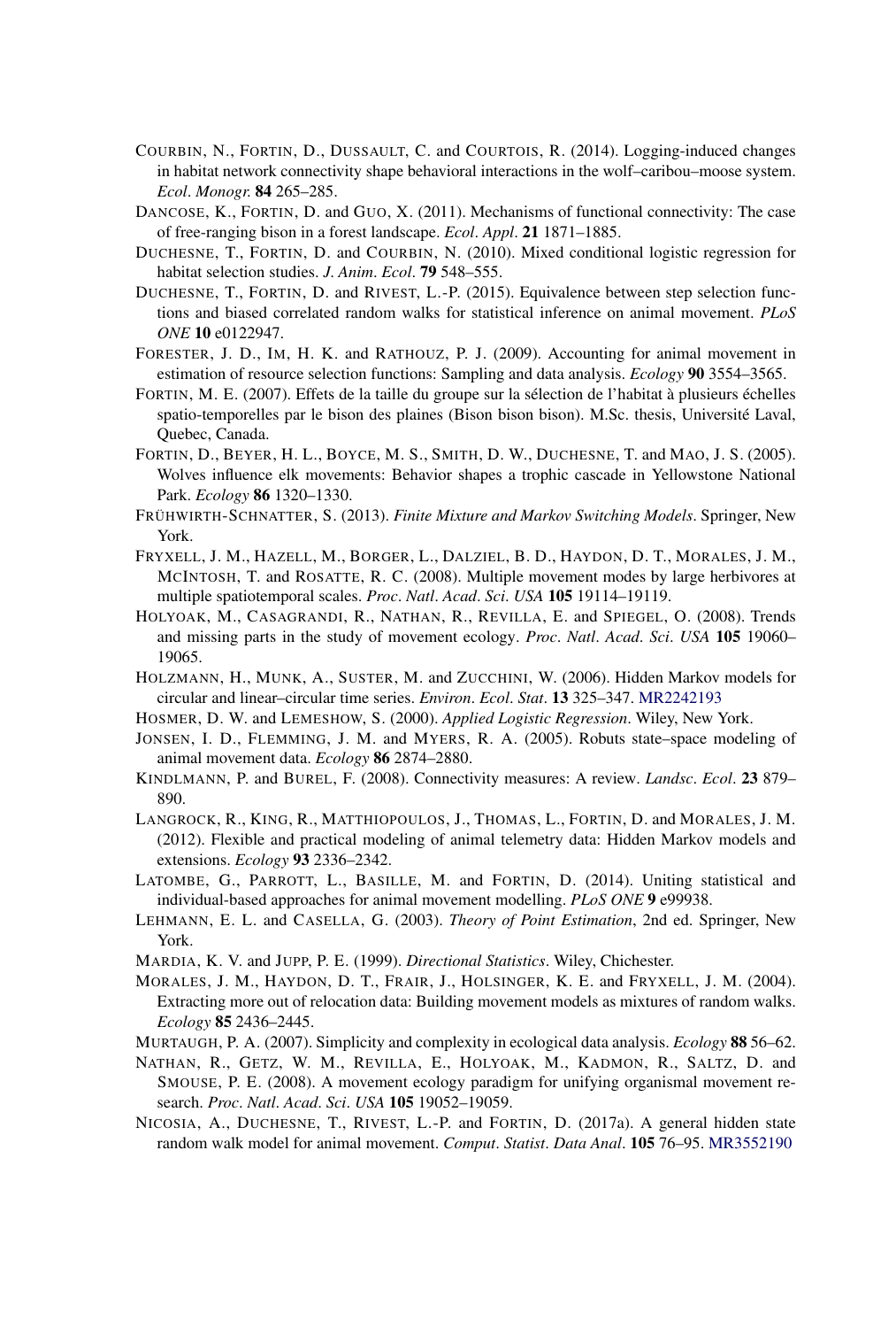COURBIN, N., FORTIN, D., DUSSAULT, C. and COURTOIS, R. (2014). Logging-induced changes in habitat network connectivity shape behavioral interactions in the wolf–caribou–moose system. *Ecol. Monogr.* **84** 265–285.

DANCOSE, K., FORTIN, D. and GUO, X. (2011). Mechanisms of functional connectivity: The case of free-ranging bison in a forest landscape. *Ecol. Appl.* **21** 1871–1885.

DUCHESNE, T., FORTIN, D. and COURBIN, N. (2010). Mixed conditional logistic regression for habitat selection studies. *J. Anim. Ecol.* **79** 548–555.

DUCHESNE, T., FORTIN, D. and RIVEST, L.-P. (2015). Equivalence between step selection functions and biased correlated random walks for statistical inference on animal movement. *PLoS ONE* **10** e0122947.

FORESTER, J. D., IM, H. K. and RATHOUZ, P. J. (2009). Accounting for animal movement in estimation of resource selection functions: Sampling and data analysis. *Ecology* **90** 3554–3565.

FORTIN, M. E. (2007). Effets de la taille du groupe sur la sélection de l'habitat à plusieurs échelles spatio-temporelles par le bison des plaines (Bison bison bison). M.Sc. thesis, Université Laval, Quebec, Canada.

FORTIN, D., BEYER, H. L., BOYCE, M. S., SMITH, D. W., DUCHESNE, T. and MAO, J. S. (2005). Wolves influence elk movements: Behavior shapes a trophic cascade in Yellowstone National Park. *Ecology* **86** 1320–1330.

FRÜHWIRTH-SCHNATTER, S. (2013). *Finite Mixture and Markov Switching Models*. Springer, New York.

FRYXELL, J. M., HAZELL, M., BORGER, L., DALZIEL, B. D., HAYDON, D. T., MORALES, J. M., MCINTOSH, T. and ROSATTE, R. C. (2008). Multiple movement modes by large herbivores at multiple spatiotemporal scales. *Proc. Natl. Acad. Sci. USA* **105** 19114–19119.

HOLYOAK, M., CASAGRANDI, R., NATHAN, R., REVILLA, E. and SPIEGEL, O. (2008). Trends and missing parts in the study of movement ecology. *Proc. Natl. Acad. Sci. USA* **105** 19060–19065.

HOLZMANN, H., MUNK, A., SUSTER, M. and ZUCCHINI, W. (2006). Hidden Markov models for circular and linear–circular time series. *Environ. Ecol. Stat.* **13** 325–347. MR2242193

HOSMER, D. W. and LEMESHOW, S. (2000). *Applied Logistic Regression*. Wiley, New York.

JONSEN, I. D., FLEMMING, J. M. and MYERS, R. A. (2005). Robust state–space modeling of animal movement data. *Ecology* **86** 2874–2880.

KINDLMANN, P. and BUREL, F. (2008). Connectivity measures: A review. *Landsc. Ecol.* **23** 879–890.

LANGROCK, R., KING, R., MATTHIOPOULOS, J., THOMAS, L., FORTIN, D. and MORALES, J. M. (2012). Flexible and practical modeling of animal telemetry data: Hidden Markov models and extensions. *Ecology* **93** 2336–2342.

LATOMBE, G., PARROTT, L., BASILLE, M. and FORTIN, D. (2014). Uniting statistical and individual-based approaches for animal movement modelling. *PLoS ONE* **9** e99938.

LEHMANN, E. L. and CASELLA, G. (2003). *Theory of Point Estimation*, 2nd ed. Springer, New York.

MARDIA, K. V. and JUPP, P. E. (1999). *Directional Statistics*. Wiley, Chichester.

MORALES, J. M., HAYDON, D. T., FRAIR, J., HOLSINGER, K. E. and FRYXELL, J. M. (2004). Extracting more out of relocation data: Building movement models as mixtures of random walks. *Ecology* **85** 2436–2445.

MURTAUGH, P. A. (2007). Simplicity and complexity in ecological data analysis. *Ecology* **88** 56–62.

NATHAN, R., GETZ, W. M., REVILLA, E., HOLYOAK, M., KADMON, R., SALTZ, D. and SMOUSE, P. E. (2008). A movement ecology paradigm for unifying organismal movement research. *Proc. Natl. Acad. Sci. USA* **105** 19052–19059.

NICOSIA, A., DUCHESNE, T., RIVEST, L.-P. and FORTIN, D. (2017a). A general hidden state random walk model for animal movement. *Comput. Statist. Data Anal.* **105** 76–95. MR3552190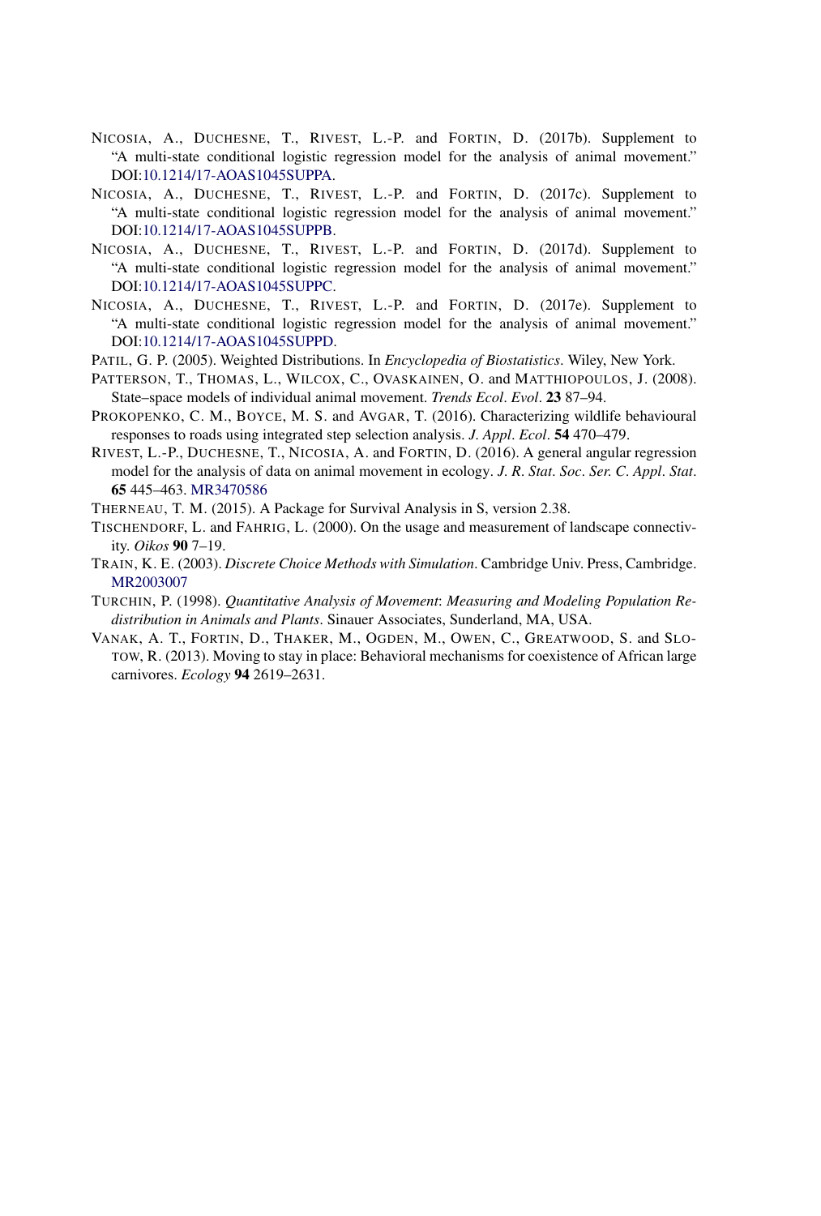NICOSIA, A., DUCHESNE, T., RIVEST, L.-P. and FORTIN, D. (2017b). Supplement to "A multi-state conditional logistic regression model for the analysis of animal movement." DOI:10.1214/17-AOAS1045SUPPA.

NICOSIA, A., DUCHESNE, T., RIVEST, L.-P. and FORTIN, D. (2017c). Supplement to "A multi-state conditional logistic regression model for the analysis of animal movement." DOI:10.1214/17-AOAS1045SUPPB.

NICOSIA, A., DUCHESNE, T., RIVEST, L.-P. and FORTIN, D. (2017d). Supplement to "A multi-state conditional logistic regression model for the analysis of animal movement." DOI:10.1214/17-AOAS1045SUPPC.

NICOSIA, A., DUCHESNE, T., RIVEST, L.-P. and FORTIN, D. (2017e). Supplement to "A multi-state conditional logistic regression model for the analysis of animal movement." DOI:10.1214/17-AOAS1045SUPPD.

PATIL, G. P. (2005). Weighted Distributions. In *Encyclopedia of Biostatistics*. Wiley, New York.

PATTERSON, T., THOMAS, L., WILCOX, C., OVASKAINEN, O. and MATTHIOPOULOS, J. (2008). State–space models of individual animal movement. *Trends Ecol*. *Evol*. **23** 87–94.

PROKOPENKO, C. M., BOYCE, M. S. and AVGAR, T. (2016). Characterizing wildlife behavioural responses to roads using integrated step selection analysis. *J*. *Appl*. *Ecol*. **54** 470–479.

RIVEST, L.-P., DUCHESNE, T., NICOSIA, A. and FORTIN, D. (2016). A general angular regression model for the analysis of data on animal movement in ecology. *J*. *R*. *Stat*. *Soc*. *Ser*. *C*. *Appl*. *Stat*. **65** 445–463. MR3470586

THERNEAU, T. M. (2015). A Package for Survival Analysis in S, version 2.38.

TISCHENDORF, L. and FAHRIG, L. (2000). On the usage and measurement of landscape connectivity. *Oikos* **90** 7–19.

TRAIN, K. E. (2003). *Discrete Choice Methods with Simulation*. Cambridge Univ. Press, Cambridge. MR2003007

TURCHIN, P. (1998). *Quantitative Analysis of Movement*: *Measuring and Modeling Population Redistribution in Animals and Plants*. Sinauer Associates, Sunderland, MA, USA.

VANAK, A. T., FORTIN, D., THAKER, M., OGDEN, M., OWEN, C., GREATWOOD, S. and SLOTOW, R. (2013). Moving to stay in place: Behavioral mechanisms for coexistence of African large carnivores. *Ecology* **94** 2619–2631.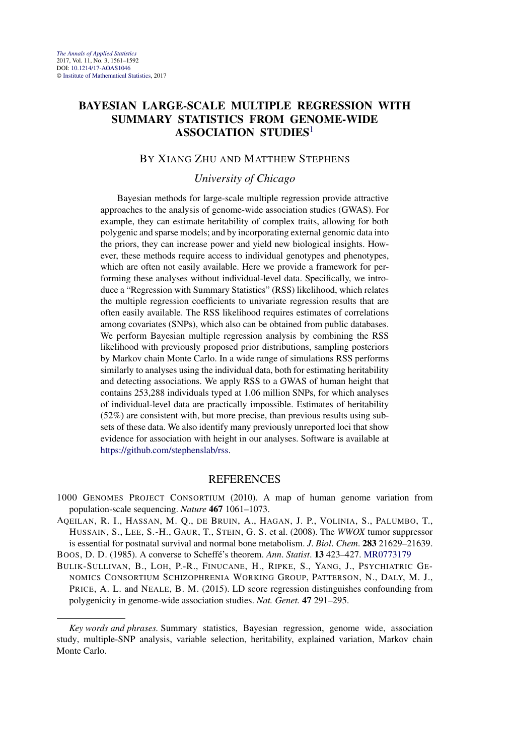# BAYESIAN LARGE-SCALE MULTIPLE REGRESSION WITH SUMMARY STATISTICS FROM GENOME-WIDE ASSOCIATION STUDIES[1]

BY XIANG ZHU AND MATTHEW STEPHENS

*University of Chicago*

Bayesian methods for large-scale multiple regression provide attractive approaches to the analysis of genome-wide association studies (GWAS). For example, they can estimate heritability of complex traits, allowing for both polygenic and sparse models; and by incorporating external genomic data into the priors, they can increase power and yield new biological insights. However, these methods require access to individual genotypes and phenotypes, which are often not easily available. Here we provide a framework for performing these analyses without individual-level data. Specifically, we introduce a "Regression with Summary Statistics" (RSS) likelihood, which relates the multiple regression coefficients to univariate regression results that are often easily available. The RSS likelihood requires estimates of correlations among covariates (SNPs), which also can be obtained from public databases. We perform Bayesian multiple regression analysis by combining the RSS likelihood with previously proposed prior distributions, sampling posteriors by Markov chain Monte Carlo. In a wide range of simulations RSS performs similarly to analyses using the individual data, both for estimating heritability and detecting associations. We apply RSS to a GWAS of human height that contains 253,288 individuals typed at 1.06 million SNPs, for which analyses of individual-level data are practically impossible. Estimates of heritability (52%) are consistent with, but more precise, than previous results using subsets of these data. We also identify many previously unreported loci that show evidence for association with height in our analyses. Software is available at https://github.com/stephenslab/rss.

## REFERENCES

1000 GENOMES PROJECT CONSORTIUM (2010). A map of human genome variation from population-scale sequencing. *Nature* **467** 1061–1073.

AQEILAN, R. I., HASSAN, M. Q., DE BRUIN, A., HAGAN, J. P., VOLINIA, S., PALUMBO, T., HUSSAIN, S., LEE, S.-H., GAUR, T., STEIN, G. S. et al. (2008). The *WWOX* tumor suppressor is essential for postnatal survival and normal bone metabolism. *J. Biol. Chem.* **283** 21629–21639.

BOOS, D. D. (1985). A converse to Scheffé's theorem. *Ann. Statist.* **13** 423–427. MR0773179

BULIK-SULLIVAN, B., LOH, P.-R., FINUCANE, H., RIPKE, S., YANG, J., PSYCHIATRIC GENOMICS CONSORTIUM SCHIZOPHRENIA WORKING GROUP, PATTERSON, N., DALY, M. J., PRICE, A. L. and NEALE, B. M. (2015). LD score regression distinguishes confounding from polygenicity in genome-wide association studies. *Nat. Genet.* **47** 291–295.

*Key words and phrases.* Summary statistics, Bayesian regression, genome wide, association study, multiple-SNP analysis, variable selection, heritability, explained variation, Markov chain Monte Carlo.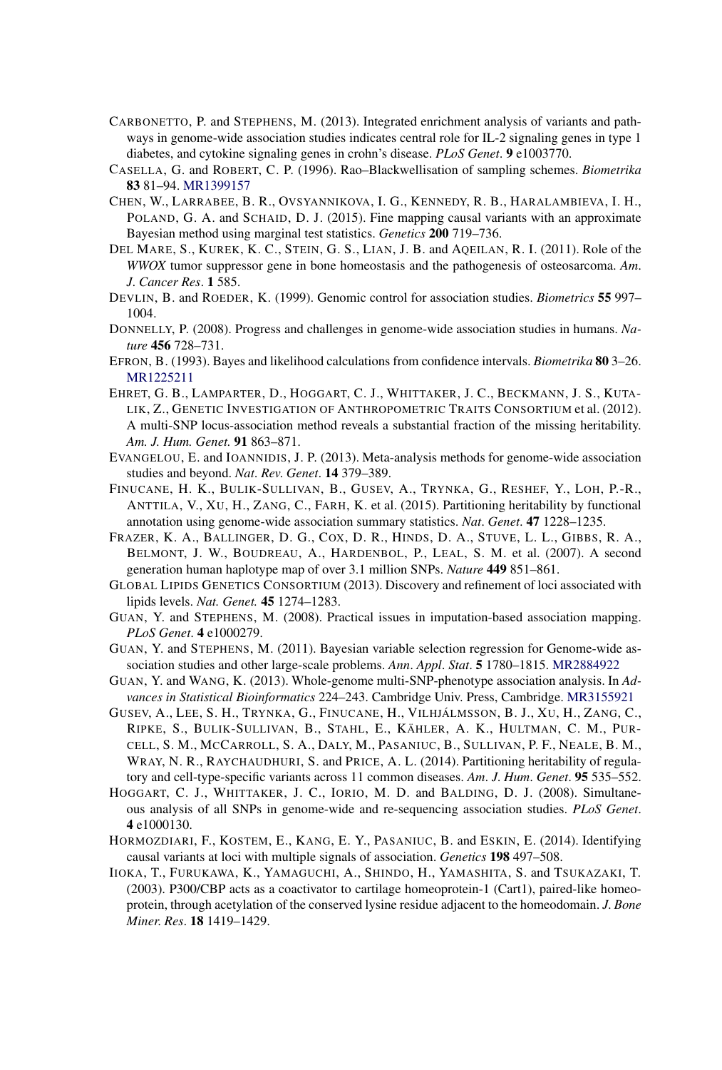CARBONETTO, P. and STEPHENS, M. (2013). Integrated enrichment analysis of variants and pathways in genome-wide association studies indicates central role for IL-2 signaling genes in type 1 diabetes, and cytokine signaling genes in crohn's disease. *PLoS Genet*. **9** e1003770.

CASELLA, G. and ROBERT, C. P. (1996). Rao–Blackwellisation of sampling schemes. *Biometrika* **83** 81–94. MR1399157

CHEN, W., LARRABEE, B. R., OVSYANNIKOVA, I. G., KENNEDY, R. B., HARALAMBIEVA, I. H., POLAND, G. A. and SCHAID, D. J. (2015). Fine mapping causal variants with an approximate Bayesian method using marginal test statistics. *Genetics* **200** 719–736.

DEL MARE, S., KUREK, K. C., STEIN, G. S., LIAN, J. B. and AQEILAN, R. I. (2011). Role of the *WWOX* tumor suppressor gene in bone homeostasis and the pathogenesis of osteosarcoma. *Am. J. Cancer Res*. **1** 585.

DEVLIN, B. and ROEDER, K. (1999). Genomic control for association studies. *Biometrics* **55** 997–1004.

DONNELLY, P. (2008). Progress and challenges in genome-wide association studies in humans. *Nature* **456** 728–731.

EFRON, B. (1993). Bayes and likelihood calculations from confidence intervals. *Biometrika* **80** 3–26. MR1225211

EHRET, G. B., LAMPARTER, D., HOGGART, C. J., WHITTAKER, J. C., BECKMANN, J. S., KUTALIK, Z., GENETIC INVESTIGATION OF ANTHROPOMETRIC TRAITS CONSORTIUM et al. (2012). A multi-SNP locus-association method reveals a substantial fraction of the missing heritability. *Am. J. Hum. Genet.* **91** 863–871.

EVANGELOU, E. and IOANNIDIS, J. P. (2013). Meta-analysis methods for genome-wide association studies and beyond. *Nat. Rev. Genet*. **14** 379–389.

FINUCANE, H. K., BULIK-SULLIVAN, B., GUSEV, A., TRYNKA, G., RESHEF, Y., LOH, P.-R., ANTTILA, V., XU, H., ZANG, C., FARH, K. et al. (2015). Partitioning heritability by functional annotation using genome-wide association summary statistics. *Nat. Genet*. **47** 1228–1235.

FRAZER, K. A., BALLINGER, D. G., COX, D. R., HINDS, D. A., STUVE, L. L., GIBBS, R. A., BELMONT, J. W., BOUDREAU, A., HARDENBOL, P., LEAL, S. M. et al. (2007). A second generation human haplotype map of over 3.1 million SNPs. *Nature* **449** 851–861.

GLOBAL LIPIDS GENETICS CONSORTIUM (2013). Discovery and refinement of loci associated with lipids levels. *Nat. Genet.* **45** 1274–1283.

GUAN, Y. and STEPHENS, M. (2008). Practical issues in imputation-based association mapping. *PLoS Genet*. **4** e1000279.

GUAN, Y. and STEPHENS, M. (2011). Bayesian variable selection regression for Genome-wide association studies and other large-scale problems. *Ann. Appl. Stat*. **5** 1780–1815. MR2884922

GUAN, Y. and WANG, K. (2013). Whole-genome multi-SNP-phenotype association analysis. In *Advances in Statistical Bioinformatics* 224–243. Cambridge Univ. Press, Cambridge. MR3155921

GUSEV, A., LEE, S. H., TRYNKA, G., FINUCANE, H., VILHJÁLMSSON, B. J., XU, H., ZANG, C., RIPKE, S., BULIK-SULLIVAN, B., STAHL, E., KÄHLER, A. K., HULTMAN, C. M., PURCELL, S. M., MCCARROLL, S. A., DALY, M., PASANIUC, B., SULLIVAN, P. F., NEALE, B. M., WRAY, N. R., RAYCHAUDHURI, S. and PRICE, A. L. (2014). Partitioning heritability of regulatory and cell-type-specific variants across 11 common diseases. *Am. J. Hum. Genet*. **95** 535–552.

HOGGART, C. J., WHITTAKER, J. C., IORIO, M. D. and BALDING, D. J. (2008). Simultaneous analysis of all SNPs in genome-wide and re-sequencing association studies. *PLoS Genet*. **4** e1000130.

HORMOZDIARI, F., KOSTEM, E., KANG, E. Y., PASANIUC, B. and ESKIN, E. (2014). Identifying causal variants at loci with multiple signals of association. *Genetics* **198** 497–508.

IIOKA, T., FURUKAWA, K., YAMAGUCHI, A., SHINDO, H., YAMASHITA, S. and TSUKAZAKI, T. (2003). P300/CBP acts as a coactivator to cartilage homeoprotein-1 (Cart1), paired-like homeoprotein, through acetylation of the conserved lysine residue adjacent to the homeodomain. *J. Bone Miner. Res*. **18** 1419–1429.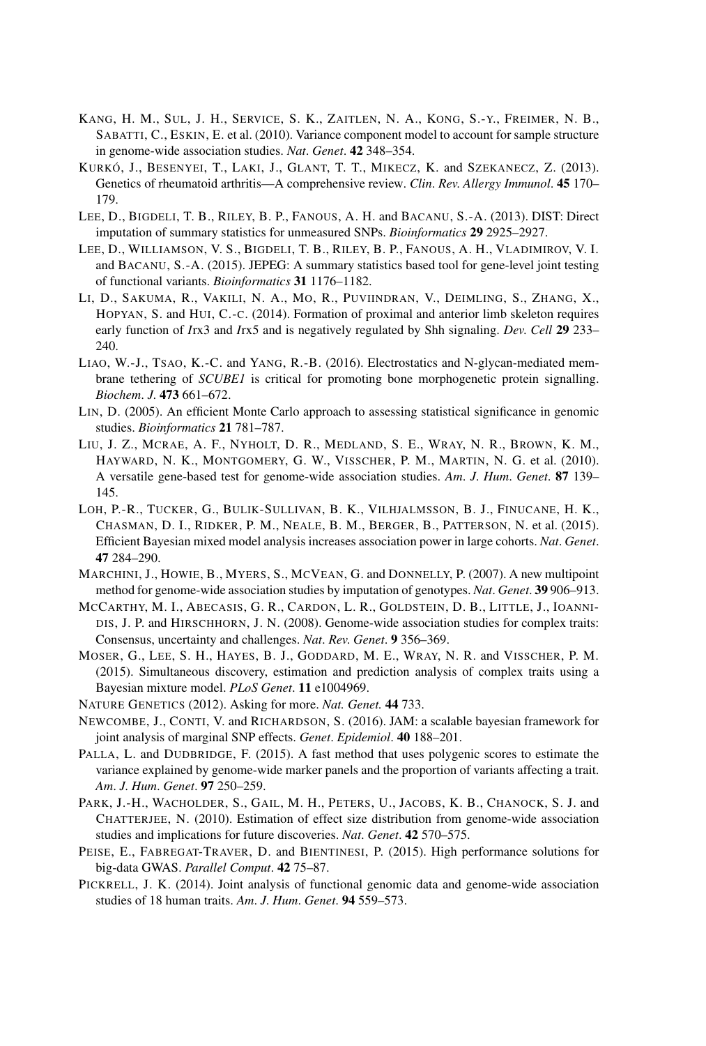KANG, H. M., SUL, J. H., SERVICE, S. K., ZAITLEN, N. A., KONG, S.-Y., FREIMER, N. B., SABATTI, C., ESKIN, E. et al. (2010). Variance component model to account for sample structure in genome-wide association studies. *Nat. Genet.* **42** 348–354.

KURKÓ, J., BESENYEI, T., LAKI, J., GLANT, T. T., MIKECZ, K. and SZEKANECZ, Z. (2013). Genetics of rheumatoid arthritis—A comprehensive review. *Clin. Rev. Allergy Immunol.* **45** 170–179.

LEE, D., BIGDELI, T. B., RILEY, B. P., FANOUS, A. H. and BACANU, S.-A. (2013). DIST: Direct imputation of summary statistics for unmeasured SNPs. *Bioinformatics* **29** 2925–2927.

LEE, D., WILLIAMSON, V. S., BIGDELI, T. B., RILEY, B. P., FANOUS, A. H., VLADIMIROV, V. I. and BACANU, S.-A. (2015). JEPEG: A summary statistics based tool for gene-level joint testing of functional variants. *Bioinformatics* **31** 1176–1182.

LI, D., SAKUMA, R., VAKILI, N. A., MO, R., PUVIINDRAN, V., DEIMLING, S., ZHANG, X., HOPYAN, S. and HUI, C.-C. (2014). Formation of proximal and anterior limb skeleton requires early function of *I*rx3 and *I*rx5 and is negatively regulated by Shh signaling. *Dev. Cell* **29** 233–240.

LIAO, W.-J., TSAO, K.-C. and YANG, R.-B. (2016). Electrostatics and N-glycan-mediated membrane tethering of *SCUBE1* is critical for promoting bone morphogenetic protein signalling. *Biochem. J.* **473** 661–672.

LIN, D. (2005). An efficient Monte Carlo approach to assessing statistical significance in genomic studies. *Bioinformatics* **21** 781–787.

LIU, J. Z., MCRAE, A. F., NYHOLT, D. R., MEDLAND, S. E., WRAY, N. R., BROWN, K. M., HAYWARD, N. K., MONTGOMERY, G. W., VISSCHER, P. M., MARTIN, N. G. et al. (2010). A versatile gene-based test for genome-wide association studies. *Am. J. Hum. Genet.* **87** 139–145.

LOH, P.-R., TUCKER, G., BULIK-SULLIVAN, B. K., VILHJALMSSON, B. J., FINUCANE, H. K., CHASMAN, D. I., RIDKER, P. M., NEALE, B. M., BERGER, B., PATTERSON, N. et al. (2015). Efficient Bayesian mixed model analysis increases association power in large cohorts. *Nat. Genet.* **47** 284–290.

MARCHINI, J., HOWIE, B., MYERS, S., MCVEAN, G. and DONNELLY, P. (2007). A new multipoint method for genome-wide association studies by imputation of genotypes. *Nat. Genet.* **39** 906–913.

MCCARTHY, M. I., ABECASIS, G. R., CARDON, L. R., GOLDSTEIN, D. B., LITTLE, J., IOANNIDIS, J. P. and HIRSCHHORN, J. N. (2008). Genome-wide association studies for complex traits: Consensus, uncertainty and challenges. *Nat. Rev. Genet.* **9** 356–369.

MOSER, G., LEE, S. H., HAYES, B. J., GODDARD, M. E., WRAY, N. R. and VISSCHER, P. M. (2015). Simultaneous discovery, estimation and prediction analysis of complex traits using a Bayesian mixture model. *PLoS Genet.* **11** e1004969.

NATURE GENETICS (2012). Asking for more. *Nat. Genet.* **44** 733.

NEWCOMBE, J., CONTI, V. and RICHARDSON, S. (2016). JAM: a scalable bayesian framework for joint analysis of marginal SNP effects. *Genet. Epidemiol.* **40** 188–201.

PALLA, L. and DUDBRIDGE, F. (2015). A fast method that uses polygenic scores to estimate the variance explained by genome-wide marker panels and the proportion of variants affecting a trait. *Am. J. Hum. Genet.* **97** 250–259.

PARK, J.-H., WACHOLDER, S., GAIL, M. H., PETERS, U., JACOBS, K. B., CHANOCK, S. J. and CHATTERJEE, N. (2010). Estimation of effect size distribution from genome-wide association studies and implications for future discoveries. *Nat. Genet.* **42** 570–575.

PEISE, E., FABREGAT-TRAVER, D. and BIENTINESI, P. (2015). High performance solutions for big-data GWAS. *Parallel Comput.* **42** 75–87.

PICKRELL, J. K. (2014). Joint analysis of functional genomic data and genome-wide association studies of 18 human traits. *Am. J. Hum. Genet.* **94** 559–573.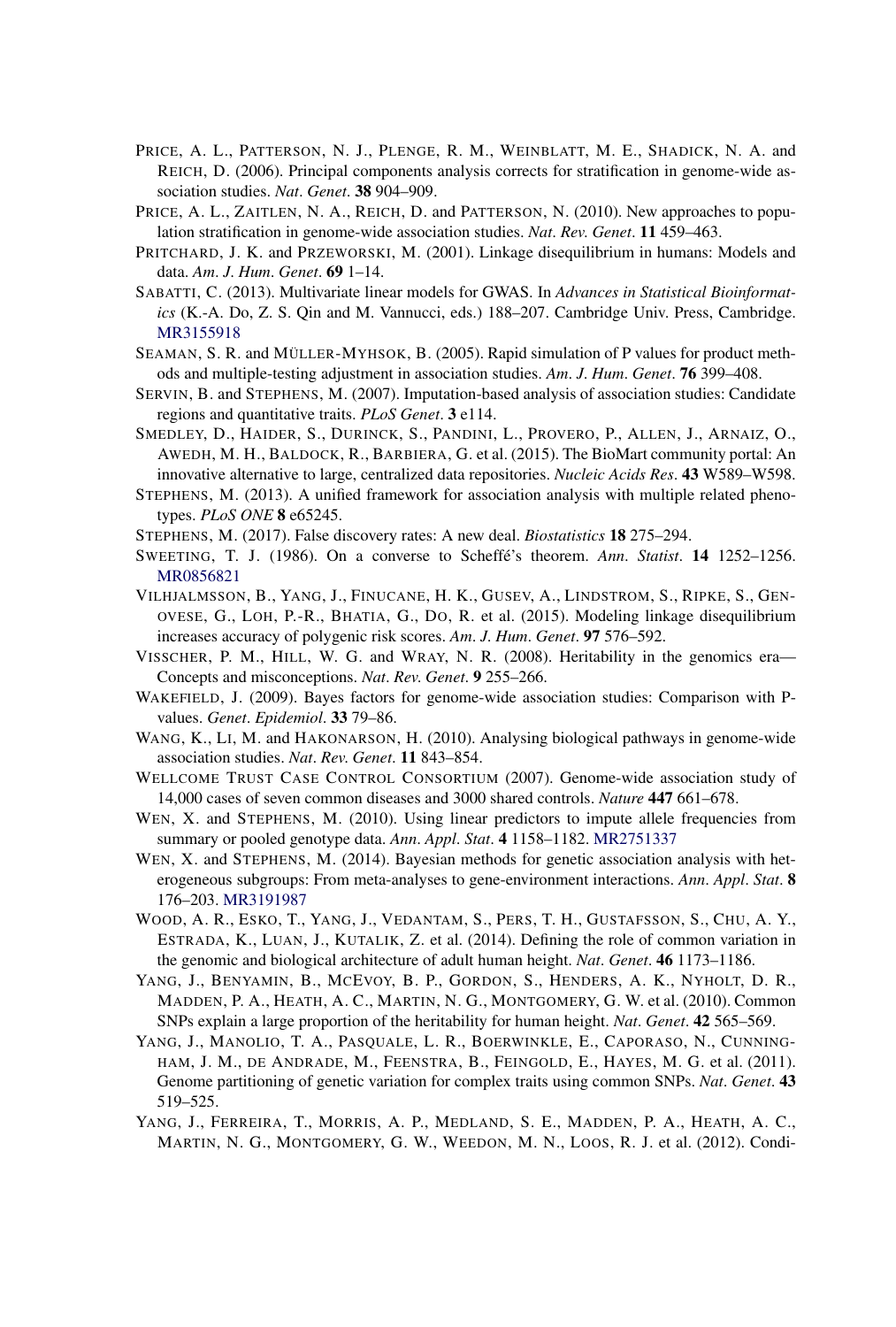PRICE, A. L., PATTERSON, N. J., PLENGE, R. M., WEINBLATT, M. E., SHADICK, N. A. and REICH, D. (2006). Principal components analysis corrects for stratification in genome-wide association studies. *Nat. Genet.* **38** 904–909.

PRICE, A. L., ZAITLEN, N. A., REICH, D. and PATTERSON, N. (2010). New approaches to population stratification in genome-wide association studies. *Nat. Rev. Genet.* **11** 459–463.

PRITCHARD, J. K. and PRZEWORSKI, M. (2001). Linkage disequilibrium in humans: Models and data. *Am. J. Hum. Genet.* **69** 1–14.

SABATTI, C. (2013). Multivariate linear models for GWAS. In *Advances in Statistical Bioinformatics* (K.-A. Do, Z. S. Qin and M. Vannucci, eds.) 188–207. Cambridge Univ. Press, Cambridge. MR3155918

SEAMAN, S. R. and MÜLLER-MYHSOK, B. (2005). Rapid simulation of P values for product methods and multiple-testing adjustment in association studies. *Am. J. Hum. Genet.* **76** 399–408.

SERVIN, B. and STEPHENS, M. (2007). Imputation-based analysis of association studies: Candidate regions and quantitative traits. *PLoS Genet.* **3** e114.

SMEDLEY, D., HAIDER, S., DURINCK, S., PANDINI, L., PROVERO, P., ALLEN, J., ARNAIZ, O., AWEDH, M. H., BALDOCK, R., BARBIERA, G. et al. (2015). The BioMart community portal: An innovative alternative to large, centralized data repositories. *Nucleic Acids Res.* **43** W589–W598.

STEPHENS, M. (2013). A unified framework for association analysis with multiple related phenotypes. *PLoS ONE* **8** e65245.

STEPHENS, M. (2017). False discovery rates: A new deal. *Biostatistics* **18** 275–294.

SWEETING, T. J. (1986). On a converse to Scheffé's theorem. *Ann. Statist.* **14** 1252–1256. MR0856821

VILHJALMSSON, B., YANG, J., FINUCANE, H. K., GUSEV, A., LINDSTROM, S., RIPKE, S., GENOVESE, G., LOH, P.-R., BHATIA, G., DO, R. et al. (2015). Modeling linkage disequilibrium increases accuracy of polygenic risk scores. *Am. J. Hum. Genet.* **97** 576–592.

VISSCHER, P. M., HILL, W. G. and WRAY, N. R. (2008). Heritability in the genomics era—Concepts and misconceptions. *Nat. Rev. Genet.* **9** 255–266.

WAKEFIELD, J. (2009). Bayes factors for genome-wide association studies: Comparison with P-values. *Genet. Epidemiol.* **33** 79–86.

WANG, K., LI, M. and HAKONARSON, H. (2010). Analysing biological pathways in genome-wide association studies. *Nat. Rev. Genet.* **11** 843–854.

WELLCOME TRUST CASE CONTROL CONSORTIUM (2007). Genome-wide association study of 14,000 cases of seven common diseases and 3000 shared controls. *Nature* **447** 661–678.

WEN, X. and STEPHENS, M. (2010). Using linear predictors to impute allele frequencies from summary or pooled genotype data. *Ann. Appl. Stat.* **4** 1158–1182. MR2751337

WEN, X. and STEPHENS, M. (2014). Bayesian methods for genetic association analysis with heterogeneous subgroups: From meta-analyses to gene-environment interactions. *Ann. Appl. Stat.* **8** 176–203. MR3191987

WOOD, A. R., ESKO, T., YANG, J., VEDANTAM, S., PERS, T. H., GUSTAFSSON, S., CHU, A. Y., ESTRADA, K., LUAN, J., KUTALIK, Z. et al. (2014). Defining the role of common variation in the genomic and biological architecture of adult human height. *Nat. Genet.* **46** 1173–1186.

YANG, J., BENYAMIN, B., MCEVOY, B. P., GORDON, S., HENDERS, A. K., NYHOLT, D. R., MADDEN, P. A., HEATH, A. C., MARTIN, N. G., MONTGOMERY, G. W. et al. (2010). Common SNPs explain a large proportion of the heritability for human height. *Nat. Genet.* **42** 565–569.

YANG, J., MANOLIO, T. A., PASQUALE, L. R., BOERWINKLE, E., CAPORASO, N., CUNNINGHAM, J. M., DE ANDRADE, M., FEENSTRA, B., FEINGOLD, E., HAYES, M. G. et al. (2011). Genome partitioning of genetic variation for complex traits using common SNPs. *Nat. Genet.* **43** 519–525.

YANG, J., FERREIRA, T., MORRIS, A. P., MEDLAND, S. E., MADDEN, P. A., HEATH, A. C., MARTIN, N. G., MONTGOMERY, G. W., WEEDON, M. N., LOOS, R. J. et al. (2012). Condi-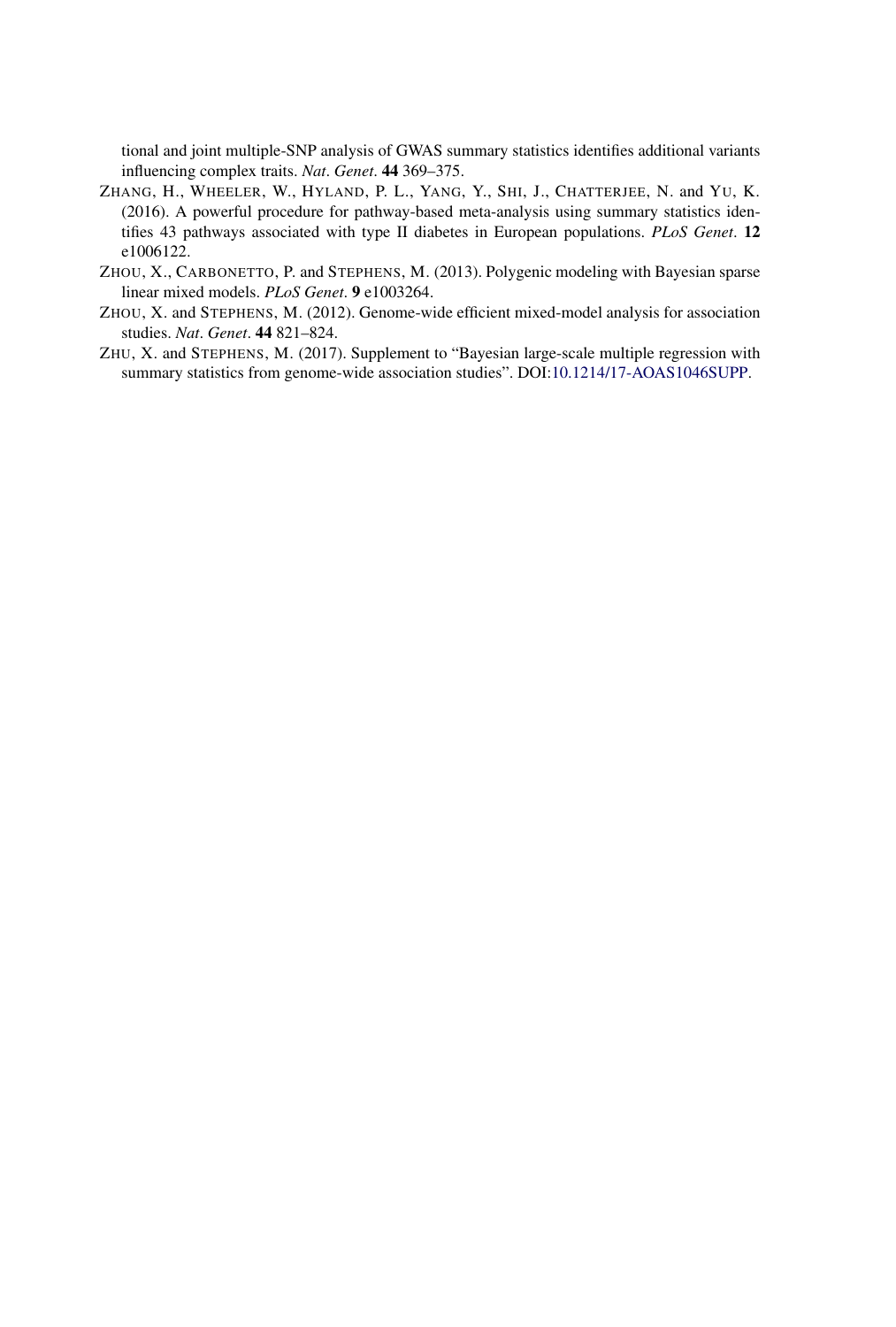tional and joint multiple-SNP analysis of GWAS summary statistics identifies additional variants influencing complex traits. *Nat*. *Genet*. **44** 369–375.

ZHANG, H., WHEELER, W., HYLAND, P. L., YANG, Y., SHI, J., CHATTERJEE, N. and YU, K. (2016). A powerful procedure for pathway-based meta-analysis using summary statistics identifies 43 pathways associated with type II diabetes in European populations. *PLoS Genet*. **12** e1006122.

ZHOU, X., CARBONETTO, P. and STEPHENS, M. (2013). Polygenic modeling with Bayesian sparse linear mixed models. *PLoS Genet*. **9** e1003264.

ZHOU, X. and STEPHENS, M. (2012). Genome-wide efficient mixed-model analysis for association studies. *Nat*. *Genet*. **44** 821–824.

ZHU, X. and STEPHENS, M. (2017). Supplement to "Bayesian large-scale multiple regression with summary statistics from genome-wide association studies". DOI:10.1214/17-AOAS1046SUPP.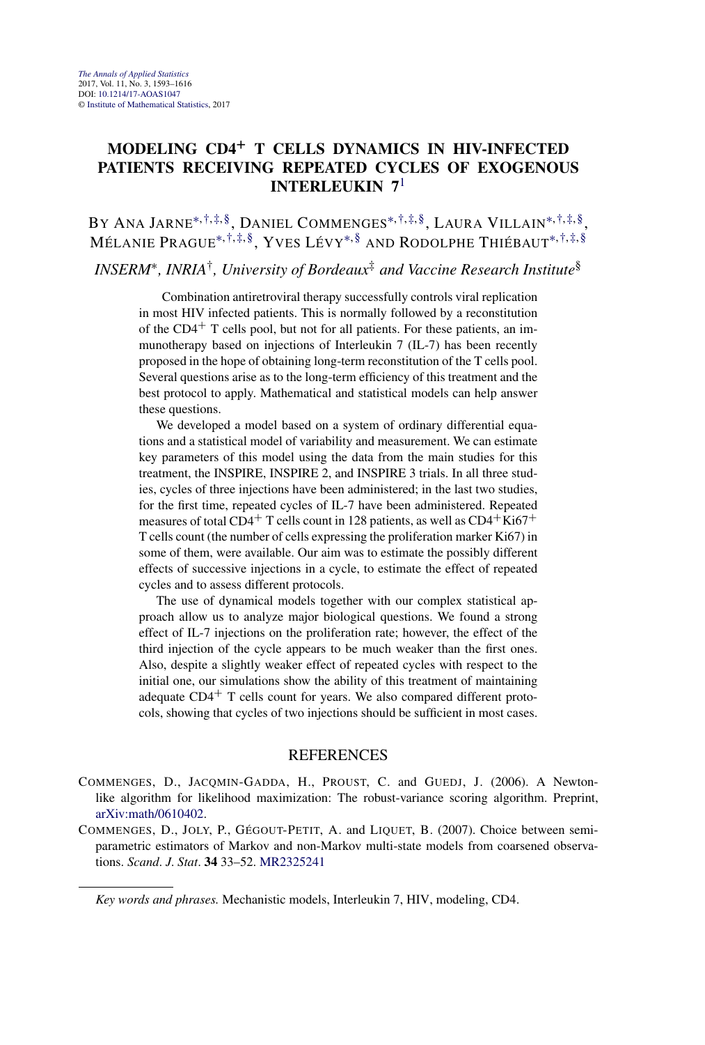*The Annals of Applied Statistics*
2017, Vol. 11, No. 3, 1593–1616
DOI: 10.1214/17-AOAS1047
© Institute of Mathematical Statistics, 2017

# MODELING CD4+ T CELLS DYNAMICS IN HIV-INFECTED PATIENTS RECEIVING REPEATED CYCLES OF EXOGENOUS INTERLEUKIN 7[1]

BY ANA JARNE[\*,†,‡,§], DANIEL COMMENGES[\*,†,‡,§], LAURA VILLAIN[\*,†,‡,§], MÉLANIE PRAGUE[\*,†,‡,§], YVES LÉVY[\*,§] AND RODOLPHE THIÉBAUT[\*,†,‡,§]

*INSERM*[\*], *INRIA*[†], *University of Bordeaux*[‡] *and Vaccine Research Institute*[§]

Combination antiretroviral therapy successfully controls viral replication in most HIV infected patients. This is normally followed by a reconstitution of the CD4+ T cells pool, but not for all patients. For these patients, an immunotherapy based on injections of Interleukin 7 (IL-7) has been recently proposed in the hope of obtaining long-term reconstitution of the T cells pool. Several questions arise as to the long-term efficiency of this treatment and the best protocol to apply. Mathematical and statistical models can help answer these questions.

We developed a model based on a system of ordinary differential equations and a statistical model of variability and measurement. We can estimate key parameters of this model using the data from the main studies for this treatment, the INSPIRE, INSPIRE 2, and INSPIRE 3 trials. In all three studies, cycles of three injections have been administered; in the last two studies, for the first time, repeated cycles of IL-7 have been administered. Repeated measures of total CD4+ T cells count in 128 patients, as well as CD4+Ki67+ T cells count (the number of cells expressing the proliferation marker Ki67) in some of them, were available. Our aim was to estimate the possibly different effects of successive injections in a cycle, to estimate the effect of repeated cycles and to assess different protocols.

The use of dynamical models together with our complex statistical approach allow us to analyze major biological questions. We found a strong effect of IL-7 injections on the proliferation rate; however, the effect of the third injection of the cycle appears to be much weaker than the first ones. Also, despite a slightly weaker effect of repeated cycles with respect to the initial one, our simulations show the ability of this treatment of maintaining adequate CD4+ T cells count for years. We also compared different protocols, showing that cycles of two injections should be sufficient in most cases.

## REFERENCES

COMMENGES, D., JACQMIN-GADDA, H., PROUST, C. and GUEDJ, J. (2006). A Newton-like algorithm for likelihood maximization: The robust-variance scoring algorithm. Preprint, arXiv:math/0610402.

COMMENGES, D., JOLY, P., GÉGOUT-PETIT, A. and LIQUET, B. (2007). Choice between semi-parametric estimators of Markov and non-Markov multi-state models from coarsened observations. *Scand. J. Stat.* **34** 33–52. MR2325241

*Key words and phrases.* Mechanistic models, Interleukin 7, HIV, modeling, CD4.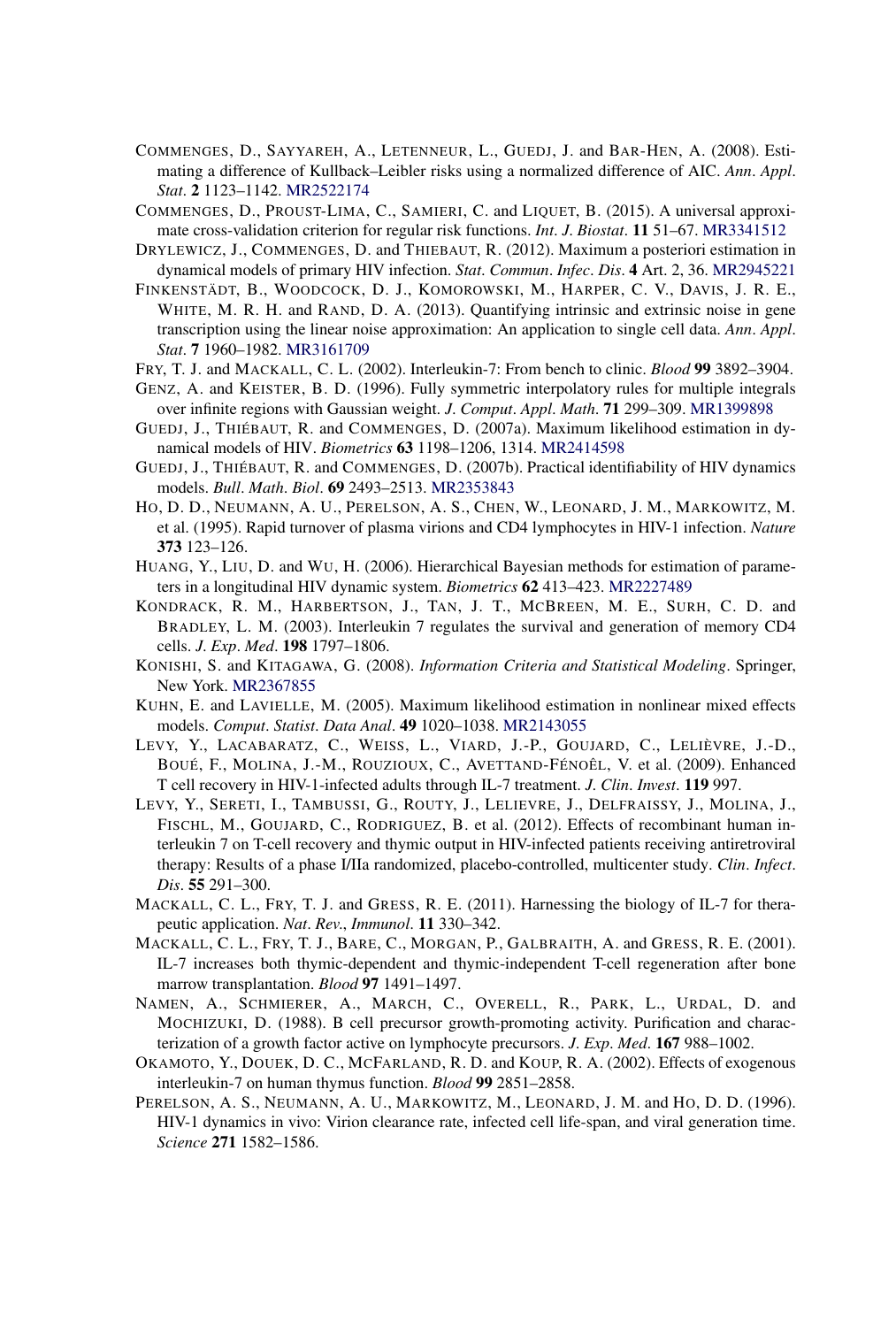COMMENGES, D., SAYYAREH, A., LETENNEUR, L., GUEDJ, J. and BAR-HEN, A. (2008). Estimating a difference of Kullback–Leibler risks using a normalized difference of AIC. *Ann. Appl. Stat.* **2** 1123–1142. MR2522174

COMMENGES, D., PROUST-LIMA, C., SAMIERI, C. and LIQUET, B. (2015). A universal approximate cross-validation criterion for regular risk functions. *Int. J. Biostat.* **11** 51–67. MR3341512

DRYLEWICZ, J., COMMENGES, D. and THIEBAUT, R. (2012). Maximum a posteriori estimation in dynamical models of primary HIV infection. *Stat. Commun. Infec. Dis.* **4** Art. 2, 36. MR2945221

FINKENSTÄDT, B., WOODCOCK, D. J., KOMOROWSKI, M., HARPER, C. V., DAVIS, J. R. E., WHITE, M. R. H. and RAND, D. A. (2013). Quantifying intrinsic and extrinsic noise in gene transcription using the linear noise approximation: An application to single cell data. *Ann. Appl. Stat.* **7** 1960–1982. MR3161709

FRY, T. J. and MACKALL, C. L. (2002). Interleukin-7: From bench to clinic. *Blood* **99** 3892–3904.

GENZ, A. and KEISTER, B. D. (1996). Fully symmetric interpolatory rules for multiple integrals over infinite regions with Gaussian weight. *J. Comput. Appl. Math.* **71** 299–309. MR1399898

GUEDJ, J., THIÉBAUT, R. and COMMENGES, D. (2007a). Maximum likelihood estimation in dynamical models of HIV. *Biometrics* **63** 1198–1206, 1314. MR2414598

GUEDJ, J., THIÉBAUT, R. and COMMENGES, D. (2007b). Practical identifiability of HIV dynamics models. *Bull. Math. Biol.* **69** 2493–2513. MR2353843

HO, D. D., NEUMANN, A. U., PERELSON, A. S., CHEN, W., LEONARD, J. M., MARKOWITZ, M. et al. (1995). Rapid turnover of plasma virions and CD4 lymphocytes in HIV-1 infection. *Nature* **373** 123–126.

HUANG, Y., LIU, D. and WU, H. (2006). Hierarchical Bayesian methods for estimation of parameters in a longitudinal HIV dynamic system. *Biometrics* **62** 413–423. MR2227489

KONDRACK, R. M., HARBERTSON, J., TAN, J. T., MCBREEN, M. E., SURH, C. D. and BRADLEY, L. M. (2003). Interleukin 7 regulates the survival and generation of memory CD4 cells. *J. Exp. Med.* **198** 1797–1806.

KONISHI, S. and KITAGAWA, G. (2008). *Information Criteria and Statistical Modeling*. Springer, New York. MR2367855

KUHN, E. and LAVIELLE, M. (2005). Maximum likelihood estimation in nonlinear mixed effects models. *Comput. Statist. Data Anal.* **49** 1020–1038. MR2143055

LEVY, Y., LACABARATZ, C., WEISS, L., VIARD, J.-P., GOUJARD, C., LELIÈVRE, J.-D., BOUÉ, F., MOLINA, J.-M., ROUZIOUX, C., AVETTAND-FÉNOÊL, V. et al. (2009). Enhanced T cell recovery in HIV-1-infected adults through IL-7 treatment. *J. Clin. Invest.* **119** 997.

LEVY, Y., SERETI, I., TAMBUSSI, G., ROUTY, J., LELIEVRE, J., DELFRAISSY, J., MOLINA, J., FISCHL, M., GOUJARD, C., RODRIGUEZ, B. et al. (2012). Effects of recombinant human interleukin 7 on T-cell recovery and thymic output in HIV-infected patients receiving antiretroviral therapy: Results of a phase I/IIa randomized, placebo-controlled, multicenter study. *Clin. Infect. Dis.* **55** 291–300.

MACKALL, C. L., FRY, T. J. and GRESS, R. E. (2011). Harnessing the biology of IL-7 for therapeutic application. *Nat. Rev., Immunol.* **11** 330–342.

MACKALL, C. L., FRY, T. J., BARE, C., MORGAN, P., GALBRAITH, A. and GRESS, R. E. (2001). IL-7 increases both thymic-dependent and thymic-independent T-cell regeneration after bone marrow transplantation. *Blood* **97** 1491–1497.

NAMEN, A., SCHMIERER, A., MARCH, C., OVERELL, R., PARK, L., URDAL, D. and MOCHIZUKI, D. (1988). B cell precursor growth-promoting activity. Purification and characterization of a growth factor active on lymphocyte precursors. *J. Exp. Med.* **167** 988–1002.

OKAMOTO, Y., DOUEK, D. C., MCFARLAND, R. D. and KOUP, R. A. (2002). Effects of exogenous interleukin-7 on human thymus function. *Blood* **99** 2851–2858.

PERELSON, A. S., NEUMANN, A. U., MARKOWITZ, M., LEONARD, J. M. and HO, D. D. (1996). HIV-1 dynamics in vivo: Virion clearance rate, infected cell life-span, and viral generation time. *Science* **271** 1582–1586.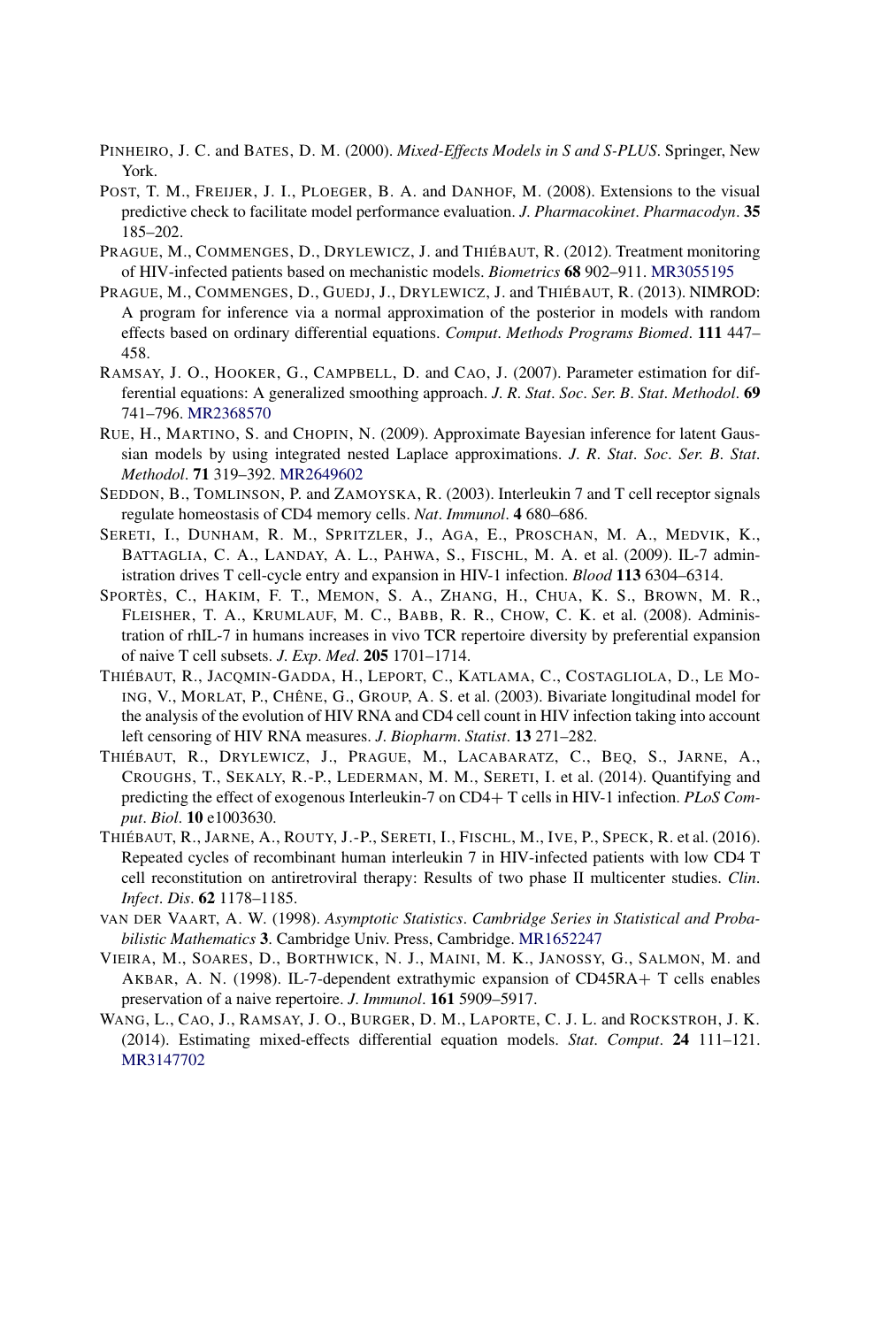PINHEIRO, J. C. and BATES, D. M. (2000). *Mixed-Effects Models in S and S-PLUS*. Springer, New York.

POST, T. M., FREIJER, J. I., PLOEGER, B. A. and DANHOF, M. (2008). Extensions to the visual predictive check to facilitate model performance evaluation. *J. Pharmacokinet. Pharmacodyn.* **35** 185–202.

PRAGUE, M., COMMENGES, D., DRYLEWICZ, J. and THIÉBAUT, R. (2012). Treatment monitoring of HIV-infected patients based on mechanistic models. *Biometrics* **68** 902–911. MR3055195

PRAGUE, M., COMMENGES, D., GUEDJ, J., DRYLEWICZ, J. and THIÉBAUT, R. (2013). NIMROD: A program for inference via a normal approximation of the posterior in models with random effects based on ordinary differential equations. *Comput. Methods Programs Biomed.* **111** 447–458.

RAMSAY, J. O., HOOKER, G., CAMPBELL, D. and CAO, J. (2007). Parameter estimation for differential equations: A generalized smoothing approach. *J. R. Stat. Soc. Ser. B. Stat. Methodol.* **69** 741–796. MR2368570

RUE, H., MARTINO, S. and CHOPIN, N. (2009). Approximate Bayesian inference for latent Gaussian models by using integrated nested Laplace approximations. *J. R. Stat. Soc. Ser. B. Stat. Methodol.* **71** 319–392. MR2649602

SEDDON, B., TOMLINSON, P. and ZAMOYSKA, R. (2003). Interleukin 7 and T cell receptor signals regulate homeostasis of CD4 memory cells. *Nat. Immunol.* **4** 680–686.

SERETI, I., DUNHAM, R. M., SPRITZLER, J., AGA, E., PROSCHAN, M. A., MEDVIK, K., BATTAGLIA, C. A., LANDAY, A. L., PAHWA, S., FISCHL, M. A. et al. (2009). IL-7 administration drives T cell-cycle entry and expansion in HIV-1 infection. *Blood* **113** 6304–6314.

SPORTÈS, C., HAKIM, F. T., MEMON, S. A., ZHANG, H., CHUA, K. S., BROWN, M. R., FLEISHER, T. A., KRUMLAUF, M. C., BABB, R. R., CHOW, C. K. et al. (2008). Administration of rhIL-7 in humans increases in vivo TCR repertoire diversity by preferential expansion of naive T cell subsets. *J. Exp. Med.* **205** 1701–1714.

THIÉBAUT, R., JACQMIN-GADDA, H., LEPORT, C., KATLAMA, C., COSTAGLIOLA, D., LE MOING, V., MORLAT, P., CHÊNE, G., GROUP, A. S. et al. (2003). Bivariate longitudinal model for the analysis of the evolution of HIV RNA and CD4 cell count in HIV infection taking into account left censoring of HIV RNA measures. *J. Biopharm. Statist.* **13** 271–282.

THIÉBAUT, R., DRYLEWICZ, J., PRAGUE, M., LACABARATZ, C., BEQ, S., JARNE, A., CROUGHS, T., SEKALY, R.-P., LEDERMAN, M. M., SERETI, I. et al. (2014). Quantifying and predicting the effect of exogenous Interleukin-7 on CD4+ T cells in HIV-1 infection. *PLoS Comput. Biol.* **10** e1003630.

THIÉBAUT, R., JARNE, A., ROUTY, J.-P., SERETI, I., FISCHL, M., IVE, P., SPECK, R. et al. (2016). Repeated cycles of recombinant human interleukin 7 in HIV-infected patients with low CD4 T cell reconstitution on antiretroviral therapy: Results of two phase II multicenter studies. *Clin. Infect. Dis.* **62** 1178–1185.

VAN DER VAART, A. W. (1998). *Asymptotic Statistics*. *Cambridge Series in Statistical and Probabilistic Mathematics* **3**. Cambridge Univ. Press, Cambridge. MR1652247

VIEIRA, M., SOARES, D., BORTHWICK, N. J., MAINI, M. K., JANOSSY, G., SALMON, M. and AKBAR, A. N. (1998). IL-7-dependent extrathymic expansion of CD45RA+ T cells enables preservation of a naive repertoire. *J. Immunol.* **161** 5909–5917.

WANG, L., CAO, J., RAMSAY, J. O., BURGER, D. M., LAPORTE, C. J. L. and ROCKSTROH, J. K. (2014). Estimating mixed-effects differential equation models. *Stat. Comput.* **24** 111–121. MR3147702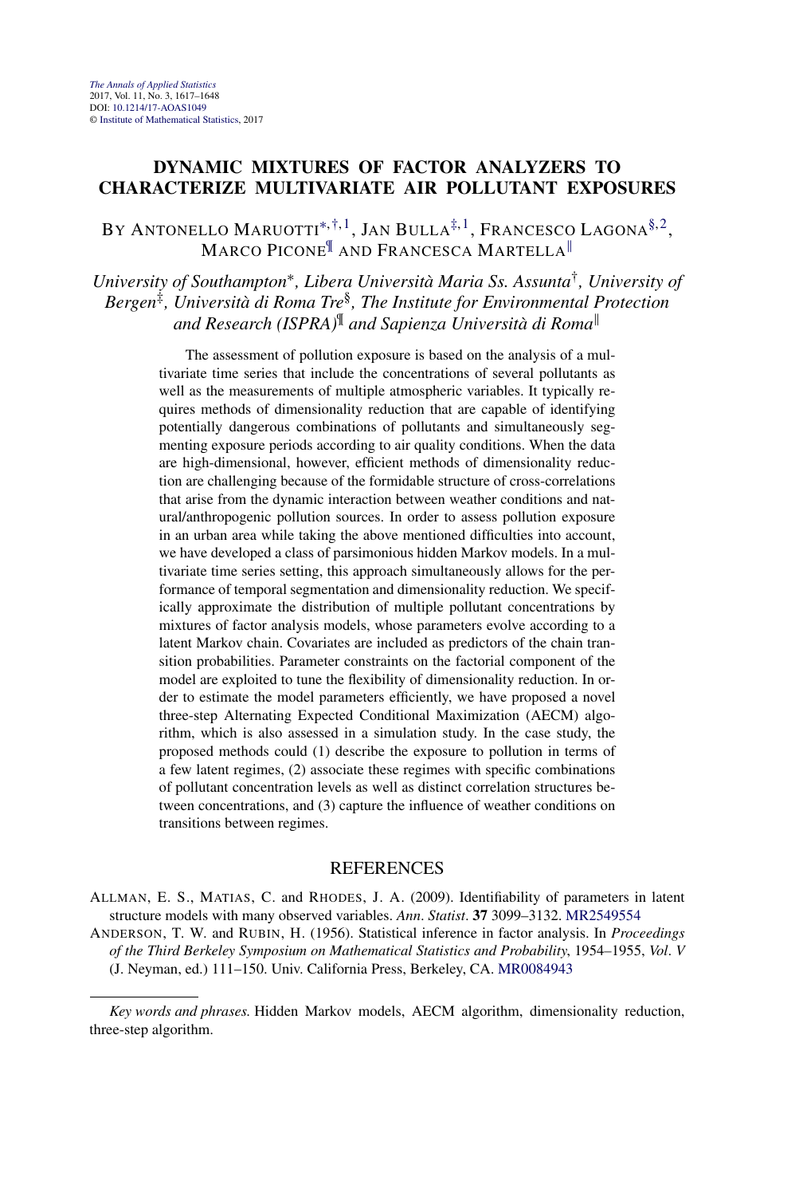# DYNAMIC MIXTURES OF FACTOR ANALYZERS TO CHARACTERIZE MULTIVARIATE AIR POLLUTANT EXPOSURES

BY ANTONELLO MARUOTTI[*,†,1], JAN BULLA[‡,1], FRANCESCO LAGONA[§,2], MARCO PICONE[¶] AND FRANCESCA MARTELLA[‖]

*University of Southampton[*], Libera Università Maria Ss. Assunta[†], University of Bergen[‡], Università di Roma Tre[§], The Institute for Environmental Protection and Research (ISPRA)[¶] and Sapienza Università di Roma[‖]*

The assessment of pollution exposure is based on the analysis of a multivariate time series that include the concentrations of several pollutants as well as the measurements of multiple atmospheric variables. It typically requires methods of dimensionality reduction that are capable of identifying potentially dangerous combinations of pollutants and simultaneously segmenting exposure periods according to air quality conditions. When the data are high-dimensional, however, efficient methods of dimensionality reduction are challenging because of the formidable structure of cross-correlations that arise from the dynamic interaction between weather conditions and natural/anthropogenic pollution sources. In order to assess pollution exposure in an urban area while taking the above mentioned difficulties into account, we have developed a class of parsimonious hidden Markov models. In a multivariate time series setting, this approach simultaneously allows for the performance of temporal segmentation and dimensionality reduction. We specifically approximate the distribution of multiple pollutant concentrations by mixtures of factor analysis models, whose parameters evolve according to a latent Markov chain. Covariates are included as predictors of the chain transition probabilities. Parameter constraints on the factorial component of the model are exploited to tune the flexibility of dimensionality reduction. In order to estimate the model parameters efficiently, we have proposed a novel three-step Alternating Expected Conditional Maximization (AECM) algorithm, which is also assessed in a simulation study. In the case study, the proposed methods could (1) describe the exposure to pollution in terms of a few latent regimes, (2) associate these regimes with specific combinations of pollutant concentration levels as well as distinct correlation structures between concentrations, and (3) capture the influence of weather conditions on transitions between regimes.

## REFERENCES

ALLMAN, E. S., MATIAS, C. and RHODES, J. A. (2009). Identifiability of parameters in latent structure models with many observed variables. *Ann. Statist.* **37** 3099–3132. MR2549554

ANDERSON, T. W. and RUBIN, H. (1956). Statistical inference in factor analysis. In *Proceedings of the Third Berkeley Symposium on Mathematical Statistics and Probability*, 1954–1955, *Vol. V* (J. Neyman, ed.) 111–150. Univ. California Press, Berkeley, CA. MR0084943

---

*Key words and phrases.* Hidden Markov models, AECM algorithm, dimensionality reduction, three-step algorithm.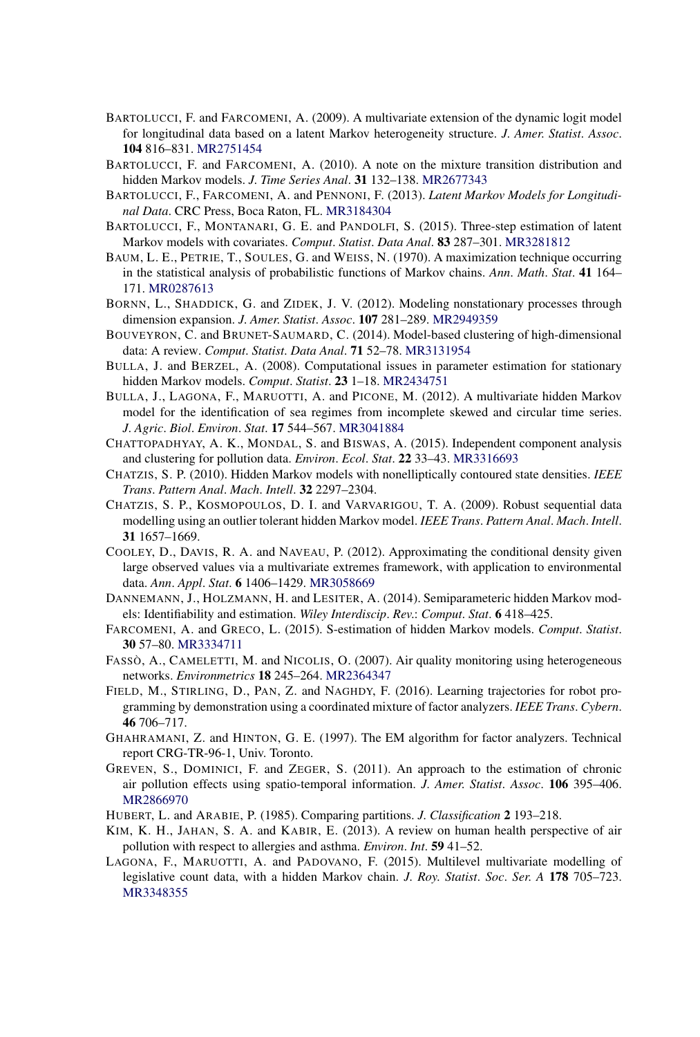BARTOLUCCI, F. and FARCOMENI, A. (2009). A multivariate extension of the dynamic logit model for longitudinal data based on a latent Markov heterogeneity structure. *J. Amer. Statist. Assoc.* **104** 816–831. MR2751454

BARTOLUCCI, F. and FARCOMENI, A. (2010). A note on the mixture transition distribution and hidden Markov models. *J. Time Series Anal.* **31** 132–138. MR2677343

BARTOLUCCI, F., FARCOMENI, A. and PENNONI, F. (2013). *Latent Markov Models for Longitudinal Data*. CRC Press, Boca Raton, FL. MR3184304

BARTOLUCCI, F., MONTANARI, G. E. and PANDOLFI, S. (2015). Three-step estimation of latent Markov models with covariates. *Comput. Statist. Data Anal.* **83** 287–301. MR3281812

BAUM, L. E., PETRIE, T., SOULES, G. and WEISS, N. (1970). A maximization technique occurring in the statistical analysis of probabilistic functions of Markov chains. *Ann. Math. Stat.* **41** 164–171. MR0287613

BORNN, L., SHADDICK, G. and ZIDEK, J. V. (2012). Modeling nonstationary processes through dimension expansion. *J. Amer. Statist. Assoc.* **107** 281–289. MR2949359

BOUVEYRON, C. and BRUNET-SAUMARD, C. (2014). Model-based clustering of high-dimensional data: A review. *Comput. Statist. Data Anal.* **71** 52–78. MR3131954

BULLA, J. and BERZEL, A. (2008). Computational issues in parameter estimation for stationary hidden Markov models. *Comput. Statist.* **23** 1–18. MR2434751

BULLA, J., LAGONA, F., MARUOTTI, A. and PICONE, M. (2012). A multivariate hidden Markov model for the identification of sea regimes from incomplete skewed and circular time series. *J. Agric. Biol. Environ. Stat.* **17** 544–567. MR3041884

CHATTOPADHYAY, A. K., MONDAL, S. and BISWAS, A. (2015). Independent component analysis and clustering for pollution data. *Environ. Ecol. Stat.* **22** 33–43. MR3316693

CHATZIS, S. P. (2010). Hidden Markov models with nonelliptically contoured state densities. *IEEE Trans. Pattern Anal. Mach. Intell.* **32** 2297–2304.

CHATZIS, S. P., KOSMOPOULOS, D. I. and VARVARIGOU, T. A. (2009). Robust sequential data modelling using an outlier tolerant hidden Markov model. *IEEE Trans. Pattern Anal. Mach. Intell.* **31** 1657–1669.

COOLEY, D., DAVIS, R. A. and NAVEAU, P. (2012). Approximating the conditional density given large observed values via a multivariate extremes framework, with application to environmental data. *Ann. Appl. Stat.* **6** 1406–1429. MR3058669

DANNEMANN, J., HOLZMANN, H. and LESITER, A. (2014). Semiparameteric hidden Markov models: Identifiability and estimation. *Wiley Interdiscip. Rev.: Comput. Stat.* **6** 418–425.

FARCOMENI, A. and GRECO, L. (2015). S-estimation of hidden Markov models. *Comput. Statist.* **30** 57–80. MR3334711

FASSÒ, A., CAMELETTI, M. and NICOLIS, O. (2007). Air quality monitoring using heterogeneous networks. *Environmetrics* **18** 245–264. MR2364347

FIELD, M., STIRLING, D., PAN, Z. and NAGHDY, F. (2016). Learning trajectories for robot programming by demonstration using a coordinated mixture of factor analyzers. *IEEE Trans. Cybern.* **46** 706–717.

GHAHRAMANI, Z. and HINTON, G. E. (1997). The EM algorithm for factor analyzers. Technical report CRG-TR-96-1, Univ. Toronto.

GREVEN, S., DOMINICI, F. and ZEGER, S. (2011). An approach to the estimation of chronic air pollution effects using spatio-temporal information. *J. Amer. Statist. Assoc.* **106** 395–406. MR2866970

HUBERT, L. and ARABIE, P. (1985). Comparing partitions. *J. Classification* **2** 193–218.

KIM, K. H., JAHAN, S. A. and KABIR, E. (2013). A review on human health perspective of air pollution with respect to allergies and asthma. *Environ. Int.* **59** 41–52.

LAGONA, F., MARUOTTI, A. and PADOVANO, F. (2015). Multilevel multivariate modelling of legislative count data, with a hidden Markov chain. *J. Roy. Statist. Soc. Ser. A* **178** 705–723. MR3348355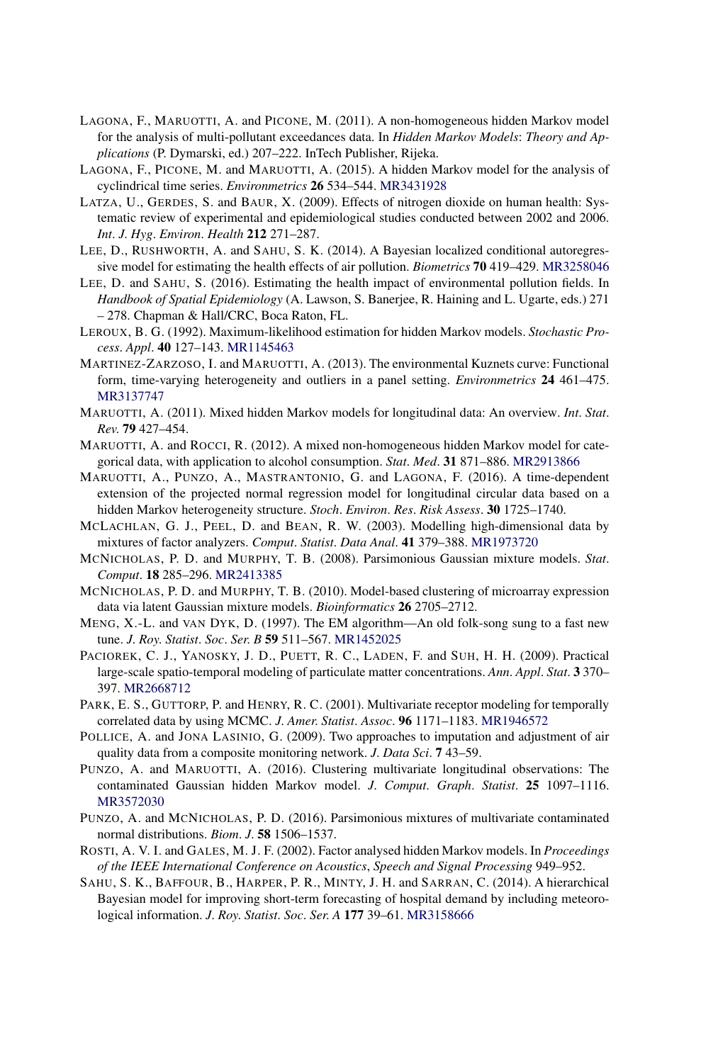LAGONA, F., MARUOTTI, A. and PICONE, M. (2011). A non-homogeneous hidden Markov model for the analysis of multi-pollutant exceedances data. In *Hidden Markov Models*: *Theory and Applications* (P. Dymarski, ed.) 207–222. InTech Publisher, Rijeka.

LAGONA, F., PICONE, M. and MARUOTTI, A. (2015). A hidden Markov model for the analysis of cyclindrical time series. *Environmetrics* **26** 534–544. MR3431928

LATZA, U., GERDES, S. and BAUR, X. (2009). Effects of nitrogen dioxide on human health: Systematic review of experimental and epidemiological studies conducted between 2002 and 2006. *Int*. *J*. *Hyg*. *Environ*. *Health* **212** 271–287.

LEE, D., RUSHWORTH, A. and SAHU, S. K. (2014). A Bayesian localized conditional autoregressive model for estimating the health effects of air pollution. *Biometrics* **70** 419–429. MR3258046

LEE, D. and SAHU, S. (2016). Estimating the health impact of environmental pollution fields. In *Handbook of Spatial Epidemiology* (A. Lawson, S. Banerjee, R. Haining and L. Ugarte, eds.) 271 – 278. Chapman & Hall/CRC, Boca Raton, FL.

LEROUX, B. G. (1992). Maximum-likelihood estimation for hidden Markov models. *Stochastic Process*. *Appl*. **40** 127–143. MR1145463

MARTINEZ-ZARZOSO, I. and MARUOTTI, A. (2013). The environmental Kuznets curve: Functional form, time-varying heterogeneity and outliers in a panel setting. *Environmetrics* **24** 461–475. MR3137747

MARUOTTI, A. (2011). Mixed hidden Markov models for longitudinal data: An overview. *Int*. *Stat*. *Rev*. **79** 427–454.

MARUOTTI, A. and ROCCI, R. (2012). A mixed non-homogeneous hidden Markov model for categorical data, with application to alcohol consumption. *Stat*. *Med*. **31** 871–886. MR2913866

MARUOTTI, A., PUNZO, A., MASTRANTONIO, G. and LAGONA, F. (2016). A time-dependent extension of the projected normal regression model for longitudinal circular data based on a hidden Markov heterogeneity structure. *Stoch*. *Environ*. *Res*. *Risk Assess*. **30** 1725–1740.

MCLACHLAN, G. J., PEEL, D. and BEAN, R. W. (2003). Modelling high-dimensional data by mixtures of factor analyzers. *Comput*. *Statist*. *Data Anal*. **41** 379–388. MR1973720

MCNICHOLAS, P. D. and MURPHY, T. B. (2008). Parsimonious Gaussian mixture models. *Stat*. *Comput*. **18** 285–296. MR2413385

MCNICHOLAS, P. D. and MURPHY, T. B. (2010). Model-based clustering of microarray expression data via latent Gaussian mixture models. *Bioinformatics* **26** 2705–2712.

MENG, X.-L. and VAN DYK, D. (1997). The EM algorithm—An old folk-song sung to a fast new tune. *J*. *Roy*. *Statist*. *Soc*. *Ser*. *B* **59** 511–567. MR1452025

PACIOREK, C. J., YANOSKY, J. D., PUETT, R. C., LADEN, F. and SUH, H. H. (2009). Practical large-scale spatio-temporal modeling of particulate matter concentrations. *Ann*. *Appl*. *Stat*. **3** 370–397. MR2668712

PARK, E. S., GUTTORP, P. and HENRY, R. C. (2001). Multivariate receptor modeling for temporally correlated data by using MCMC. *J*. *Amer*. *Statist*. *Assoc*. **96** 1171–1183. MR1946572

POLLICE, A. and JONA LASINIO, G. (2009). Two approaches to imputation and adjustment of air quality data from a composite monitoring network. *J*. *Data Sci*. **7** 43–59.

PUNZO, A. and MARUOTTI, A. (2016). Clustering multivariate longitudinal observations: The contaminated Gaussian hidden Markov model. *J*. *Comput*. *Graph*. *Statist*. **25** 1097–1116. MR3572030

PUNZO, A. and MCNICHOLAS, P. D. (2016). Parsimonious mixtures of multivariate contaminated normal distributions. *Biom*. *J*. **58** 1506–1537.

ROSTI, A. V. I. and GALES, M. J. F. (2002). Factor analysed hidden Markov models. In *Proceedings of the IEEE International Conference on Acoustics*, *Speech and Signal Processing* 949–952.

SAHU, S. K., BAFFOUR, B., HARPER, P. R., MINTY, J. H. and SARRAN, C. (2014). A hierarchical Bayesian model for improving short-term forecasting of hospital demand by including meteorological information. *J*. *Roy*. *Statist*. *Soc*. *Ser*. *A* **177** 39–61. MR3158666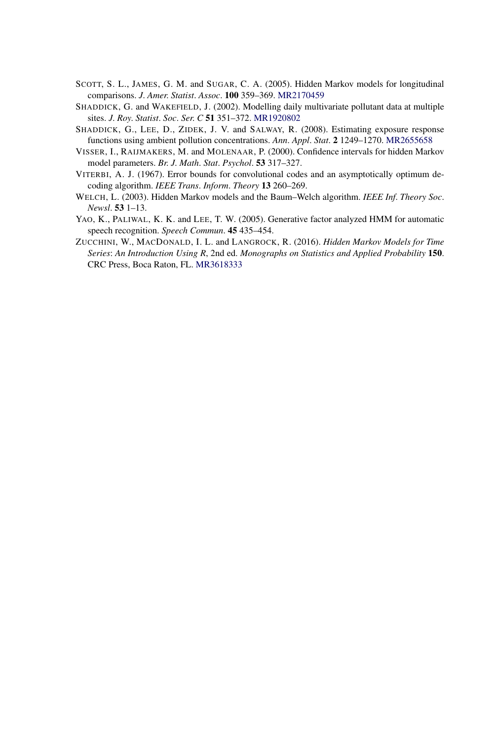SCOTT, S. L., JAMES, G. M. and SUGAR, C. A. (2005). Hidden Markov models for longitudinal comparisons. *J. Amer. Statist. Assoc.* **100** 359–369. MR2170459

SHADDICK, G. and WAKEFIELD, J. (2002). Modelling daily multivariate pollutant data at multiple sites. *J. Roy. Statist. Soc. Ser. C* **51** 351–372. MR1920802

SHADDICK, G., LEE, D., ZIDEK, J. V. and SALWAY, R. (2008). Estimating exposure response functions using ambient pollution concentrations. *Ann. Appl. Stat.* **2** 1249–1270. MR2655658

VISSER, I., RAIJMAKERS, M. and MOLENAAR, P. (2000). Confidence intervals for hidden Markov model parameters. *Br. J. Math. Stat. Psychol.* **53** 317–327.

VITERBI, A. J. (1967). Error bounds for convolutional codes and an asymptotically optimum decoding algorithm. *IEEE Trans. Inform. Theory* **13** 260–269.

WELCH, L. (2003). Hidden Markov models and the Baum–Welch algorithm. *IEEE Inf. Theory Soc. Newsl.* **53** 1–13.

YAO, K., PALIWAL, K. K. and LEE, T. W. (2005). Generative factor analyzed HMM for automatic speech recognition. *Speech Commun.* **45** 435–454.

ZUCCHINI, W., MACDONALD, I. L. and LANGROCK, R. (2016). *Hidden Markov Models for Time Series*: *An Introduction Using R*, 2nd ed. *Monographs on Statistics and Applied Probability* **150**. CRC Press, Boca Raton, FL. MR3618333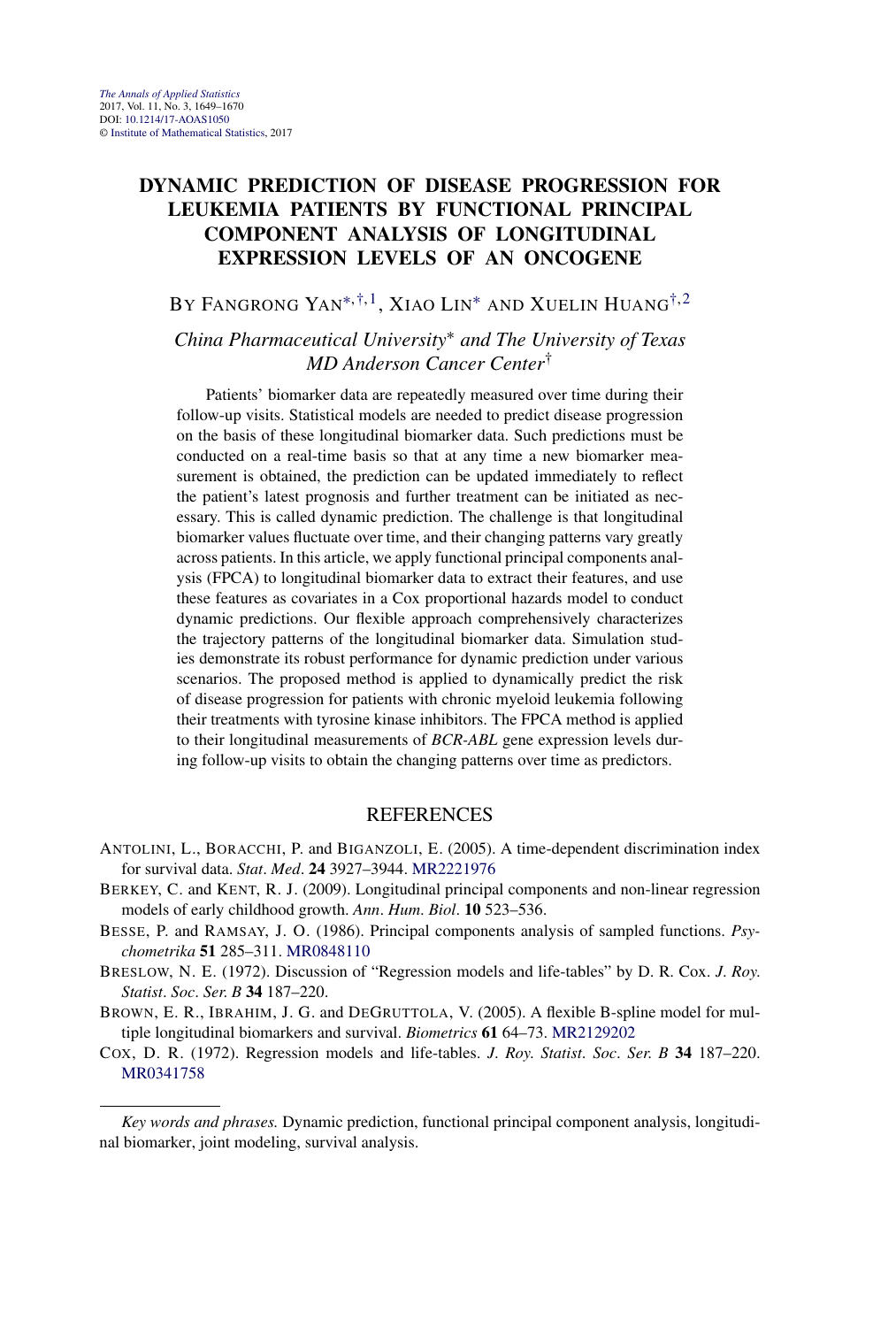*The Annals of Applied Statistics*
2017, Vol. 11, No. 3, 1649–1670
DOI: 10.1214/17-AOAS1050
© Institute of Mathematical Statistics, 2017

# DYNAMIC PREDICTION OF DISEASE PROGRESSION FOR LEUKEMIA PATIENTS BY FUNCTIONAL PRINCIPAL COMPONENT ANALYSIS OF LONGITUDINAL EXPRESSION LEVELS OF AN ONCOGENE

BY FANGRONG YAN[*,†,1], XIAO LIN[*] AND XUELIN HUANG[†,2]

*China Pharmaceutical University*[*] *and The University of Texas MD Anderson Cancer Center*[†]

Patients' biomarker data are repeatedly measured over time during their follow-up visits. Statistical models are needed to predict disease progression on the basis of these longitudinal biomarker data. Such predictions must be conducted on a real-time basis so that at any time a new biomarker measurement is obtained, the prediction can be updated immediately to reflect the patient's latest prognosis and further treatment can be initiated as necessary. This is called dynamic prediction. The challenge is that longitudinal biomarker values fluctuate over time, and their changing patterns vary greatly across patients. In this article, we apply functional principal components analysis (FPCA) to longitudinal biomarker data to extract their features, and use these features as covariates in a Cox proportional hazards model to conduct dynamic predictions. Our flexible approach comprehensively characterizes the trajectory patterns of the longitudinal biomarker data. Simulation studies demonstrate its robust performance for dynamic prediction under various scenarios. The proposed method is applied to dynamically predict the risk of disease progression for patients with chronic myeloid leukemia following their treatments with tyrosine kinase inhibitors. The FPCA method is applied to their longitudinal measurements of *BCR-ABL* gene expression levels during follow-up visits to obtain the changing patterns over time as predictors.

## REFERENCES

ANTOLINI, L., BORACCHI, P. and BIGANZOLI, E. (2005). A time-dependent discrimination index for survival data. *Stat. Med.* **24** 3927–3944. MR2221976

BERKEY, C. and KENT, R. J. (2009). Longitudinal principal components and non-linear regression models of early childhood growth. *Ann. Hum. Biol.* **10** 523–536.

BESSE, P. and RAMSAY, J. O. (1986). Principal components analysis of sampled functions. *Psychometrika* **51** 285–311. MR0848110

BRESLOW, N. E. (1972). Discussion of "Regression models and life-tables" by D. R. Cox. *J. Roy. Statist. Soc. Ser. B* **34** 187–220.

BROWN, E. R., IBRAHIM, J. G. and DEGRUTTOLA, V. (2005). A flexible B-spline model for multiple longitudinal biomarkers and survival. *Biometrics* **61** 64–73. MR2129202

COX, D. R. (1972). Regression models and life-tables. *J. Roy. Statist. Soc. Ser. B* **34** 187–220. MR0341758

---

*Key words and phrases.* Dynamic prediction, functional principal component analysis, longitudinal biomarker, joint modeling, survival analysis.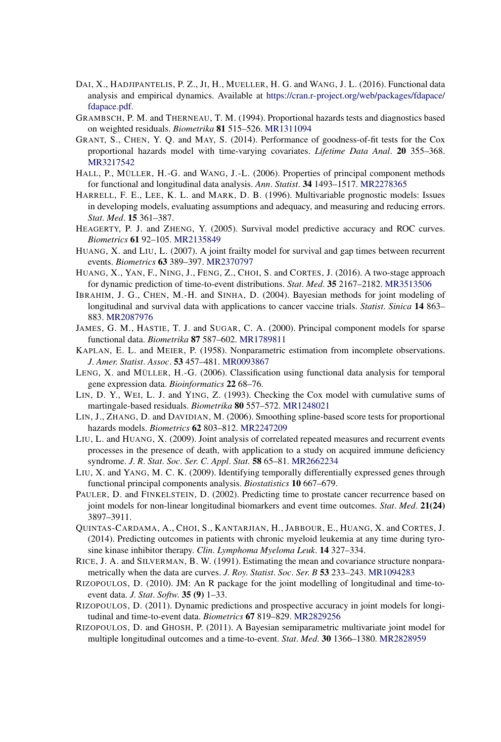DAI, X., HADJIPANTELIS, P. Z., JI, H., MUELLER, H. G. and WANG, J. L. (2016). Functional data analysis and empirical dynamics. Available at https://cran.r-project.org/web/packages/fdapace/fdapace.pdf.

GRAMBSCH, P. M. and THERNEAU, T. M. (1994). Proportional hazards tests and diagnostics based on weighted residuals. *Biometrika* **81** 515–526. MR1311094

GRANT, S., CHEN, Y. Q. and MAY, S. (2014). Performance of goodness-of-fit tests for the Cox proportional hazards model with time-varying covariates. *Lifetime Data Anal*. **20** 355–368. MR3217542

HALL, P., MÜLLER, H.-G. and WANG, J.-L. (2006). Properties of principal component methods for functional and longitudinal data analysis. *Ann. Statist*. **34** 1493–1517. MR2278365

HARRELL, F. E., LEE, K. L. and MARK, D. B. (1996). Multivariable prognostic models: Issues in developing models, evaluating assumptions and adequacy, and measuring and reducing errors. *Stat. Med*. **15** 361–387.

HEAGERTY, P. J. and ZHENG, Y. (2005). Survival model predictive accuracy and ROC curves. *Biometrics* **61** 92–105. MR2135849

HUANG, X. and LIU, L. (2007). A joint frailty model for survival and gap times between recurrent events. *Biometrics* **63** 389–397. MR2370797

HUANG, X., YAN, F., NING, J., FENG, Z., CHOI, S. and CORTES, J. (2016). A two-stage approach for dynamic prediction of time-to-event distributions. *Stat. Med*. **35** 2167–2182. MR3513506

IBRAHIM, J. G., CHEN, M.-H. and SINHA, D. (2004). Bayesian methods for joint modeling of longitudinal and survival data with applications to cancer vaccine trials. *Statist. Sinica* **14** 863–883. MR2087976

JAMES, G. M., HASTIE, T. J. and SUGAR, C. A. (2000). Principal component models for sparse functional data. *Biometrika* **87** 587–602. MR1789811

KAPLAN, E. L. and MEIER, P. (1958). Nonparametric estimation from incomplete observations. *J. Amer. Statist. Assoc*. **53** 457–481. MR0093867

LENG, X. and MÜLLER, H.-G. (2006). Classification using functional data analysis for temporal gene expression data. *Bioinformatics* **22** 68–76.

LIN, D. Y., WEI, L. J. and YING, Z. (1993). Checking the Cox model with cumulative sums of martingale-based residuals. *Biometrika* **80** 557–572. MR1248021

LIN, J., ZHANG, D. and DAVIDIAN, M. (2006). Smoothing spline-based score tests for proportional hazards models. *Biometrics* **62** 803–812. MR2247209

LIU, L. and HUANG, X. (2009). Joint analysis of correlated repeated measures and recurrent events processes in the presence of death, with application to a study on acquired immune deficiency syndrome. *J. R. Stat. Soc. Ser. C. Appl. Stat*. **58** 65–81. MR2662234

LIU, X. and YANG, M. C. K. (2009). Identifying temporally differentially expressed genes through functional principal components analysis. *Biostatistics* **10** 667–679.

PAULER, D. and FINKELSTEIN, D. (2002). Predicting time to prostate cancer recurrence based on joint models for non-linear longitudinal biomarkers and event time outcomes. *Stat. Med*. **21(24)** 3897–3911.

QUINTAS-CARDAMA, A., CHOI, S., KANTARJIAN, H., JABBOUR, E., HUANG, X. and CORTES, J. (2014). Predicting outcomes in patients with chronic myeloid leukemia at any time during tyrosine kinase inhibitor therapy. *Clin. Lymphoma Myeloma Leuk*. **14** 327–334.

RICE, J. A. and SILVERMAN, B. W. (1991). Estimating the mean and covariance structure nonparametrically when the data are curves. *J. Roy. Statist. Soc. Ser. B* **53** 233–243. MR1094283

RIZOPOULOS, D. (2010). JM: An R package for the joint modelling of longitudinal and time-to-event data. *J. Stat. Softw*. **35 (9)** 1–33.

RIZOPOULOS, D. (2011). Dynamic predictions and prospective accuracy in joint models for longitudinal and time-to-event data. *Biometrics* **67** 819–829. MR2829256

RIZOPOULOS, D. and GHOSH, P. (2011). A Bayesian semiparametric multivariate joint model for multiple longitudinal outcomes and a time-to-event. *Stat. Med*. **30** 1366–1380. MR2828959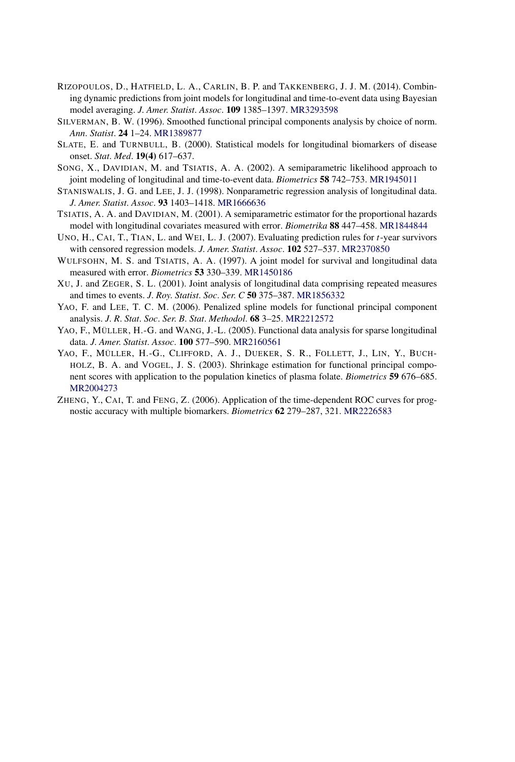RIZOPOULOS, D., HATFIELD, L. A., CARLIN, B. P. and TAKKENBERG, J. J. M. (2014). Combining dynamic predictions from joint models for longitudinal and time-to-event data using Bayesian model averaging. *J. Amer. Statist. Assoc.* **109** 1385–1397. MR3293598

SILVERMAN, B. W. (1996). Smoothed functional principal components analysis by choice of norm. *Ann. Statist.* **24** 1–24. MR1389877

SLATE, E. and TURNBULL, B. (2000). Statistical models for longitudinal biomarkers of disease onset. *Stat. Med.* **19(4)** 617–637.

SONG, X., DAVIDIAN, M. and TSIATIS, A. A. (2002). A semiparametric likelihood approach to joint modeling of longitudinal and time-to-event data. *Biometrics* **58** 742–753. MR1945011

STANISWALIS, J. G. and LEE, J. J. (1998). Nonparametric regression analysis of longitudinal data. *J. Amer. Statist. Assoc.* **93** 1403–1418. MR1666636

TSIATIS, A. A. and DAVIDIAN, M. (2001). A semiparametric estimator for the proportional hazards model with longitudinal covariates measured with error. *Biometrika* **88** 447–458. MR1844844

UNO, H., CAI, T., TIAN, L. and WEI, L. J. (2007). Evaluating prediction rules for $t$-year survivors with censored regression models. *J. Amer. Statist. Assoc.* **102** 527–537. MR2370850

WULFSOHN, M. S. and TSIATIS, A. A. (1997). A joint model for survival and longitudinal data measured with error. *Biometrics* **53** 330–339. MR1450186

XU, J. and ZEGER, S. L. (2001). Joint analysis of longitudinal data comprising repeated measures and times to events. *J. Roy. Statist. Soc. Ser. C* **50** 375–387. MR1856332

YAO, F. and LEE, T. C. M. (2006). Penalized spline models for functional principal component analysis. *J. R. Stat. Soc. Ser. B. Stat. Methodol.* **68** 3–25. MR2212572

YAO, F., MÜLLER, H.-G. and WANG, J.-L. (2005). Functional data analysis for sparse longitudinal data. *J. Amer. Statist. Assoc.* **100** 577–590. MR2160561

YAO, F., MÜLLER, H.-G., CLIFFORD, A. J., DUEKER, S. R., FOLLETT, J., LIN, Y., BUCHHOLZ, B. A. and VOGEL, J. S. (2003). Shrinkage estimation for functional principal component scores with application to the population kinetics of plasma folate. *Biometrics* **59** 676–685. MR2004273

ZHENG, Y., CAI, T. and FENG, Z. (2006). Application of the time-dependent ROC curves for prognostic accuracy with multiple biomarkers. *Biometrics* **62** 279–287, 321. MR2226583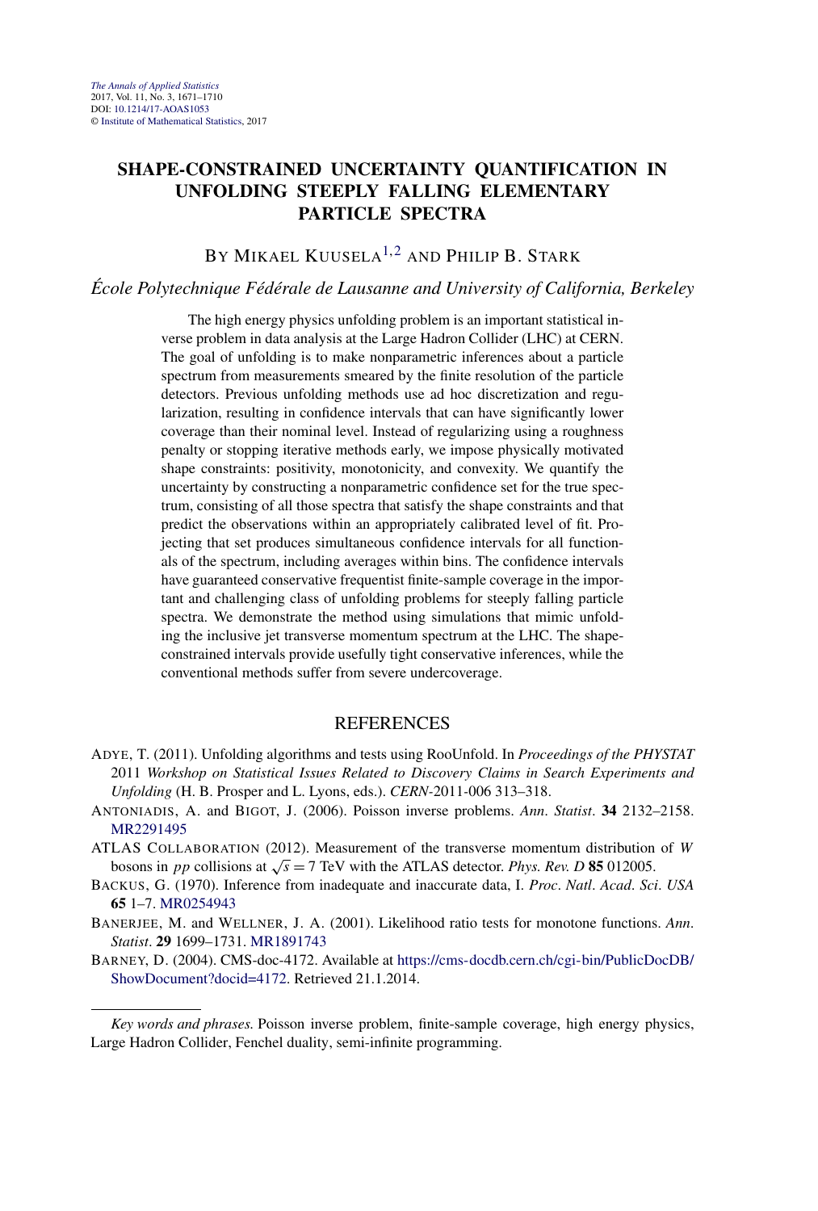# SHAPE-CONSTRAINED UNCERTAINTY QUANTIFICATION IN UNFOLDING STEEPLY FALLING ELEMENTARY PARTICLE SPECTRA

BY MIKAEL KUUSELA[1,2] AND PHILIP B. STARK

*École Polytechnique Fédérale de Lausanne and University of California, Berkeley*

The high energy physics unfolding problem is an important statistical inverse problem in data analysis at the Large Hadron Collider (LHC) at CERN. The goal of unfolding is to make nonparametric inferences about a particle spectrum from measurements smeared by the finite resolution of the particle detectors. Previous unfolding methods use ad hoc discretization and regularization, resulting in confidence intervals that can have significantly lower coverage than their nominal level. Instead of regularizing using a roughness penalty or stopping iterative methods early, we impose physically motivated shape constraints: positivity, monotonicity, and convexity. We quantify the uncertainty by constructing a nonparametric confidence set for the true spectrum, consisting of all those spectra that satisfy the shape constraints and that predict the observations within an appropriately calibrated level of fit. Projecting that set produces simultaneous confidence intervals for all functionals of the spectrum, including averages within bins. The confidence intervals have guaranteed conservative frequentist finite-sample coverage in the important and challenging class of unfolding problems for steeply falling particle spectra. We demonstrate the method using simulations that mimic unfolding the inclusive jet transverse momentum spectrum at the LHC. The shape-constrained intervals provide usefully tight conservative inferences, while the conventional methods suffer from severe undercoverage.

## REFERENCES

ADYE, T. (2011). Unfolding algorithms and tests using RooUnfold. In *Proceedings of the PHYSTAT* 2011 *Workshop on Statistical Issues Related to Discovery Claims in Search Experiments and Unfolding* (H. B. Prosper and L. Lyons, eds.). *CERN*-2011-006 313–318.

ANTONIADIS, A. and BIGOT, J. (2006). Poisson inverse problems. *Ann. Statist.* **34** 2132–2158. MR2291495

ATLAS COLLABORATION (2012). Measurement of the transverse momentum distribution of $W$ bosons in $pp$ collisions at $\sqrt{s} = 7$ TeV with the ATLAS detector. *Phys. Rev. D* **85** 012005.

BACKUS, G. (1970). Inference from inadequate and inaccurate data, I. *Proc. Natl. Acad. Sci. USA* **65** 1–7. MR0254943

BANERJEE, M. and WELLNER, J. A. (2001). Likelihood ratio tests for monotone functions. *Ann. Statist.* **29** 1699–1731. MR1891743

BARNEY, D. (2004). CMS-doc-4172. Available at https://cms-docdb.cern.ch/cgi-bin/PublicDocDB/ShowDocument?docid=4172. Retrieved 21.1.2014.

---

*Key words and phrases.* Poisson inverse problem, finite-sample coverage, high energy physics, Large Hadron Collider, Fenchel duality, semi-infinite programming.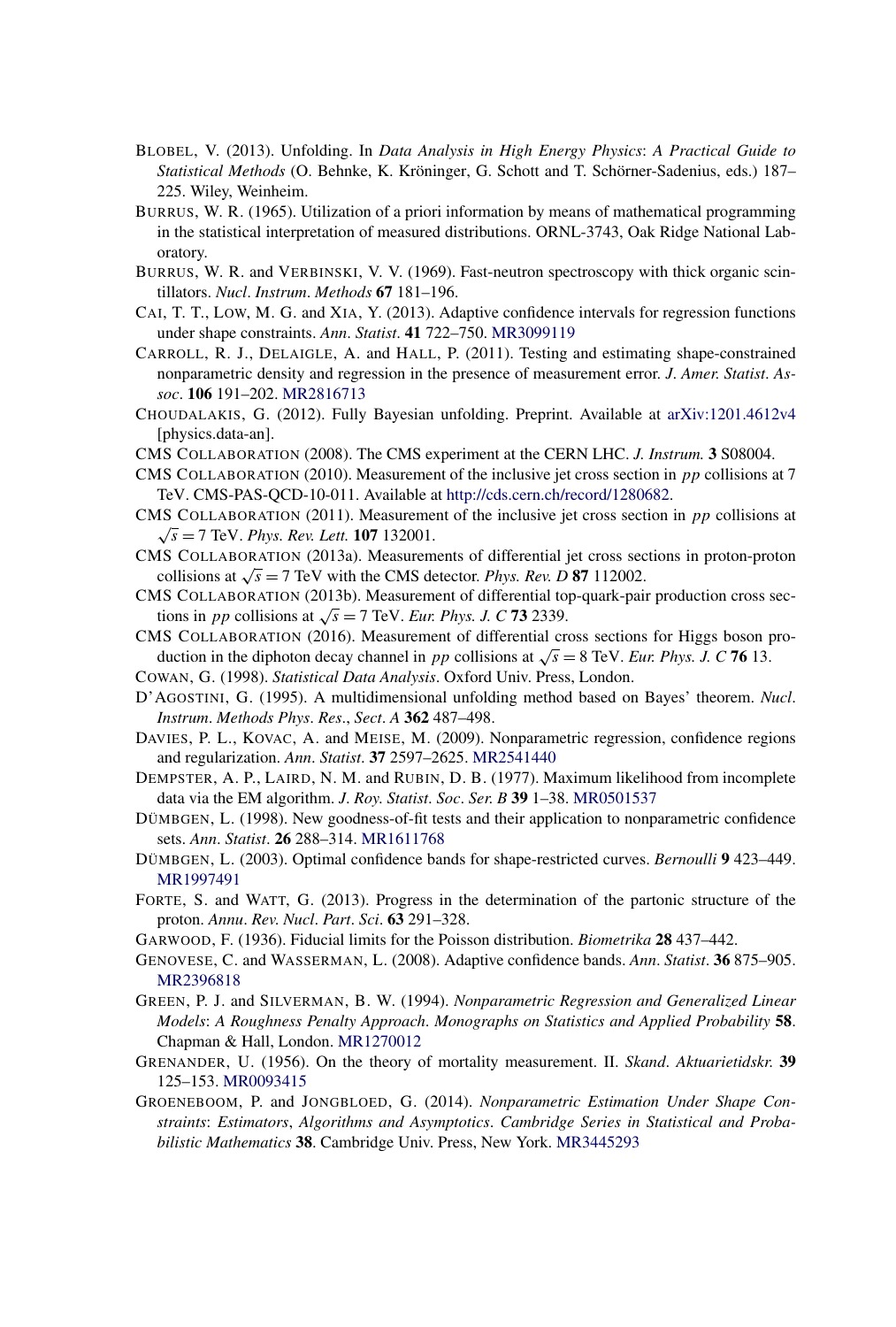BLOBEL, V. (2013). Unfolding. In *Data Analysis in High Energy Physics*: *A Practical Guide to Statistical Methods* (O. Behnke, K. Kröninger, G. Schott and T. Schörner-Sadenius, eds.) 187–225. Wiley, Weinheim.

BURRUS, W. R. (1965). Utilization of a priori information by means of mathematical programming in the statistical interpretation of measured distributions. ORNL-3743, Oak Ridge National Laboratory.

BURRUS, W. R. and VERBINSKI, V. V. (1969). Fast-neutron spectroscopy with thick organic scintillators. *Nucl*. *Instrum*. *Methods* **67** 181–196.

CAI, T. T., LOW, M. G. and XIA, Y. (2013). Adaptive confidence intervals for regression functions under shape constraints. *Ann*. *Statist*. **41** 722–750. MR3099119

CARROLL, R. J., DELAIGLE, A. and HALL, P. (2011). Testing and estimating shape-constrained nonparametric density and regression in the presence of measurement error. *J*. *Amer*. *Statist*. *Assoc*. **106** 191–202. MR2816713

CHOUDALAKIS, G. (2012). Fully Bayesian unfolding. Preprint. Available at arXiv:1201.4612v4 [physics.data-an].

CMS COLLABORATION (2008). The CMS experiment at the CERN LHC. *J. Instrum.* **3** S08004.

CMS COLLABORATION (2010). Measurement of the inclusive jet cross section in *pp* collisions at 7 TeV. CMS-PAS-QCD-10-011. Available at http://cds.cern.ch/record/1280682.

CMS COLLABORATION (2011). Measurement of the inclusive jet cross section in *pp* collisions at $\sqrt{s} = 7$ TeV. *Phys. Rev. Lett.* **107** 132001.

CMS COLLABORATION (2013a). Measurements of differential jet cross sections in proton-proton collisions at $\sqrt{s} = 7$ TeV with the CMS detector. *Phys. Rev. D* **87** 112002.

CMS COLLABORATION (2013b). Measurement of differential top-quark-pair production cross sections in *pp* collisions at $\sqrt{s} = 7$ TeV. *Eur. Phys. J. C* **73** 2339.

CMS COLLABORATION (2016). Measurement of differential cross sections for Higgs boson production in the diphoton decay channel in *pp* collisions at $\sqrt{s} = 8$ TeV. *Eur. Phys. J. C* **76** 13.

COWAN, G. (1998). *Statistical Data Analysis*. Oxford Univ. Press, London.

D'AGOSTINI, G. (1995). A multidimensional unfolding method based on Bayes' theorem. *Nucl*. *Instrum*. *Methods Phys*. *Res*., *Sect*. *A* **362** 487–498.

DAVIES, P. L., KOVAC, A. and MEISE, M. (2009). Nonparametric regression, confidence regions and regularization. *Ann*. *Statist*. **37** 2597–2625. MR2541440

DEMPSTER, A. P., LAIRD, N. M. and RUBIN, D. B. (1977). Maximum likelihood from incomplete data via the EM algorithm. *J*. *Roy*. *Statist*. *Soc*. *Ser*. *B* **39** 1–38. MR0501537

DÜMBGEN, L. (1998). New goodness-of-fit tests and their application to nonparametric confidence sets. *Ann*. *Statist*. **26** 288–314. MR1611768

DÜMBGEN, L. (2003). Optimal confidence bands for shape-restricted curves. *Bernoulli* **9** 423–449. MR1997491

FORTE, S. and WATT, G. (2013). Progress in the determination of the partonic structure of the proton. *Annu*. *Rev*. *Nucl*. *Part*. *Sci*. **63** 291–328.

GARWOOD, F. (1936). Fiducial limits for the Poisson distribution. *Biometrika* **28** 437–442.

GENOVESE, C. and WASSERMAN, L. (2008). Adaptive confidence bands. *Ann*. *Statist*. **36** 875–905. MR2396818

GREEN, P. J. and SILVERMAN, B. W. (1994). *Nonparametric Regression and Generalized Linear Models*: *A Roughness Penalty Approach*. *Monographs on Statistics and Applied Probability* **58**. Chapman & Hall, London. MR1270012

GRENANDER, U. (1956). On the theory of mortality measurement. II. *Skand*. *Aktuarietidskr*. **39** 125–153. MR0093415

GROENEBOOM, P. and JONGBLOED, G. (2014). *Nonparametric Estimation Under Shape Constraints*: *Estimators*, *Algorithms and Asymptotics*. *Cambridge Series in Statistical and Probabilistic Mathematics* **38**. Cambridge Univ. Press, New York. MR3445293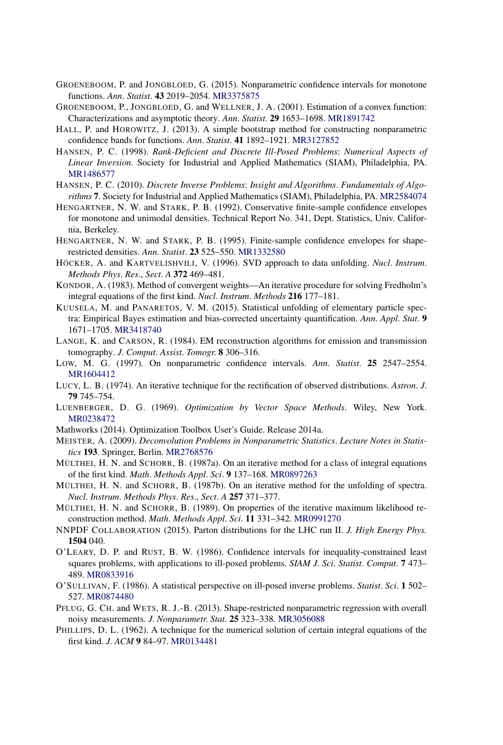GROENEBOOM, P. and JONGBLOED, G. (2015). Nonparametric confidence intervals for monotone functions. *Ann. Statist.* **43** 2019–2054. MR3375875

GROENEBOOM, P., JONGBLOED, G. and WELLNER, J. A. (2001). Estimation of a convex function: Characterizations and asymptotic theory. *Ann. Statist.* **29** 1653–1698. MR1891742

HALL, P. and HOROWITZ, J. (2013). A simple bootstrap method for constructing nonparametric confidence bands for functions. *Ann. Statist.* **41** 1892–1921. MR3127852

HANSEN, P. C. (1998). *Rank-Deficient and Discrete Ill-Posed Problems: Numerical Aspects of Linear Inversion*. Society for Industrial and Applied Mathematics (SIAM), Philadelphia, PA. MR1486577

HANSEN, P. C. (2010). *Discrete Inverse Problems: Insight and Algorithms*. *Fundamentals of Algorithms* **7**. Society for Industrial and Applied Mathematics (SIAM), Philadelphia, PA. MR2584074

HENGARTNER, N. W. and STARK, P. B. (1992). Conservative finite-sample confidence envelopes for monotone and unimodal densities. Technical Report No. 341, Dept. Statistics, Univ. California, Berkeley.

HENGARTNER, N. W. and STARK, P. B. (1995). Finite-sample confidence envelopes for shape-restricted densities. *Ann. Statist.* **23** 525–550. MR1332580

HÖCKER, A. and KARTVELISHVILI, V. (1996). SVD approach to data unfolding. *Nucl. Instrum. Methods Phys. Res., Sect. A* **372** 469–481.

KONDOR, A. (1983). Method of convergent weights—An iterative procedure for solving Fredholm's integral equations of the first kind. *Nucl. Instrum. Methods* **216** 177–181.

KUUSELA, M. and PANARETOS, V. M. (2015). Statistical unfolding of elementary particle spectra: Empirical Bayes estimation and bias-corrected uncertainty quantification. *Ann. Appl. Stat.* **9** 1671–1705. MR3418740

LANGE, K. and CARSON, R. (1984). EM reconstruction algorithms for emission and transmission tomography. *J. Comput. Assist. Tomogr.* **8** 306–316.

LOW, M. G. (1997). On nonparametric confidence intervals. *Ann. Statist.* **25** 2547–2554. MR1604412

LUCY, L. B. (1974). An iterative technique for the rectification of observed distributions. *Astron. J.* **79** 745–754.

LUENBERGER, D. G. (1969). *Optimization by Vector Space Methods*. Wiley, New York. MR0238472

Mathworks (2014). Optimization Toolbox User's Guide. Release 2014a.

MEISTER, A. (2009). *Deconvolution Problems in Nonparametric Statistics*. *Lecture Notes in Statistics* **193**. Springer, Berlin. MR2768576

MÜLTHEI, H. N. and SCHORR, B. (1987a). On an iterative method for a class of integral equations of the first kind. *Math. Methods Appl. Sci.* **9** 137–168. MR0897263

MÜLTHEI, H. N. and SCHORR, B. (1987b). On an iterative method for the unfolding of spectra. *Nucl. Instrum. Methods Phys. Res., Sect. A* **257** 371–377.

MÜLTHEI, H. N. and SCHORR, B. (1989). On properties of the iterative maximum likelihood reconstruction method. *Math. Methods Appl. Sci.* **11** 331–342. MR0991270

NNPDF COLLABORATION (2015). Parton distributions for the LHC run II. *J. High Energy Phys.* **1504** 040.

O'LEARY, D. P. and RUST, B. W. (1986). Confidence intervals for inequality-constrained least squares problems, with applications to ill-posed problems. *SIAM J. Sci. Statist. Comput.* **7** 473–489. MR0833916

O'SULLIVAN, F. (1986). A statistical perspective on ill-posed inverse problems. *Statist. Sci.* **1** 502–527. MR0874480

PFLUG, G. CH. and WETS, R. J.-B. (2013). Shape-restricted nonparametric regression with overall noisy measurements. *J. Nonparametr. Stat.* **25** 323–338. MR3056088

PHILLIPS, D. L. (1962). A technique for the numerical solution of certain integral equations of the first kind. *J. ACM* **9** 84–97. MR0134481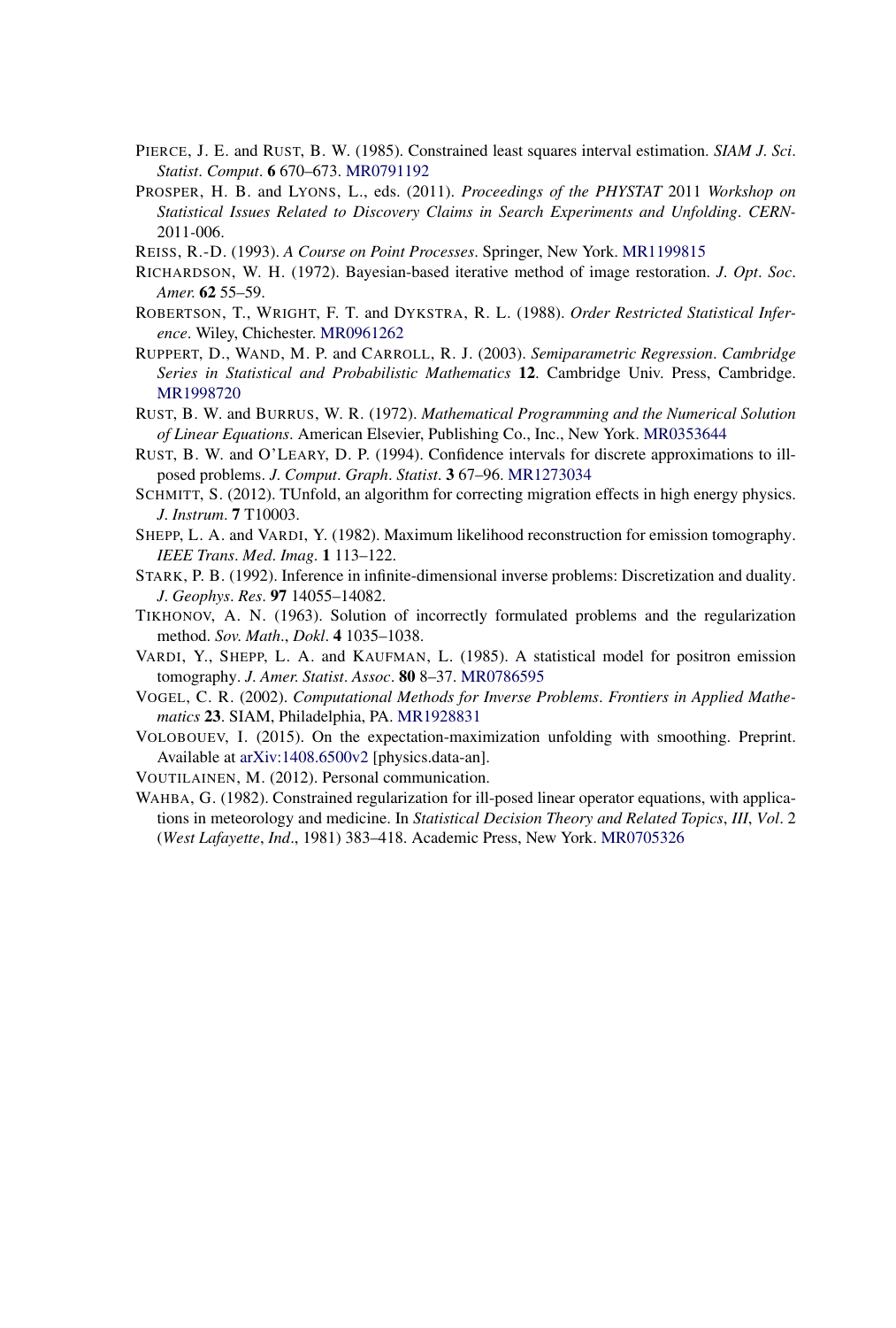PIERCE, J. E. and RUST, B. W. (1985). Constrained least squares interval estimation. *SIAM J. Sci. Statist. Comput.* **6** 670–673. MR0791192

PROSPER, H. B. and LYONS, L., eds. (2011). *Proceedings of the PHYSTAT* 2011 *Workshop on Statistical Issues Related to Discovery Claims in Search Experiments and Unfolding*. *CERN*-2011-006.

REISS, R.-D. (1993). *A Course on Point Processes*. Springer, New York. MR1199815

RICHARDSON, W. H. (1972). Bayesian-based iterative method of image restoration. *J. Opt. Soc. Amer.* **62** 55–59.

ROBERTSON, T., WRIGHT, F. T. and DYKSTRA, R. L. (1988). *Order Restricted Statistical Inference*. Wiley, Chichester. MR0961262

RUPPERT, D., WAND, M. P. and CARROLL, R. J. (2003). *Semiparametric Regression*. *Cambridge Series in Statistical and Probabilistic Mathematics* **12**. Cambridge Univ. Press, Cambridge. MR1998720

RUST, B. W. and BURRUS, W. R. (1972). *Mathematical Programming and the Numerical Solution of Linear Equations*. American Elsevier, Publishing Co., Inc., New York. MR0353644

RUST, B. W. and O'LEARY, D. P. (1994). Confidence intervals for discrete approximations to ill-posed problems. *J. Comput. Graph. Statist.* **3** 67–96. MR1273034

SCHMITT, S. (2012). TUnfold, an algorithm for correcting migration effects in high energy physics. *J. Instrum.* **7** T10003.

SHEPP, L. A. and VARDI, Y. (1982). Maximum likelihood reconstruction for emission tomography. *IEEE Trans. Med. Imag.* **1** 113–122.

STARK, P. B. (1992). Inference in infinite-dimensional inverse problems: Discretization and duality. *J. Geophys. Res.* **97** 14055–14082.

TIKHONOV, A. N. (1963). Solution of incorrectly formulated problems and the regularization method. *Sov. Math., Dokl.* **4** 1035–1038.

VARDI, Y., SHEPP, L. A. and KAUFMAN, L. (1985). A statistical model for positron emission tomography. *J. Amer. Statist. Assoc.* **80** 8–37. MR0786595

VOGEL, C. R. (2002). *Computational Methods for Inverse Problems*. *Frontiers in Applied Mathematics* **23**. SIAM, Philadelphia, PA. MR1928831

VOLOBOUEV, I. (2015). On the expectation-maximization unfolding with smoothing. Preprint. Available at arXiv:1408.6500v2 [physics.data-an].

VOUTILAINEN, M. (2012). Personal communication.

WAHBA, G. (1982). Constrained regularization for ill-posed linear operator equations, with applications in meteorology and medicine. In *Statistical Decision Theory and Related Topics*, *III*, *Vol.* 2 (*West Lafayette*, *Ind*., 1981) 383–418. Academic Press, New York. MR0705326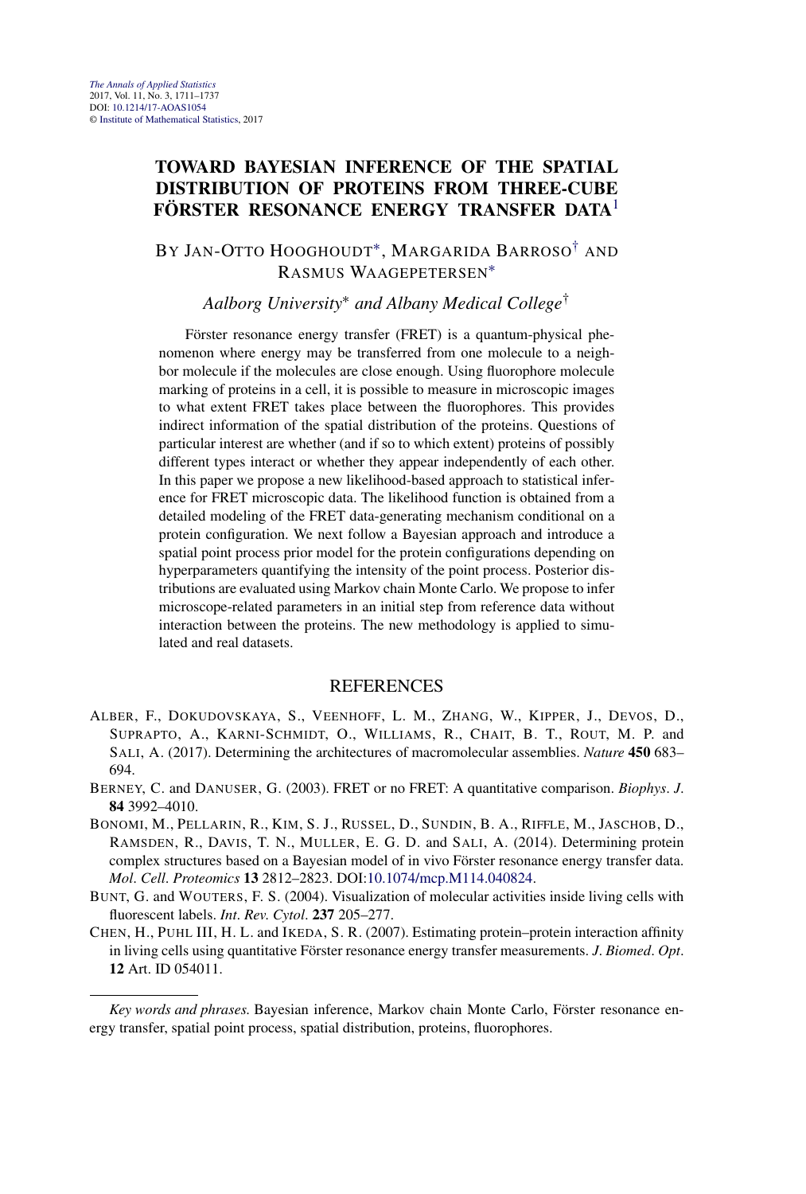The Annals of Applied Statistics
2017, Vol. 11, No. 3, 1711–1737
DOI: 10.1214/17-AOAS1054
© Institute of Mathematical Statistics, 2017

# TOWARD BAYESIAN INFERENCE OF THE SPATIAL DISTRIBUTION OF PROTEINS FROM THREE-CUBE FÖRSTER RESONANCE ENERGY TRANSFER DATA[1]

BY JAN-OTTO HOOGHOUDT[*], MARGARIDA BARROSO[†] AND RASMUS WAAGEPETERSEN[*]

*Aalborg University*[*] *and Albany Medical College*[†]

Förster resonance energy transfer (FRET) is a quantum-physical phenomenon where energy may be transferred from one molecule to a neighbor molecule if the molecules are close enough. Using fluorophore molecule marking of proteins in a cell, it is possible to measure in microscopic images to what extent FRET takes place between the fluorophores. This provides indirect information of the spatial distribution of the proteins. Questions of particular interest are whether (and if so to which extent) proteins of possibly different types interact or whether they appear independently of each other. In this paper we propose a new likelihood-based approach to statistical inference for FRET microscopic data. The likelihood function is obtained from a detailed modeling of the FRET data-generating mechanism conditional on a protein configuration. We next follow a Bayesian approach and introduce a spatial point process prior model for the protein configurations depending on hyperparameters quantifying the intensity of the point process. Posterior distributions are evaluated using Markov chain Monte Carlo. We propose to infer microscope-related parameters in an initial step from reference data without interaction between the proteins. The new methodology is applied to simulated and real datasets.

## REFERENCES

ALBER, F., DOKUDOVSKAYA, S., VEENHOFF, L. M., ZHANG, W., KIPPER, J., DEVOS, D., SUPRAPTO, A., KARNI-SCHMIDT, O., WILLIAMS, R., CHAIT, B. T., ROUT, M. P. and SALI, A. (2017). Determining the architectures of macromolecular assemblies. *Nature* **450** 683–694.

BERNEY, C. and DANUSER, G. (2003). FRET or no FRET: A quantitative comparison. *Biophys. J.* **84** 3992–4010.

BONOMI, M., PELLARIN, R., KIM, S. J., RUSSEL, D., SUNDIN, B. A., RIFFLE, M., JASCHOB, D., RAMSDEN, R., DAVIS, T. N., MULLER, E. G. D. and SALI, A. (2014). Determining protein complex structures based on a Bayesian model of in vivo Förster resonance energy transfer data. *Mol. Cell. Proteomics* **13** 2812–2823. DOI:10.1074/mcp.M114.040824.

BUNT, G. and WOUTERS, F. S. (2004). Visualization of molecular activities inside living cells with fluorescent labels. *Int. Rev. Cytol.* **237** 205–277.

CHEN, H., PUHL III, H. L. and IKEDA, S. R. (2007). Estimating protein–protein interaction affinity in living cells using quantitative Förster resonance energy transfer measurements. *J. Biomed. Opt.* **12** Art. ID 054011.

---

*Key words and phrases.* Bayesian inference, Markov chain Monte Carlo, Förster resonance energy transfer, spatial point process, spatial distribution, proteins, fluorophores.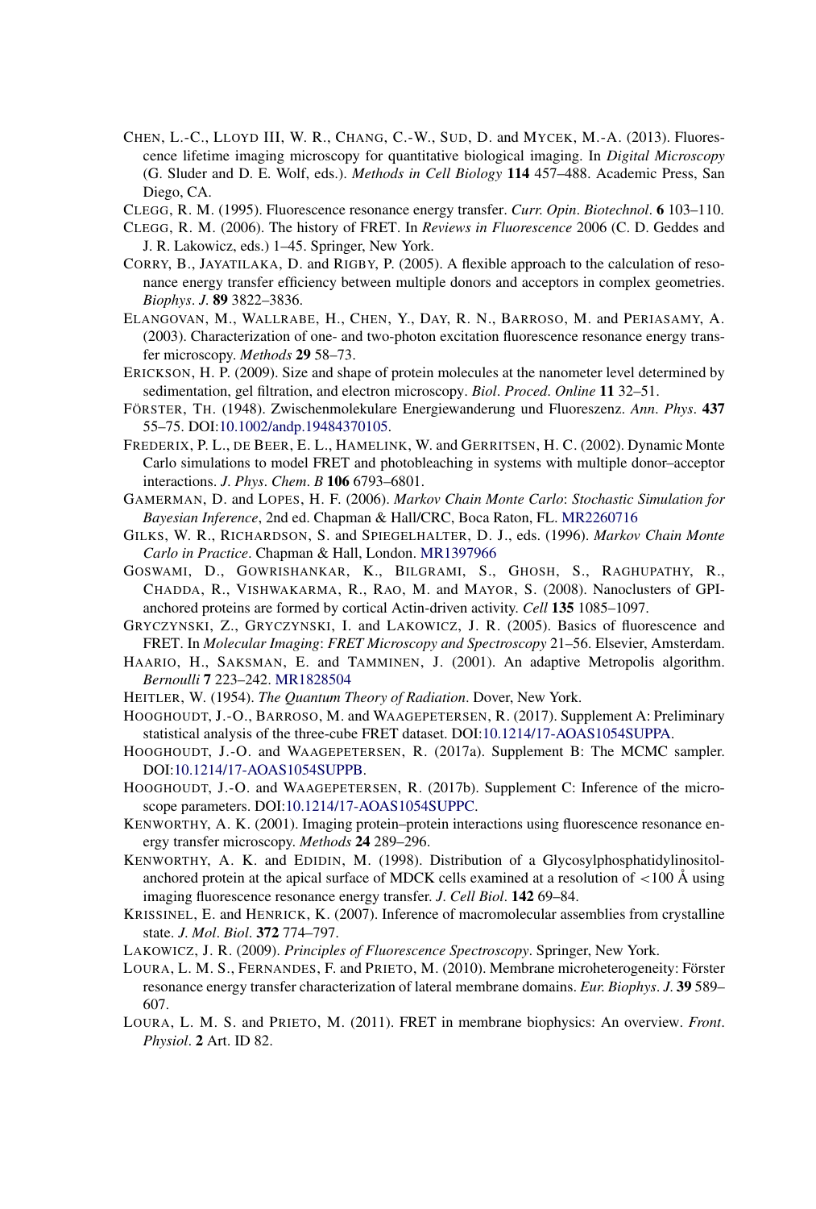CHEN, L.-C., LLOYD III, W. R., CHANG, C.-W., SUD, D. and MYCEK, M.-A. (2013). Fluorescence lifetime imaging microscopy for quantitative biological imaging. In *Digital Microscopy* (G. Sluder and D. E. Wolf, eds.). *Methods in Cell Biology* **114** 457–488. Academic Press, San Diego, CA.

CLEGG, R. M. (1995). Fluorescence resonance energy transfer. *Curr. Opin. Biotechnol.* **6** 103–110.

CLEGG, R. M. (2006). The history of FRET. In *Reviews in Fluorescence* 2006 (C. D. Geddes and J. R. Lakowicz, eds.) 1–45. Springer, New York.

CORRY, B., JAYATILAKA, D. and RIGBY, P. (2005). A flexible approach to the calculation of resonance energy transfer efficiency between multiple donors and acceptors in complex geometries. *Biophys. J.* **89** 3822–3836.

ELANGOVAN, M., WALLRABE, H., CHEN, Y., DAY, R. N., BARROSO, M. and PERIASAMY, A. (2003). Characterization of one- and two-photon excitation fluorescence resonance energy transfer microscopy. *Methods* **29** 58–73.

ERICKSON, H. P. (2009). Size and shape of protein molecules at the nanometer level determined by sedimentation, gel filtration, and electron microscopy. *Biol. Proced. Online* **11** 32–51.

FÖRSTER, TH. (1948). Zwischenmolekulare Energiewanderung und Fluoreszenz. *Ann. Phys.* **437** 55–75. DOI:10.1002/andp.19484370105.

FREDERIX, P. L., DE BEER, E. L., HAMELINK, W. and GERRITSEN, H. C. (2002). Dynamic Monte Carlo simulations to model FRET and photobleaching in systems with multiple donor–acceptor interactions. *J. Phys. Chem. B* **106** 6793–6801.

GAMERMAN, D. and LOPES, H. F. (2006). *Markov Chain Monte Carlo*: *Stochastic Simulation for Bayesian Inference*, 2nd ed. Chapman & Hall/CRC, Boca Raton, FL. MR2260716

GILKS, W. R., RICHARDSON, S. and SPIEGELHALTER, D. J., eds. (1996). *Markov Chain Monte Carlo in Practice*. Chapman & Hall, London. MR1397966

GOSWAMI, D., GOWRISHANKAR, K., BILGRAMI, S., GHOSH, S., RAGHUPATHY, R., CHADDA, R., VISHWAKARMA, R., RAO, M. and MAYOR, S. (2008). Nanoclusters of GPI-anchored proteins are formed by cortical Actin-driven activity. *Cell* **135** 1085–1097.

GRYCZYNSKI, Z., GRYCZYNSKI, I. and LAKOWICZ, J. R. (2005). Basics of fluorescence and FRET. In *Molecular Imaging*: *FRET Microscopy and Spectroscopy* 21–56. Elsevier, Amsterdam.

HAARIO, H., SAKSMAN, E. and TAMMINEN, J. (2001). An adaptive Metropolis algorithm. *Bernoulli* **7** 223–242. MR1828504

HEITLER, W. (1954). *The Quantum Theory of Radiation*. Dover, New York.

HOOGHOUDT, J.-O., BARROSO, M. and WAAGEPETERSEN, R. (2017). Supplement A: Preliminary statistical analysis of the three-cube FRET dataset. DOI:10.1214/17-AOAS1054SUPPA.

HOOGHOUDT, J.-O. and WAAGEPETERSEN, R. (2017a). Supplement B: The MCMC sampler. DOI:10.1214/17-AOAS1054SUPPB.

HOOGHOUDT, J.-O. and WAAGEPETERSEN, R. (2017b). Supplement C: Inference of the microscope parameters. DOI:10.1214/17-AOAS1054SUPPC.

KENWORTHY, A. K. (2001). Imaging protein–protein interactions using fluorescence resonance energy transfer microscopy. *Methods* **24** 289–296.

KENWORTHY, A. K. and EDIDIN, M. (1998). Distribution of a Glycosylphosphatidylinositol-anchored protein at the apical surface of MDCK cells examined at a resolution of <100 Å using imaging fluorescence resonance energy transfer. *J. Cell Biol.* **142** 69–84.

KRISSINEL, E. and HENRICK, K. (2007). Inference of macromolecular assemblies from crystalline state. *J. Mol. Biol.* **372** 774–797.

LAKOWICZ, J. R. (2009). *Principles of Fluorescence Spectroscopy*. Springer, New York.

LOURA, L. M. S., FERNANDES, F. and PRIETO, M. (2010). Membrane microheterogeneity: Förster resonance energy transfer characterization of lateral membrane domains. *Eur. Biophys. J.* **39** 589–607.

LOURA, L. M. S. and PRIETO, M. (2011). FRET in membrane biophysics: An overview. *Front. Physiol.* **2** Art. ID 82.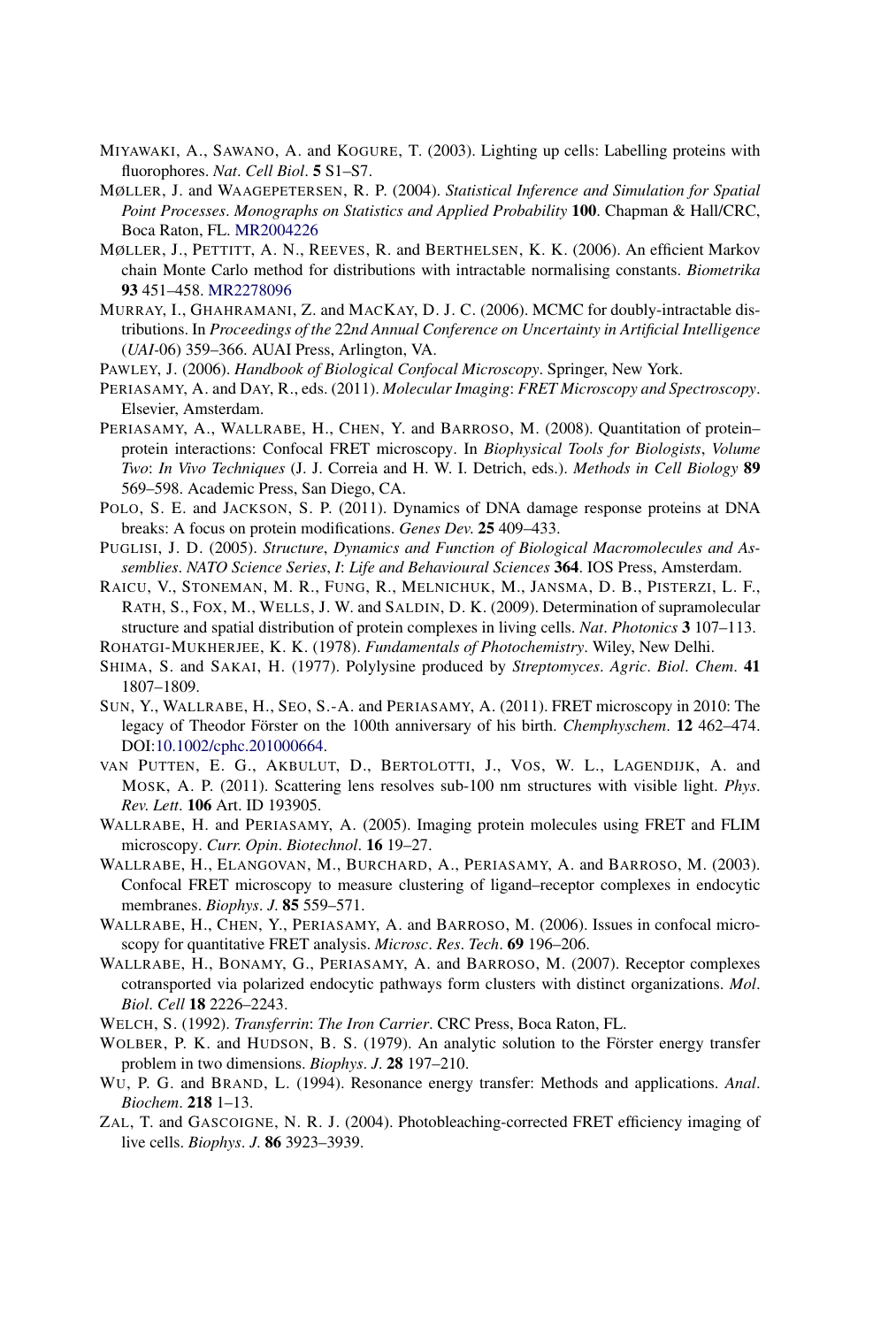MIYAWAKI, A., SAWANO, A. and KOGURE, T. (2003). Lighting up cells: Labelling proteins with fluorophores. *Nat. Cell Biol.* **5** S1–S7.

MØLLER, J. and WAAGEPETERSEN, R. P. (2004). *Statistical Inference and Simulation for Spatial Point Processes. Monographs on Statistics and Applied Probability* **100**. Chapman & Hall/CRC, Boca Raton, FL. MR2004226

MØLLER, J., PETTITT, A. N., REEVES, R. and BERTHELSEN, K. K. (2006). An efficient Markov chain Monte Carlo method for distributions with intractable normalising constants. *Biometrika* **93** 451–458. MR2278096

MURRAY, I., GHAHRAMANI, Z. and MACKAY, D. J. C. (2006). MCMC for doubly-intractable distributions. In *Proceedings of the 22nd Annual Conference on Uncertainty in Artificial Intelligence* (*UAI*-06) 359–366. AUAI Press, Arlington, VA.

PAWLEY, J. (2006). *Handbook of Biological Confocal Microscopy*. Springer, New York.

PERIASAMY, A. and DAY, R., eds. (2011). *Molecular Imaging*: *FRET Microscopy and Spectroscopy*. Elsevier, Amsterdam.

PERIASAMY, A., WALLRABE, H., CHEN, Y. and BARROSO, M. (2008). Quantitation of protein–protein interactions: Confocal FRET microscopy. In *Biophysical Tools for Biologists*, *Volume Two*: *In Vivo Techniques* (J. J. Correia and H. W. I. Detrich, eds.). *Methods in Cell Biology* **89** 569–598. Academic Press, San Diego, CA.

POLO, S. E. and JACKSON, S. P. (2011). Dynamics of DNA damage response proteins at DNA breaks: A focus on protein modifications. *Genes Dev.* **25** 409–433.

PUGLISI, J. D. (2005). *Structure*, *Dynamics and Function of Biological Macromolecules and Assemblies*. *NATO Science Series*, *I*: *Life and Behavioural Sciences* **364**. IOS Press, Amsterdam.

RAICU, V., STONEMAN, M. R., FUNG, R., MELNICHUK, M., JANSMA, D. B., PISTERZI, L. F., RATH, S., FOX, M., WELLS, J. W. and SALDIN, D. K. (2009). Determination of supramolecular structure and spatial distribution of protein complexes in living cells. *Nat*. *Photonics* **3** 107–113.

ROHATGI-MUKHERJEE, K. K. (1978). *Fundamentals of Photochemistry*. Wiley, New Delhi.

SHIMA, S. and SAKAI, H. (1977). Polylysine produced by *Streptomyces*. *Agric*. *Biol*. *Chem*. **41** 1807–1809.

SUN, Y., WALLRABE, H., SEO, S.-A. and PERIASAMY, A. (2011). FRET microscopy in 2010: The legacy of Theodor Förster on the 100th anniversary of his birth. *Chemphyschem*. **12** 462–474. DOI:10.1002/cphc.201000664.

VAN PUTTEN, E. G., AKBULUT, D., BERTOLOTTI, J., VOS, W. L., LAGENDIJK, A. and MOSK, A. P. (2011). Scattering lens resolves sub-100 nm structures with visible light. *Phys*. *Rev*. *Lett*. **106** Art. ID 193905.

WALLRABE, H. and PERIASAMY, A. (2005). Imaging protein molecules using FRET and FLIM microscopy. *Curr*. *Opin*. *Biotechnol*. **16** 19–27.

WALLRABE, H., ELANGOVAN, M., BURCHARD, A., PERIASAMY, A. and BARROSO, M. (2003). Confocal FRET microscopy to measure clustering of ligand–receptor complexes in endocytic membranes. *Biophys*. *J*. **85** 559–571.

WALLRABE, H., CHEN, Y., PERIASAMY, A. and BARROSO, M. (2006). Issues in confocal microscopy for quantitative FRET analysis. *Microsc*. *Res*. *Tech*. **69** 196–206.

WALLRABE, H., BONAMY, G., PERIASAMY, A. and BARROSO, M. (2007). Receptor complexes cotransported via polarized endocytic pathways form clusters with distinct organizations. *Mol*. *Biol*. *Cell* **18** 2226–2243.

WELCH, S. (1992). *Transferrin*: *The Iron Carrier*. CRC Press, Boca Raton, FL.

WOLBER, P. K. and HUDSON, B. S. (1979). An analytic solution to the Förster energy transfer problem in two dimensions. *Biophys*. *J*. **28** 197–210.

WU, P. G. and BRAND, L. (1994). Resonance energy transfer: Methods and applications. *Anal*. *Biochem*. **218** 1–13.

ZAL, T. and GASCOIGNE, N. R. J. (2004). Photobleaching-corrected FRET efficiency imaging of live cells. *Biophys*. *J*. **86** 3923–3939.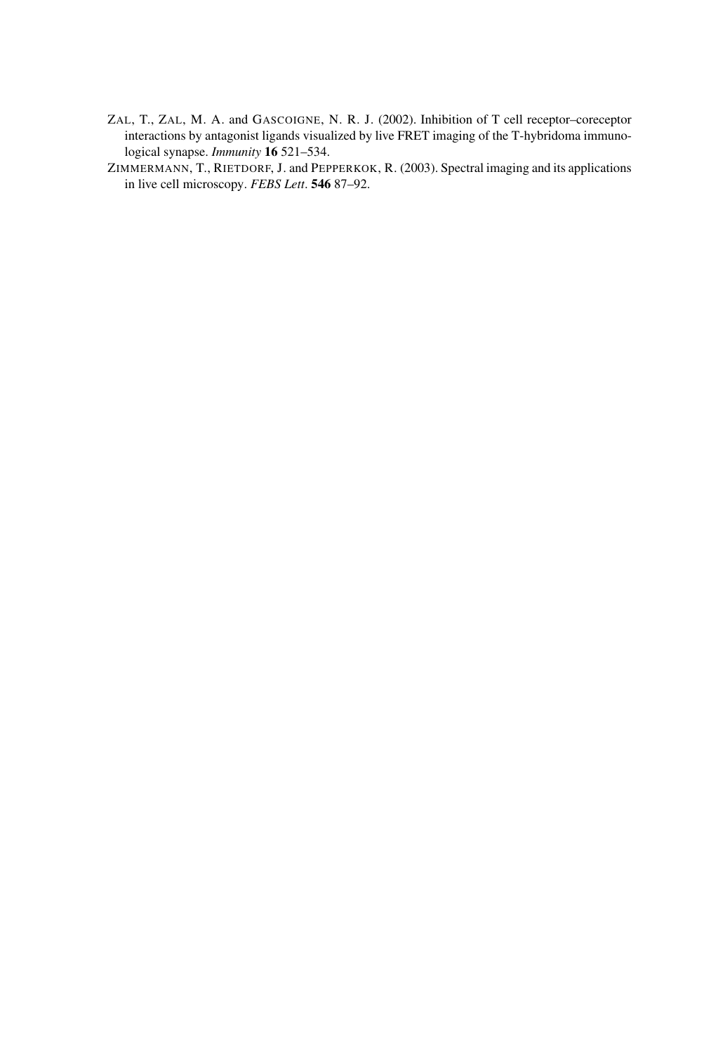ZAL, T., ZAL, M. A. and GASCOIGNE, N. R. J. (2002). Inhibition of T cell receptor–coreceptor interactions by antagonist ligands visualized by live FRET imaging of the T-hybridoma immunological synapse. *Immunity* **16** 521–534.

ZIMMERMANN, T., RIETDORF, J. and PEPPERKOK, R. (2003). Spectral imaging and its applications in live cell microscopy. *FEBS Lett*. **546** 87–92.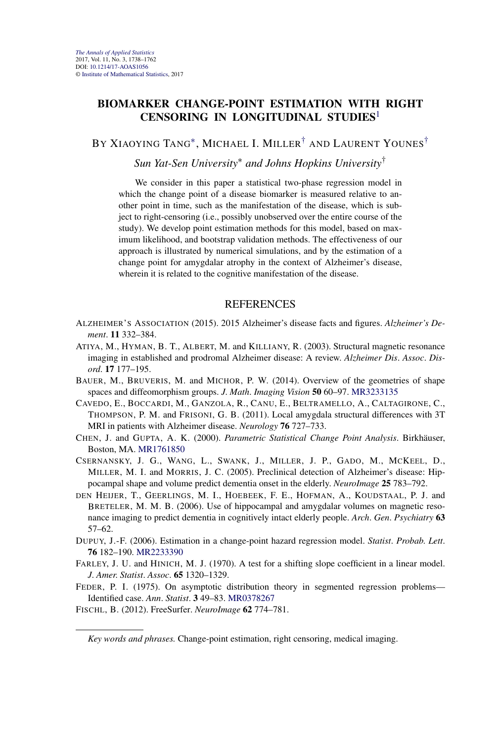# BIOMARKER CHANGE-POINT ESTIMATION WITH RIGHT CENSORING IN LONGITUDINAL STUDIES[1]

BY XIAOYING TANG[*], MICHAEL I. MILLER[†] AND LAURENT YOUNES[†]

*Sun Yat-Sen University*[*] *and Johns Hopkins University*[†]

We consider in this paper a statistical two-phase regression model in which the change point of a disease biomarker is measured relative to another point in time, such as the manifestation of the disease, which is subject to right-censoring (i.e., possibly unobserved over the entire course of the study). We develop point estimation methods for this model, based on maximum likelihood, and bootstrap validation methods. The effectiveness of our approach is illustrated by numerical simulations, and by the estimation of a change point for amygdalar atrophy in the context of Alzheimer's disease, wherein it is related to the cognitive manifestation of the disease.

## REFERENCES

ALZHEIMER'S ASSOCIATION (2015). 2015 Alzheimer's disease facts and figures. *Alzheimer's Dement*. **11** 332–384.

ATIYA, M., HYMAN, B. T., ALBERT, M. and KILLIANY, R. (2003). Structural magnetic resonance imaging in established and prodromal Alzheimer disease: A review. *Alzheimer Dis*. *Assoc*. *Disord*. **17** 177–195.

BAUER, M., BRUVERIS, M. and MICHOR, P. W. (2014). Overview of the geometries of shape spaces and diffeomorphism groups. *J. Math*. *Imaging Vision* **50** 60–97. MR3233135

CAVEDO, E., BOCCARDI, M., GANZOLA, R., CANU, E., BELTRAMELLO, A., CALTAGIRONE, C., THOMPSON, P. M. and FRISONI, G. B. (2011). Local amygdala structural differences with 3T MRI in patients with Alzheimer disease. *Neurology* **76** 727–733.

CHEN, J. and GUPTA, A. K. (2000). *Parametric Statistical Change Point Analysis*. Birkhäuser, Boston, MA. MR1761850

CSERNANSKY, J. G., WANG, L., SWANK, J., MILLER, J. P., GADO, M., MCKEEL, D., MILLER, M. I. and MORRIS, J. C. (2005). Preclinical detection of Alzheimer's disease: Hippocampal shape and volume predict dementia onset in the elderly. *NeuroImage* **25** 783–792.

DEN HEIJER, T., GEERLINGS, M. I., HOEBEEK, F. E., HOFMAN, A., KOUDSTAAL, P. J. and BRETELER, M. M. B. (2006). Use of hippocampal and amygdalar volumes on magnetic resonance imaging to predict dementia in cognitively intact elderly people. *Arch*. *Gen*. *Psychiatry* **63** 57–62.

DUPUY, J.-F. (2006). Estimation in a change-point hazard regression model. *Statist*. *Probab. Lett*. **76** 182–190. MR2233390

FARLEY, J. U. and HINICH, M. J. (1970). A test for a shifting slope coefficient in a linear model. *J. Amer. Statist*. *Assoc*. **65** 1320–1329.

FEDER, P. I. (1975). On asymptotic distribution theory in segmented regression problems—Identified case. *Ann*. *Statist*. **3** 49–83. MR0378267

FISCHL, B. (2012). FreeSurfer. *NeuroImage* **62** 774–781.

*Key words and phrases.* Change-point estimation, right censoring, medical imaging.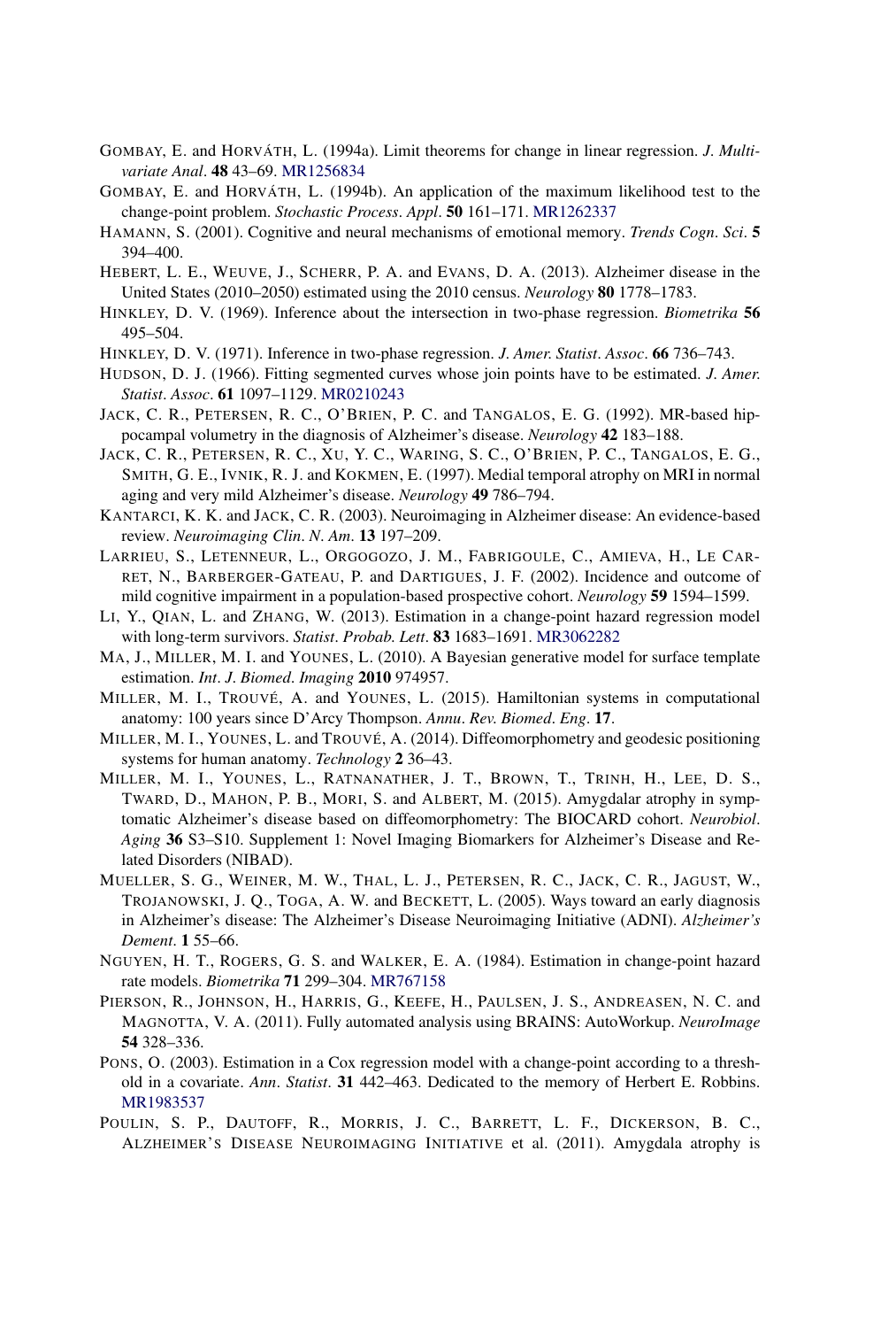GOMBAY, E. and HORVÁTH, L. (1994a). Limit theorems for change in linear regression. *J. Multivariate Anal*. **48** 43–69. MR1256834

GOMBAY, E. and HORVÁTH, L. (1994b). An application of the maximum likelihood test to the change-point problem. *Stochastic Process. Appl*. **50** 161–171. MR1262337

HAMANN, S. (2001). Cognitive and neural mechanisms of emotional memory. *Trends Cogn. Sci*. **5** 394–400.

HEBERT, L. E., WEUVE, J., SCHERR, P. A. and EVANS, D. A. (2013). Alzheimer disease in the United States (2010–2050) estimated using the 2010 census. *Neurology* **80** 1778–1783.

HINKLEY, D. V. (1969). Inference about the intersection in two-phase regression. *Biometrika* **56** 495–504.

HINKLEY, D. V. (1971). Inference in two-phase regression. *J. Amer. Statist. Assoc*. **66** 736–743.

HUDSON, D. J. (1966). Fitting segmented curves whose join points have to be estimated. *J. Amer. Statist. Assoc*. **61** 1097–1129. MR0210243

JACK, C. R., PETERSEN, R. C., O'BRIEN, P. C. and TANGALOS, E. G. (1992). MR-based hippocampal volumetry in the diagnosis of Alzheimer's disease. *Neurology* **42** 183–188.

JACK, C. R., PETERSEN, R. C., XU, Y. C., WARING, S. C., O'BRIEN, P. C., TANGALOS, E. G., SMITH, G. E., IVNIK, R. J. and KOKMEN, E. (1997). Medial temporal atrophy on MRI in normal aging and very mild Alzheimer's disease. *Neurology* **49** 786–794.

KANTARCI, K. K. and JACK, C. R. (2003). Neuroimaging in Alzheimer disease: An evidence-based review. *Neuroimaging Clin. N. Am*. **13** 197–209.

LARRIEU, S., LETENNEUR, L., ORGOGOZO, J. M., FABRIGOULE, C., AMIEVA, H., LE CARRET, N., BARBERGER-GATEAU, P. and DARTIGUES, J. F. (2002). Incidence and outcome of mild cognitive impairment in a population-based prospective cohort. *Neurology* **59** 1594–1599.

LI, Y., QIAN, L. and ZHANG, W. (2013). Estimation in a change-point hazard regression model with long-term survivors. *Statist. Probab. Lett*. **83** 1683–1691. MR3062282

MA, J., MILLER, M. I. and YOUNES, L. (2010). A Bayesian generative model for surface template estimation. *Int. J. Biomed. Imaging* **2010** 974957.

MILLER, M. I., TROUVÉ, A. and YOUNES, L. (2015). Hamiltonian systems in computational anatomy: 100 years since D'Arcy Thompson. *Annu. Rev. Biomed. Eng*. **17**.

MILLER, M. I., YOUNES, L. and TROUVÉ, A. (2014). Diffeomorphometry and geodesic positioning systems for human anatomy. *Technology* **2** 36–43.

MILLER, M. I., YOUNES, L., RATNANATHER, J. T., BROWN, T., TRINH, H., LEE, D. S., TWARD, D., MAHON, P. B., MORI, S. and ALBERT, M. (2015). Amygdalar atrophy in symptomatic Alzheimer's disease based on diffeomorphometry: The BIOCARD cohort. *Neurobiol. Aging* **36** S3–S10. Supplement 1: Novel Imaging Biomarkers for Alzheimer's Disease and Related Disorders (NIBAD).

MUELLER, S. G., WEINER, M. W., THAL, L. J., PETERSEN, R. C., JACK, C. R., JAGUST, W., TROJANOWSKI, J. Q., TOGA, A. W. and BECKETT, L. (2005). Ways toward an early diagnosis in Alzheimer's disease: The Alzheimer's Disease Neuroimaging Initiative (ADNI). *Alzheimer's Dement*. **1** 55–66.

NGUYEN, H. T., ROGERS, G. S. and WALKER, E. A. (1984). Estimation in change-point hazard rate models. *Biometrika* **71** 299–304. MR767158

PIERSON, R., JOHNSON, H., HARRIS, G., KEEFE, H., PAULSEN, J. S., ANDREASEN, N. C. and MAGNOTTA, V. A. (2011). Fully automated analysis using BRAINS: AutoWorkup. *NeuroImage* **54** 328–336.

PONS, O. (2003). Estimation in a Cox regression model with a change-point according to a threshold in a covariate. *Ann. Statist*. **31** 442–463. Dedicated to the memory of Herbert E. Robbins. MR1983537

POULIN, S. P., DAUTOFF, R., MORRIS, J. C., BARRETT, L. F., DICKERSON, B. C., ALZHEIMER'S DISEASE NEUROIMAGING INITIATIVE et al. (2011). Amygdala atrophy is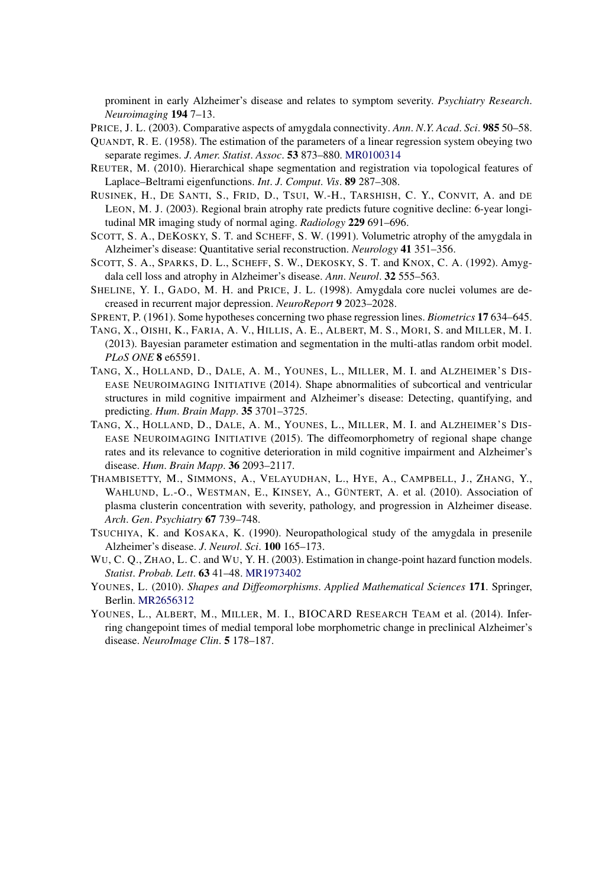prominent in early Alzheimer's disease and relates to symptom severity. *Psychiatry Research. Neuroimaging* **194** 7–13.

PRICE, J. L. (2003). Comparative aspects of amygdala connectivity. *Ann. N.Y. Acad. Sci.* **985** 50–58.

QUANDT, R. E. (1958). The estimation of the parameters of a linear regression system obeying two separate regimes. *J. Amer. Statist. Assoc.* **53** 873–880. MR0100314

REUTER, M. (2010). Hierarchical shape segmentation and registration via topological features of Laplace–Beltrami eigenfunctions. *Int. J. Comput. Vis.* **89** 287–308.

RUSINEK, H., DE SANTI, S., FRID, D., TSUI, W.-H., TARSHISH, C. Y., CONVIT, A. and DE LEON, M. J. (2003). Regional brain atrophy rate predicts future cognitive decline: 6-year longitudinal MR imaging study of normal aging. *Radiology* **229** 691–696.

SCOTT, S. A., DEKOSKY, S. T. and SCHEFF, S. W. (1991). Volumetric atrophy of the amygdala in Alzheimer's disease: Quantitative serial reconstruction. *Neurology* **41** 351–356.

SCOTT, S. A., SPARKS, D. L., SCHEFF, S. W., DEKOSKY, S. T. and KNOX, C. A. (1992). Amygdala cell loss and atrophy in Alzheimer's disease. *Ann. Neurol.* **32** 555–563.

SHELINE, Y. I., GADO, M. H. and PRICE, J. L. (1998). Amygdala core nuclei volumes are decreased in recurrent major depression. *NeuroReport* **9** 2023–2028.

SPRENT, P. (1961). Some hypotheses concerning two phase regression lines. *Biometrics* **17** 634–645.

TANG, X., OISHI, K., FARIA, A. V., HILLIS, A. E., ALBERT, M. S., MORI, S. and MILLER, M. I. (2013). Bayesian parameter estimation and segmentation in the multi-atlas random orbit model. *PLoS ONE* **8** e65591.

TANG, X., HOLLAND, D., DALE, A. M., YOUNES, L., MILLER, M. I. and ALZHEIMER'S DISEASE NEUROIMAGING INITIATIVE (2014). Shape abnormalities of subcortical and ventricular structures in mild cognitive impairment and Alzheimer's disease: Detecting, quantifying, and predicting. *Hum. Brain Mapp.* **35** 3701–3725.

TANG, X., HOLLAND, D., DALE, A. M., YOUNES, L., MILLER, M. I. and ALZHEIMER'S DISEASE NEUROIMAGING INITIATIVE (2015). The diffeomorphometry of regional shape change rates and its relevance to cognitive deterioration in mild cognitive impairment and Alzheimer's disease. *Hum. Brain Mapp.* **36** 2093–2117.

THAMBISETTY, M., SIMMONS, A., VELAYUDHAN, L., HYE, A., CAMPBELL, J., ZHANG, Y., WAHLUND, L.-O., WESTMAN, E., KINSEY, A., GÜNTERT, A. et al. (2010). Association of plasma clusterin concentration with severity, pathology, and progression in Alzheimer disease. *Arch. Gen. Psychiatry* **67** 739–748.

TSUCHIYA, K. and KOSAKA, K. (1990). Neuropathological study of the amygdala in presenile Alzheimer's disease. *J. Neurol. Sci.* **100** 165–173.

WU, C. Q., ZHAO, L. C. and WU, Y. H. (2003). Estimation in change-point hazard function models. *Statist. Probab. Lett.* **63** 41–48. MR1973402

YOUNES, L. (2010). *Shapes and Diffeomorphisms. Applied Mathematical Sciences* **171**. Springer, Berlin. MR2656312

YOUNES, L., ALBERT, M., MILLER, M. I., BIOCARD RESEARCH TEAM et al. (2014). Inferring changepoint times of medial temporal lobe morphometric change in preclinical Alzheimer's disease. *NeuroImage Clin.* **5** 178–187.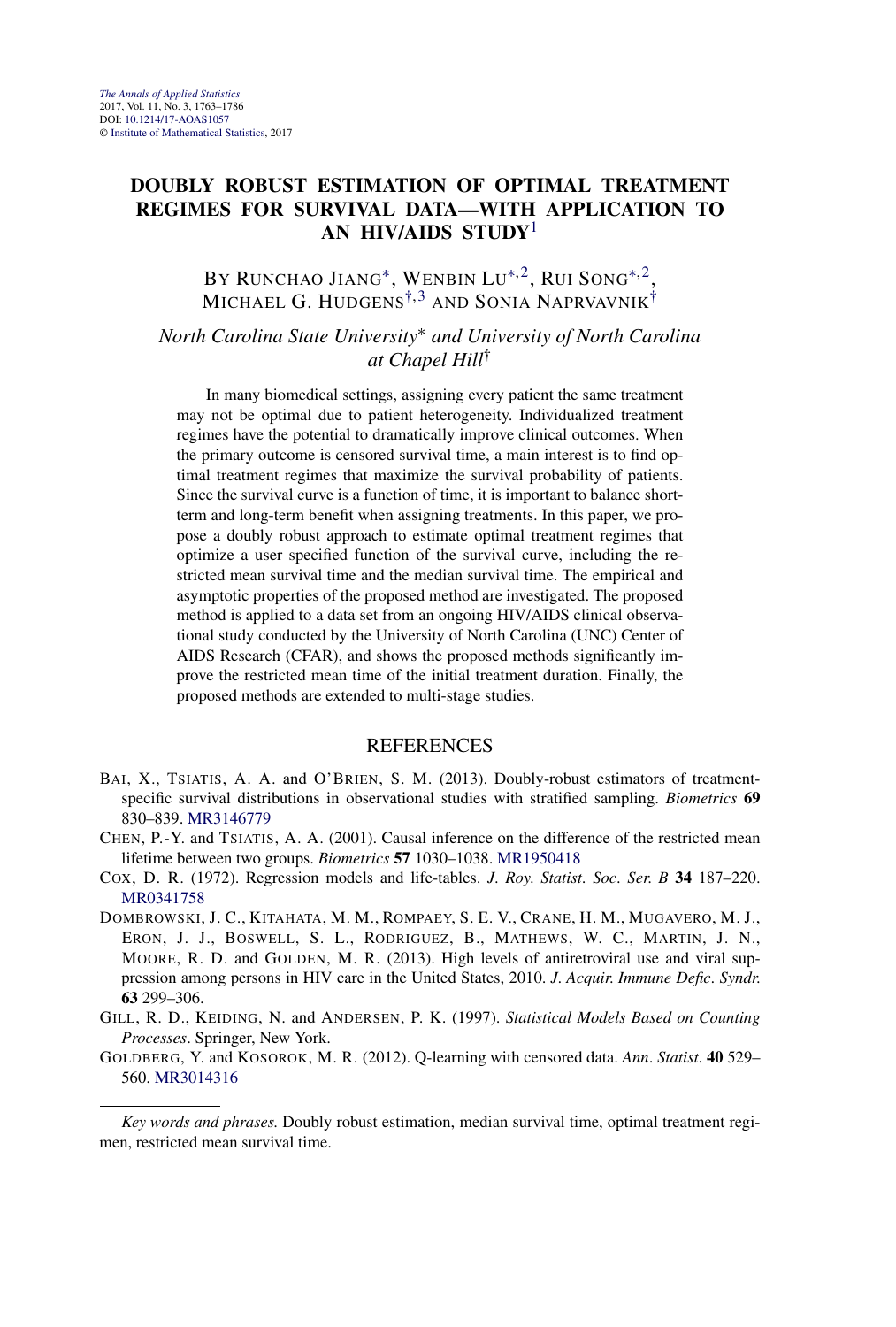# DOUBLY ROBUST ESTIMATION OF OPTIMAL TREATMENT REGIMES FOR SURVIVAL DATA—WITH APPLICATION TO AN HIV/AIDS STUDY[1]

By Runchao Jiang[*], Wenbin Lu[*,2], Rui Song[*,2], Michael G. Hudgens[†,3] and Sonia Naprvavnik[†]

*North Carolina State University*[*] *and University of North Carolina at Chapel Hill*[†]

In many biomedical settings, assigning every patient the same treatment may not be optimal due to patient heterogeneity. Individualized treatment regimes have the potential to dramatically improve clinical outcomes. When the primary outcome is censored survival time, a main interest is to find optimal treatment regimes that maximize the survival probability of patients. Since the survival curve is a function of time, it is important to balance short-term and long-term benefit when assigning treatments. In this paper, we propose a doubly robust approach to estimate optimal treatment regimes that optimize a user specified function of the survival curve, including the restricted mean survival time and the median survival time. The empirical and asymptotic properties of the proposed method are investigated. The proposed method is applied to a data set from an ongoing HIV/AIDS clinical observational study conducted by the University of North Carolina (UNC) Center of AIDS Research (CFAR), and shows the proposed methods significantly improve the restricted mean time of the initial treatment duration. Finally, the proposed methods are extended to multi-stage studies.

## REFERENCES

Bai, X., Tsiatis, A. A. and O'Brien, S. M. (2013). Doubly-robust estimators of treatment-specific survival distributions in observational studies with stratified sampling. *Biometrics* **69** 830–839. MR3146779

Chen, P.-Y. and Tsiatis, A. A. (2001). Causal inference on the difference of the restricted mean lifetime between two groups. *Biometrics* **57** 1030–1038. MR1950418

Cox, D. R. (1972). Regression models and life-tables. *J. Roy. Statist. Soc. Ser. B* **34** 187–220. MR0341758

Dombrowski, J. C., Kitahata, M. M., Rompaey, S. E. V., Crane, H. M., Mugavero, M. J., Eron, J. J., Boswell, S. L., Rodriguez, B., Mathews, W. C., Martin, J. N., Moore, R. D. and Golden, M. R. (2013). High levels of antiretroviral use and viral suppression among persons in HIV care in the United States, 2010. *J. Acquir. Immune Defic. Syndr.* **63** 299–306.

Gill, R. D., Keiding, N. and Andersen, P. K. (1997). *Statistical Models Based on Counting Processes*. Springer, New York.

Goldberg, Y. and Kosorok, M. R. (2012). Q-learning with censored data. *Ann. Statist.* **40** 529–560. MR3014316

*Key words and phrases.* Doubly robust estimation, median survival time, optimal treatment regimen, restricted mean survival time.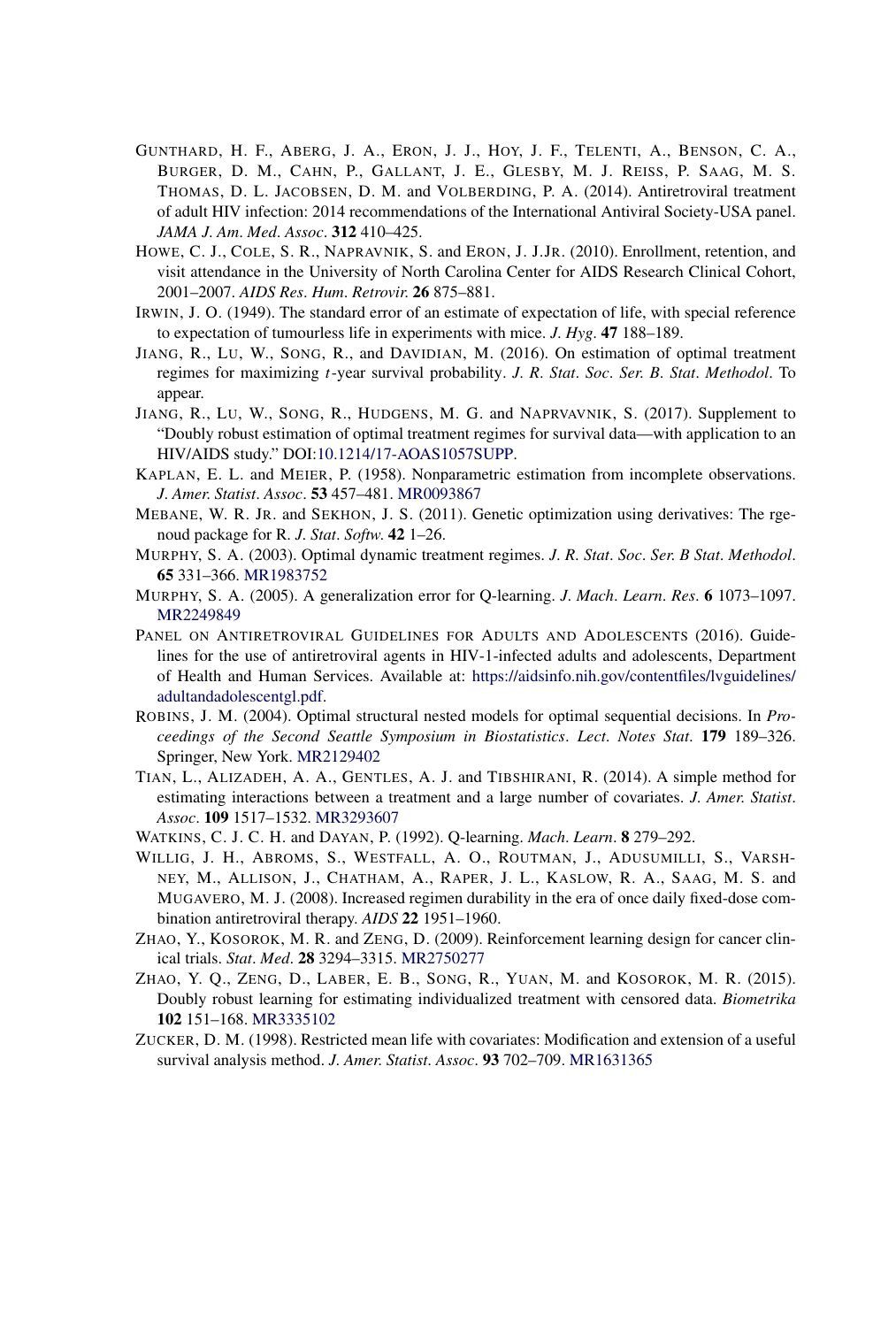GUNTHARD, H. F., ABERG, J. A., ERON, J. J., HOY, J. F., TELENTI, A., BENSON, C. A., BURGER, D. M., CAHN, P., GALLANT, J. E., GLESBY, M. J. REISS, P. SAAG, M. S. THOMAS, D. L. JACOBSEN, D. M. and VOLBERDING, P. A. (2014). Antiretroviral treatment of adult HIV infection: 2014 recommendations of the International Antiviral Society-USA panel. *JAMA J. Am. Med. Assoc.* **312** 410–425.

HOWE, C. J., COLE, S. R., NAPRAVNIK, S. and ERON, J. J.JR. (2010). Enrollment, retention, and visit attendance in the University of North Carolina Center for AIDS Research Clinical Cohort, 2001–2007. *AIDS Res. Hum. Retrovir.* **26** 875–881.

IRWIN, J. O. (1949). The standard error of an estimate of expectation of life, with special reference to expectation of tumourless life in experiments with mice. *J. Hyg.* **47** 188–189.

JIANG, R., LU, W., SONG, R., and DAVIDIAN, M. (2016). On estimation of optimal treatment regimes for maximizing $t$-year survival probability. *J. R. Stat. Soc. Ser. B. Stat. Methodol.* To appear.

JIANG, R., LU, W., SONG, R., HUDGENS, M. G. and NAPRVAVNIK, S. (2017). Supplement to "Doubly robust estimation of optimal treatment regimes for survival data—with application to an HIV/AIDS study." DOI:10.1214/17-AOAS1057SUPP.

KAPLAN, E. L. and MEIER, P. (1958). Nonparametric estimation from incomplete observations. *J. Amer. Statist. Assoc.* **53** 457–481. MR0093867

MEBANE, W. R. JR. and SEKHON, J. S. (2011). Genetic optimization using derivatives: The rgenoud package for R. *J. Stat. Softw.* **42** 1–26.

MURPHY, S. A. (2003). Optimal dynamic treatment regimes. *J. R. Stat. Soc. Ser. B Stat. Methodol.* **65** 331–366. MR1983752

MURPHY, S. A. (2005). A generalization error for Q-learning. *J. Mach. Learn. Res.* **6** 1073–1097. MR2249849

PANEL ON ANTIRETROVIRAL GUIDELINES FOR ADULTS AND ADOLESCENTS (2016). Guidelines for the use of antiretroviral agents in HIV-1-infected adults and adolescents, Department of Health and Human Services. Available at: https://aidsinfo.nih.gov/contentfiles/lvguidelines/adultandadolescentgl.pdf.

ROBINS, J. M. (2004). Optimal structural nested models for optimal sequential decisions. In *Proceedings of the Second Seattle Symposium in Biostatistics*. *Lect. Notes Stat.* **179** 189–326. Springer, New York. MR2129402

TIAN, L., ALIZADEH, A. A., GENTLES, A. J. and TIBSHIRANI, R. (2014). A simple method for estimating interactions between a treatment and a large number of covariates. *J. Amer. Statist. Assoc.* **109** 1517–1532. MR3293607

WATKINS, C. J. C. H. and DAYAN, P. (1992). Q-learning. *Mach. Learn.* **8** 279–292.

WILLIG, J. H., ABROMS, S., WESTFALL, A. O., ROUTMAN, J., ADUSUMILLI, S., VARSHNEY, M., ALLISON, J., CHATHAM, A., RAPER, J. L., KASLOW, R. A., SAAG, M. S. and MUGAVERO, M. J. (2008). Increased regimen durability in the era of once daily fixed-dose combination antiretroviral therapy. *AIDS* **22** 1951–1960.

ZHAO, Y., KOSOROK, M. R. and ZENG, D. (2009). Reinforcement learning design for cancer clinical trials. *Stat. Med.* **28** 3294–3315. MR2750277

ZHAO, Y. Q., ZENG, D., LABER, E. B., SONG, R., YUAN, M. and KOSOROK, M. R. (2015). Doubly robust learning for estimating individualized treatment with censored data. *Biometrika* **102** 151–168. MR3335102

ZUCKER, D. M. (1998). Restricted mean life with covariates: Modification and extension of a useful survival analysis method. *J. Amer. Statist. Assoc.* **93** 702–709. MR1631365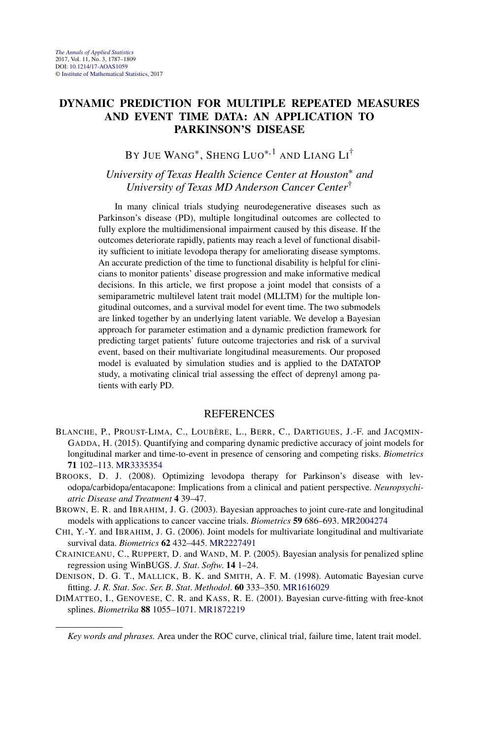The Annals of Applied Statistics
2017, Vol. 11, No. 3, 1787–1809
DOI: 10.1214/17-AOAS1059
© Institute of Mathematical Statistics, 2017

# DYNAMIC PREDICTION FOR MULTIPLE REPEATED MEASURES AND EVENT TIME DATA: AN APPLICATION TO PARKINSON'S DISEASE

BY JUE WANG[*], SHENG LUO[*,1] AND LIANG LI[†]

*University of Texas Health Science Center at Houston*[*] *and University of Texas MD Anderson Cancer Center*[†]

In many clinical trials studying neurodegenerative diseases such as Parkinson's disease (PD), multiple longitudinal outcomes are collected to fully explore the multidimensional impairment caused by this disease. If the outcomes deteriorate rapidly, patients may reach a level of functional disability sufficient to initiate levodopa therapy for ameliorating disease symptoms. An accurate prediction of the time to functional disability is helpful for clinicians to monitor patients' disease progression and make informative medical decisions. In this article, we first propose a joint model that consists of a semiparametric multilevel latent trait model (MLLTM) for the multiple longitudinal outcomes, and a survival model for event time. The two submodels are linked together by an underlying latent variable. We develop a Bayesian approach for parameter estimation and a dynamic prediction framework for predicting target patients' future outcome trajectories and risk of a survival event, based on their multivariate longitudinal measurements. Our proposed model is evaluated by simulation studies and is applied to the DATATOP study, a motivating clinical trial assessing the effect of deprenyl among patients with early PD.

## REFERENCES

BLANCHE, P., PROUST-LIMA, C., LOUBÈRE, L., BERR, C., DARTIGUES, J.-F. and JACQMIN-GADDA, H. (2015). Quantifying and comparing dynamic predictive accuracy of joint models for longitudinal marker and time-to-event in presence of censoring and competing risks. *Biometrics* **71** 102–113. MR3335354

BROOKS, D. J. (2008). Optimizing levodopa therapy for Parkinson's disease with levodopa/carbidopa/entacapone: Implications from a clinical and patient perspective. *Neuropsychiatric Disease and Treatment* **4** 39–47.

BROWN, E. R. and IBRAHIM, J. G. (2003). Bayesian approaches to joint cure-rate and longitudinal models with applications to cancer vaccine trials. *Biometrics* **59** 686–693. MR2004274

CHI, Y.-Y. and IBRAHIM, J. G. (2006). Joint models for multivariate longitudinal and multivariate survival data. *Biometrics* **62** 432–445. MR2227491

CRAINICEANU, C., RUPPERT, D. and WAND, M. P. (2005). Bayesian analysis for penalized spline regression using WinBUGS. *J. Stat. Softw.* **14** 1–24.

DENISON, D. G. T., MALLICK, B. K. and SMITH, A. F. M. (1998). Automatic Bayesian curve fitting. *J. R. Stat. Soc. Ser. B. Stat. Methodol.* **60** 333–350. MR1616029

DIMATTEO, I., GENOVESE, C. R. and KASS, R. E. (2001). Bayesian curve-fitting with free-knot splines. *Biometrika* **88** 1055–1071. MR1872219

*Key words and phrases.* Area under the ROC curve, clinical trial, failure time, latent trait model.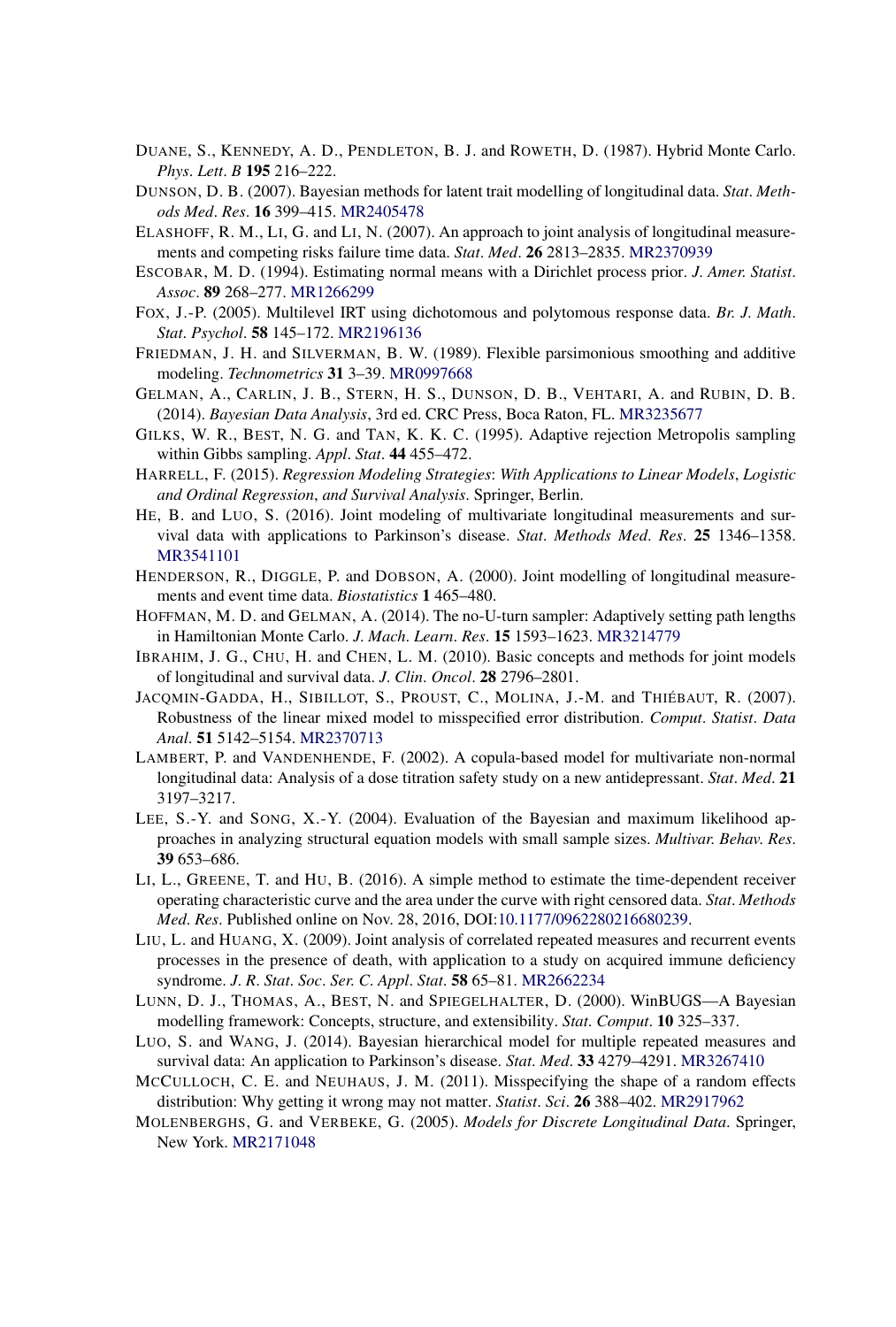DUANE, S., KENNEDY, A. D., PENDLETON, B. J. and ROWETH, D. (1987). Hybrid Monte Carlo. *Phys. Lett. B* **195** 216–222.

DUNSON, D. B. (2007). Bayesian methods for latent trait modelling of longitudinal data. *Stat. Methods Med. Res.* **16** 399–415. MR2405478

ELASHOFF, R. M., LI, G. and LI, N. (2007). An approach to joint analysis of longitudinal measurements and competing risks failure time data. *Stat. Med.* **26** 2813–2835. MR2370939

ESCOBAR, M. D. (1994). Estimating normal means with a Dirichlet process prior. *J. Amer. Statist. Assoc.* **89** 268–277. MR1266299

FOX, J.-P. (2005). Multilevel IRT using dichotomous and polytomous response data. *Br. J. Math. Stat. Psychol.* **58** 145–172. MR2196136

FRIEDMAN, J. H. and SILVERMAN, B. W. (1989). Flexible parsimonious smoothing and additive modeling. *Technometrics* **31** 3–39. MR0997668

GELMAN, A., CARLIN, J. B., STERN, H. S., DUNSON, D. B., VEHTARI, A. and RUBIN, D. B. (2014). *Bayesian Data Analysis*, 3rd ed. CRC Press, Boca Raton, FL. MR3235677

GILKS, W. R., BEST, N. G. and TAN, K. K. C. (1995). Adaptive rejection Metropolis sampling within Gibbs sampling. *Appl. Stat.* **44** 455–472.

HARRELL, F. (2015). *Regression Modeling Strategies*: *With Applications to Linear Models*, *Logistic and Ordinal Regression*, *and Survival Analysis*. Springer, Berlin.

HE, B. and LUO, S. (2016). Joint modeling of multivariate longitudinal measurements and survival data with applications to Parkinson's disease. *Stat. Methods Med. Res.* **25** 1346–1358. MR3541101

HENDERSON, R., DIGGLE, P. and DOBSON, A. (2000). Joint modelling of longitudinal measurements and event time data. *Biostatistics* **1** 465–480.

HOFFMAN, M. D. and GELMAN, A. (2014). The no-U-turn sampler: Adaptively setting path lengths in Hamiltonian Monte Carlo. *J. Mach. Learn. Res.* **15** 1593–1623. MR3214779

IBRAHIM, J. G., CHU, H. and CHEN, L. M. (2010). Basic concepts and methods for joint models of longitudinal and survival data. *J. Clin. Oncol.* **28** 2796–2801.

JACQMIN-GADDA, H., SIBILLOT, S., PROUST, C., MOLINA, J.-M. and THIÉBAUT, R. (2007). Robustness of the linear mixed model to misspecified error distribution. *Comput. Statist. Data Anal.* **51** 5142–5154. MR2370713

LAMBERT, P. and VANDENHENDE, F. (2002). A copula-based model for multivariate non-normal longitudinal data: Analysis of a dose titration safety study on a new antidepressant. *Stat. Med.* **21** 3197–3217.

LEE, S.-Y. and SONG, X.-Y. (2004). Evaluation of the Bayesian and maximum likelihood approaches in analyzing structural equation models with small sample sizes. *Multivar. Behav. Res.* **39** 653–686.

LI, L., GREENE, T. and HU, B. (2016). A simple method to estimate the time-dependent receiver operating characteristic curve and the area under the curve with right censored data. *Stat. Methods Med. Res.* Published online on Nov. 28, 2016, DOI:10.1177/0962280216680239.

LIU, L. and HUANG, X. (2009). Joint analysis of correlated repeated measures and recurrent events processes in the presence of death, with application to a study on acquired immune deficiency syndrome. *J. R. Stat. Soc. Ser. C. Appl. Stat.* **58** 65–81. MR2662234

LUNN, D. J., THOMAS, A., BEST, N. and SPIEGELHALTER, D. (2000). WinBUGS—A Bayesian modelling framework: Concepts, structure, and extensibility. *Stat. Comput.* **10** 325–337.

LUO, S. and WANG, J. (2014). Bayesian hierarchical model for multiple repeated measures and survival data: An application to Parkinson's disease. *Stat. Med.* **33** 4279–4291. MR3267410

MCCULLOCH, C. E. and NEUHAUS, J. M. (2011). Misspecifying the shape of a random effects distribution: Why getting it wrong may not matter. *Statist. Sci.* **26** 388–402. MR2917962

MOLENBERGHS, G. and VERBEKE, G. (2005). *Models for Discrete Longitudinal Data*. Springer, New York. MR2171048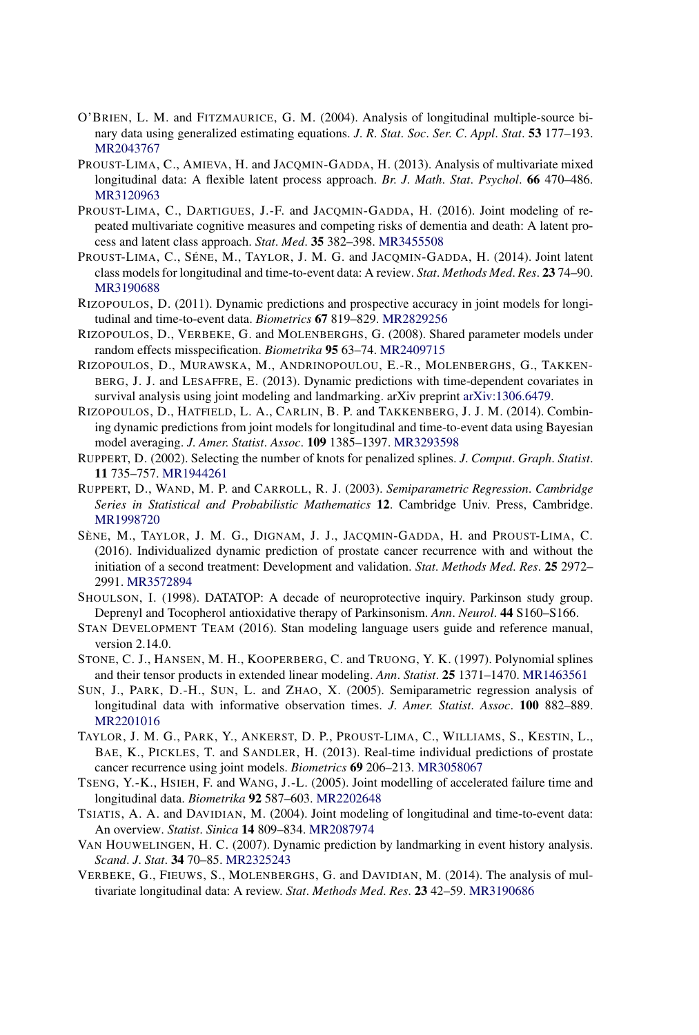O'BRIEN, L. M. and FITZMAURICE, G. M. (2004). Analysis of longitudinal multiple-source binary data using generalized estimating equations. *J. R. Stat. Soc. Ser. C. Appl. Stat.* **53** 177–193. MR2043767

PROUST-LIMA, C., AMIEVA, H. and JACQMIN-GADDA, H. (2013). Analysis of multivariate mixed longitudinal data: A flexible latent process approach. *Br. J. Math. Stat. Psychol.* **66** 470–486. MR3120963

PROUST-LIMA, C., DARTIGUES, J.-F. and JACQMIN-GADDA, H. (2016). Joint modeling of repeated multivariate cognitive measures and competing risks of dementia and death: A latent process and latent class approach. *Stat. Med.* **35** 382–398. MR3455508

PROUST-LIMA, C., SÉNE, M., TAYLOR, J. M. G. and JACQMIN-GADDA, H. (2014). Joint latent class models for longitudinal and time-to-event data: A review. *Stat. Methods Med. Res.* **23** 74–90. MR3190688

RIZOPOULOS, D. (2011). Dynamic predictions and prospective accuracy in joint models for longitudinal and time-to-event data. *Biometrics* **67** 819–829. MR2829256

RIZOPOULOS, D., VERBEKE, G. and MOLENBERGHS, G. (2008). Shared parameter models under random effects misspecification. *Biometrika* **95** 63–74. MR2409715

RIZOPOULOS, D., MURAWSKA, M., ANDRINOPOULOU, E.-R., MOLENBERGHS, G., TAKKENBERG, J. J. and LESAFFRE, E. (2013). Dynamic predictions with time-dependent covariates in survival analysis using joint modeling and landmarking. arXiv preprint arXiv:1306.6479.

RIZOPOULOS, D., HATFIELD, L. A., CARLIN, B. P. and TAKKENBERG, J. J. M. (2014). Combining dynamic predictions from joint models for longitudinal and time-to-event data using Bayesian model averaging. *J. Amer. Statist. Assoc.* **109** 1385–1397. MR3293598

RUPPERT, D. (2002). Selecting the number of knots for penalized splines. *J. Comput. Graph. Statist.* **11** 735–757. MR1944261

RUPPERT, D., WAND, M. P. and CARROLL, R. J. (2003). *Semiparametric Regression. Cambridge Series in Statistical and Probabilistic Mathematics* **12**. Cambridge Univ. Press, Cambridge. MR1998720

SÈNE, M., TAYLOR, J. M. G., DIGNAM, J. J., JACQMIN-GADDA, H. and PROUST-LIMA, C. (2016). Individualized dynamic prediction of prostate cancer recurrence with and without the initiation of a second treatment: Development and validation. *Stat. Methods Med. Res.* **25** 2972–2991. MR3572894

SHOULSON, I. (1998). DATATOP: A decade of neuroprotective inquiry. Parkinson study group. Deprenyl and Tocopherol antioxidative therapy of Parkinsonism. *Ann. Neurol.* **44** S160–S166.

STAN DEVELOPMENT TEAM (2016). Stan modeling language users guide and reference manual, version 2.14.0.

STONE, C. J., HANSEN, M. H., KOOPERBERG, C. and TRUONG, Y. K. (1997). Polynomial splines and their tensor products in extended linear modeling. *Ann. Statist.* **25** 1371–1470. MR1463561

SUN, J., PARK, D.-H., SUN, L. and ZHAO, X. (2005). Semiparametric regression analysis of longitudinal data with informative observation times. *J. Amer. Statist. Assoc.* **100** 882–889. MR2201016

TAYLOR, J. M. G., PARK, Y., ANKERST, D. P., PROUST-LIMA, C., WILLIAMS, S., KESTIN, L., BAE, K., PICKLES, T. and SANDLER, H. (2013). Real-time individual predictions of prostate cancer recurrence using joint models. *Biometrics* **69** 206–213. MR3058067

TSENG, Y.-K., HSIEH, F. and WANG, J.-L. (2005). Joint modelling of accelerated failure time and longitudinal data. *Biometrika* **92** 587–603. MR2202648

TSIATIS, A. A. and DAVIDIAN, M. (2004). Joint modeling of longitudinal and time-to-event data: An overview. *Statist. Sinica* **14** 809–834. MR2087974

VAN HOUWELINGEN, H. C. (2007). Dynamic prediction by landmarking in event history analysis. *Scand. J. Stat.* **34** 70–85. MR2325243

VERBEKE, G., FIEUWS, S., MOLENBERGHS, G. and DAVIDIAN, M. (2014). The analysis of multivariate longitudinal data: A review. *Stat. Methods Med. Res.* **23** 42–59. MR3190686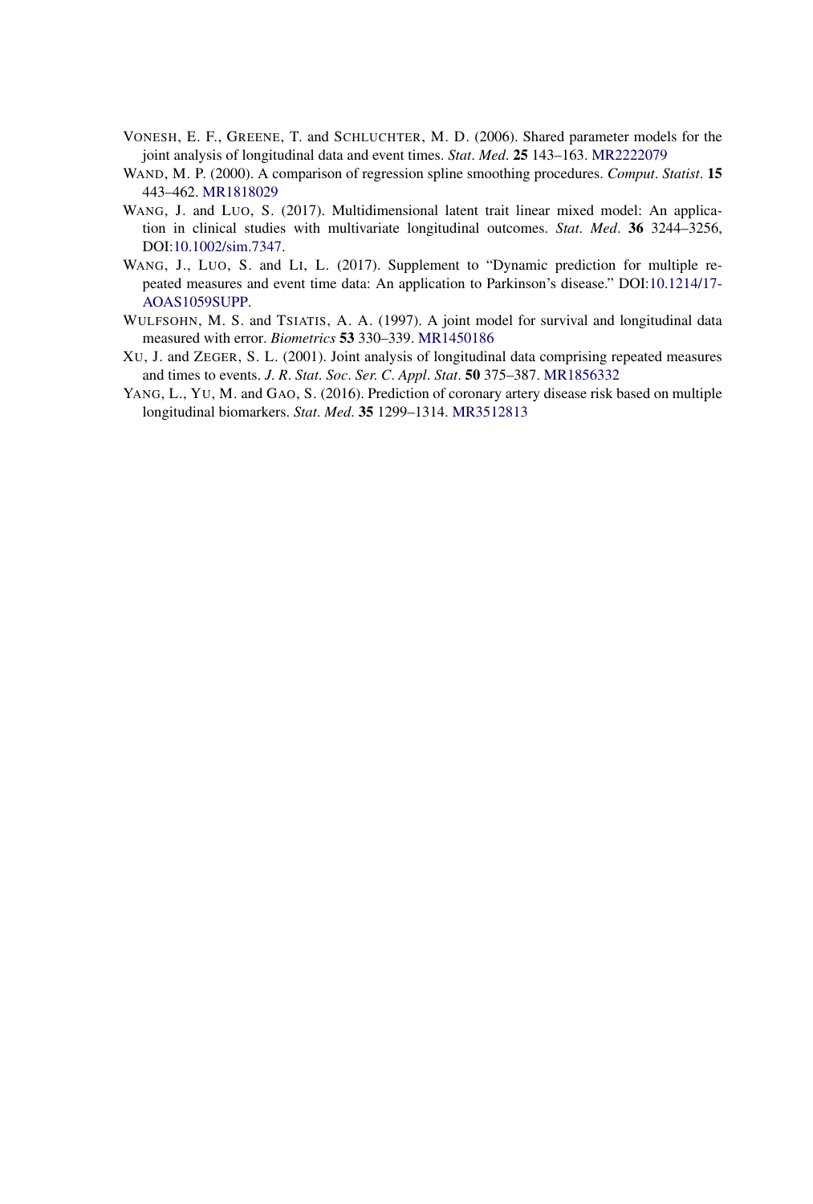VONESH, E. F., GREENE, T. and SCHLUCHTER, M. D. (2006). Shared parameter models for the joint analysis of longitudinal data and event times. *Stat*. *Med*. **25** 143–163. MR2222079

WAND, M. P. (2000). A comparison of regression spline smoothing procedures. *Comput*. *Statist*. **15** 443–462. MR1818029

WANG, J. and LUO, S. (2017). Multidimensional latent trait linear mixed model: An application in clinical studies with multivariate longitudinal outcomes. *Stat*. *Med*. **36** 3244–3256, DOI:10.1002/sim.7347.

WANG, J., LUO, S. and LI, L. (2017). Supplement to "Dynamic prediction for multiple repeated measures and event time data: An application to Parkinson's disease." DOI:10.1214/17-AOAS1059SUPP.

WULFSOHN, M. S. and TSIATIS, A. A. (1997). A joint model for survival and longitudinal data measured with error. *Biometrics* **53** 330–339. MR1450186

XU, J. and ZEGER, S. L. (2001). Joint analysis of longitudinal data comprising repeated measures and times to events. *J*. *R*. *Stat*. *Soc*. *Ser. C*. *Appl*. *Stat*. **50** 375–387. MR1856332

YANG, L., YU, M. and GAO, S. (2016). Prediction of coronary artery disease risk based on multiple longitudinal biomarkers. *Stat*. *Med*. **35** 1299–1314. MR3512813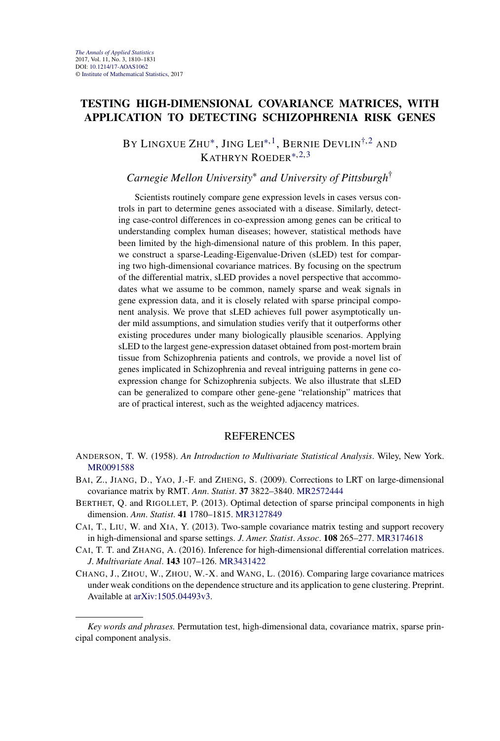# TESTING HIGH-DIMENSIONAL COVARIANCE MATRICES, WITH APPLICATION TO DETECTING SCHIZOPHRENIA RISK GENES

BY LINGXUE ZHU*, JING LEI*,[1], BERNIE DEVLIN†,[2] AND KATHRYN ROEDER*,[2,3]

*Carnegie Mellon University\* and University of Pittsburgh†*

Scientists routinely compare gene expression levels in cases versus controls in part to determine genes associated with a disease. Similarly, detecting case-control differences in co-expression among genes can be critical to understanding complex human diseases; however, statistical methods have been limited by the high-dimensional nature of this problem. In this paper, we construct a sparse-Leading-Eigenvalue-Driven (sLED) test for comparing two high-dimensional covariance matrices. By focusing on the spectrum of the differential matrix, sLED provides a novel perspective that accommodates what we assume to be common, namely sparse and weak signals in gene expression data, and it is closely related with sparse principal component analysis. We prove that sLED achieves full power asymptotically under mild assumptions, and simulation studies verify that it outperforms other existing procedures under many biologically plausible scenarios. Applying sLED to the largest gene-expression dataset obtained from post-mortem brain tissue from Schizophrenia patients and controls, we provide a novel list of genes implicated in Schizophrenia and reveal intriguing patterns in gene co-expression change for Schizophrenia subjects. We also illustrate that sLED can be generalized to compare other gene-gene "relationship" matrices that are of practical interest, such as the weighted adjacency matrices.

## REFERENCES

ANDERSON, T. W. (1958). *An Introduction to Multivariate Statistical Analysis*. Wiley, New York. MR0091588

BAI, Z., JIANG, D., YAO, J.-F. and ZHENG, S. (2009). Corrections to LRT on large-dimensional covariance matrix by RMT. *Ann. Statist.* **37** 3822–3840. MR2572444

BERTHET, Q. and RIGOLLET, P. (2013). Optimal detection of sparse principal components in high dimension. *Ann. Statist.* **41** 1780–1815. MR3127849

CAI, T., LIU, W. and XIA, Y. (2013). Two-sample covariance matrix testing and support recovery in high-dimensional and sparse settings. *J. Amer. Statist. Assoc.* **108** 265–277. MR3174618

CAI, T. T. and ZHANG, A. (2016). Inference for high-dimensional differential correlation matrices. *J. Multivariate Anal.* **143** 107–126. MR3431422

CHANG, J., ZHOU, W., ZHOU, W.-X. and WANG, L. (2016). Comparing large covariance matrices under weak conditions on the dependence structure and its application to gene clustering. Preprint. Available at arXiv:1505.04493v3.

---

*Key words and phrases.* Permutation test, high-dimensional data, covariance matrix, sparse principal component analysis.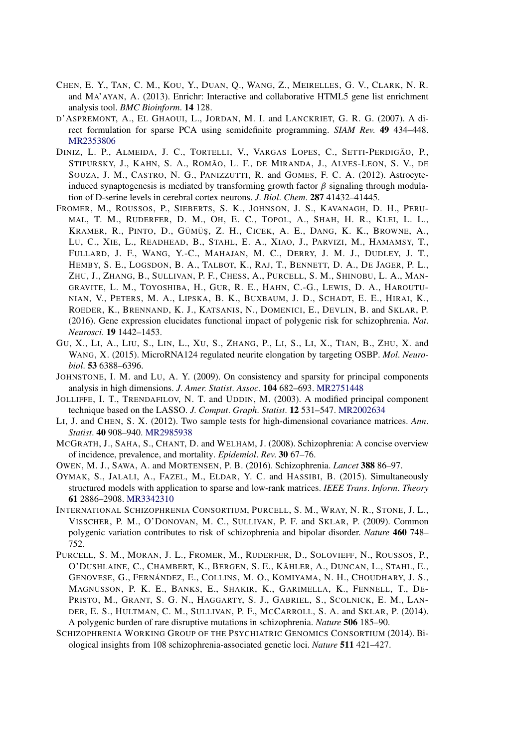CHEN, E. Y., TAN, C. M., KOU, Y., DUAN, Q., WANG, Z., MEIRELLES, G. V., CLARK, N. R. and MA'AYAN, A. (2013). Enrichr: Interactive and collaborative HTML5 gene list enrichment analysis tool. *BMC Bioinform*. **14** 128.

D'ASPREMONT, A., EL GHAOUI, L., JORDAN, M. I. and LANCKRIET, G. R. G. (2007). A direct formulation for sparse PCA using semidefinite programming. *SIAM Rev.* **49** 434–448. MR2353806

DINIZ, L. P., ALMEIDA, J. C., TORTELLI, V., VARGAS LOPES, C., SETTI-PERDIGÃO, P., STIPURSKY, J., KAHN, S. A., ROMÃO, L. F., DE MIRANDA, J., ALVES-LEON, S. V., DE SOUZA, J. M., CASTRO, N. G., PANIZZUTTI, R. and GOMES, F. C. A. (2012). Astrocyte-induced synaptogenesis is mediated by transforming growth factor $\beta$ signaling through modulation of D-serine levels in cerebral cortex neurons. *J. Biol. Chem*. **287** 41432–41445.

FROMER, M., ROUSSOS, P., SIEBERTS, S. K., JOHNSON, J. S., KAVANAGH, D. H., PERUMAL, T. M., RUDERFER, D. M., OH, E. C., TOPOL, A., SHAH, H. R., KLEI, L. L., KRAMER, R., PINTO, D., GÜMÜŞ, Z. H., CICEK, A. E., DANG, K. K., BROWNE, A., LU, C., XIE, L., READHEAD, B., STAHL, E. A., XIAO, J., PARVIZI, M., HAMAMSY, T., FULLARD, J. F., WANG, Y.-C., MAHAJAN, M. C., DERRY, J. M. J., DUDLEY, J. T., HEMBY, S. E., LOGSDON, B. A., TALBOT, K., RAJ, T., BENNETT, D. A., DE JAGER, P. L., ZHU, J., ZHANG, B., SULLIVAN, P. F., CHESS, A., PURCELL, S. M., SHINOBU, L. A., MANGRAVITE, L. M., TOYOSHIBA, H., GUR, R. E., HAHN, C.-G., LEWIS, D. A., HAROUTUNIAN, V., PETERS, M. A., LIPSKA, B. K., BUXBAUM, J. D., SCHADT, E. E., HIRAI, K., ROEDER, K., BRENNAND, K. J., KATSANIS, N., DOMENICI, E., DEVLIN, B. and SKLAR, P. (2016). Gene expression elucidates functional impact of polygenic risk for schizophrenia. *Nat. Neurosci*. **19** 1442–1453.

GU, X., LI, A., LIU, S., LIN, L., XU, S., ZHANG, P., LI, S., LI, X., TIAN, B., ZHU, X. and WANG, X. (2015). MicroRNA124 regulated neurite elongation by targeting OSBP. *Mol. Neurobiol*. **53** 6388–6396.

JOHNSTONE, I. M. and LU, A. Y. (2009). On consistency and sparsity for principal components analysis in high dimensions. *J. Amer. Statist. Assoc*. **104** 682–693. MR2751448

JOLLIFFE, I. T., TRENDAFILOV, N. T. and UDDIN, M. (2003). A modified principal component technique based on the LASSO. *J. Comput. Graph. Statist*. **12** 531–547. MR2002634

LI, J. and CHEN, S. X. (2012). Two sample tests for high-dimensional covariance matrices. *Ann. Statist*. **40** 908–940. MR2985938

MCGRATH, J., SAHA, S., CHANT, D. and WELHAM, J. (2008). Schizophrenia: A concise overview of incidence, prevalence, and mortality. *Epidemiol. Rev.* **30** 67–76.

OWEN, M. J., SAWA, A. and MORTENSEN, P. B. (2016). Schizophrenia. *Lancet* **388** 86–97.

OYMAK, S., JALALI, A., FAZEL, M., ELDAR, Y. C. and HASSIBI, B. (2015). Simultaneously structured models with application to sparse and low-rank matrices. *IEEE Trans. Inform. Theory* **61** 2886–2908. MR3342310

INTERNATIONAL SCHIZOPHRENIA CONSORTIUM, PURCELL, S. M., WRAY, N. R., STONE, J. L., VISSCHER, P. M., O'DONOVAN, M. C., SULLIVAN, P. F. and SKLAR, P. (2009). Common polygenic variation contributes to risk of schizophrenia and bipolar disorder. *Nature* **460** 748–752.

PURCELL, S. M., MORAN, J. L., FROMER, M., RUDERFER, D., SOLOVIEFF, N., ROUSSOS, P., O'DUSHLAINE, C., CHAMBERT, K., BERGEN, S. E., KÄHLER, A., DUNCAN, L., STAHL, E., GENOVESE, G., FERNÁNDEZ, E., COLLINS, M. O., KOMIYAMA, N. H., CHOUDHARY, J. S., MAGNUSSON, P. K. E., BANKS, E., SHAKIR, K., GARIMELLA, K., FENNELL, T., DEPRISTO, M., GRANT, S. G. N., HAGGARTY, S. J., GABRIEL, S., SCOLNICK, E. M., LANDER, E. S., HULTMAN, C. M., SULLIVAN, P. F., MCCARROLL, S. A. and SKLAR, P. (2014). A polygenic burden of rare disruptive mutations in schizophrenia. *Nature* **506** 185–90.

SCHIZOPHRENIA WORKING GROUP OF THE PSYCHIATRIC GENOMICS CONSORTIUM (2014). Biological insights from 108 schizophrenia-associated genetic loci. *Nature* **511** 421–427.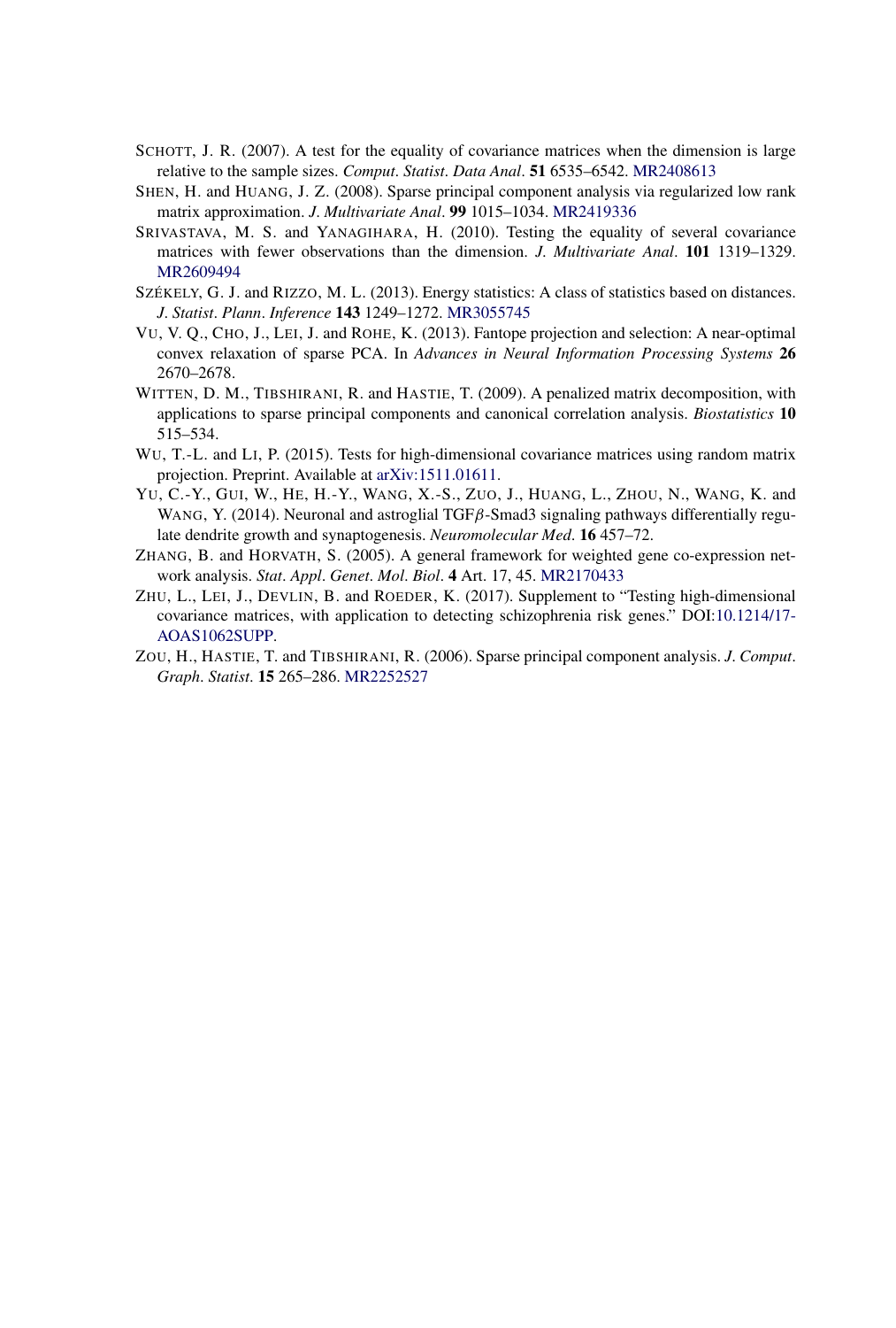SCHOTT, J. R. (2007). A test for the equality of covariance matrices when the dimension is large relative to the sample sizes. *Comput. Statist. Data Anal.* **51** 6535–6542. MR2408613

SHEN, H. and HUANG, J. Z. (2008). Sparse principal component analysis via regularized low rank matrix approximation. *J. Multivariate Anal.* **99** 1015–1034. MR2419336

SRIVASTAVA, M. S. and YANAGIHARA, H. (2010). Testing the equality of several covariance matrices with fewer observations than the dimension. *J. Multivariate Anal.* **101** 1319–1329. MR2609494

SZÉKELY, G. J. and RIZZO, M. L. (2013). Energy statistics: A class of statistics based on distances. *J. Statist. Plann. Inference* **143** 1249–1272. MR3055745

VU, V. Q., CHO, J., LEI, J. and ROHE, K. (2013). Fantope projection and selection: A near-optimal convex relaxation of sparse PCA. In *Advances in Neural Information Processing Systems* **26** 2670–2678.

WITTEN, D. M., TIBSHIRANI, R. and HASTIE, T. (2009). A penalized matrix decomposition, with applications to sparse principal components and canonical correlation analysis. *Biostatistics* **10** 515–534.

WU, T.-L. and LI, P. (2015). Tests for high-dimensional covariance matrices using random matrix projection. Preprint. Available at arXiv:1511.01611.

YU, C.-Y., GUI, W., HE, H.-Y., WANG, X.-S., ZUO, J., HUANG, L., ZHOU, N., WANG, K. and WANG, Y. (2014). Neuronal and astroglial TGF$\beta$-Smad3 signaling pathways differentially regulate dendrite growth and synaptogenesis. *Neuromolecular Med.* **16** 457–72.

ZHANG, B. and HORVATH, S. (2005). A general framework for weighted gene co-expression network analysis. *Stat. Appl. Genet. Mol. Biol.* **4** Art. 17, 45. MR2170433

ZHU, L., LEI, J., DEVLIN, B. and ROEDER, K. (2017). Supplement to "Testing high-dimensional covariance matrices, with application to detecting schizophrenia risk genes." DOI:10.1214/17-AOAS1062SUPP.

ZOU, H., HASTIE, T. and TIBSHIRANI, R. (2006). Sparse principal component analysis. *J. Comput. Graph. Statist.* **15** 265–286. MR2252527